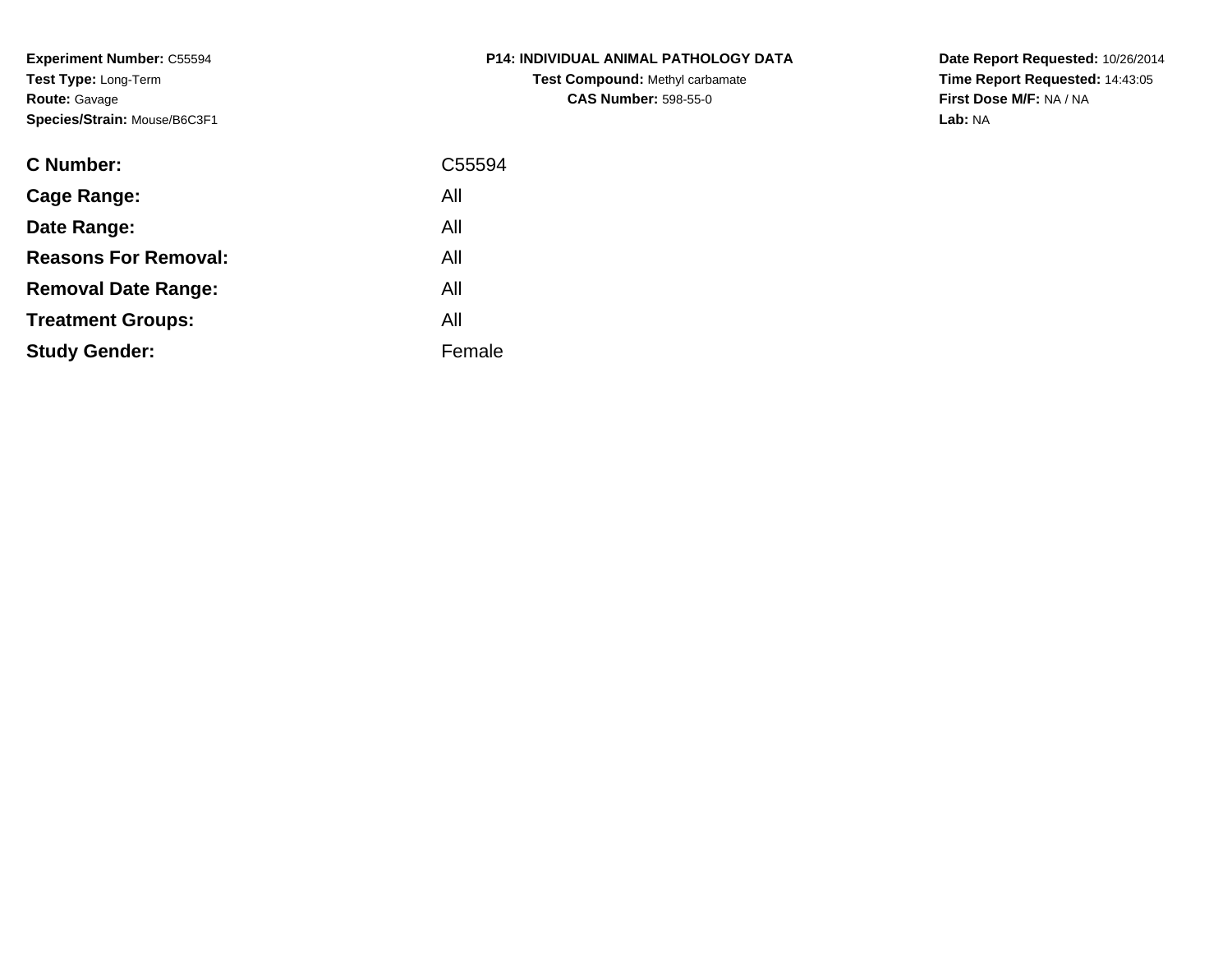**Experiment Number:** C55594
**Test Type:** Long-Term
**Route:** Gavage
**Species/Strain:** Mouse/B6C3F1

**P14: INDIVIDUAL ANIMAL PATHOLOGY DATA**
**Test Compound:** Methyl carbamate
**CAS Number:** 598-55-0

**Date Report Requested:** 10/26/2014
**Time Report Requested:** 14:43:05
**First Dose M/F:** NA / NA
**Lab:** NA

| | |
|---|---|
| **C Number:** | C55594 |
| **Cage Range:** | All |
| **Date Range:** | All |
| **Reasons For Removal:** | All |
| **Removal Date Range:** | All |
| **Treatment Groups:** | All |
| **Study Gender:** | Female |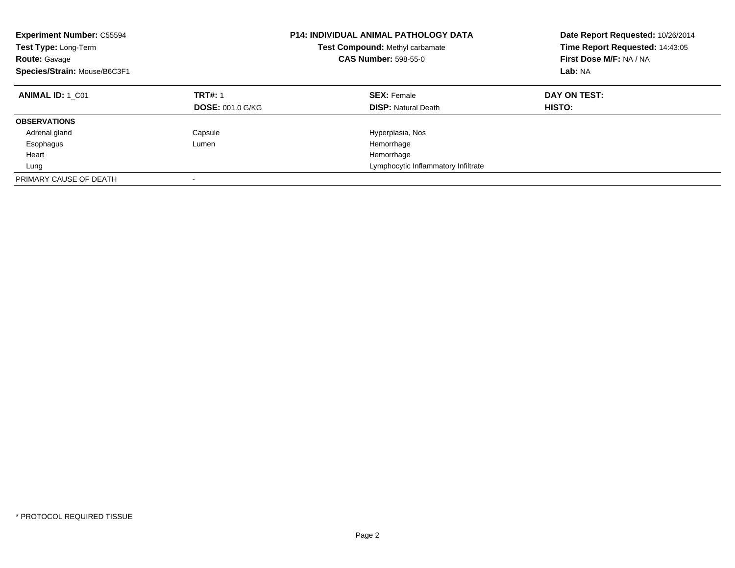**Experiment Number:** C55594
**Test Type:** Long-Term
**Route:** Gavage
**Species/Strain:** Mouse/B6C3F1

**P14: INDIVIDUAL ANIMAL PATHOLOGY DATA**
**Test Compound:** Methyl carbamate
**CAS Number:** 598-55-0

**Date Report Requested:** 10/26/2014
**Time Report Requested:** 14:43:05
**First Dose M/F:** NA / NA
**Lab:** NA

| **ANIMAL ID:** 1_C01 | **TRT#:** 1 | **SEX:** Female | **DAY ON TEST:** |
|---|---|---|---|
| | **DOSE:** 001.0 G/KG | **DISP:** Natural Death | **HISTO:** |
| **OBSERVATIONS** | | | |
| Adrenal gland | Capsule | Hyperplasia, Nos | |
| Esophagus | Lumen | Hemorrhage | |
| Heart | | Hemorrhage | |
| Lung | | Lymphocytic Inflammatory Infiltrate | |
| PRIMARY CAUSE OF DEATH | - | | |

* PROTOCOL REQUIRED TISSUE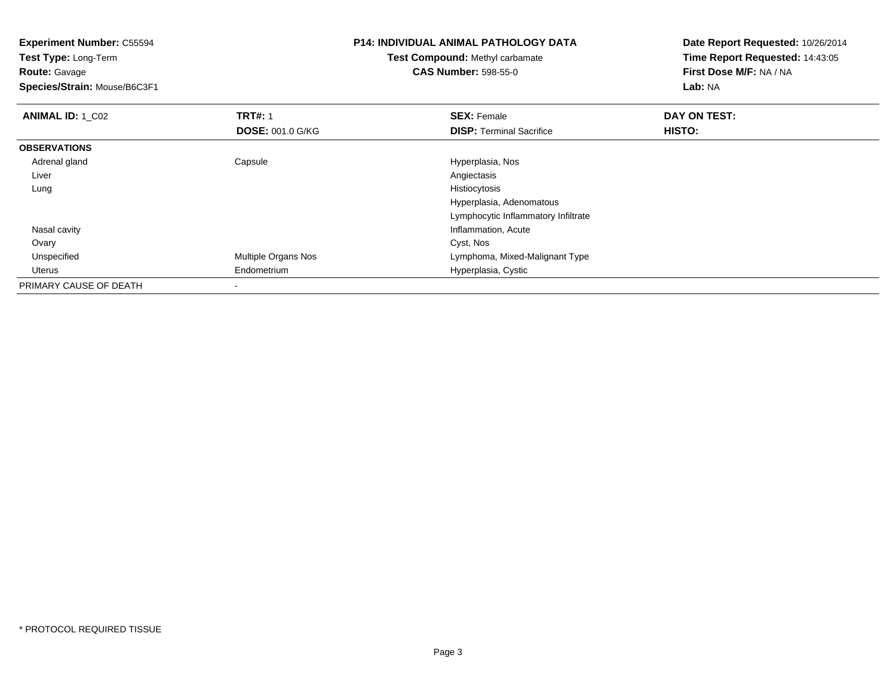**Experiment Number:** C55594
**Test Type:** Long-Term
**Route:** Gavage
**Species/Strain:** Mouse/B6C3F1

**P14: INDIVIDUAL ANIMAL PATHOLOGY DATA**
**Test Compound:** Methyl carbamate
**CAS Number:** 598-55-0

**Date Report Requested:** 10/26/2014
**Time Report Requested:** 14:43:05
**First Dose M/F:** NA / NA
**Lab:** NA

| **ANIMAL ID:** 1_C02 | **TRT#:** 1 | **SEX:** Female | **DAY ON TEST:** |
|---|---|---|---|
| | **DOSE:** 001.0 G/KG | **DISP:** Terminal Sacrifice | **HISTO:** |
| **OBSERVATIONS** | | | |
| Adrenal gland | Capsule | Hyperplasia, Nos | |
| Liver | | Angiectasis | |
| Lung | | Histiocytosis | |
| | | Hyperplasia, Adenomatous | |
| | | Lymphocytic Inflammatory Infiltrate | |
| Nasal cavity | | Inflammation, Acute | |
| Ovary | | Cyst, Nos | |
| Unspecified | Multiple Organs Nos | Lymphoma, Mixed-Malignant Type | |
| Uterus | Endometrium | Hyperplasia, Cystic | |
| PRIMARY CAUSE OF DEATH | - | | |

* PROTOCOL REQUIRED TISSUE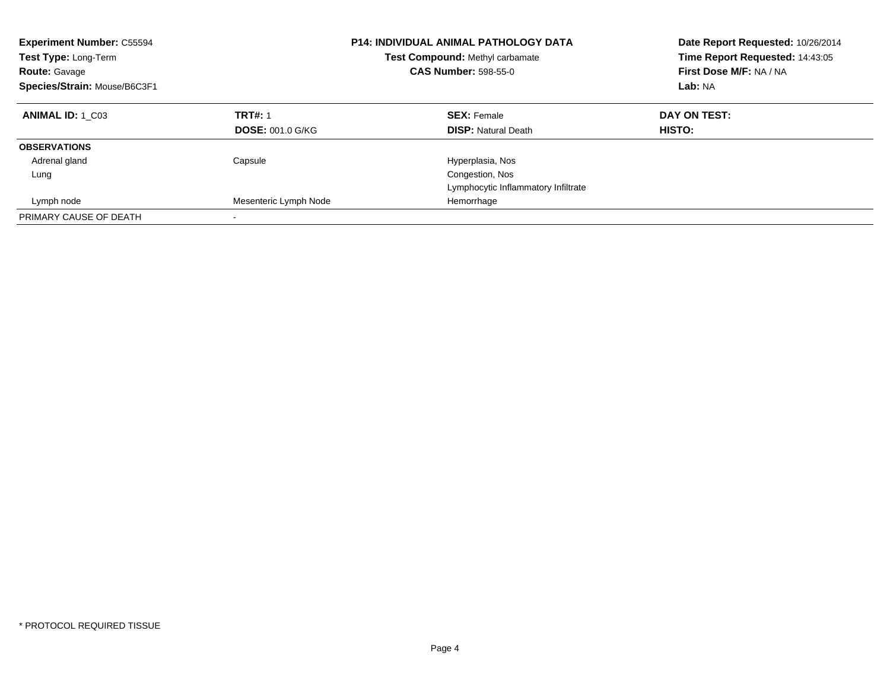**Experiment Number:** C55594
**Test Type:** Long-Term
**Route:** Gavage
**Species/Strain:** Mouse/B6C3F1

**P14: INDIVIDUAL ANIMAL PATHOLOGY DATA**
**Test Compound:** Methyl carbamate
**CAS Number:** 598-55-0

**Date Report Requested:** 10/26/2014
**Time Report Requested:** 14:43:05
**First Dose M/F:** NA / NA
**Lab:** NA

| **ANIMAL ID:** 1_C03 | **TRT#:** 1 | **SEX:** Female | **DAY ON TEST:** |
|---|---|---|---|
| | **DOSE:** 001.0 G/KG | **DISP:** Natural Death | **HISTO:** |
| **OBSERVATIONS** | | | |
| Adrenal gland | Capsule | Hyperplasia, Nos | |
| Lung | | Congestion, Nos | |
| | | Lymphocytic Inflammatory Infiltrate | |
| Lymph node | Mesenteric Lymph Node | Hemorrhage | |
| PRIMARY CAUSE OF DEATH | - | | |

\* PROTOCOL REQUIRED TISSUE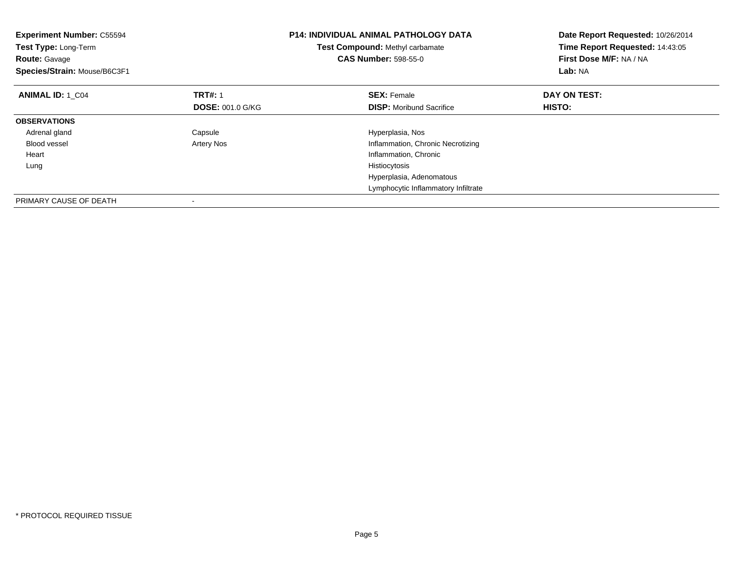**Experiment Number:** C55594
**Test Type:** Long-Term
**Route:** Gavage
**Species/Strain:** Mouse/B6C3F1

**P14: INDIVIDUAL ANIMAL PATHOLOGY DATA**
**Test Compound:** Methyl carbamate
**CAS Number:** 598-55-0

**Date Report Requested:** 10/26/2014
**Time Report Requested:** 14:43:05
**First Dose M/F:** NA / NA
**Lab:** NA

| **ANIMAL ID:** 1_C04 | **TRT#:** 1 | **SEX:** Female | **DAY ON TEST:** |
|---|---|---|---|
| | **DOSE:** 001.0 G/KG | **DISP:** Moribund Sacrifice | **HISTO:** |
| **OBSERVATIONS** | | | |
| Adrenal gland | Capsule | Hyperplasia, Nos | |
| Blood vessel | Artery Nos | Inflammation, Chronic Necrotizing | |
| Heart | | Inflammation, Chronic | |
| Lung | | Histiocytosis | |
| | | Hyperplasia, Adenomatous | |
| | | Lymphocytic Inflammatory Infiltrate | |
| PRIMARY CAUSE OF DEATH | - | | |

* PROTOCOL REQUIRED TISSUE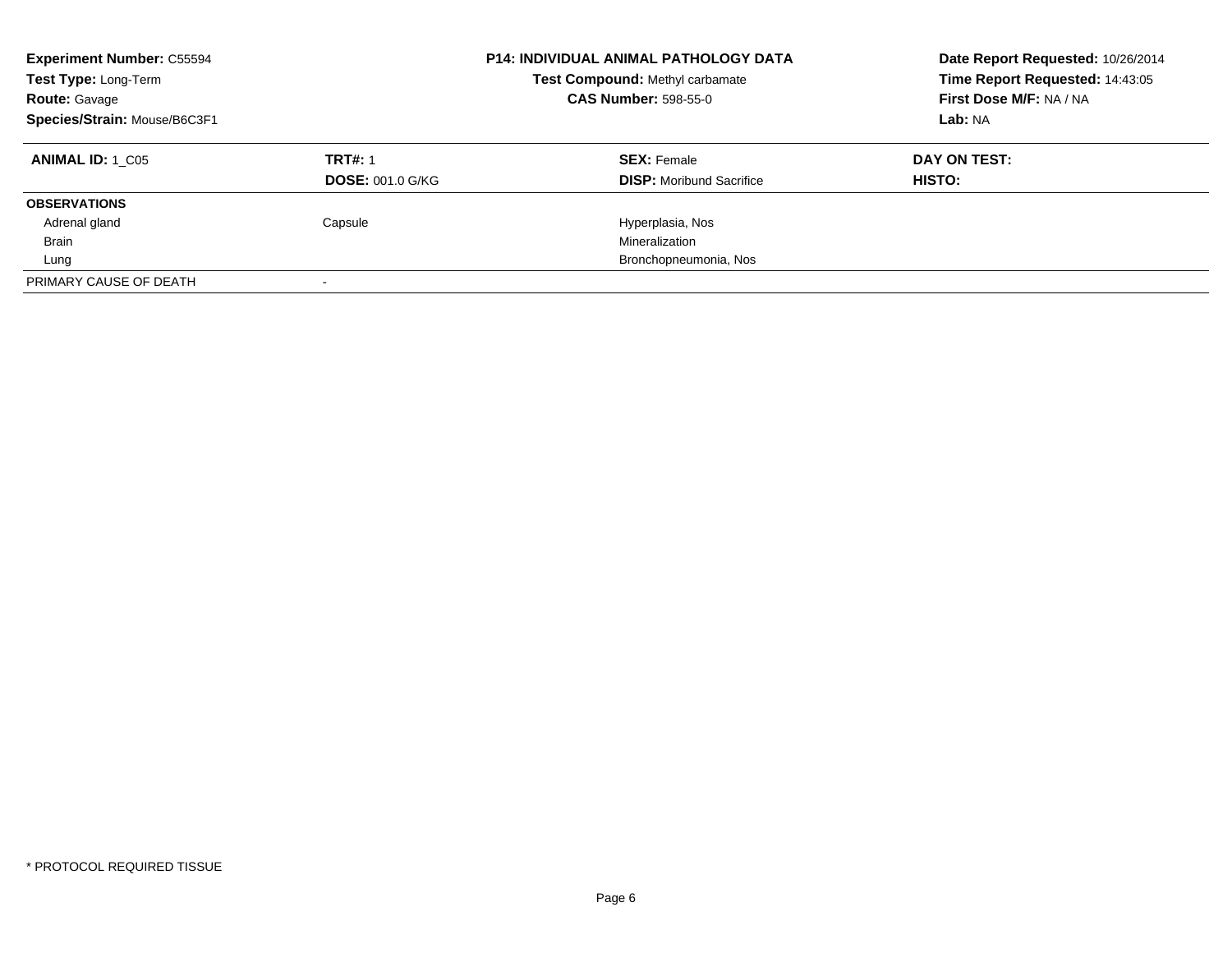**Experiment Number:** C55594
**Test Type:** Long-Term
**Route:** Gavage
**Species/Strain:** Mouse/B6C3F1

**P14: INDIVIDUAL ANIMAL PATHOLOGY DATA**
**Test Compound:** Methyl carbamate
**CAS Number:** 598-55-0

**Date Report Requested:** 10/26/2014
**Time Report Requested:** 14:43:05
**First Dose M/F:** NA / NA
**Lab:** NA

| **ANIMAL ID:** 1_C05 | **TRT#:** 1 | **SEX:** Female | **DAY ON TEST:** |
|---|---|---|---|
| | **DOSE:** 001.0 G/KG | **DISP:** Moribund Sacrifice | **HISTO:** |
| **OBSERVATIONS** | | | |
| Adrenal gland | Capsule | Hyperplasia, Nos | |
| Brain | | Mineralization | |
| Lung | | Bronchopneumonia, Nos | |
| PRIMARY CAUSE OF DEATH | - | | |

* PROTOCOL REQUIRED TISSUE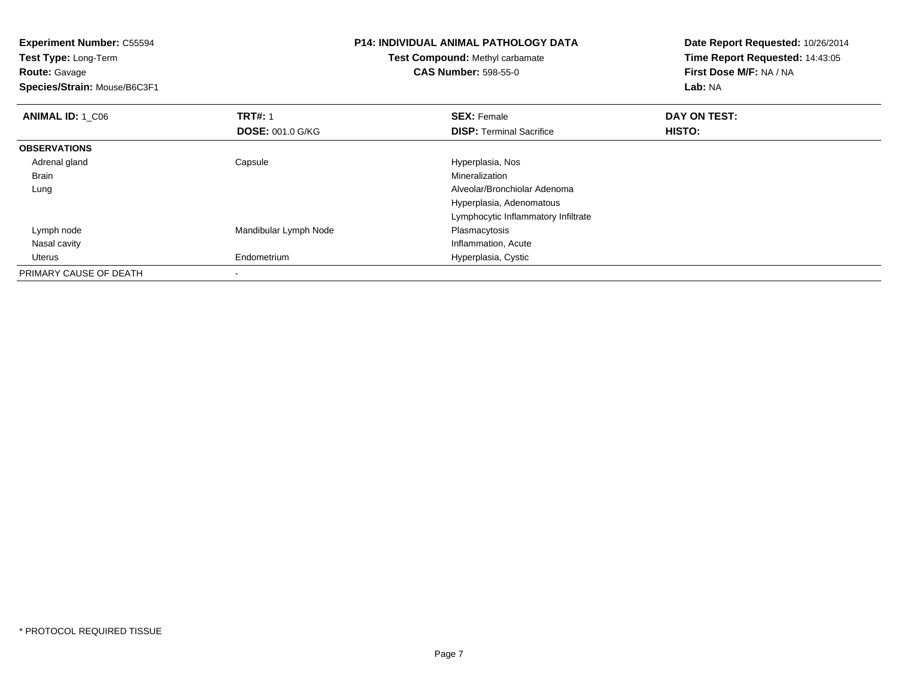**Experiment Number:** C55594
**Test Type:** Long-Term
**Route:** Gavage
**Species/Strain:** Mouse/B6C3F1

**P14: INDIVIDUAL ANIMAL PATHOLOGY DATA**
**Test Compound:** Methyl carbamate
**CAS Number:** 598-55-0

**Date Report Requested:** 10/26/2014
**Time Report Requested:** 14:43:05
**First Dose M/F:** NA / NA
**Lab:** NA

| **ANIMAL ID:** 1_C06 | **TRT#:** 1 | **SEX:** Female | **DAY ON TEST:** |
|---|---|---|---|
| | **DOSE:** 001.0 G/KG | **DISP:** Terminal Sacrifice | **HISTO:** |
| **OBSERVATIONS** | | | |
| Adrenal gland | Capsule | Hyperplasia, Nos | |
| Brain | | Mineralization | |
| Lung | | Alveolar/Bronchiolar Adenoma | |
| | | Hyperplasia, Adenomatous | |
| | | Lymphocytic Inflammatory Infiltrate | |
| Lymph node | Mandibular Lymph Node | Plasmacytosis | |
| Nasal cavity | | Inflammation, Acute | |
| Uterus | Endometrium | Hyperplasia, Cystic | |
| PRIMARY CAUSE OF DEATH | - | | |

* PROTOCOL REQUIRED TISSUE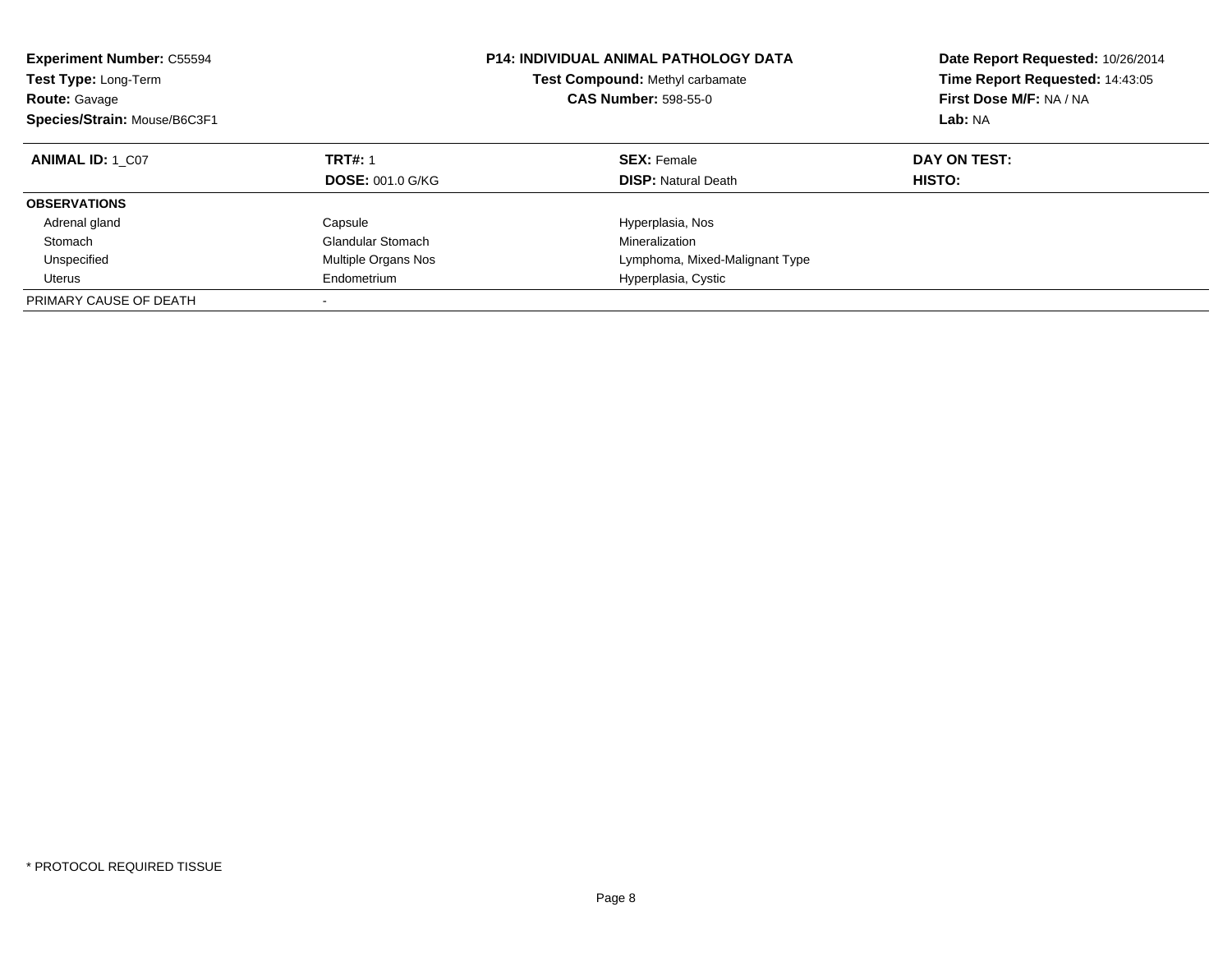**Experiment Number:** C55594
**Test Type:** Long-Term
**Route:** Gavage
**Species/Strain:** Mouse/B6C3F1

**P14: INDIVIDUAL ANIMAL PATHOLOGY DATA**
**Test Compound:** Methyl carbamate
**CAS Number:** 598-55-0

**Date Report Requested:** 10/26/2014
**Time Report Requested:** 14:43:05
**First Dose M/F:** NA / NA
**Lab:** NA

| **ANIMAL ID:** 1_C07 | **TRT#:** 1<br>**DOSE:** 001.0 G/KG | **SEX:** Female<br>**DISP:** Natural Death | **DAY ON TEST:**<br>**HISTO:** |
|---|---|---|---|
| **OBSERVATIONS** | | | |
| Adrenal gland | Capsule | Hyperplasia, Nos | |
| Stomach | Glandular Stomach | Mineralization | |
| Unspecified | Multiple Organs Nos | Lymphoma, Mixed-Malignant Type | |
| Uterus | Endometrium | Hyperplasia, Cystic | |
| PRIMARY CAUSE OF DEATH | - | | |

\* PROTOCOL REQUIRED TISSUE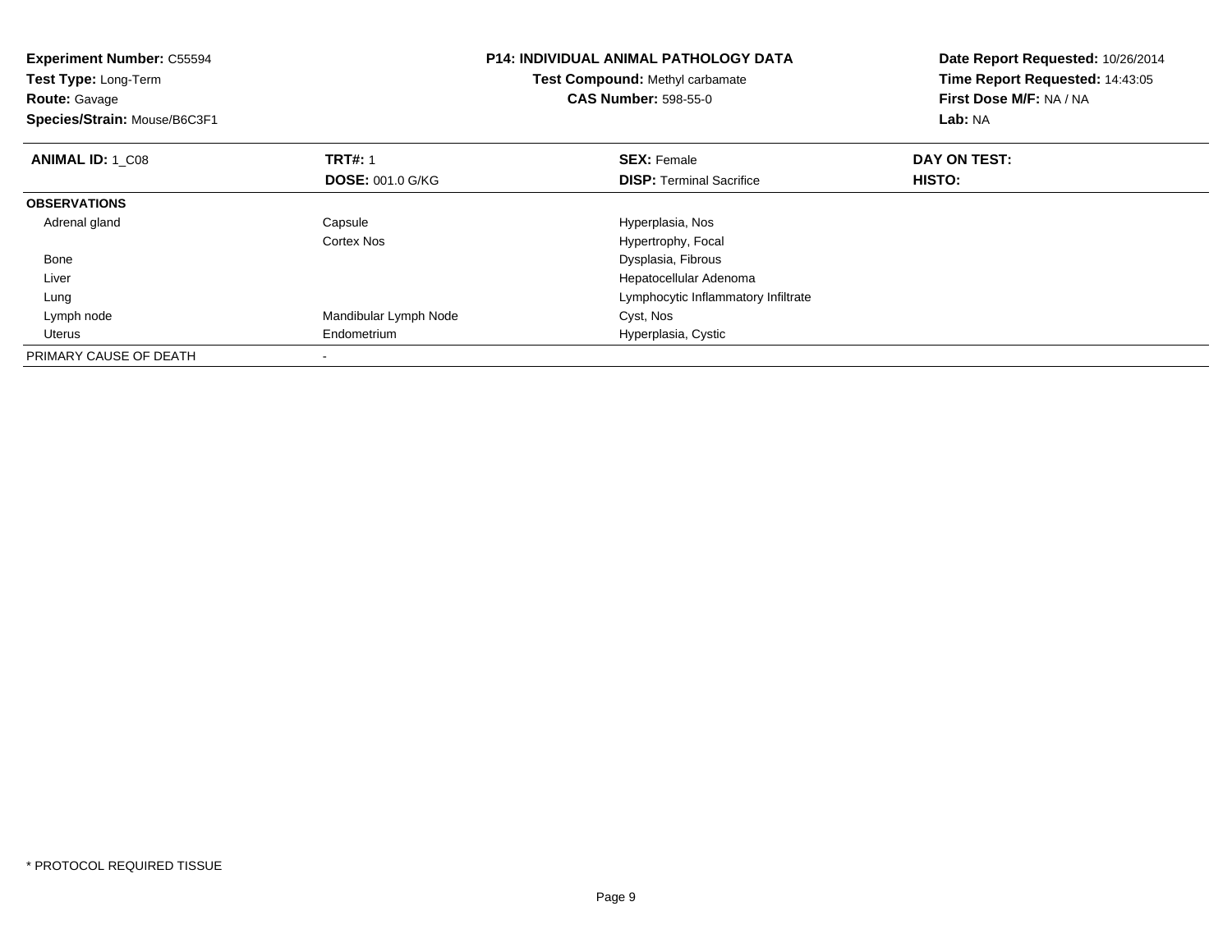**Experiment Number:** C55594
**Test Type:** Long-Term
**Route:** Gavage
**Species/Strain:** Mouse/B6C3F1

**P14: INDIVIDUAL ANIMAL PATHOLOGY DATA**
**Test Compound:** Methyl carbamate
**CAS Number:** 598-55-0

**Date Report Requested:** 10/26/2014
**Time Report Requested:** 14:43:05
**First Dose M/F:** NA / NA
**Lab:** NA

| **ANIMAL ID:** 1_C08 | **TRT#:** 1 | **SEX:** Female | **DAY ON TEST:** |
|---|---|---|---|
| | **DOSE:** 001.0 G/KG | **DISP:** Terminal Sacrifice | **HISTO:** |
| **OBSERVATIONS** | | | |
| Adrenal gland | Capsule | Hyperplasia, Nos | |
| | Cortex Nos | Hypertrophy, Focal | |
| Bone | | Dysplasia, Fibrous | |
| Liver | | Hepatocellular Adenoma | |
| Lung | | Lymphocytic Inflammatory Infiltrate | |
| Lymph node | Mandibular Lymph Node | Cyst, Nos | |
| Uterus | Endometrium | Hyperplasia, Cystic | |
| PRIMARY CAUSE OF DEATH | - | | |

* PROTOCOL REQUIRED TISSUE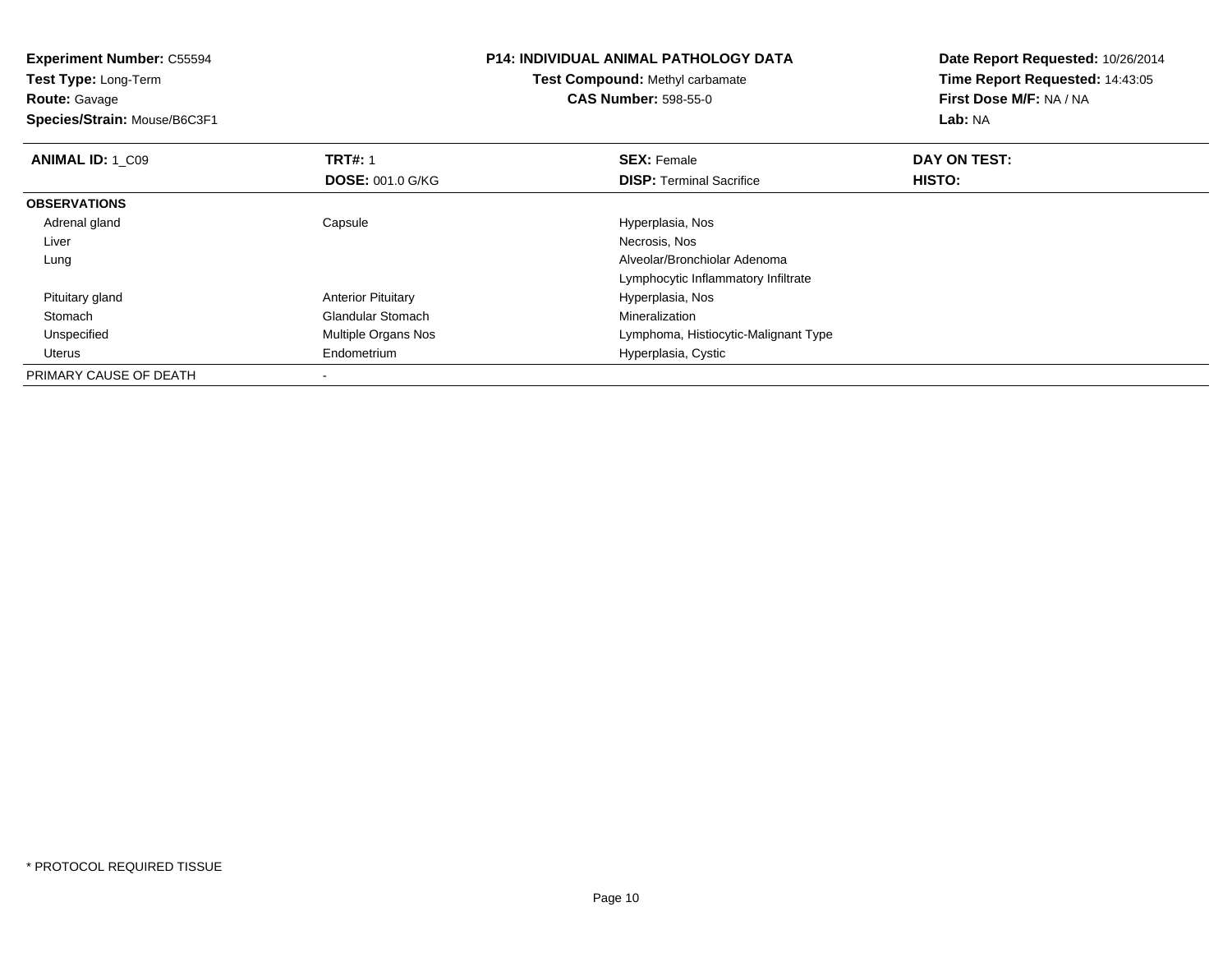**Experiment Number:** C55594
**Test Type:** Long-Term
**Route:** Gavage
**Species/Strain:** Mouse/B6C3F1

**P14: INDIVIDUAL ANIMAL PATHOLOGY DATA**
**Test Compound:** Methyl carbamate
**CAS Number:** 598-55-0

**Date Report Requested:** 10/26/2014
**Time Report Requested:** 14:43:05
**First Dose M/F:** NA / NA
**Lab:** NA

| **ANIMAL ID:** 1_C09 | **TRT#:** 1 | **SEX:** Female | **DAY ON TEST:** |
|---|---|---|---|
| | **DOSE:** 001.0 G/KG | **DISP:** Terminal Sacrifice | **HISTO:** |
| **OBSERVATIONS** | | | |
| Adrenal gland | Capsule | Hyperplasia, Nos | |
| Liver | | Necrosis, Nos | |
| Lung | | Alveolar/Bronchiolar Adenoma | |
| | | Lymphocytic Inflammatory Infiltrate | |
| Pituitary gland | Anterior Pituitary | Hyperplasia, Nos | |
| Stomach | Glandular Stomach | Mineralization | |
| Unspecified | Multiple Organs Nos | Lymphoma, Histiocytic-Malignant Type | |
| Uterus | Endometrium | Hyperplasia, Cystic | |
| PRIMARY CAUSE OF DEATH | - | | |

* PROTOCOL REQUIRED TISSUE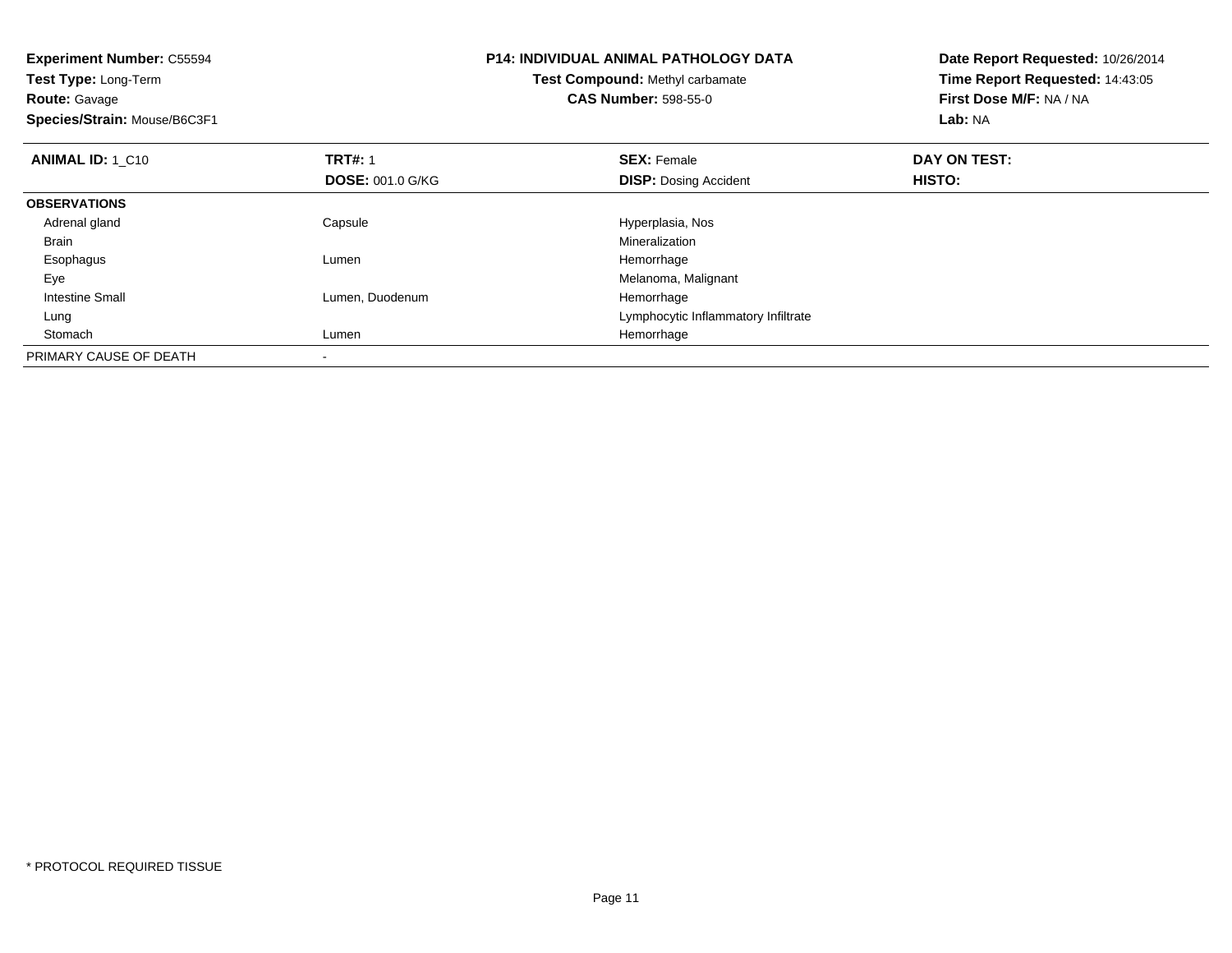**Experiment Number:** C55594
**Test Type:** Long-Term
**Route:** Gavage
**Species/Strain:** Mouse/B6C3F1

**P14: INDIVIDUAL ANIMAL PATHOLOGY DATA**
**Test Compound:** Methyl carbamate
**CAS Number:** 598-55-0

**Date Report Requested:** 10/26/2014
**Time Report Requested:** 14:43:05
**First Dose M/F:** NA / NA
**Lab:** NA

| **ANIMAL ID:** 1_C10 | **TRT#:** 1 | **SEX:** Female | **DAY ON TEST:** |
|---|---|---|---|
| | **DOSE:** 001.0 G/KG | **DISP:** Dosing Accident | **HISTO:** |
| **OBSERVATIONS** | | | |
| Adrenal gland | Capsule | Hyperplasia, Nos | |
| Brain | | Mineralization | |
| Esophagus | Lumen | Hemorrhage | |
| Eye | | Melanoma, Malignant | |
| Intestine Small | Lumen, Duodenum | Hemorrhage | |
| Lung | | Lymphocytic Inflammatory Infiltrate | |
| Stomach | Lumen | Hemorrhage | |
| PRIMARY CAUSE OF DEATH | - | | |

\* PROTOCOL REQUIRED TISSUE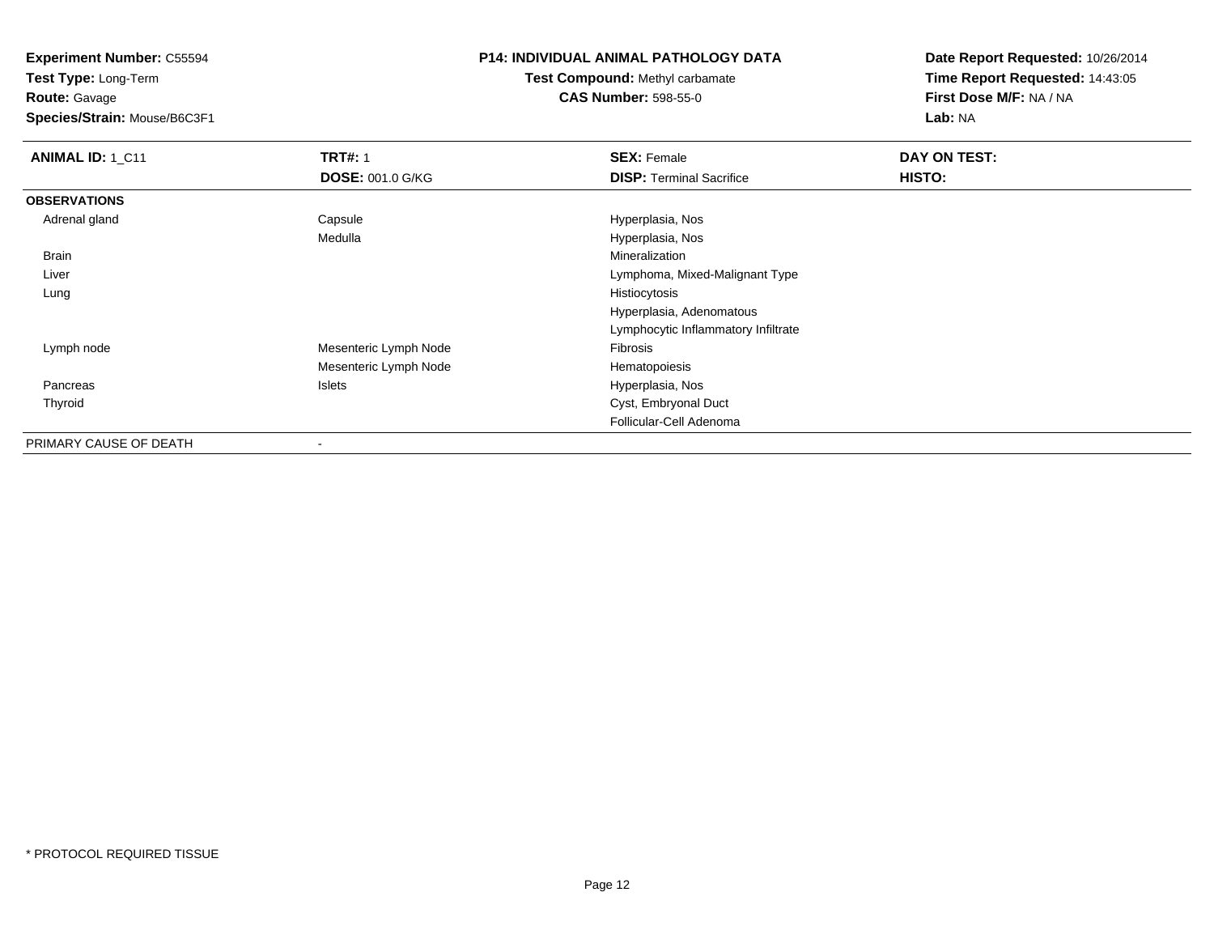**Experiment Number:** C55594
**Test Type:** Long-Term
**Route:** Gavage
**Species/Strain:** Mouse/B6C3F1

**P14: INDIVIDUAL ANIMAL PATHOLOGY DATA**
**Test Compound:** Methyl carbamate
**CAS Number:** 598-55-0

**Date Report Requested:** 10/26/2014
**Time Report Requested:** 14:43:05
**First Dose M/F:** NA / NA
**Lab:** NA

| **ANIMAL ID:** 1_C11 | **TRT#:** 1 | **SEX:** Female | **DAY ON TEST:** |
|---|---|---|---|
| | **DOSE:** 001.0 G/KG | **DISP:** Terminal Sacrifice | **HISTO:** |
| **OBSERVATIONS** | | | |
| Adrenal gland | Capsule | Hyperplasia, Nos | |
| | Medulla | Hyperplasia, Nos | |
| Brain | | Mineralization | |
| Liver | | Lymphoma, Mixed-Malignant Type | |
| Lung | | Histiocytosis | |
| | | Hyperplasia, Adenomatous | |
| | | Lymphocytic Inflammatory Infiltrate | |
| Lymph node | Mesenteric Lymph Node | Fibrosis | |
| | Mesenteric Lymph Node | Hematopoiesis | |
| Pancreas | Islets | Hyperplasia, Nos | |
| Thyroid | | Cyst, Embryonal Duct | |
| | | Follicular-Cell Adenoma | |
| PRIMARY CAUSE OF DEATH | - | | |

* PROTOCOL REQUIRED TISSUE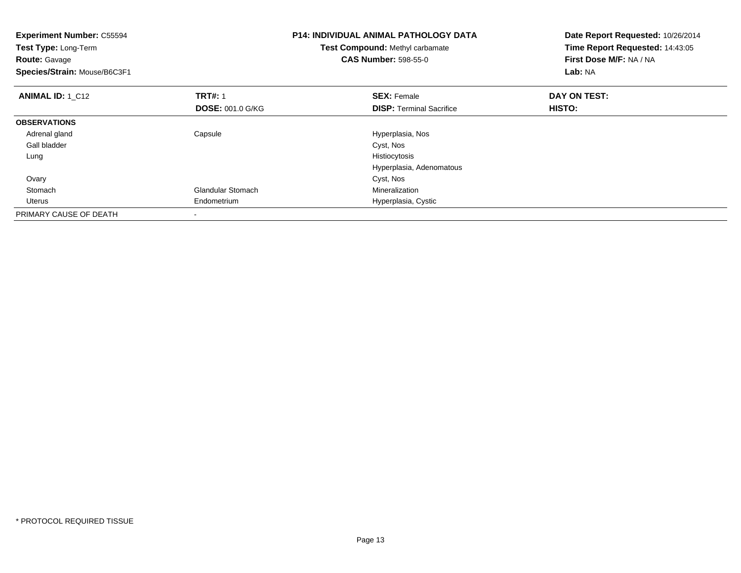**Experiment Number:** C55594
**Test Type:** Long-Term
**Route:** Gavage
**Species/Strain:** Mouse/B6C3F1

**P14: INDIVIDUAL ANIMAL PATHOLOGY DATA**
**Test Compound:** Methyl carbamate
**CAS Number:** 598-55-0

**Date Report Requested:** 10/26/2014
**Time Report Requested:** 14:43:05
**First Dose M/F:** NA / NA
**Lab:** NA

| **ANIMAL ID:** 1_C12 | **TRT#:** 1 | **SEX:** Female | **DAY ON TEST:** |
|---|---|---|---|
| | **DOSE:** 001.0 G/KG | **DISP:** Terminal Sacrifice | **HISTO:** |
| **OBSERVATIONS** | | | |
| Adrenal gland | Capsule | Hyperplasia, Nos | |
| Gall bladder | | Cyst, Nos | |
| Lung | | Histiocytosis | |
| | | Hyperplasia, Adenomatous | |
| Ovary | | Cyst, Nos | |
| Stomach | Glandular Stomach | Mineralization | |
| Uterus | Endometrium | Hyperplasia, Cystic | |
| PRIMARY CAUSE OF DEATH | - | | |

* PROTOCOL REQUIRED TISSUE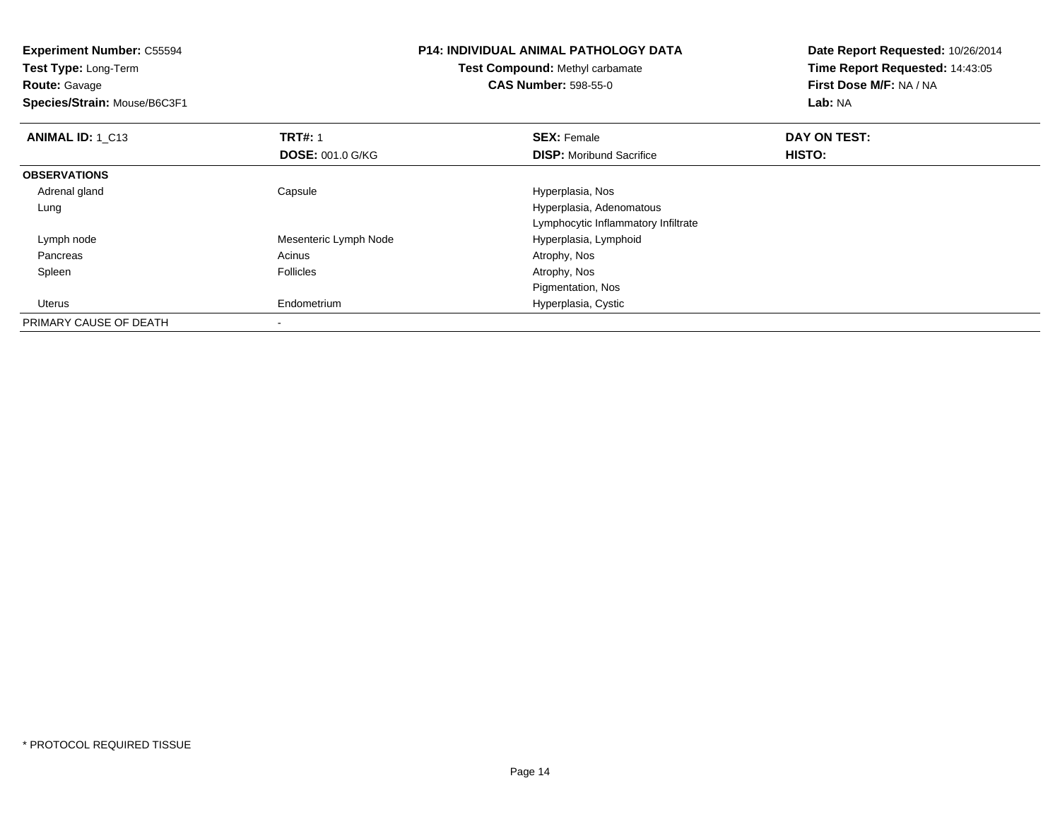**Experiment Number:** C55594
**Test Type:** Long-Term
**Route:** Gavage
**Species/Strain:** Mouse/B6C3F1

**P14: INDIVIDUAL ANIMAL PATHOLOGY DATA**
**Test Compound:** Methyl carbamate
**CAS Number:** 598-55-0

**Date Report Requested:** 10/26/2014
**Time Report Requested:** 14:43:05
**First Dose M/F:** NA / NA
**Lab:** NA

| **ANIMAL ID:** 1_C13 | **TRT#:** 1 | **SEX:** Female | **DAY ON TEST:** |
|---|---|---|---|
| | **DOSE:** 001.0 G/KG | **DISP:** Moribund Sacrifice | **HISTO:** |
| **OBSERVATIONS** | | | |
| Adrenal gland | Capsule | Hyperplasia, Nos | |
| Lung | | Hyperplasia, Adenomatous | |
| | | Lymphocytic Inflammatory Infiltrate | |
| Lymph node | Mesenteric Lymph Node | Hyperplasia, Lymphoid | |
| Pancreas | Acinus | Atrophy, Nos | |
| Spleen | Follicles | Atrophy, Nos | |
| | | Pigmentation, Nos | |
| Uterus | Endometrium | Hyperplasia, Cystic | |
| PRIMARY CAUSE OF DEATH | - | | |

* PROTOCOL REQUIRED TISSUE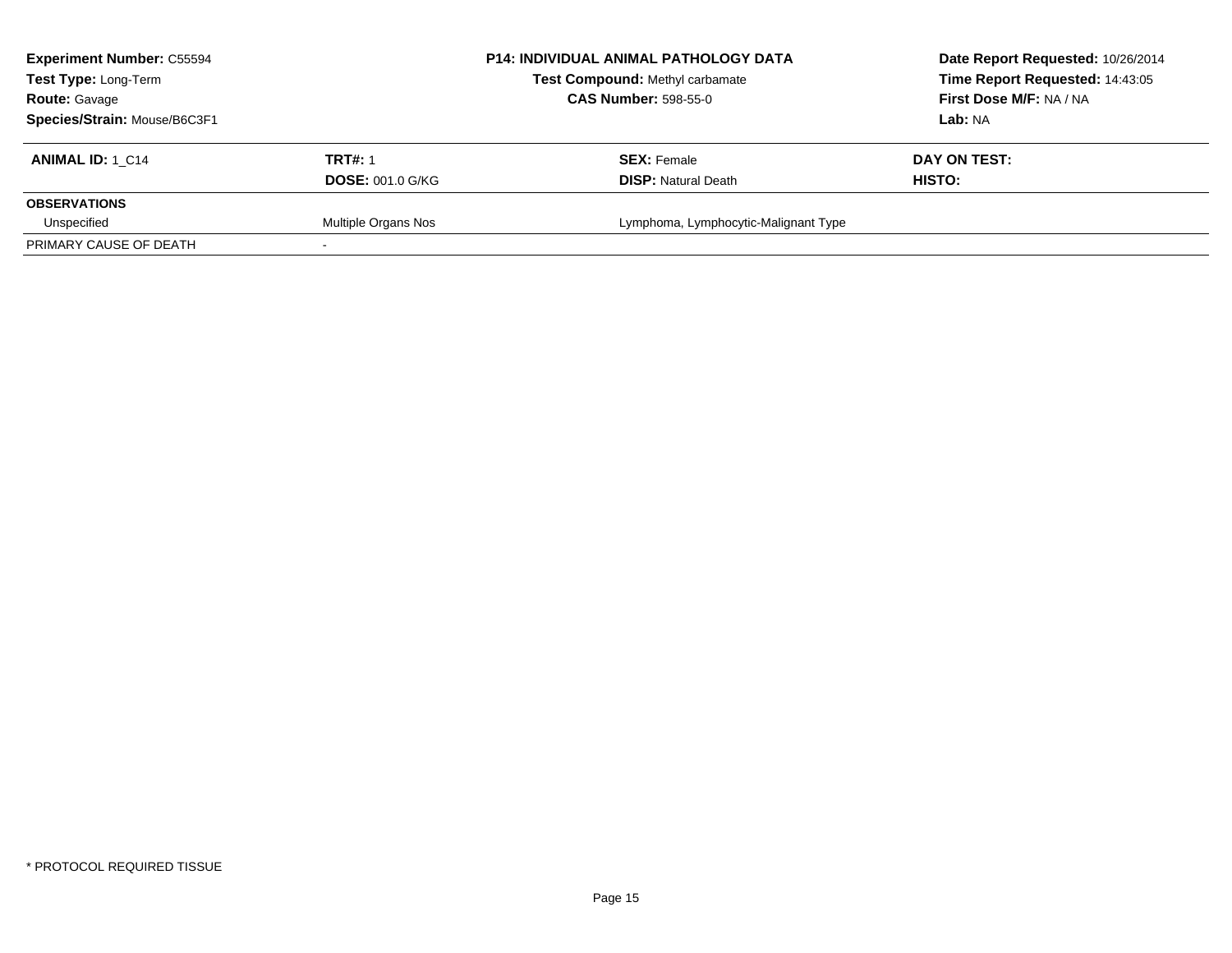**Experiment Number:** C55594
**Test Type:** Long-Term
**Route:** Gavage
**Species/Strain:** Mouse/B6C3F1

**P14: INDIVIDUAL ANIMAL PATHOLOGY DATA**
**Test Compound:** Methyl carbamate
**CAS Number:** 598-55-0

**Date Report Requested:** 10/26/2014
**Time Report Requested:** 14:43:05
**First Dose M/F:** NA / NA
**Lab:** NA

| **ANIMAL ID:** 1_C14 | **TRT#:** 1 | **SEX:** Female | **DAY ON TEST:** |
|---|---|---|---|
| | **DOSE:** 001.0 G/KG | **DISP:** Natural Death | **HISTO:** |
| **OBSERVATIONS** | | | |
| Unspecified | Multiple Organs Nos | Lymphoma, Lymphocytic-Malignant Type | |
| PRIMARY CAUSE OF DEATH | - | | |

* PROTOCOL REQUIRED TISSUE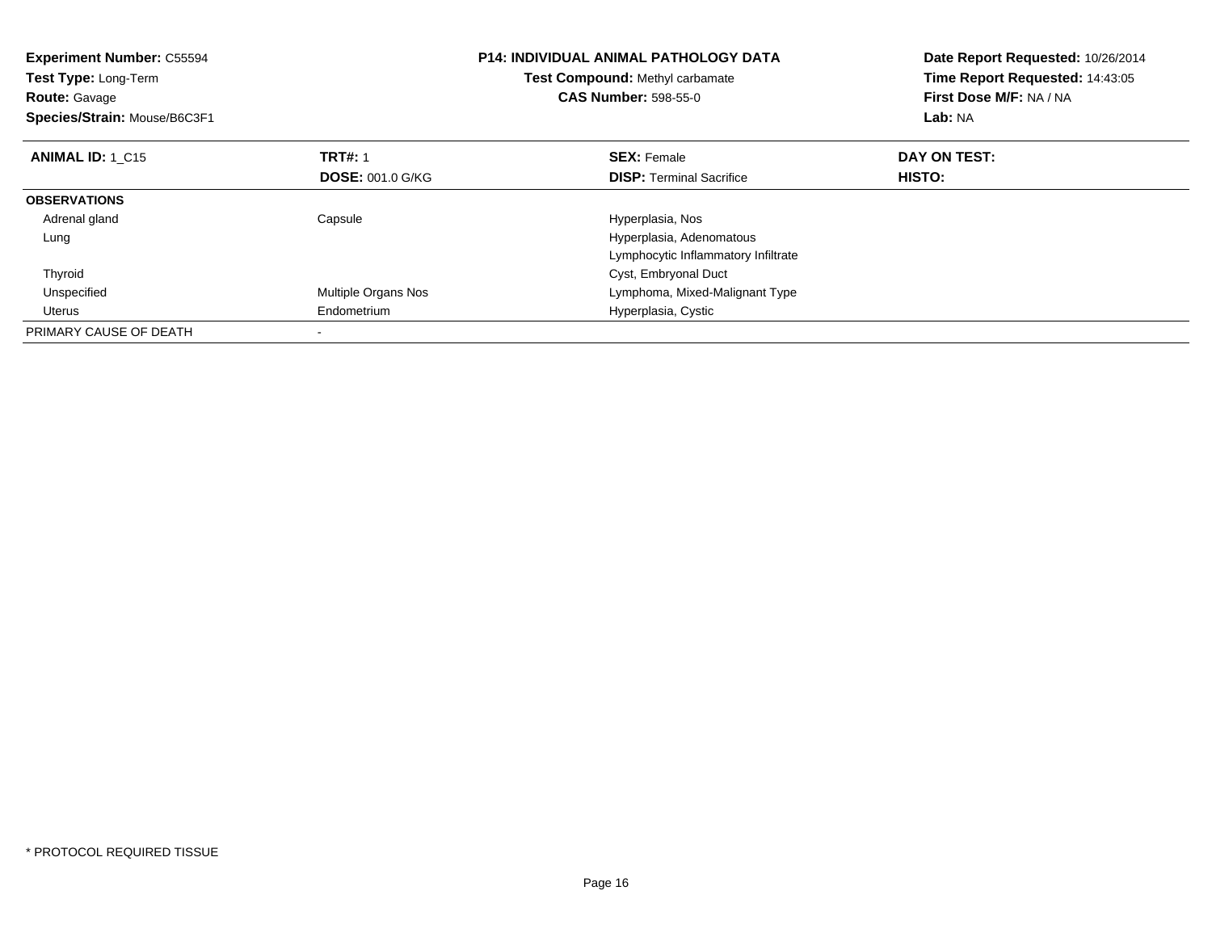**Experiment Number:** C55594
**Test Type:** Long-Term
**Route:** Gavage
**Species/Strain:** Mouse/B6C3F1

**P14: INDIVIDUAL ANIMAL PATHOLOGY DATA**
**Test Compound:** Methyl carbamate
**CAS Number:** 598-55-0

**Date Report Requested:** 10/26/2014
**Time Report Requested:** 14:43:05
**First Dose M/F:** NA / NA
**Lab:** NA

| **ANIMAL ID:** 1_C15 | **TRT#:** 1 | **SEX:** Female | **DAY ON TEST:** |
|---|---|---|---|
| | **DOSE:** 001.0 G/KG | **DISP:** Terminal Sacrifice | **HISTO:** |
| **OBSERVATIONS** | | | |
| Adrenal gland | Capsule | Hyperplasia, Nos | |
| Lung | | Hyperplasia, Adenomatous | |
| | | Lymphocytic Inflammatory Infiltrate | |
| Thyroid | | Cyst, Embryonal Duct | |
| Unspecified | Multiple Organs Nos | Lymphoma, Mixed-Malignant Type | |
| Uterus | Endometrium | Hyperplasia, Cystic | |
| PRIMARY CAUSE OF DEATH | - | | |

* PROTOCOL REQUIRED TISSUE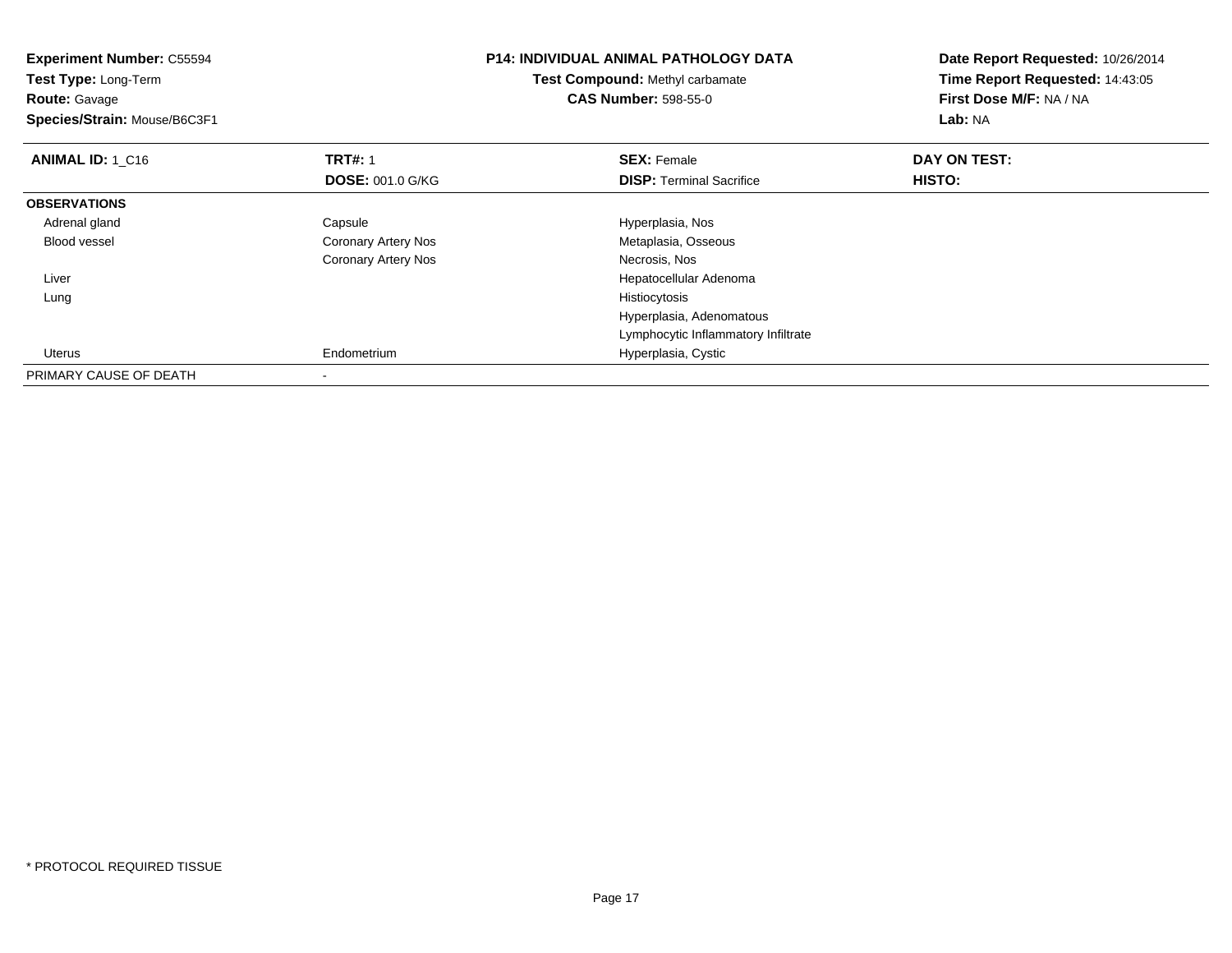**Experiment Number:** C55594
**Test Type:** Long-Term
**Route:** Gavage
**Species/Strain:** Mouse/B6C3F1

**P14: INDIVIDUAL ANIMAL PATHOLOGY DATA**
**Test Compound:** Methyl carbamate
**CAS Number:** 598-55-0

**Date Report Requested:** 10/26/2014
**Time Report Requested:** 14:43:05
**First Dose M/F:** NA / NA
**Lab:** NA

| **ANIMAL ID:** 1_C16 | **TRT#:** 1 | **SEX:** Female | **DAY ON TEST:** |
|---|---|---|---|
| | **DOSE:** 001.0 G/KG | **DISP:** Terminal Sacrifice | **HISTO:** |
| **OBSERVATIONS** | | | |
| Adrenal gland | Capsule | Hyperplasia, Nos | |
| Blood vessel | Coronary Artery Nos | Metaplasia, Osseous | |
| | Coronary Artery Nos | Necrosis, Nos | |
| Liver | | Hepatocellular Adenoma | |
| Lung | | Histiocytosis | |
| | | Hyperplasia, Adenomatous | |
| | | Lymphocytic Inflammatory Infiltrate | |
| Uterus | Endometrium | Hyperplasia, Cystic | |
| PRIMARY CAUSE OF DEATH | - | | |

\* PROTOCOL REQUIRED TISSUE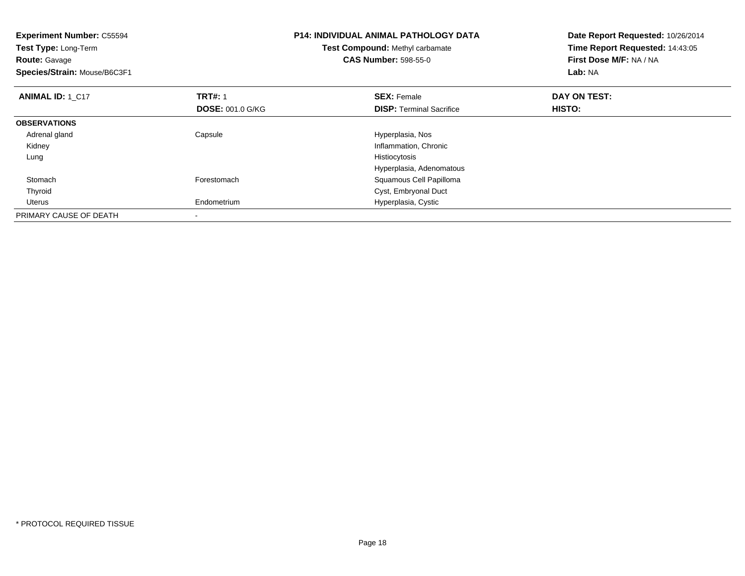**Experiment Number:** C55594
**Test Type:** Long-Term
**Route:** Gavage
**Species/Strain:** Mouse/B6C3F1

**P14: INDIVIDUAL ANIMAL PATHOLOGY DATA**
**Test Compound:** Methyl carbamate
**CAS Number:** 598-55-0

**Date Report Requested:** 10/26/2014
**Time Report Requested:** 14:43:05
**First Dose M/F:** NA / NA
**Lab:** NA

| **ANIMAL ID:** 1_C17 | **TRT#:** 1 | **SEX:** Female | **DAY ON TEST:** |
|---|---|---|---|
| | **DOSE:** 001.0 G/KG | **DISP:** Terminal Sacrifice | **HISTO:** |
| **OBSERVATIONS** | | | |
| Adrenal gland | Capsule | Hyperplasia, Nos | |
| Kidney | | Inflammation, Chronic | |
| Lung | | Histiocytosis | |
| | | Hyperplasia, Adenomatous | |
| Stomach | Forestomach | Squamous Cell Papilloma | |
| Thyroid | | Cyst, Embryonal Duct | |
| Uterus | Endometrium | Hyperplasia, Cystic | |
| PRIMARY CAUSE OF DEATH | - | | |

* PROTOCOL REQUIRED TISSUE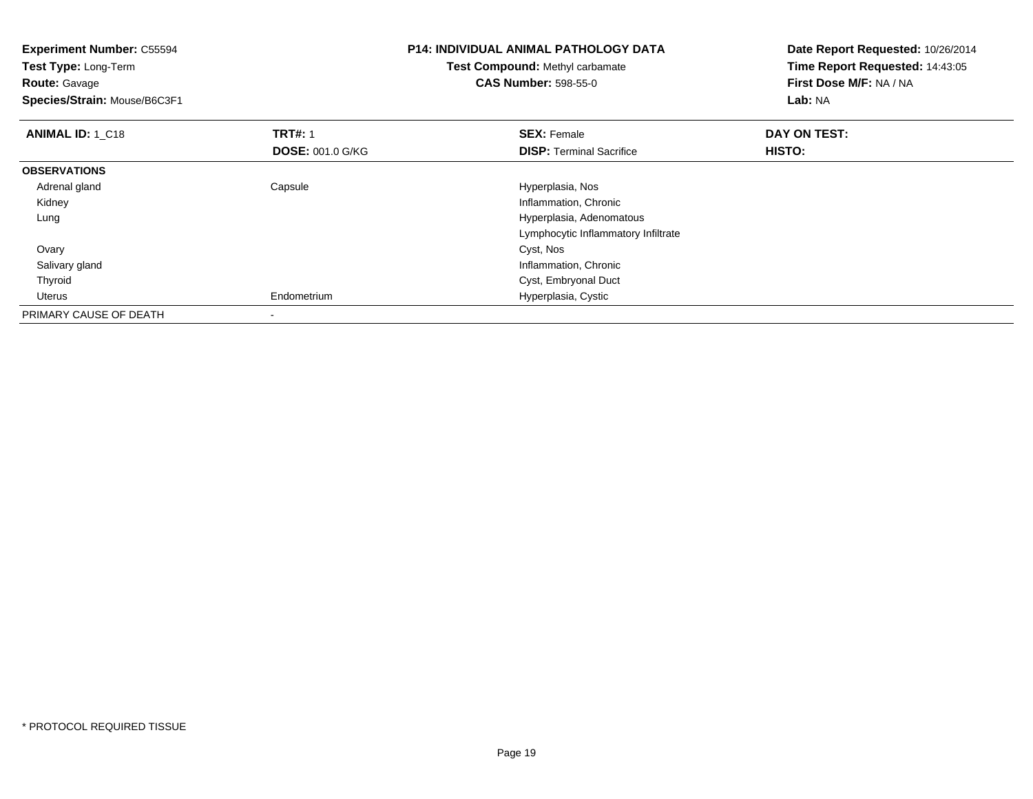**Experiment Number:** C55594
**Test Type:** Long-Term
**Route:** Gavage
**Species/Strain:** Mouse/B6C3F1

**P14: INDIVIDUAL ANIMAL PATHOLOGY DATA**
**Test Compound:** Methyl carbamate
**CAS Number:** 598-55-0

**Date Report Requested:** 10/26/2014
**Time Report Requested:** 14:43:05
**First Dose M/F:** NA / NA
**Lab:** NA

| **ANIMAL ID:** 1_C18 | **TRT#:** 1 | **SEX:** Female | **DAY ON TEST:** |
|---|---|---|---|
| | **DOSE:** 001.0 G/KG | **DISP:** Terminal Sacrifice | **HISTO:** |
| **OBSERVATIONS** | | | |
| Adrenal gland | Capsule | Hyperplasia, Nos | |
| Kidney | | Inflammation, Chronic | |
| Lung | | Hyperplasia, Adenomatous | |
| | | Lymphocytic Inflammatory Infiltrate | |
| Ovary | | Cyst, Nos | |
| Salivary gland | | Inflammation, Chronic | |
| Thyroid | | Cyst, Embryonal Duct | |
| Uterus | Endometrium | Hyperplasia, Cystic | |
| PRIMARY CAUSE OF DEATH | - | | |

* PROTOCOL REQUIRED TISSUE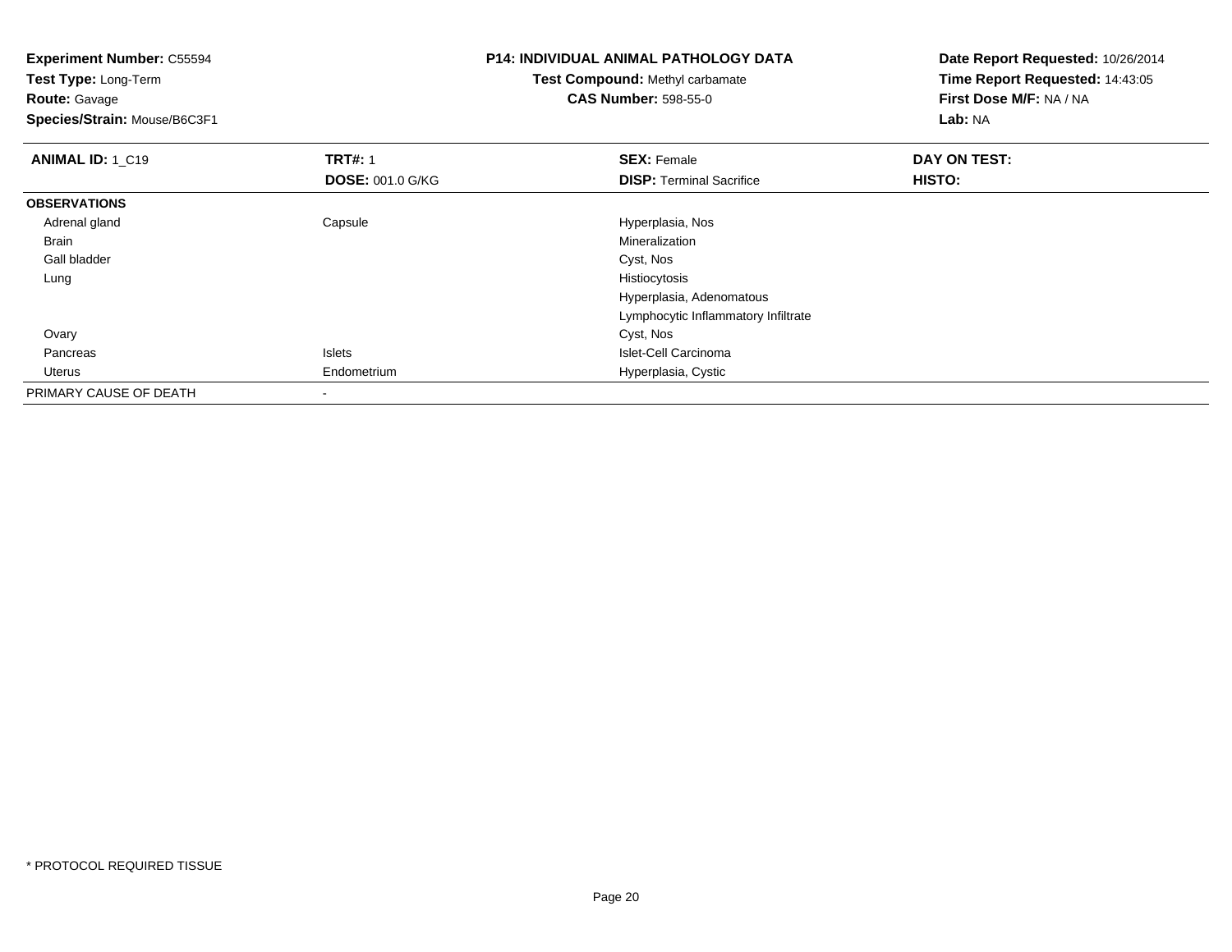**Experiment Number:** C55594
**Test Type:** Long-Term
**Route:** Gavage
**Species/Strain:** Mouse/B6C3F1

**P14: INDIVIDUAL ANIMAL PATHOLOGY DATA**
**Test Compound:** Methyl carbamate
**CAS Number:** 598-55-0

**Date Report Requested:** 10/26/2014
**Time Report Requested:** 14:43:05
**First Dose M/F:** NA / NA
**Lab:** NA

| **ANIMAL ID:** 1_C19 | **TRT#:** 1 | **SEX:** Female | **DAY ON TEST:** |
|---|---|---|---|
| | **DOSE:** 001.0 G/KG | **DISP:** Terminal Sacrifice | **HISTO:** |
| **OBSERVATIONS** | | | |
| Adrenal gland | Capsule | Hyperplasia, Nos | |
| Brain | | Mineralization | |
| Gall bladder | | Cyst, Nos | |
| Lung | | Histiocytosis | |
| | | Hyperplasia, Adenomatous | |
| | | Lymphocytic Inflammatory Infiltrate | |
| Ovary | | Cyst, Nos | |
| Pancreas | Islets | Islet-Cell Carcinoma | |
| Uterus | Endometrium | Hyperplasia, Cystic | |
| PRIMARY CAUSE OF DEATH | - | | |

* PROTOCOL REQUIRED TISSUE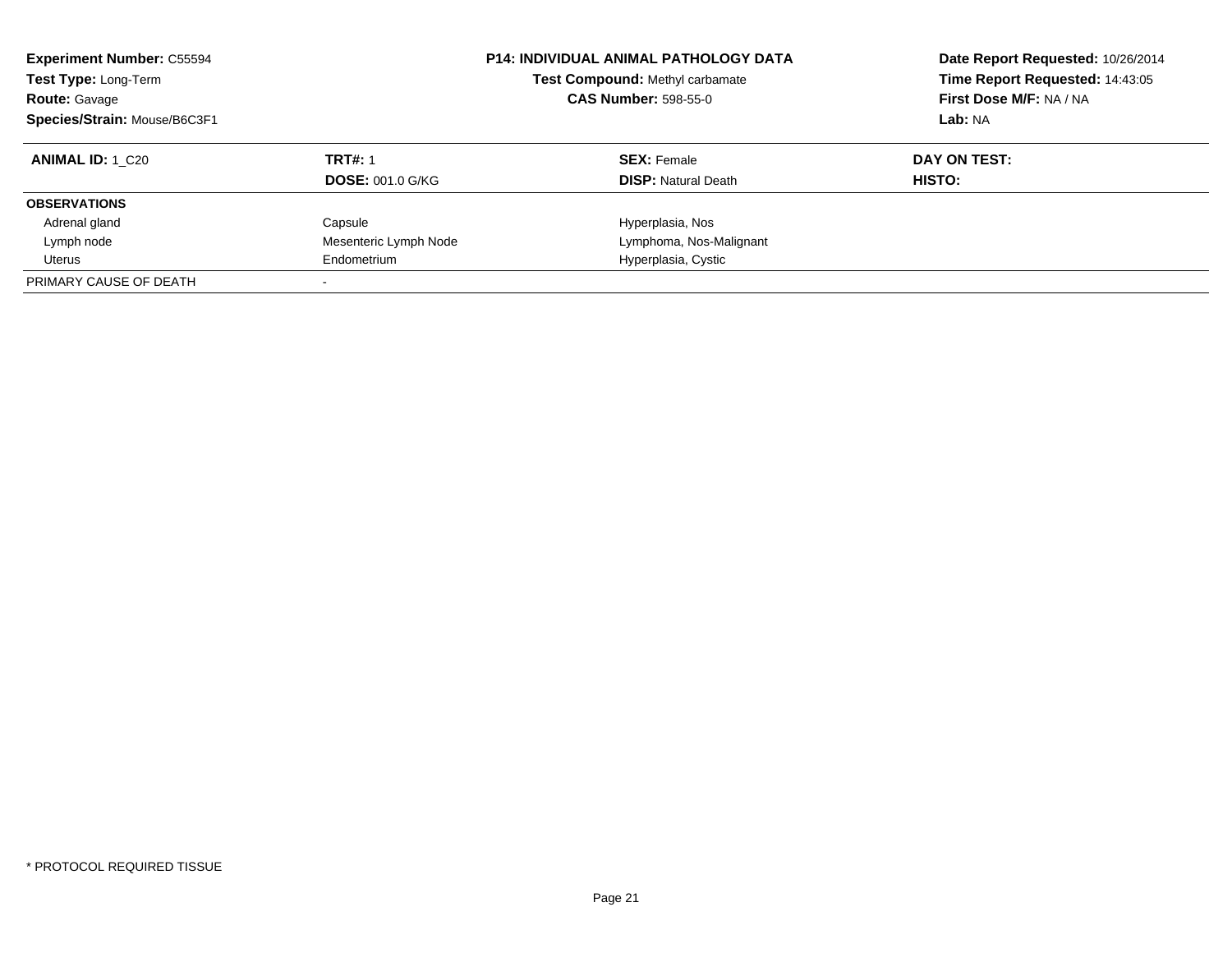**Experiment Number:** C55594
**Test Type:** Long-Term
**Route:** Gavage
**Species/Strain:** Mouse/B6C3F1

**P14: INDIVIDUAL ANIMAL PATHOLOGY DATA**
**Test Compound:** Methyl carbamate
**CAS Number:** 598-55-0

**Date Report Requested:** 10/26/2014
**Time Report Requested:** 14:43:05
**First Dose M/F:** NA / NA
**Lab:** NA

| **ANIMAL ID:** 1_C20 | **TRT#:** 1 | **SEX:** Female | **DAY ON TEST:** |
|---|---|---|---|
| | **DOSE:** 001.0 G/KG | **DISP:** Natural Death | **HISTO:** |
| **OBSERVATIONS** | | | |
| Adrenal gland | Capsule | Hyperplasia, Nos | |
| Lymph node | Mesenteric Lymph Node | Lymphoma, Nos-Malignant | |
| Uterus | Endometrium | Hyperplasia, Cystic | |
| PRIMARY CAUSE OF DEATH | - | | |

* PROTOCOL REQUIRED TISSUE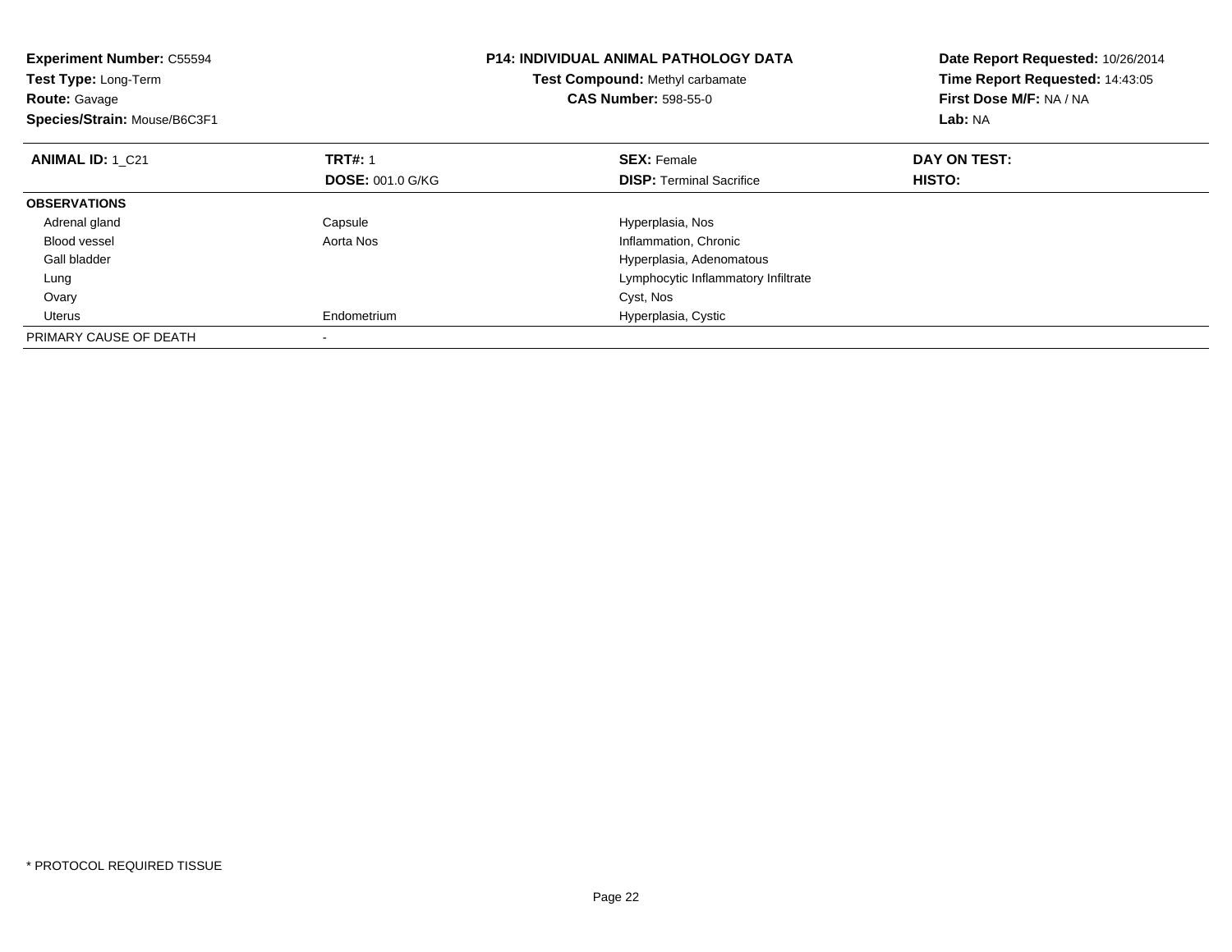**Experiment Number:** C55594
**Test Type:** Long-Term
**Route:** Gavage
**Species/Strain:** Mouse/B6C3F1

**P14: INDIVIDUAL ANIMAL PATHOLOGY DATA**
**Test Compound:** Methyl carbamate
**CAS Number:** 598-55-0

**Date Report Requested:** 10/26/2014
**Time Report Requested:** 14:43:05
**First Dose M/F:** NA / NA
**Lab:** NA

| **ANIMAL ID:** 1_C21 | **TRT#:** 1 | **SEX:** Female | **DAY ON TEST:** |
|---|---|---|---|
| | **DOSE:** 001.0 G/KG | **DISP:** Terminal Sacrifice | **HISTO:** |
| **OBSERVATIONS** | | | |
| Adrenal gland | Capsule | Hyperplasia, Nos | |
| Blood vessel | Aorta Nos | Inflammation, Chronic | |
| Gall bladder | | Hyperplasia, Adenomatous | |
| Lung | | Lymphocytic Inflammatory Infiltrate | |
| Ovary | | Cyst, Nos | |
| Uterus | Endometrium | Hyperplasia, Cystic | |
| PRIMARY CAUSE OF DEATH | - | | |

* PROTOCOL REQUIRED TISSUE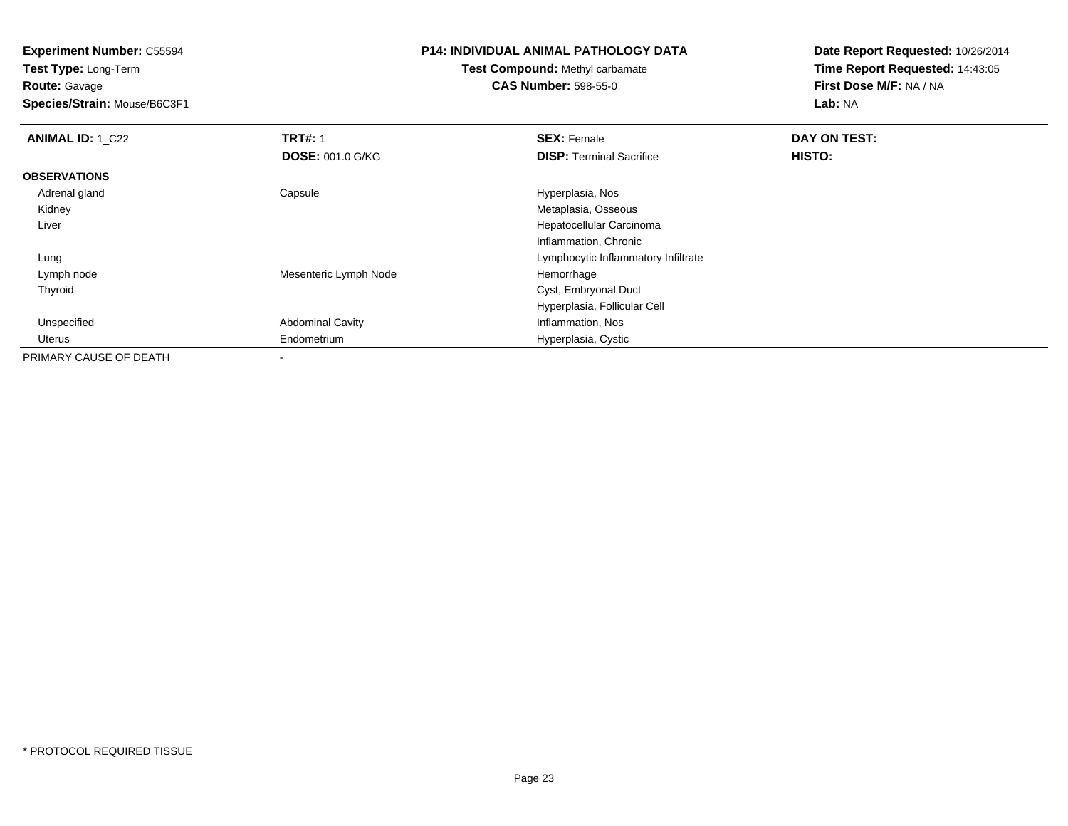**Experiment Number:** C55594
**Test Type:** Long-Term
**Route:** Gavage
**Species/Strain:** Mouse/B6C3F1

**P14: INDIVIDUAL ANIMAL PATHOLOGY DATA**
**Test Compound:** Methyl carbamate
**CAS Number:** 598-55-0

**Date Report Requested:** 10/26/2014
**Time Report Requested:** 14:43:05
**First Dose M/F:** NA / NA
**Lab:** NA

| **ANIMAL ID:** 1_C22 | **TRT#:** 1 | **SEX:** Female | **DAY ON TEST:** |
|---|---|---|---|
| | **DOSE:** 001.0 G/KG | **DISP:** Terminal Sacrifice | **HISTO:** |
| **OBSERVATIONS** | | | |
| Adrenal gland | Capsule | Hyperplasia, Nos | |
| Kidney | | Metaplasia, Osseous | |
| Liver | | Hepatocellular Carcinoma | |
| | | Inflammation, Chronic | |
| Lung | | Lymphocytic Inflammatory Infiltrate | |
| Lymph node | Mesenteric Lymph Node | Hemorrhage | |
| Thyroid | | Cyst, Embryonal Duct | |
| | | Hyperplasia, Follicular Cell | |
| Unspecified | Abdominal Cavity | Inflammation, Nos | |
| Uterus | Endometrium | Hyperplasia, Cystic | |
| PRIMARY CAUSE OF DEATH | - | | |

* PROTOCOL REQUIRED TISSUE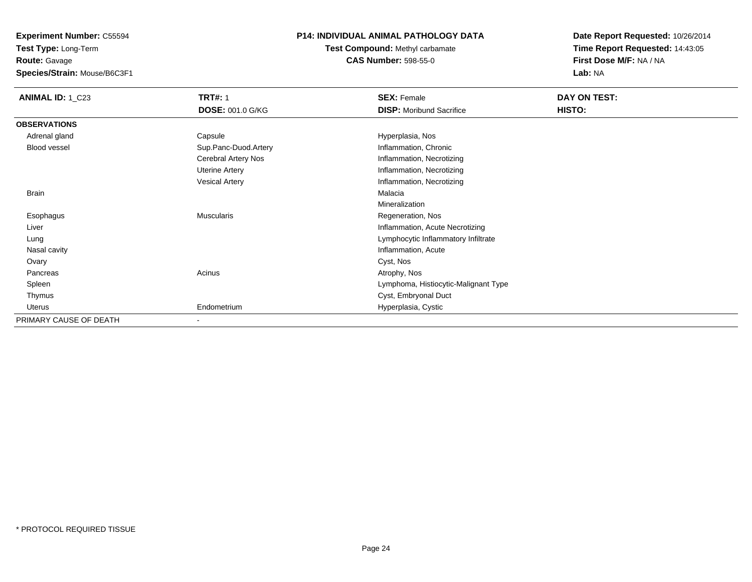**Experiment Number:** C55594
**Test Type:** Long-Term
**Route:** Gavage
**Species/Strain:** Mouse/B6C3F1

## P14: INDIVIDUAL ANIMAL PATHOLOGY DATA

**Test Compound:** Methyl carbamate
**CAS Number:** 598-55-0

**Date Report Requested:** 10/26/2014
**Time Report Requested:** 14:43:05
**First Dose M/F:** NA / NA
**Lab:** NA

| ANIMAL ID: 1_C23 | TRT#: 1 | SEX: Female | DAY ON TEST: |
|---|---|---|---|
| | **DOSE:** 001.0 G/KG | **DISP:** Moribund Sacrifice | **HISTO:** |
| **OBSERVATIONS** | | | |
| Adrenal gland | Capsule | Hyperplasia, Nos | |
| Blood vessel | Sup.Panc-Duod.Artery | Inflammation, Chronic | |
| | Cerebral Artery Nos | Inflammation, Necrotizing | |
| | Uterine Artery | Inflammation, Necrotizing | |
| | Vesical Artery | Inflammation, Necrotizing | |
| Brain | | Malacia | |
| | | Mineralization | |
| Esophagus | Muscularis | Regeneration, Nos | |
| Liver | | Inflammation, Acute Necrotizing | |
| Lung | | Lymphocytic Inflammatory Infiltrate | |
| Nasal cavity | | Inflammation, Acute | |
| Ovary | | Cyst, Nos | |
| Pancreas | Acinus | Atrophy, Nos | |
| Spleen | | Lymphoma, Histiocytic-Malignant Type | |
| Thymus | | Cyst, Embryonal Duct | |
| Uterus | Endometrium | Hyperplasia, Cystic | |
| PRIMARY CAUSE OF DEATH | - | | |

\* PROTOCOL REQUIRED TISSUE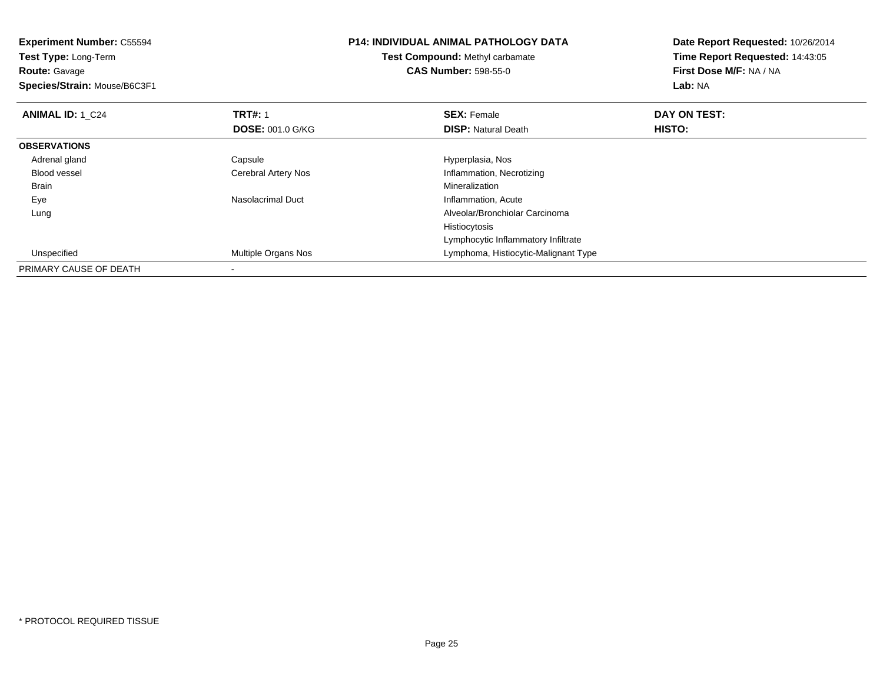**Experiment Number:** C55594
**Test Type:** Long-Term
**Route:** Gavage
**Species/Strain:** Mouse/B6C3F1

**P14: INDIVIDUAL ANIMAL PATHOLOGY DATA**
**Test Compound:** Methyl carbamate
**CAS Number:** 598-55-0

**Date Report Requested:** 10/26/2014
**Time Report Requested:** 14:43:05
**First Dose M/F:** NA / NA
**Lab:** NA

| **ANIMAL ID:** 1_C24 | **TRT#:** 1 | **SEX:** Female | **DAY ON TEST:** |
|---|---|---|---|
| | **DOSE:** 001.0 G/KG | **DISP:** Natural Death | **HISTO:** |
| **OBSERVATIONS** | | | |
| Adrenal gland | Capsule | Hyperplasia, Nos | |
| Blood vessel | Cerebral Artery Nos | Inflammation, Necrotizing | |
| Brain | | Mineralization | |
| Eye | Nasolacrimal Duct | Inflammation, Acute | |
| Lung | | Alveolar/Bronchiolar Carcinoma | |
| | | Histiocytosis | |
| | | Lymphocytic Inflammatory Infiltrate | |
| Unspecified | Multiple Organs Nos | Lymphoma, Histiocytic-Malignant Type | |
| PRIMARY CAUSE OF DEATH | - | | |

* PROTOCOL REQUIRED TISSUE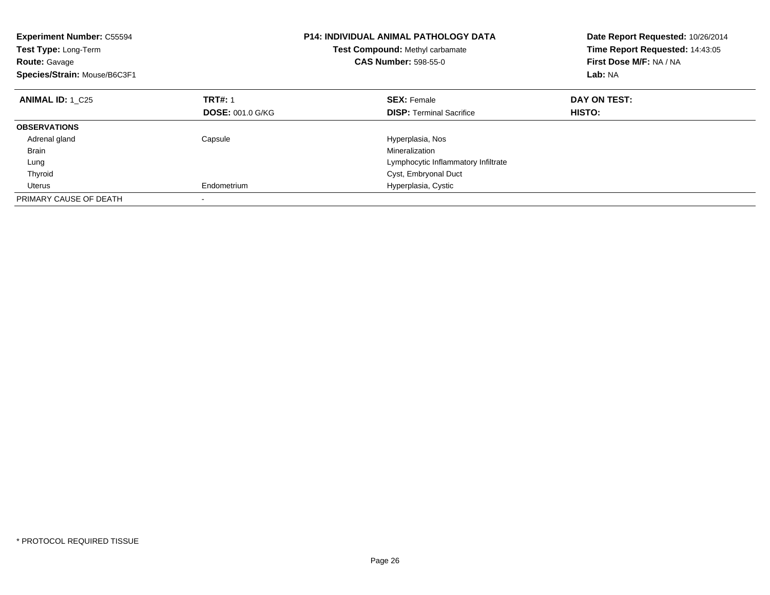**Experiment Number:** C55594
**Test Type:** Long-Term
**Route:** Gavage
**Species/Strain:** Mouse/B6C3F1

**P14: INDIVIDUAL ANIMAL PATHOLOGY DATA**
**Test Compound:** Methyl carbamate
**CAS Number:** 598-55-0

**Date Report Requested:** 10/26/2014
**Time Report Requested:** 14:43:05
**First Dose M/F:** NA / NA
**Lab:** NA

| **ANIMAL ID:** 1_C25 | **TRT#:** 1 | **SEX:** Female | **DAY ON TEST:** |
|---|---|---|---|
| | **DOSE:** 001.0 G/KG | **DISP:** Terminal Sacrifice | **HISTO:** |
| **OBSERVATIONS** | | | |
| Adrenal gland | Capsule | Hyperplasia, Nos | |
| Brain | | Mineralization | |
| Lung | | Lymphocytic Inflammatory Infiltrate | |
| Thyroid | | Cyst, Embryonal Duct | |
| Uterus | Endometrium | Hyperplasia, Cystic | |
| PRIMARY CAUSE OF DEATH | - | | |

* PROTOCOL REQUIRED TISSUE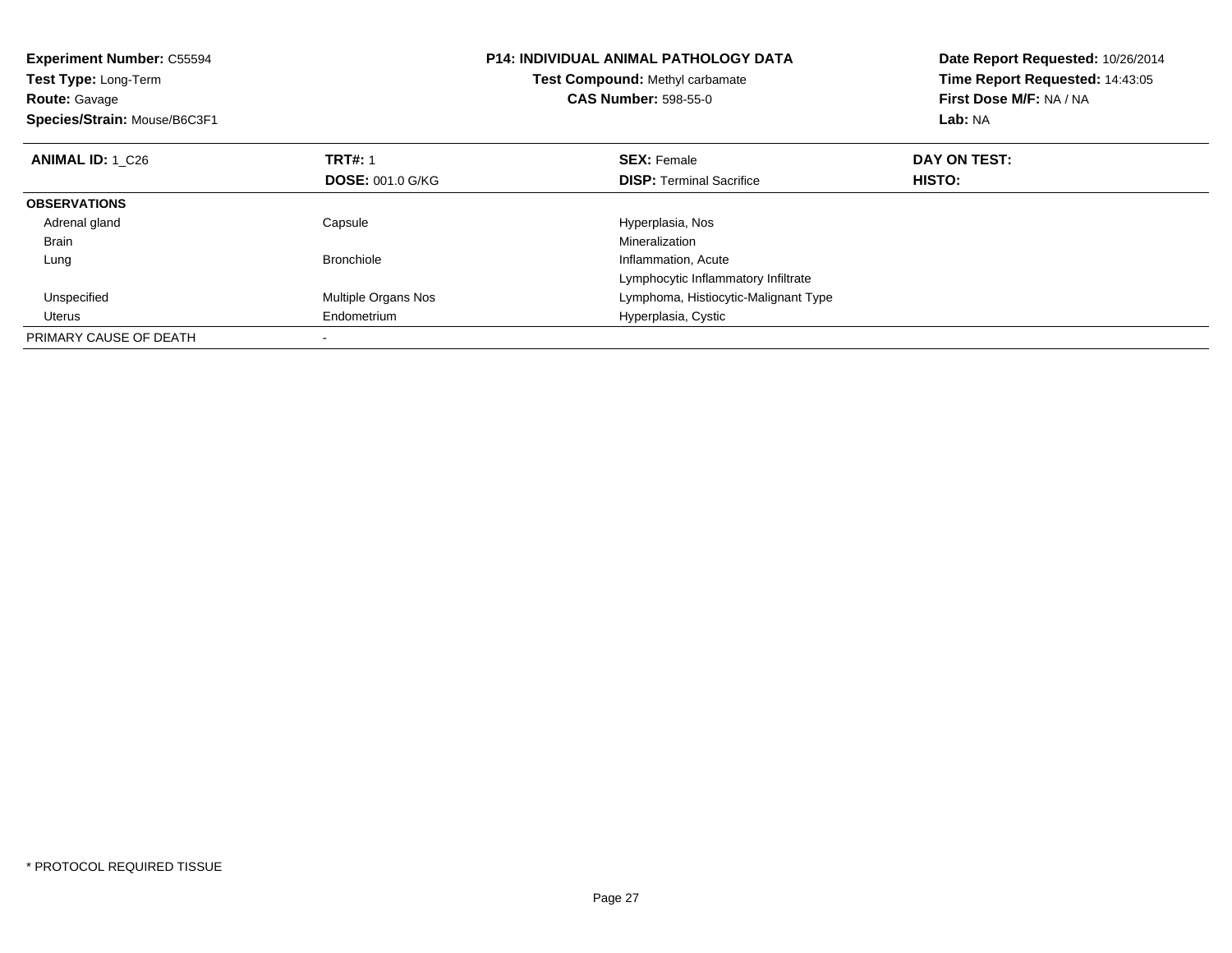**Experiment Number:** C55594
**Test Type:** Long-Term
**Route:** Gavage
**Species/Strain:** Mouse/B6C3F1

**P14: INDIVIDUAL ANIMAL PATHOLOGY DATA**
**Test Compound:** Methyl carbamate
**CAS Number:** 598-55-0

**Date Report Requested:** 10/26/2014
**Time Report Requested:** 14:43:05
**First Dose M/F:** NA / NA
**Lab:** NA

| **ANIMAL ID:** 1_C26 | **TRT#:** 1 | **SEX:** Female | **DAY ON TEST:** |
|---|---|---|---|
| | **DOSE:** 001.0 G/KG | **DISP:** Terminal Sacrifice | **HISTO:** |
| **OBSERVATIONS** | | | |
| Adrenal gland | Capsule | Hyperplasia, Nos | |
| Brain | | Mineralization | |
| Lung | Bronchiole | Inflammation, Acute | |
| | | Lymphocytic Inflammatory Infiltrate | |
| Unspecified | Multiple Organs Nos | Lymphoma, Histiocytic-Malignant Type | |
| Uterus | Endometrium | Hyperplasia, Cystic | |
| PRIMARY CAUSE OF DEATH | - | | |

* PROTOCOL REQUIRED TISSUE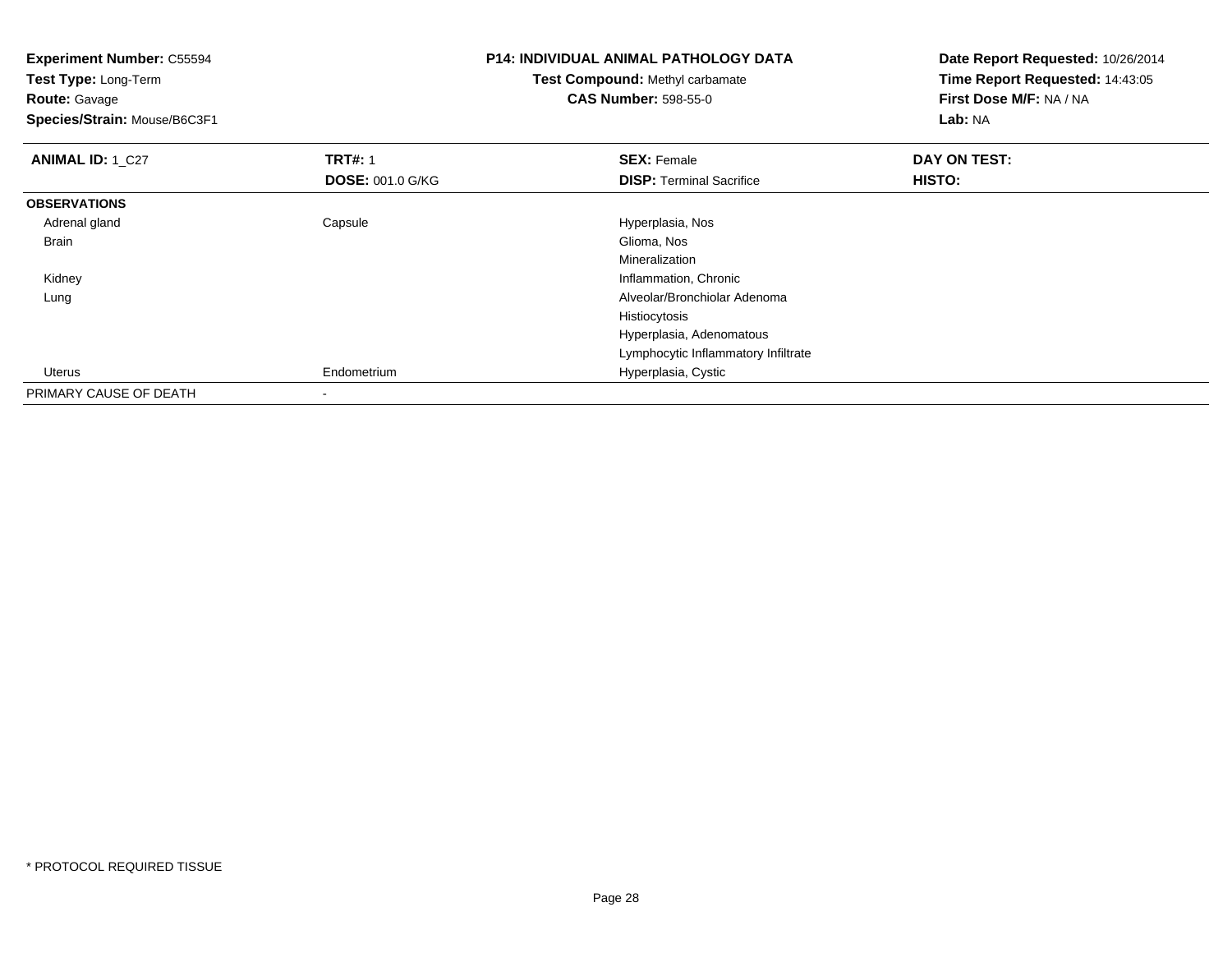**Experiment Number:** C55594
**Test Type:** Long-Term
**Route:** Gavage
**Species/Strain:** Mouse/B6C3F1

**P14: INDIVIDUAL ANIMAL PATHOLOGY DATA**
**Test Compound:** Methyl carbamate
**CAS Number:** 598-55-0

**Date Report Requested:** 10/26/2014
**Time Report Requested:** 14:43:05
**First Dose M/F:** NA / NA
**Lab:** NA

| **ANIMAL ID:** 1_C27 | **TRT#:** 1 | **SEX:** Female | **DAY ON TEST:** |
|---|---|---|---|
| | **DOSE:** 001.0 G/KG | **DISP:** Terminal Sacrifice | **HISTO:** |
| **OBSERVATIONS** | | | |
| Adrenal gland | Capsule | Hyperplasia, Nos | |
| Brain | | Glioma, Nos | |
| | | Mineralization | |
| Kidney | | Inflammation, Chronic | |
| Lung | | Alveolar/Bronchiolar Adenoma | |
| | | Histiocytosis | |
| | | Hyperplasia, Adenomatous | |
| | | Lymphocytic Inflammatory Infiltrate | |
| Uterus | Endometrium | Hyperplasia, Cystic | |
| PRIMARY CAUSE OF DEATH | - | | |

\* PROTOCOL REQUIRED TISSUE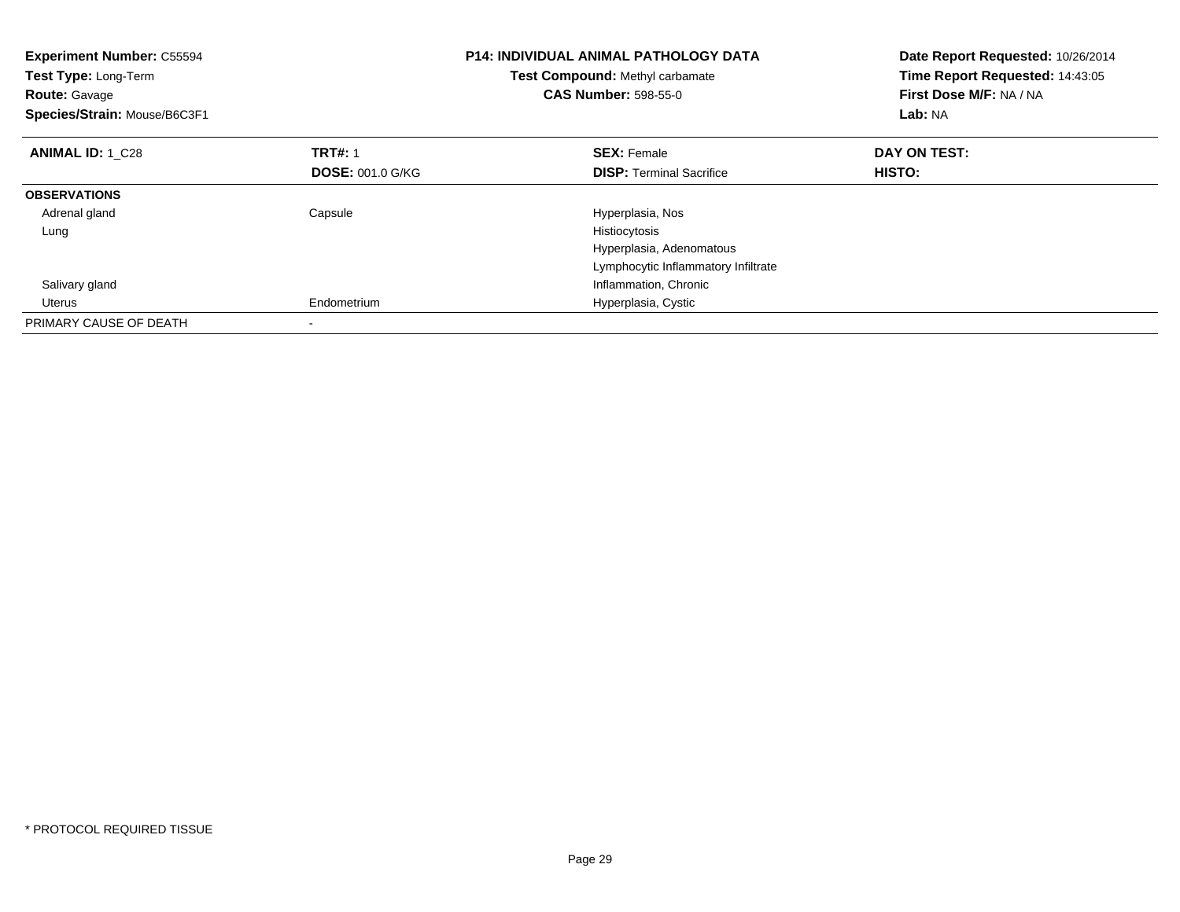**Experiment Number:** C55594
**Test Type:** Long-Term
**Route:** Gavage
**Species/Strain:** Mouse/B6C3F1

**P14: INDIVIDUAL ANIMAL PATHOLOGY DATA**
**Test Compound:** Methyl carbamate
**CAS Number:** 598-55-0

**Date Report Requested:** 10/26/2014
**Time Report Requested:** 14:43:05
**First Dose M/F:** NA / NA
**Lab:** NA

| **ANIMAL ID:** 1_C28 | **TRT#:** 1<br>**DOSE:** 001.0 G/KG | **SEX:** Female<br>**DISP:** Terminal Sacrifice | **DAY ON TEST:**<br>**HISTO:** |
|---|---|---|---|
| **OBSERVATIONS** | | | |
| Adrenal gland | Capsule | Hyperplasia, Nos | |
| Lung | | Histiocytosis | |
| | | Hyperplasia, Adenomatous | |
| | | Lymphocytic Inflammatory Infiltrate | |
| Salivary gland | | Inflammation, Chronic | |
| Uterus | Endometrium | Hyperplasia, Cystic | |
| PRIMARY CAUSE OF DEATH | - | | |

* PROTOCOL REQUIRED TISSUE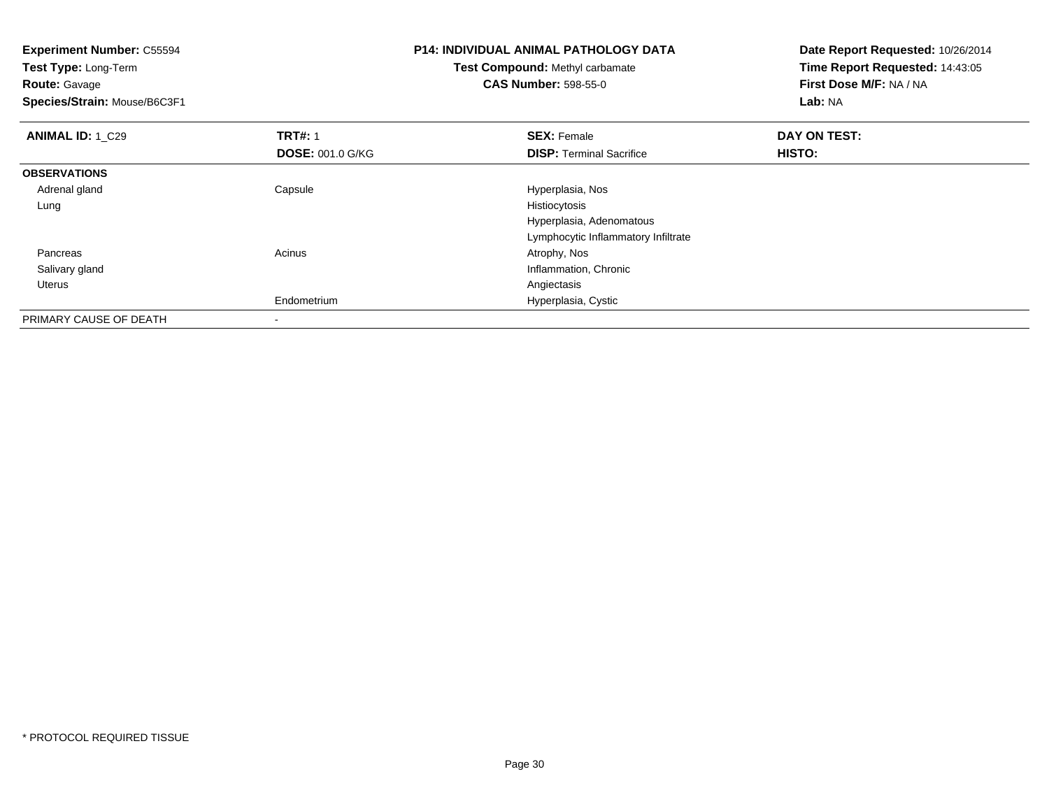**Experiment Number:** C55594
**Test Type:** Long-Term
**Route:** Gavage
**Species/Strain:** Mouse/B6C3F1

**P14: INDIVIDUAL ANIMAL PATHOLOGY DATA**
**Test Compound:** Methyl carbamate
**CAS Number:** 598-55-0

**Date Report Requested:** 10/26/2014
**Time Report Requested:** 14:43:05
**First Dose M/F:** NA / NA
**Lab:** NA

| **ANIMAL ID:** 1_C29 | **TRT#:** 1 | **SEX:** Female | **DAY ON TEST:** |
|---|---|---|---|
| | **DOSE:** 001.0 G/KG | **DISP:** Terminal Sacrifice | **HISTO:** |
| **OBSERVATIONS** | | | |
| Adrenal gland | Capsule | Hyperplasia, Nos | |
| Lung | | Histiocytosis | |
| | | Hyperplasia, Adenomatous | |
| | | Lymphocytic Inflammatory Infiltrate | |
| Pancreas | Acinus | Atrophy, Nos | |
| Salivary gland | | Inflammation, Chronic | |
| Uterus | | Angiectasis | |
| | Endometrium | Hyperplasia, Cystic | |
| PRIMARY CAUSE OF DEATH | - | | |

* PROTOCOL REQUIRED TISSUE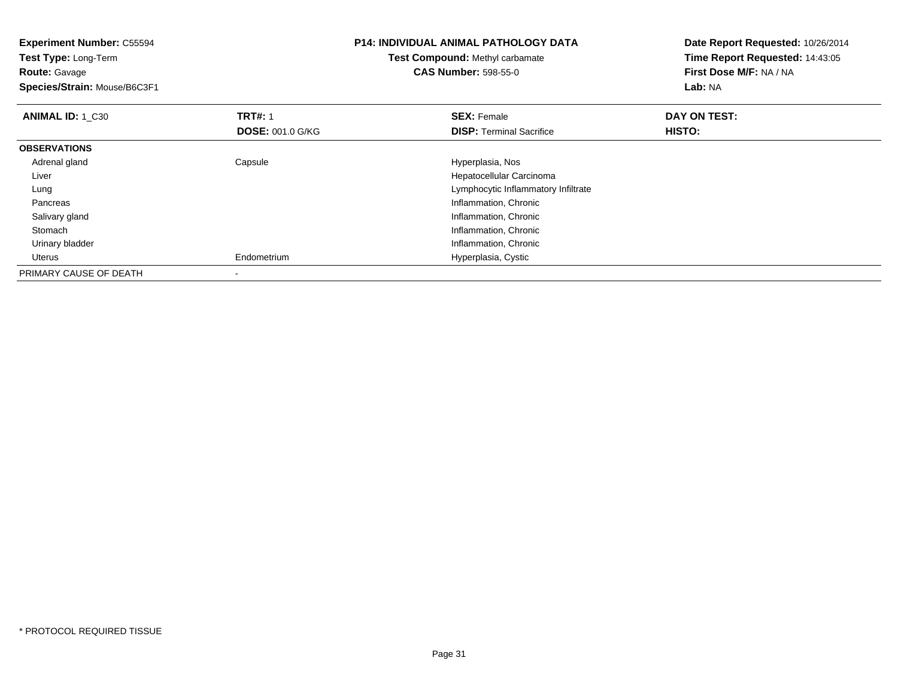**Experiment Number:** C55594
**Test Type:** Long-Term
**Route:** Gavage
**Species/Strain:** Mouse/B6C3F1

**P14: INDIVIDUAL ANIMAL PATHOLOGY DATA**
**Test Compound:** Methyl carbamate
**CAS Number:** 598-55-0

**Date Report Requested:** 10/26/2014
**Time Report Requested:** 14:43:05
**First Dose M/F:** NA / NA
**Lab:** NA

| **ANIMAL ID:** 1_C30 | **TRT#:** 1 | **SEX:** Female | **DAY ON TEST:** |
|---|---|---|---|
| | **DOSE:** 001.0 G/KG | **DISP:** Terminal Sacrifice | **HISTO:** |
| **OBSERVATIONS** | | | |
| Adrenal gland | Capsule | Hyperplasia, Nos | |
| Liver | | Hepatocellular Carcinoma | |
| Lung | | Lymphocytic Inflammatory Infiltrate | |
| Pancreas | | Inflammation, Chronic | |
| Salivary gland | | Inflammation, Chronic | |
| Stomach | | Inflammation, Chronic | |
| Urinary bladder | | Inflammation, Chronic | |
| Uterus | Endometrium | Hyperplasia, Cystic | |
| PRIMARY CAUSE OF DEATH | - | | |

* PROTOCOL REQUIRED TISSUE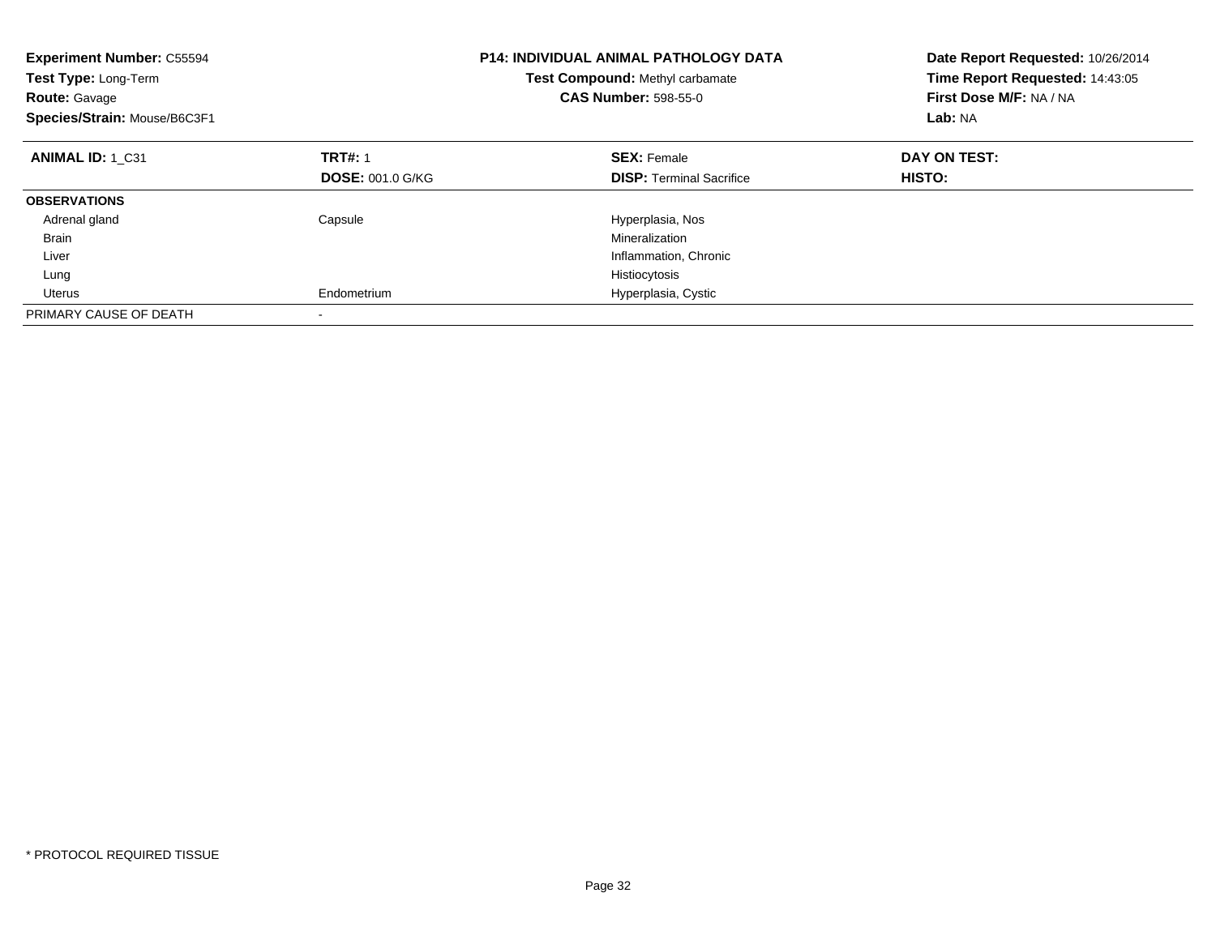**Experiment Number:** C55594
**Test Type:** Long-Term
**Route:** Gavage
**Species/Strain:** Mouse/B6C3F1

**P14: INDIVIDUAL ANIMAL PATHOLOGY DATA**
**Test Compound:** Methyl carbamate
**CAS Number:** 598-55-0

**Date Report Requested:** 10/26/2014
**Time Report Requested:** 14:43:05
**First Dose M/F:** NA / NA
**Lab:** NA

| **ANIMAL ID:** 1_C31 | **TRT#:** 1 | **SEX:** Female | **DAY ON TEST:** |
|---|---|---|---|
| | **DOSE:** 001.0 G/KG | **DISP:** Terminal Sacrifice | **HISTO:** |
| **OBSERVATIONS** | | | |
| Adrenal gland | Capsule | Hyperplasia, Nos | |
| Brain | | Mineralization | |
| Liver | | Inflammation, Chronic | |
| Lung | | Histiocytosis | |
| Uterus | Endometrium | Hyperplasia, Cystic | |
| PRIMARY CAUSE OF DEATH | - | | |

* PROTOCOL REQUIRED TISSUE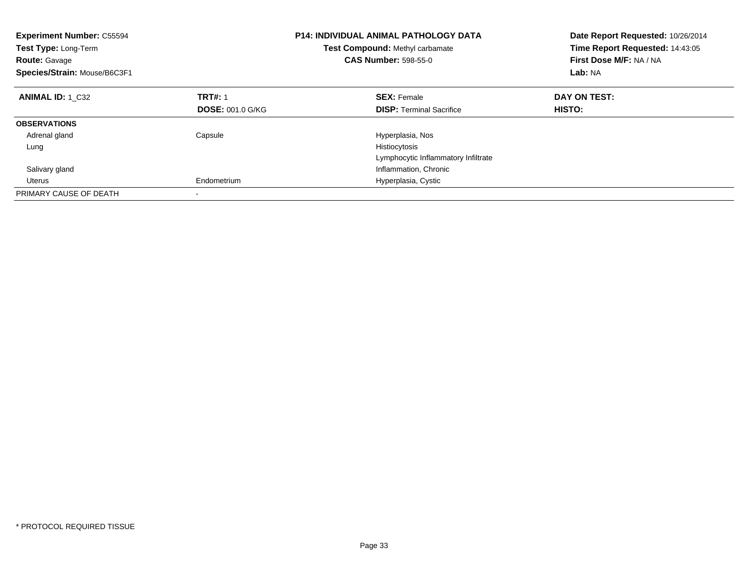**Experiment Number:** C55594
**Test Type:** Long-Term
**Route:** Gavage
**Species/Strain:** Mouse/B6C3F1

**P14: INDIVIDUAL ANIMAL PATHOLOGY DATA**
**Test Compound:** Methyl carbamate
**CAS Number:** 598-55-0

**Date Report Requested:** 10/26/2014
**Time Report Requested:** 14:43:05
**First Dose M/F:** NA / NA
**Lab:** NA

| **ANIMAL ID:** 1_C32 | **TRT#:** 1 | **SEX:** Female | **DAY ON TEST:** |
|---|---|---|---|
| | **DOSE:** 001.0 G/KG | **DISP:** Terminal Sacrifice | **HISTO:** |
| **OBSERVATIONS** | | | |
| Adrenal gland | Capsule | Hyperplasia, Nos | |
| Lung | | Histiocytosis | |
| | | Lymphocytic Inflammatory Infiltrate | |
| Salivary gland | | Inflammation, Chronic | |
| Uterus | Endometrium | Hyperplasia, Cystic | |
| PRIMARY CAUSE OF DEATH | - | | |

* PROTOCOL REQUIRED TISSUE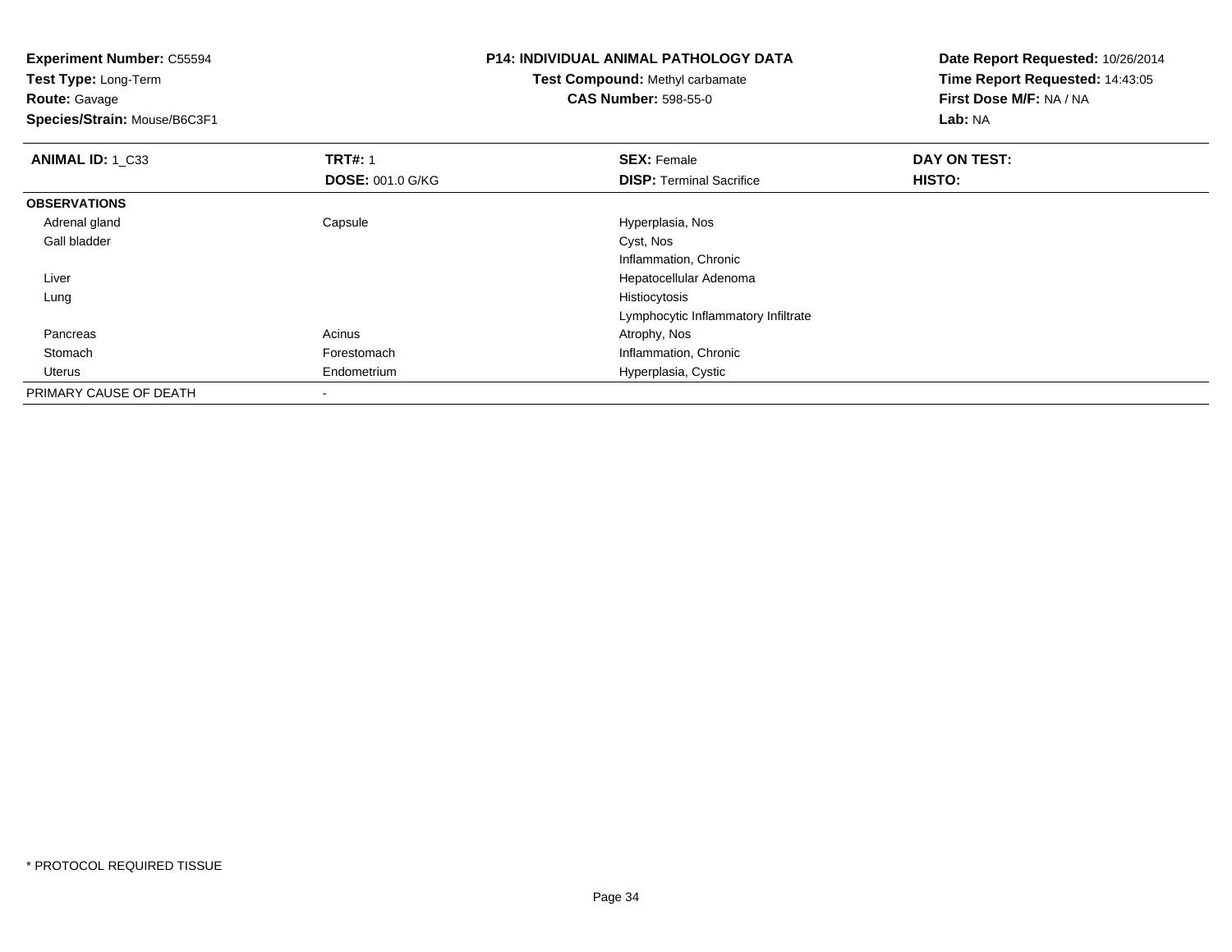**Experiment Number:** C55594
**Test Type:** Long-Term
**Route:** Gavage
**Species/Strain:** Mouse/B6C3F1

**P14: INDIVIDUAL ANIMAL PATHOLOGY DATA**
**Test Compound:** Methyl carbamate
**CAS Number:** 598-55-0

**Date Report Requested:** 10/26/2014
**Time Report Requested:** 14:43:05
**First Dose M/F:** NA / NA
**Lab:** NA

| **ANIMAL ID:** 1_C33 | **TRT#:** 1 | **SEX:** Female | **DAY ON TEST:** |
|---|---|---|---|
| | **DOSE:** 001.0 G/KG | **DISP:** Terminal Sacrifice | **HISTO:** |
| **OBSERVATIONS** | | | |
| Adrenal gland | Capsule | Hyperplasia, Nos | |
| Gall bladder | | Cyst, Nos | |
| | | Inflammation, Chronic | |
| Liver | | Hepatocellular Adenoma | |
| Lung | | Histiocytosis | |
| | | Lymphocytic Inflammatory Infiltrate | |
| Pancreas | Acinus | Atrophy, Nos | |
| Stomach | Forestomach | Inflammation, Chronic | |
| Uterus | Endometrium | Hyperplasia, Cystic | |
| PRIMARY CAUSE OF DEATH | - | | |

* PROTOCOL REQUIRED TISSUE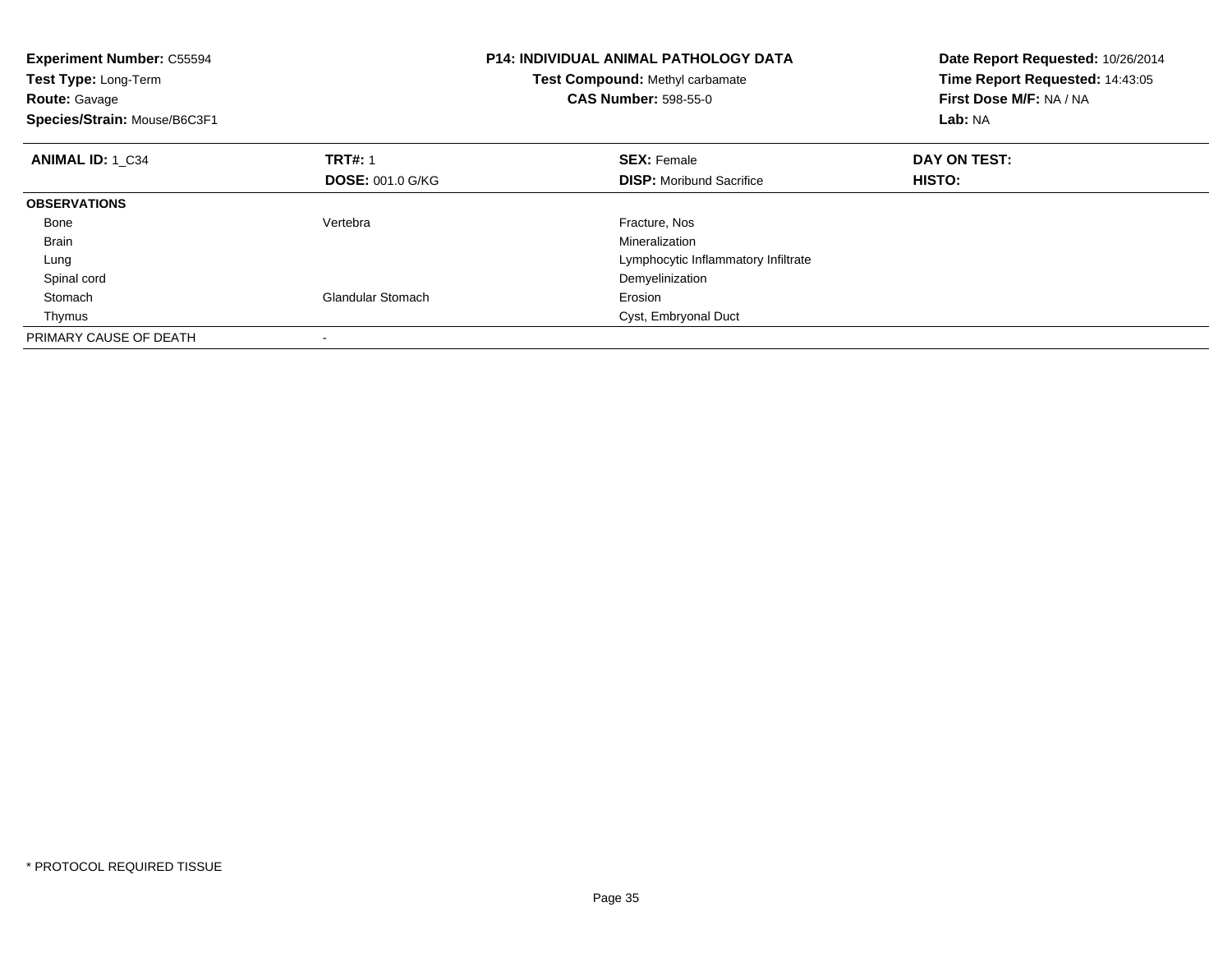**Experiment Number:** C55594
**Test Type:** Long-Term
**Route:** Gavage
**Species/Strain:** Mouse/B6C3F1

**P14: INDIVIDUAL ANIMAL PATHOLOGY DATA**
**Test Compound:** Methyl carbamate
**CAS Number:** 598-55-0

**Date Report Requested:** 10/26/2014
**Time Report Requested:** 14:43:05
**First Dose M/F:** NA / NA
**Lab:** NA

| **ANIMAL ID:** 1_C34 | **TRT#:** 1 | **SEX:** Female | **DAY ON TEST:** |
|---|---|---|---|
| | **DOSE:** 001.0 G/KG | **DISP:** Moribund Sacrifice | **HISTO:** |
| **OBSERVATIONS** | | | |
| Bone | Vertebra | Fracture, Nos | |
| Brain | | Mineralization | |
| Lung | | Lymphocytic Inflammatory Infiltrate | |
| Spinal cord | | Demyelinization | |
| Stomach | Glandular Stomach | Erosion | |
| Thymus | | Cyst, Embryonal Duct | |
| PRIMARY CAUSE OF DEATH | - | | |

\* PROTOCOL REQUIRED TISSUE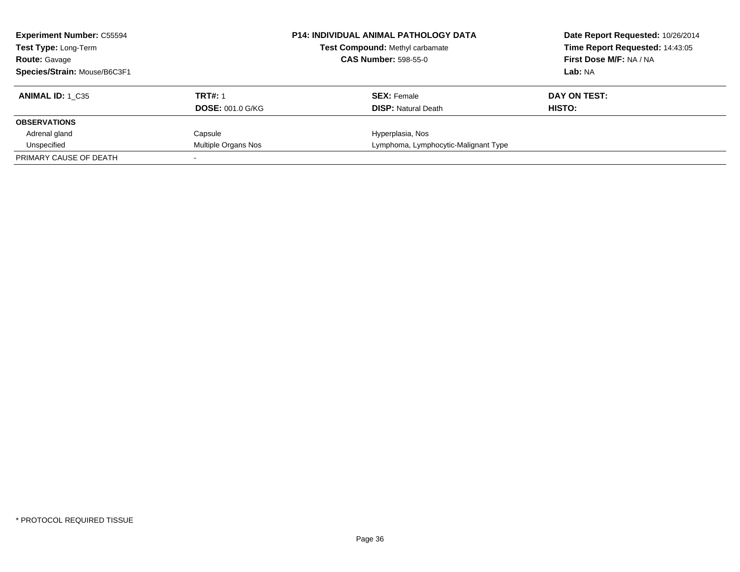**Experiment Number:** C55594
**Test Type:** Long-Term
**Route:** Gavage
**Species/Strain:** Mouse/B6C3F1

**P14: INDIVIDUAL ANIMAL PATHOLOGY DATA**
**Test Compound:** Methyl carbamate
**CAS Number:** 598-55-0

**Date Report Requested:** 10/26/2014
**Time Report Requested:** 14:43:05
**First Dose M/F:** NA / NA
**Lab:** NA

| **ANIMAL ID:** 1_C35 | **TRT#:** 1 | **SEX:** Female | **DAY ON TEST:** |
|---|---|---|---|
| | **DOSE:** 001.0 G/KG | **DISP:** Natural Death | **HISTO:** |
| **OBSERVATIONS** | | | |
| Adrenal gland | Capsule | Hyperplasia, Nos | |
| Unspecified | Multiple Organs Nos | Lymphoma, Lymphocytic-Malignant Type | |
| PRIMARY CAUSE OF DEATH | - | | |

* PROTOCOL REQUIRED TISSUE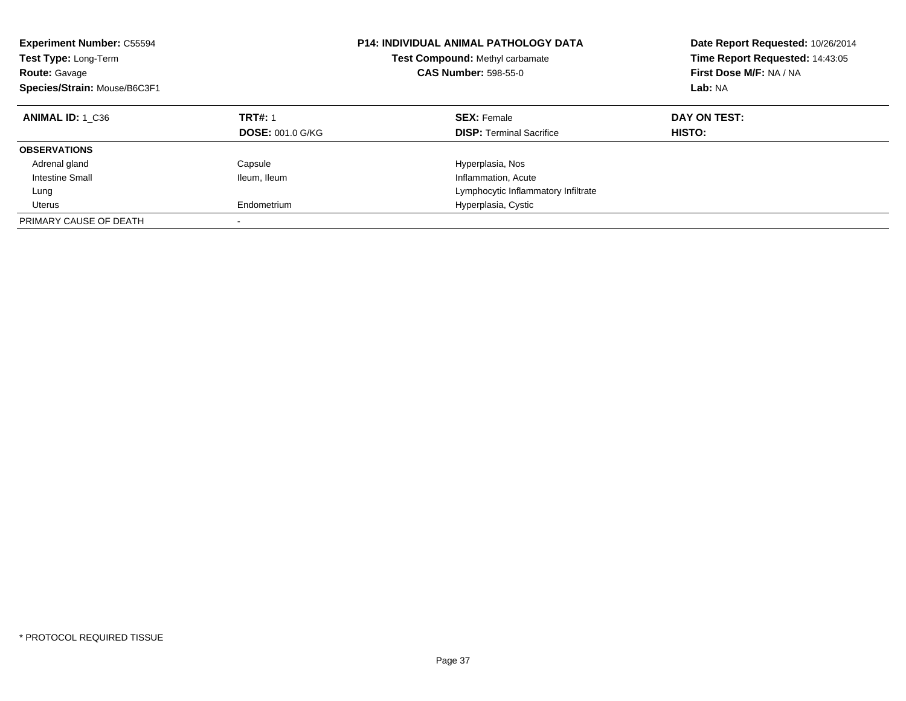**Experiment Number:** C55594
**Test Type:** Long-Term
**Route:** Gavage
**Species/Strain:** Mouse/B6C3F1

**P14: INDIVIDUAL ANIMAL PATHOLOGY DATA**
**Test Compound:** Methyl carbamate
**CAS Number:** 598-55-0

**Date Report Requested:** 10/26/2014
**Time Report Requested:** 14:43:05
**First Dose M/F:** NA / NA
**Lab:** NA

| **ANIMAL ID:** 1_C36 | **TRT#:** 1 | **SEX:** Female | **DAY ON TEST:** |
|---|---|---|---|
| | **DOSE:** 001.0 G/KG | **DISP:** Terminal Sacrifice | **HISTO:** |
| **OBSERVATIONS** | | | |
| Adrenal gland | Capsule | Hyperplasia, Nos | |
| Intestine Small | Ileum, Ileum | Inflammation, Acute | |
| Lung | | Lymphocytic Inflammatory Infiltrate | |
| Uterus | Endometrium | Hyperplasia, Cystic | |
| PRIMARY CAUSE OF DEATH | - | | |

* PROTOCOL REQUIRED TISSUE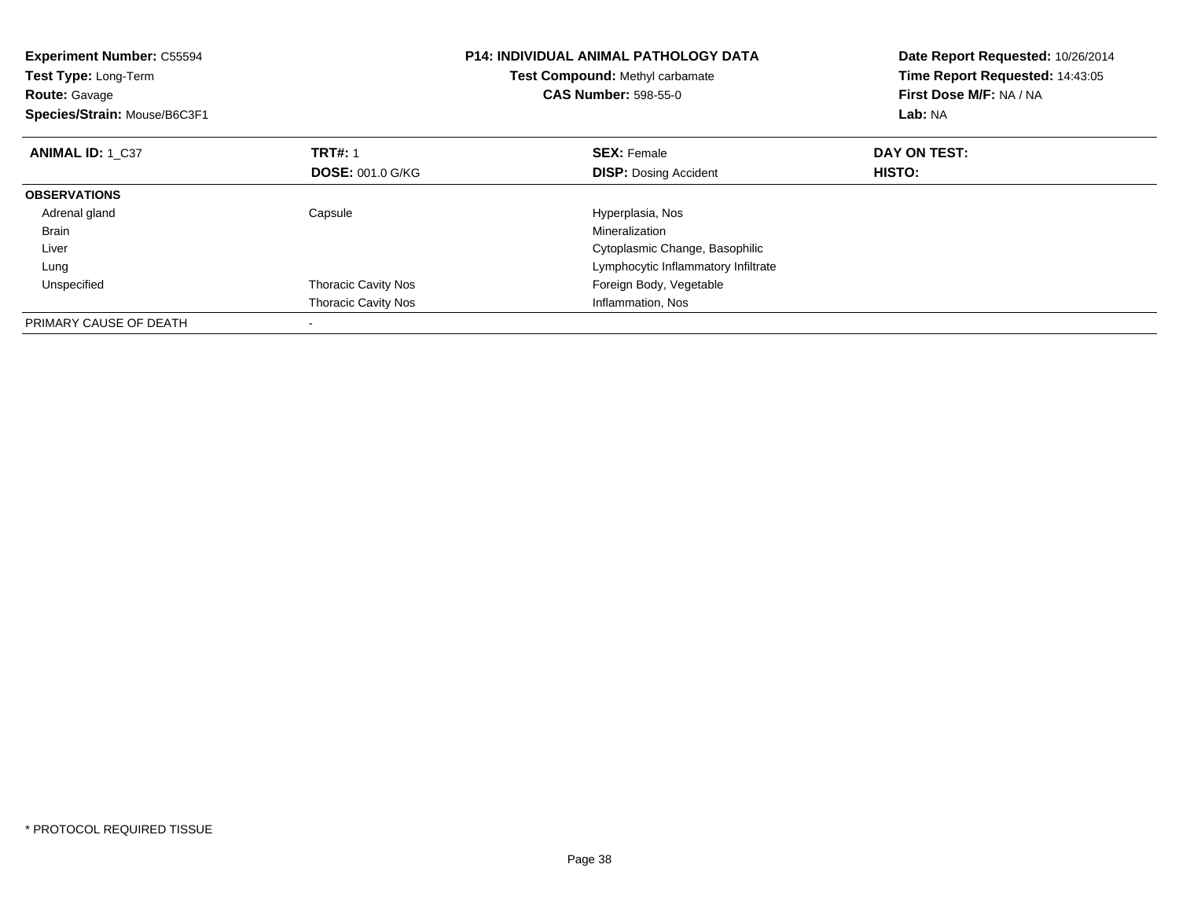**Experiment Number:** C55594
**Test Type:** Long-Term
**Route:** Gavage
**Species/Strain:** Mouse/B6C3F1

**P14: INDIVIDUAL ANIMAL PATHOLOGY DATA**
**Test Compound:** Methyl carbamate
**CAS Number:** 598-55-0

**Date Report Requested:** 10/26/2014
**Time Report Requested:** 14:43:05
**First Dose M/F:** NA / NA
**Lab:** NA

| **ANIMAL ID:** 1_C37 | **TRT#:** 1 | **SEX:** Female | **DAY ON TEST:** |
|---|---|---|---|
| | **DOSE:** 001.0 G/KG | **DISP:** Dosing Accident | **HISTO:** |
| **OBSERVATIONS** | | | |
| Adrenal gland | Capsule | Hyperplasia, Nos | |
| Brain | | Mineralization | |
| Liver | | Cytoplasmic Change, Basophilic | |
| Lung | | Lymphocytic Inflammatory Infiltrate | |
| Unspecified | Thoracic Cavity Nos | Foreign Body, Vegetable | |
| | Thoracic Cavity Nos | Inflammation, Nos | |
| PRIMARY CAUSE OF DEATH | - | | |

\* PROTOCOL REQUIRED TISSUE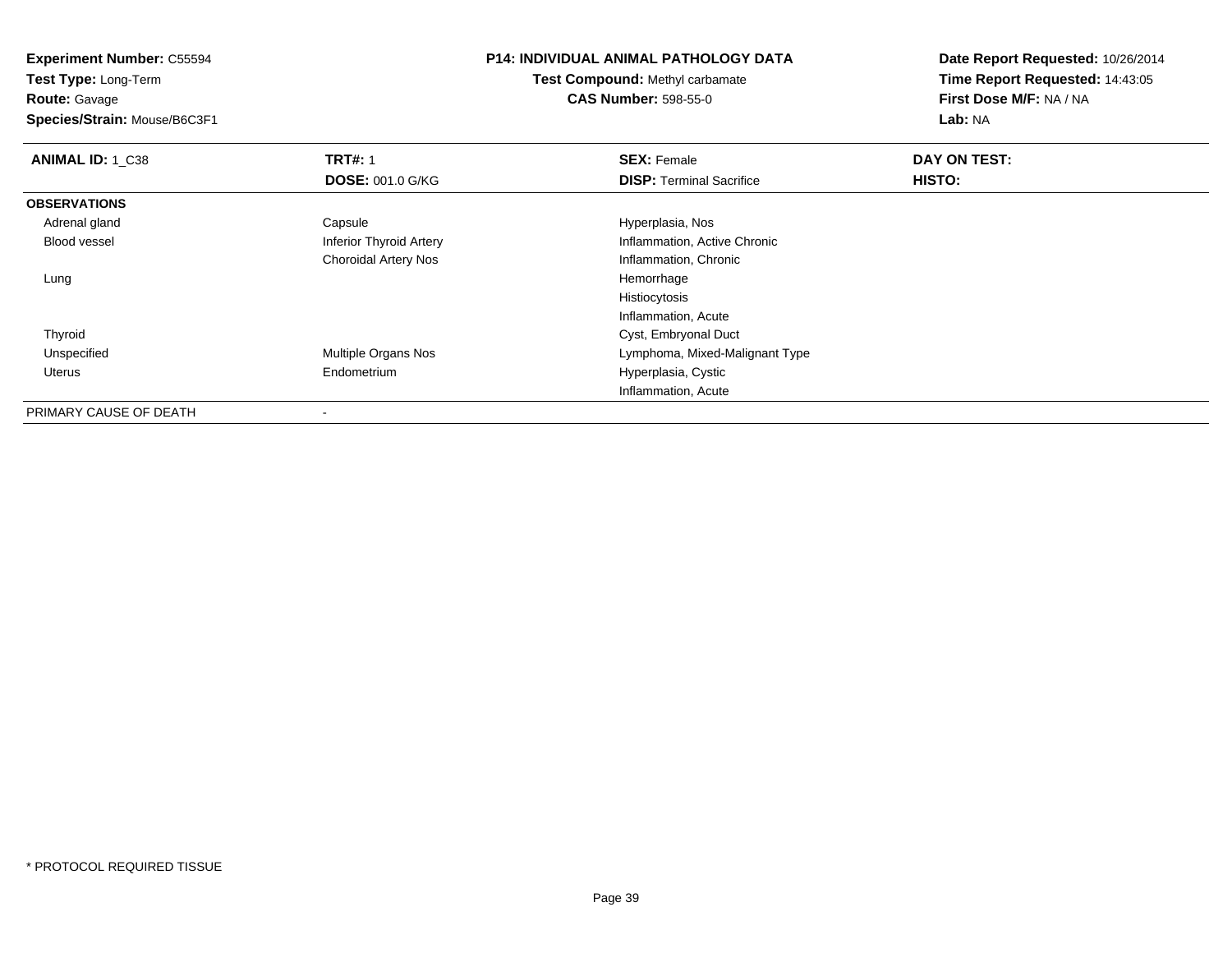**Experiment Number:** C55594
**Test Type:** Long-Term
**Route:** Gavage
**Species/Strain:** Mouse/B6C3F1

**P14: INDIVIDUAL ANIMAL PATHOLOGY DATA**
**Test Compound:** Methyl carbamate
**CAS Number:** 598-55-0

**Date Report Requested:** 10/26/2014
**Time Report Requested:** 14:43:05
**First Dose M/F:** NA / NA
**Lab:** NA

| **ANIMAL ID:** 1_C38 | **TRT#:** 1 | **SEX:** Female | **DAY ON TEST:** |
|---|---|---|---|
| | **DOSE:** 001.0 G/KG | **DISP:** Terminal Sacrifice | **HISTO:** |
| **OBSERVATIONS** | | | |
| Adrenal gland | Capsule | Hyperplasia, Nos | |
| Blood vessel | Inferior Thyroid Artery | Inflammation, Active Chronic | |
| | Choroidal Artery Nos | Inflammation, Chronic | |
| Lung | | Hemorrhage | |
| | | Histiocytosis | |
| | | Inflammation, Acute | |
| Thyroid | | Cyst, Embryonal Duct | |
| Unspecified | Multiple Organs Nos | Lymphoma, Mixed-Malignant Type | |
| Uterus | Endometrium | Hyperplasia, Cystic | |
| | | Inflammation, Acute | |
| PRIMARY CAUSE OF DEATH | - | | |

* PROTOCOL REQUIRED TISSUE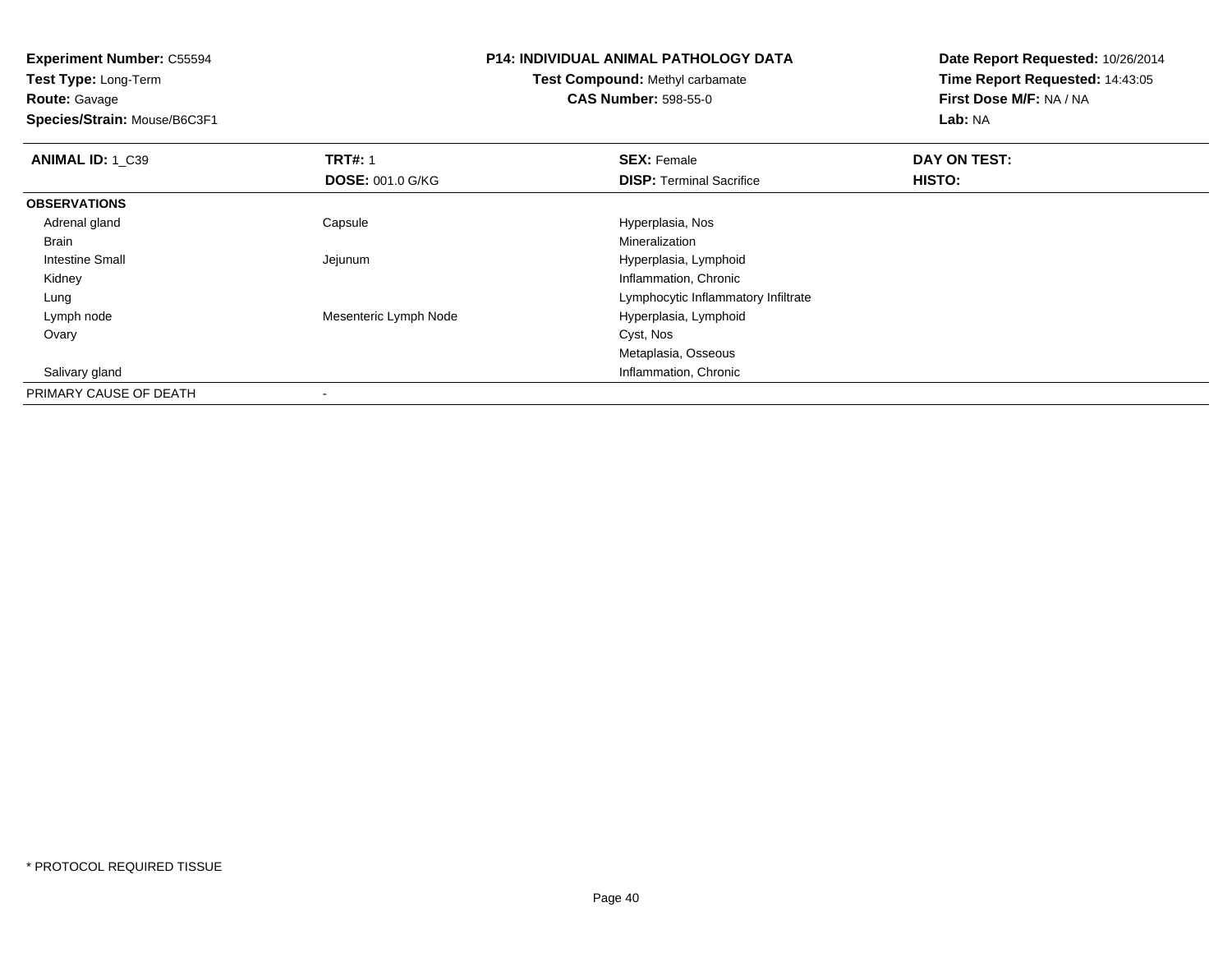**Experiment Number:** C55594
**Test Type:** Long-Term
**Route:** Gavage
**Species/Strain:** Mouse/B6C3F1

**P14: INDIVIDUAL ANIMAL PATHOLOGY DATA**
**Test Compound:** Methyl carbamate
**CAS Number:** 598-55-0

**Date Report Requested:** 10/26/2014
**Time Report Requested:** 14:43:05
**First Dose M/F:** NA / NA
**Lab:** NA

| **ANIMAL ID:** 1_C39 | **TRT#:** 1 | **SEX:** Female | **DAY ON TEST:** |
|---|---|---|---|
| | **DOSE:** 001.0 G/KG | **DISP:** Terminal Sacrifice | **HISTO:** |
| **OBSERVATIONS** | | | |
| Adrenal gland | Capsule | Hyperplasia, Nos | |
| Brain | | Mineralization | |
| Intestine Small | Jejunum | Hyperplasia, Lymphoid | |
| Kidney | | Inflammation, Chronic | |
| Lung | | Lymphocytic Inflammatory Infiltrate | |
| Lymph node | Mesenteric Lymph Node | Hyperplasia, Lymphoid | |
| Ovary | | Cyst, Nos | |
| | | Metaplasia, Osseous | |
| Salivary gland | | Inflammation, Chronic | |
| PRIMARY CAUSE OF DEATH | - | | |

* PROTOCOL REQUIRED TISSUE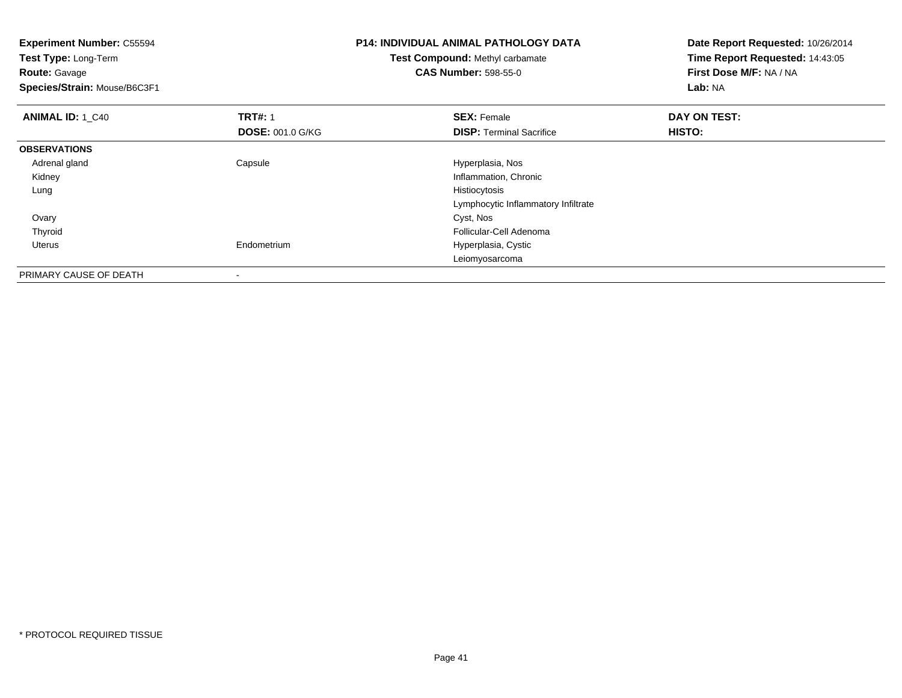**Experiment Number:** C55594
**Test Type:** Long-Term
**Route:** Gavage
**Species/Strain:** Mouse/B6C3F1

**P14: INDIVIDUAL ANIMAL PATHOLOGY DATA**
**Test Compound:** Methyl carbamate
**CAS Number:** 598-55-0

**Date Report Requested:** 10/26/2014
**Time Report Requested:** 14:43:05
**First Dose M/F:** NA / NA
**Lab:** NA

| **ANIMAL ID:** 1_C40 | **TRT#:** 1 | **SEX:** Female | **DAY ON TEST:** |
|---|---|---|---|
| | **DOSE:** 001.0 G/KG | **DISP:** Terminal Sacrifice | **HISTO:** |
| **OBSERVATIONS** | | | |
| Adrenal gland | Capsule | Hyperplasia, Nos | |
| Kidney | | Inflammation, Chronic | |
| Lung | | Histiocytosis | |
| | | Lymphocytic Inflammatory Infiltrate | |
| Ovary | | Cyst, Nos | |
| Thyroid | | Follicular-Cell Adenoma | |
| Uterus | Endometrium | Hyperplasia, Cystic | |
| | | Leiomyosarcoma | |
| PRIMARY CAUSE OF DEATH | - | | |

* PROTOCOL REQUIRED TISSUE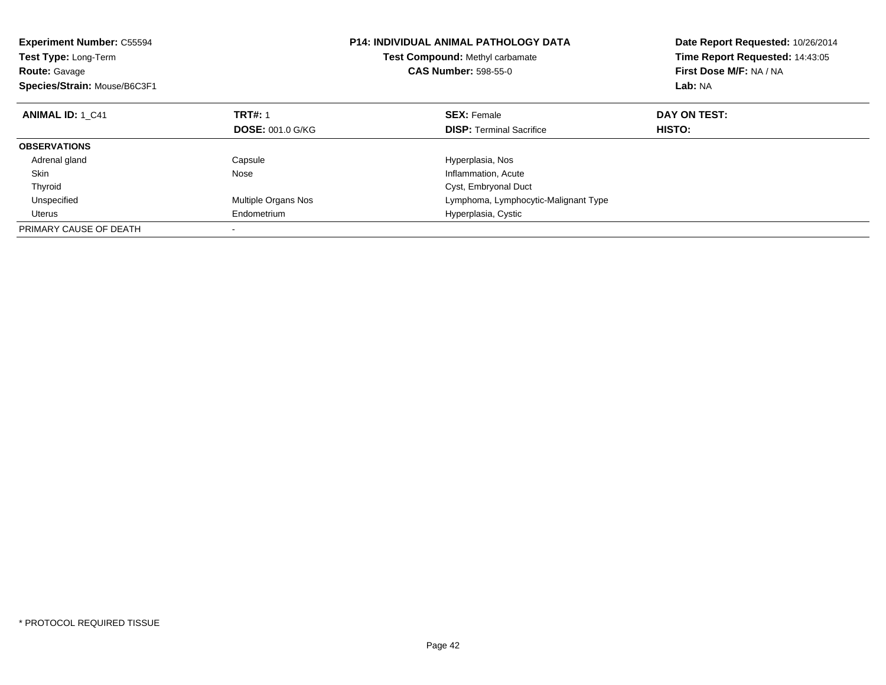**Experiment Number:** C55594
**Test Type:** Long-Term
**Route:** Gavage
**Species/Strain:** Mouse/B6C3F1

**P14: INDIVIDUAL ANIMAL PATHOLOGY DATA**
**Test Compound:** Methyl carbamate
**CAS Number:** 598-55-0

**Date Report Requested:** 10/26/2014
**Time Report Requested:** 14:43:05
**First Dose M/F:** NA / NA
**Lab:** NA

| **ANIMAL ID:** 1_C41 | **TRT#:** 1<br>**DOSE:** 001.0 G/KG | **SEX:** Female<br>**DISP:** Terminal Sacrifice | **DAY ON TEST:**<br>**HISTO:** |
|---|---|---|---|
| **OBSERVATIONS** | | | |
| Adrenal gland | Capsule | Hyperplasia, Nos | |
| Skin | Nose | Inflammation, Acute | |
| Thyroid | | Cyst, Embryonal Duct | |
| Unspecified | Multiple Organs Nos | Lymphoma, Lymphocytic-Malignant Type | |
| Uterus | Endometrium | Hyperplasia, Cystic | |
| PRIMARY CAUSE OF DEATH | - | | |

* PROTOCOL REQUIRED TISSUE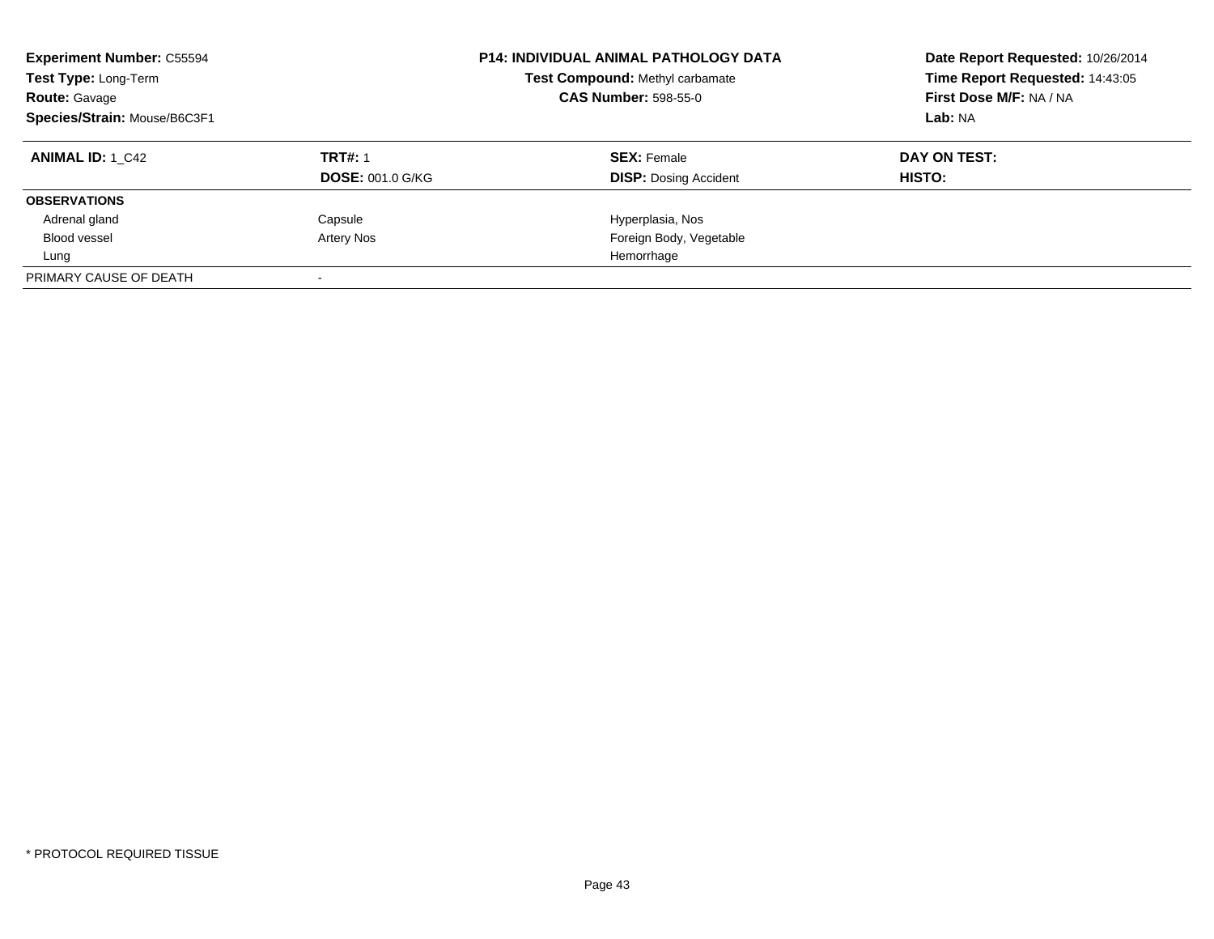**Experiment Number:** C55594
**Test Type:** Long-Term
**Route:** Gavage
**Species/Strain:** Mouse/B6C3F1

**P14: INDIVIDUAL ANIMAL PATHOLOGY DATA**
**Test Compound:** Methyl carbamate
**CAS Number:** 598-55-0

**Date Report Requested:** 10/26/2014
**Time Report Requested:** 14:43:05
**First Dose M/F:** NA / NA
**Lab:** NA

| **ANIMAL ID:** 1_C42 | **TRT#:** 1 | **SEX:** Female | **DAY ON TEST:** |
|---|---|---|---|
| | **DOSE:** 001.0 G/KG | **DISP:** Dosing Accident | **HISTO:** |
| **OBSERVATIONS** | | | |
| Adrenal gland | Capsule | Hyperplasia, Nos | |
| Blood vessel | Artery Nos | Foreign Body, Vegetable | |
| Lung | | Hemorrhage | |
| PRIMARY CAUSE OF DEATH | - | | |

* PROTOCOL REQUIRED TISSUE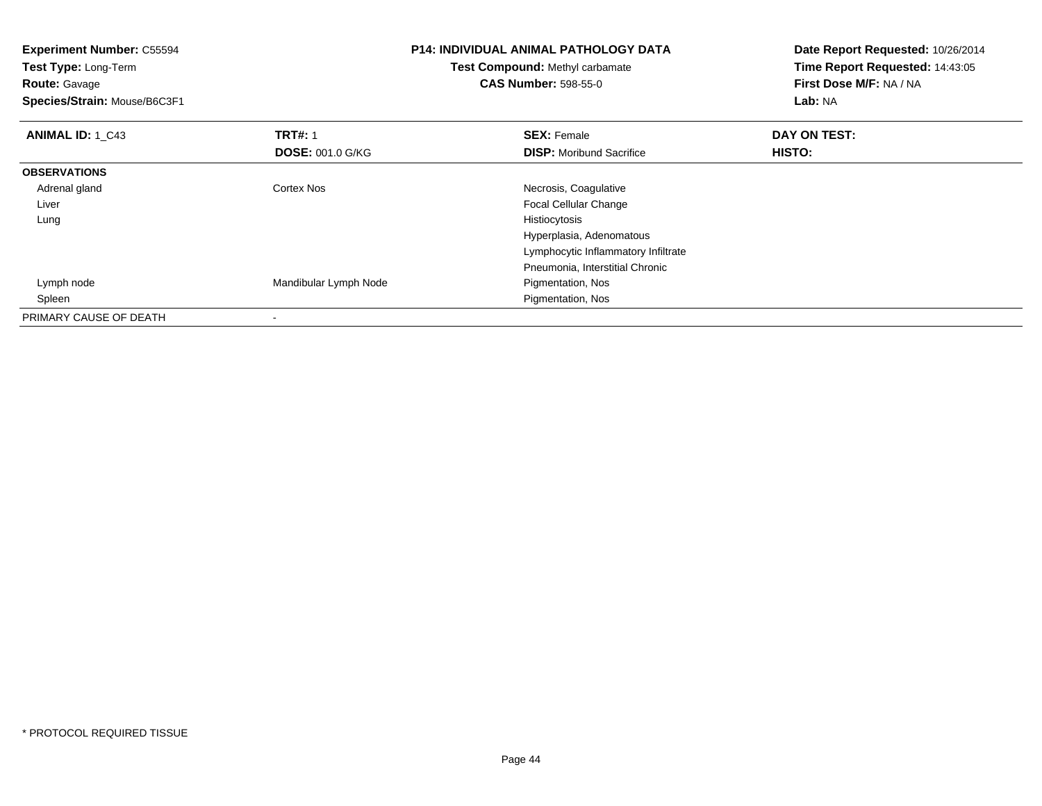**Experiment Number:** C55594
**Test Type:** Long-Term
**Route:** Gavage
**Species/Strain:** Mouse/B6C3F1

**P14: INDIVIDUAL ANIMAL PATHOLOGY DATA**
**Test Compound:** Methyl carbamate
**CAS Number:** 598-55-0

**Date Report Requested:** 10/26/2014
**Time Report Requested:** 14:43:05
**First Dose M/F:** NA / NA
**Lab:** NA

| **ANIMAL ID:** 1_C43 | **TRT#:** 1 | **SEX:** Female | **DAY ON TEST:** |
|---|---|---|---|
| | **DOSE:** 001.0 G/KG | **DISP:** Moribund Sacrifice | **HISTO:** |
| **OBSERVATIONS** | | | |
| Adrenal gland | Cortex Nos | Necrosis, Coagulative | |
| Liver | | Focal Cellular Change | |
| Lung | | Histiocytosis | |
| | | Hyperplasia, Adenomatous | |
| | | Lymphocytic Inflammatory Infiltrate | |
| | | Pneumonia, Interstitial Chronic | |
| Lymph node | Mandibular Lymph Node | Pigmentation, Nos | |
| Spleen | | Pigmentation, Nos | |
| PRIMARY CAUSE OF DEATH | - | | |

* PROTOCOL REQUIRED TISSUE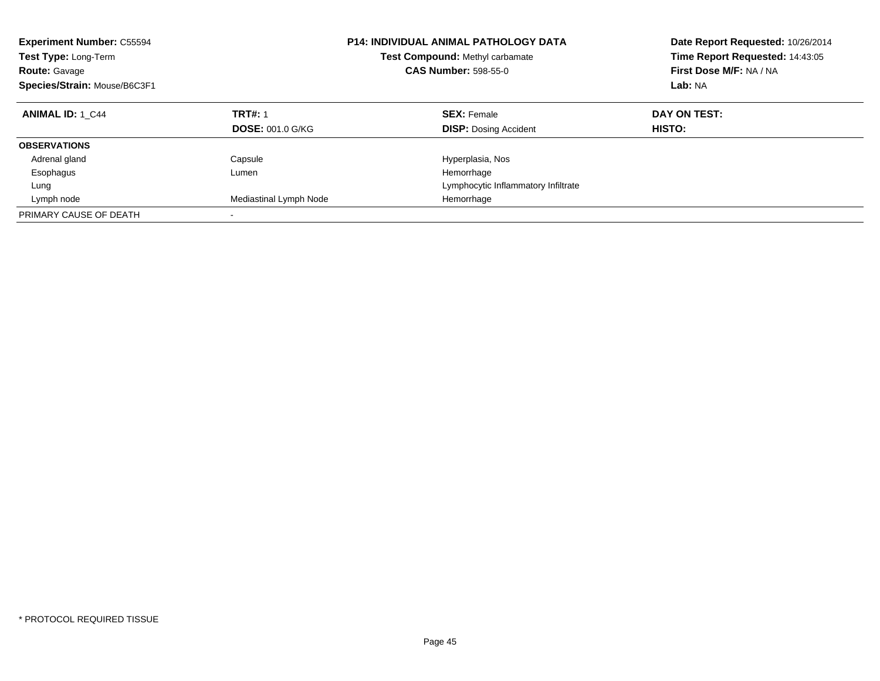**Experiment Number:** C55594
**Test Type:** Long-Term
**Route:** Gavage
**Species/Strain:** Mouse/B6C3F1

**P14: INDIVIDUAL ANIMAL PATHOLOGY DATA**
**Test Compound:** Methyl carbamate
**CAS Number:** 598-55-0

**Date Report Requested:** 10/26/2014
**Time Report Requested:** 14:43:05
**First Dose M/F:** NA / NA
**Lab:** NA

| **ANIMAL ID:** 1_C44 | **TRT#:** 1 | **SEX:** Female | **DAY ON TEST:** |
|---|---|---|---|
| | **DOSE:** 001.0 G/KG | **DISP:** Dosing Accident | **HISTO:** |
| **OBSERVATIONS** | | | |
| Adrenal gland | Capsule | Hyperplasia, Nos | |
| Esophagus | Lumen | Hemorrhage | |
| Lung | | Lymphocytic Inflammatory Infiltrate | |
| Lymph node | Mediastinal Lymph Node | Hemorrhage | |
| PRIMARY CAUSE OF DEATH | - | | |

\* PROTOCOL REQUIRED TISSUE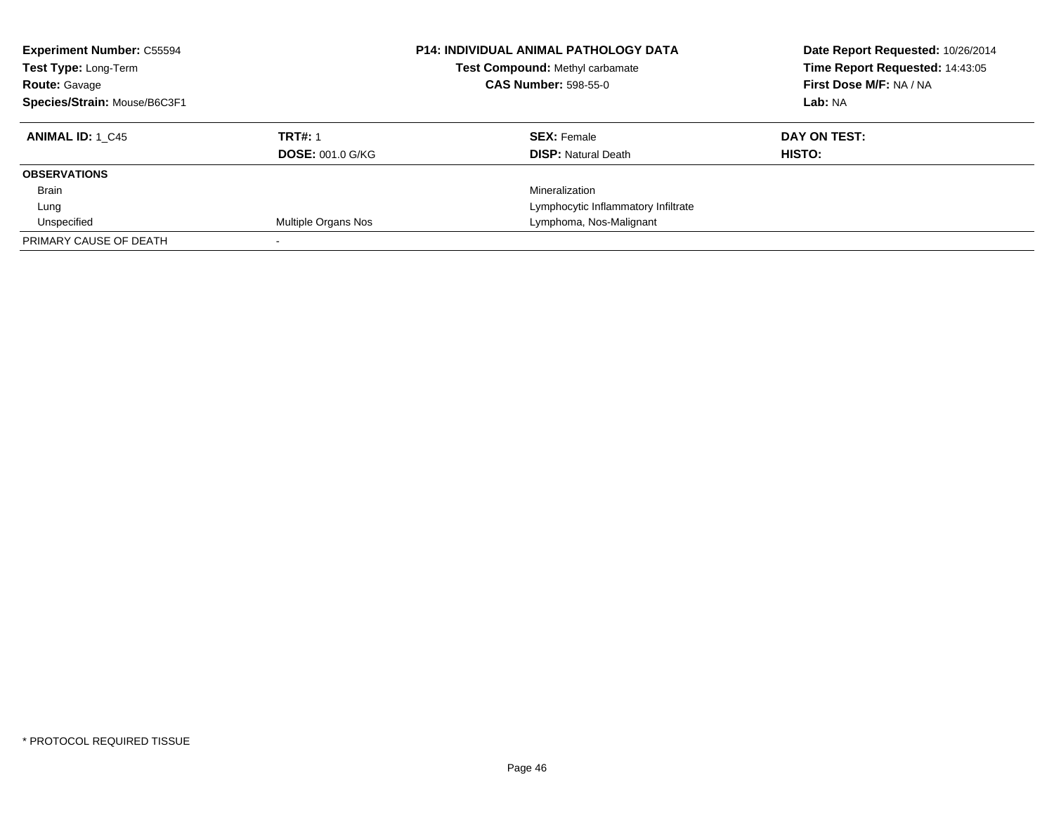**Experiment Number:** C55594
**Test Type:** Long-Term
**Route:** Gavage
**Species/Strain:** Mouse/B6C3F1

**P14: INDIVIDUAL ANIMAL PATHOLOGY DATA**
**Test Compound:** Methyl carbamate
**CAS Number:** 598-55-0

**Date Report Requested:** 10/26/2014
**Time Report Requested:** 14:43:05
**First Dose M/F:** NA / NA
**Lab:** NA

| **ANIMAL ID:** 1_C45 | **TRT#:** 1 | **SEX:** Female | **DAY ON TEST:** |
|---|---|---|---|
| | **DOSE:** 001.0 G/KG | **DISP:** Natural Death | **HISTO:** |
| **OBSERVATIONS** | | | |
| Brain | | Mineralization | |
| Lung | | Lymphocytic Inflammatory Infiltrate | |
| Unspecified | Multiple Organs Nos | Lymphoma, Nos-Malignant | |
| PRIMARY CAUSE OF DEATH | - | | |

* PROTOCOL REQUIRED TISSUE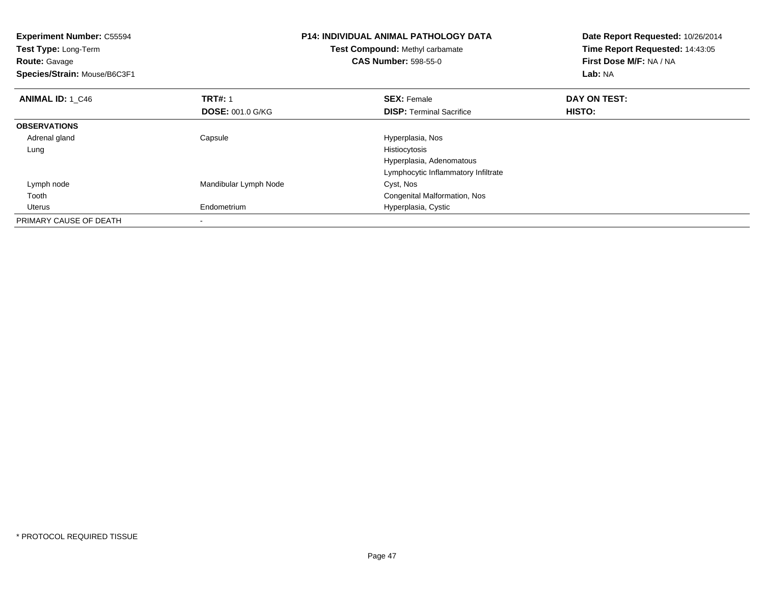**Experiment Number:** C55594
**Test Type:** Long-Term
**Route:** Gavage
**Species/Strain:** Mouse/B6C3F1

**P14: INDIVIDUAL ANIMAL PATHOLOGY DATA**
**Test Compound:** Methyl carbamate
**CAS Number:** 598-55-0

**Date Report Requested:** 10/26/2014
**Time Report Requested:** 14:43:05
**First Dose M/F:** NA / NA
**Lab:** NA

| **ANIMAL ID:** 1_C46 | **TRT#:** 1 | **SEX:** Female | **DAY ON TEST:** |
|---|---|---|---|
| | **DOSE:** 001.0 G/KG | **DISP:** Terminal Sacrifice | **HISTO:** |
| **OBSERVATIONS** | | | |
| Adrenal gland | Capsule | Hyperplasia, Nos | |
| Lung | | Histiocytosis | |
| | | Hyperplasia, Adenomatous | |
| | | Lymphocytic Inflammatory Infiltrate | |
| Lymph node | Mandibular Lymph Node | Cyst, Nos | |
| Tooth | | Congenital Malformation, Nos | |
| Uterus | Endometrium | Hyperplasia, Cystic | |
| PRIMARY CAUSE OF DEATH | - | | |

* PROTOCOL REQUIRED TISSUE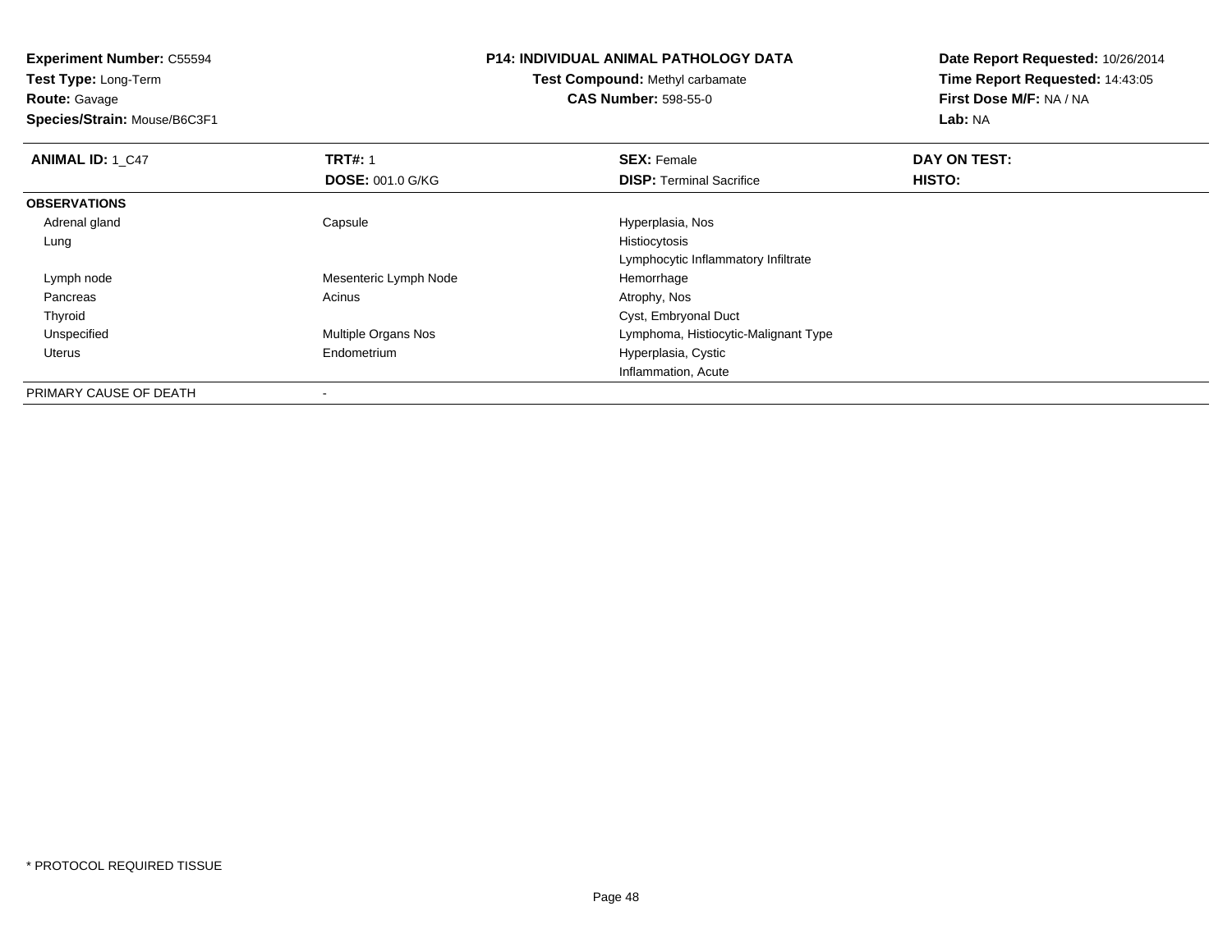**Experiment Number:** C55594
**Test Type:** Long-Term
**Route:** Gavage
**Species/Strain:** Mouse/B6C3F1

**P14: INDIVIDUAL ANIMAL PATHOLOGY DATA**
**Test Compound:** Methyl carbamate
**CAS Number:** 598-55-0

**Date Report Requested:** 10/26/2014
**Time Report Requested:** 14:43:05
**First Dose M/F:** NA / NA
**Lab:** NA

| **ANIMAL ID:** 1_C47 | **TRT#:** 1 | **SEX:** Female | **DAY ON TEST:** |
|---|---|---|---|
| | **DOSE:** 001.0 G/KG | **DISP:** Terminal Sacrifice | **HISTO:** |
| **OBSERVATIONS** | | | |
| Adrenal gland | Capsule | Hyperplasia, Nos | |
| Lung | | Histiocytosis | |
| | | Lymphocytic Inflammatory Infiltrate | |
| Lymph node | Mesenteric Lymph Node | Hemorrhage | |
| Pancreas | Acinus | Atrophy, Nos | |
| Thyroid | | Cyst, Embryonal Duct | |
| Unspecified | Multiple Organs Nos | Lymphoma, Histiocytic-Malignant Type | |
| Uterus | Endometrium | Hyperplasia, Cystic | |
| | | Inflammation, Acute | |
| PRIMARY CAUSE OF DEATH | - | | |

* PROTOCOL REQUIRED TISSUE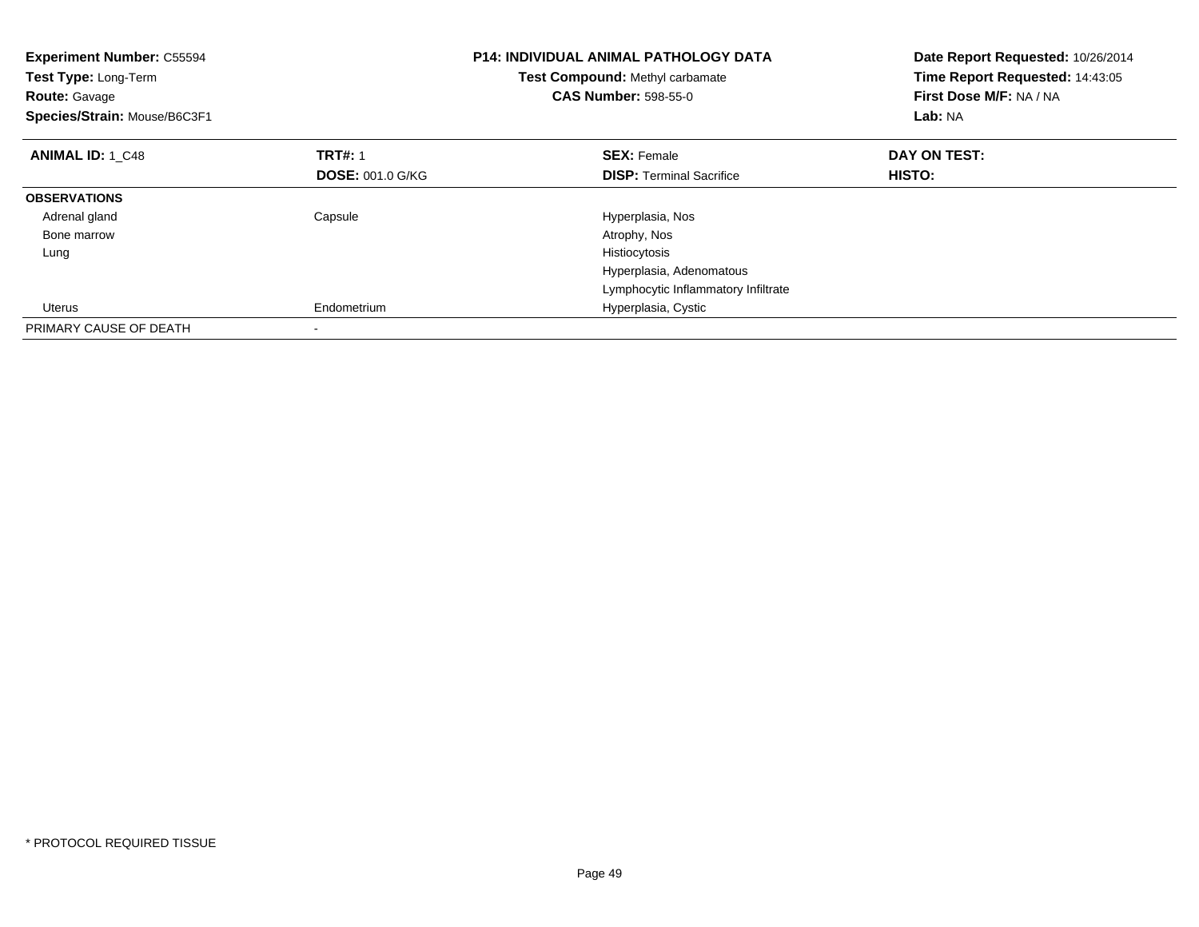**Experiment Number:** C55594
**Test Type:** Long-Term
**Route:** Gavage
**Species/Strain:** Mouse/B6C3F1

**P14: INDIVIDUAL ANIMAL PATHOLOGY DATA**
**Test Compound:** Methyl carbamate
**CAS Number:** 598-55-0

**Date Report Requested:** 10/26/2014
**Time Report Requested:** 14:43:05
**First Dose M/F:** NA / NA
**Lab:** NA

| **ANIMAL ID:** 1_C48 | **TRT#:** 1 | **SEX:** Female | **DAY ON TEST:** |
|---|---|---|---|
| | **DOSE:** 001.0 G/KG | **DISP:** Terminal Sacrifice | **HISTO:** |
| **OBSERVATIONS** | | | |
| Adrenal gland | Capsule | Hyperplasia, Nos | |
| Bone marrow | | Atrophy, Nos | |
| Lung | | Histiocytosis | |
| | | Hyperplasia, Adenomatous | |
| | | Lymphocytic Inflammatory Infiltrate | |
| Uterus | Endometrium | Hyperplasia, Cystic | |
| PRIMARY CAUSE OF DEATH | - | | |

\* PROTOCOL REQUIRED TISSUE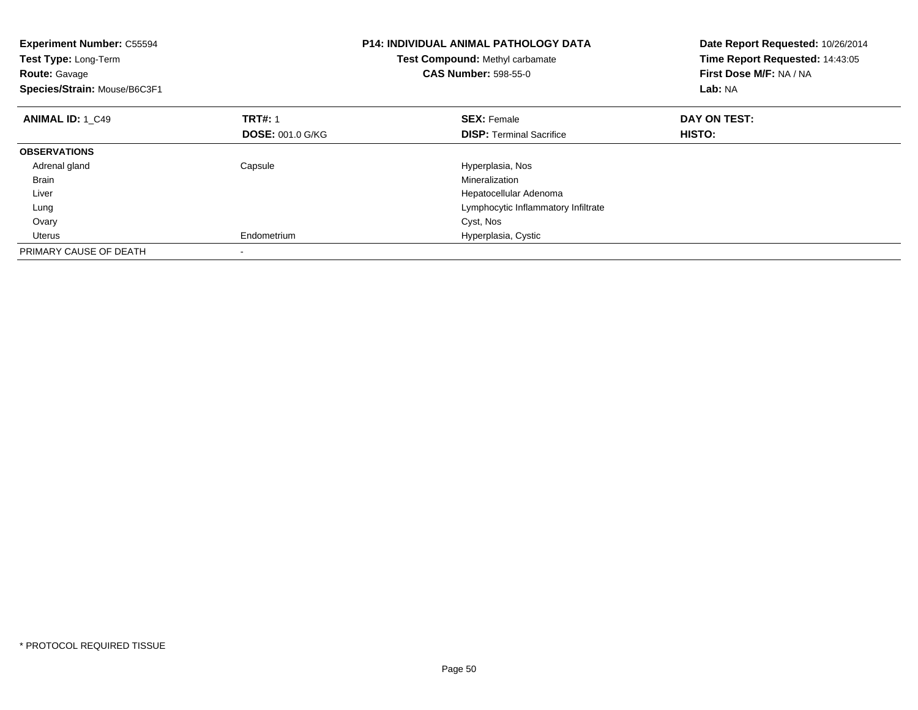**Experiment Number:** C55594
**Test Type:** Long-Term
**Route:** Gavage
**Species/Strain:** Mouse/B6C3F1

**P14: INDIVIDUAL ANIMAL PATHOLOGY DATA**
**Test Compound:** Methyl carbamate
**CAS Number:** 598-55-0

**Date Report Requested:** 10/26/2014
**Time Report Requested:** 14:43:05
**First Dose M/F:** NA / NA
**Lab:** NA

| **ANIMAL ID:** 1_C49 | **TRT#:** 1 | **SEX:** Female | **DAY ON TEST:** |
|---|---|---|---|
| | **DOSE:** 001.0 G/KG | **DISP:** Terminal Sacrifice | **HISTO:** |
| **OBSERVATIONS** | | | |
| Adrenal gland | Capsule | Hyperplasia, Nos | |
| Brain | | Mineralization | |
| Liver | | Hepatocellular Adenoma | |
| Lung | | Lymphocytic Inflammatory Infiltrate | |
| Ovary | | Cyst, Nos | |
| Uterus | Endometrium | Hyperplasia, Cystic | |
| PRIMARY CAUSE OF DEATH | - | | |

* PROTOCOL REQUIRED TISSUE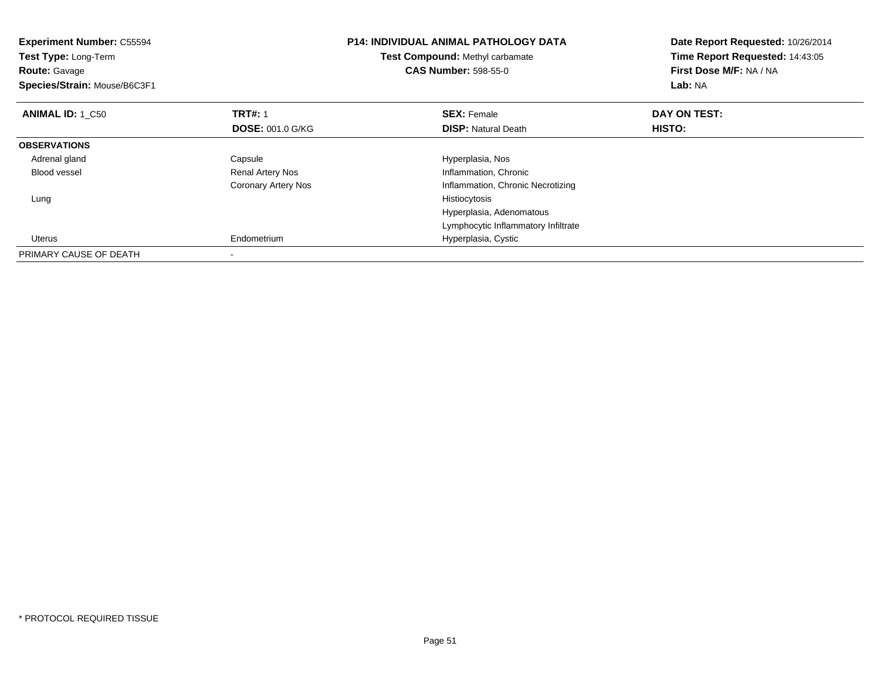**Experiment Number:** C55594
**Test Type:** Long-Term
**Route:** Gavage
**Species/Strain:** Mouse/B6C3F1

**P14: INDIVIDUAL ANIMAL PATHOLOGY DATA**
**Test Compound:** Methyl carbamate
**CAS Number:** 598-55-0

**Date Report Requested:** 10/26/2014
**Time Report Requested:** 14:43:05
**First Dose M/F:** NA / NA
**Lab:** NA

| **ANIMAL ID:** 1_C50 | **TRT#:** 1 | **SEX:** Female | **DAY ON TEST:** |
|---|---|---|---|
| | **DOSE:** 001.0 G/KG | **DISP:** Natural Death | **HISTO:** |
| **OBSERVATIONS** | | | |
| Adrenal gland | Capsule | Hyperplasia, Nos | |
| Blood vessel | Renal Artery Nos | Inflammation, Chronic | |
| | Coronary Artery Nos | Inflammation, Chronic Necrotizing | |
| Lung | | Histiocytosis | |
| | | Hyperplasia, Adenomatous | |
| | | Lymphocytic Inflammatory Infiltrate | |
| Uterus | Endometrium | Hyperplasia, Cystic | |
| PRIMARY CAUSE OF DEATH | - | | |

* PROTOCOL REQUIRED TISSUE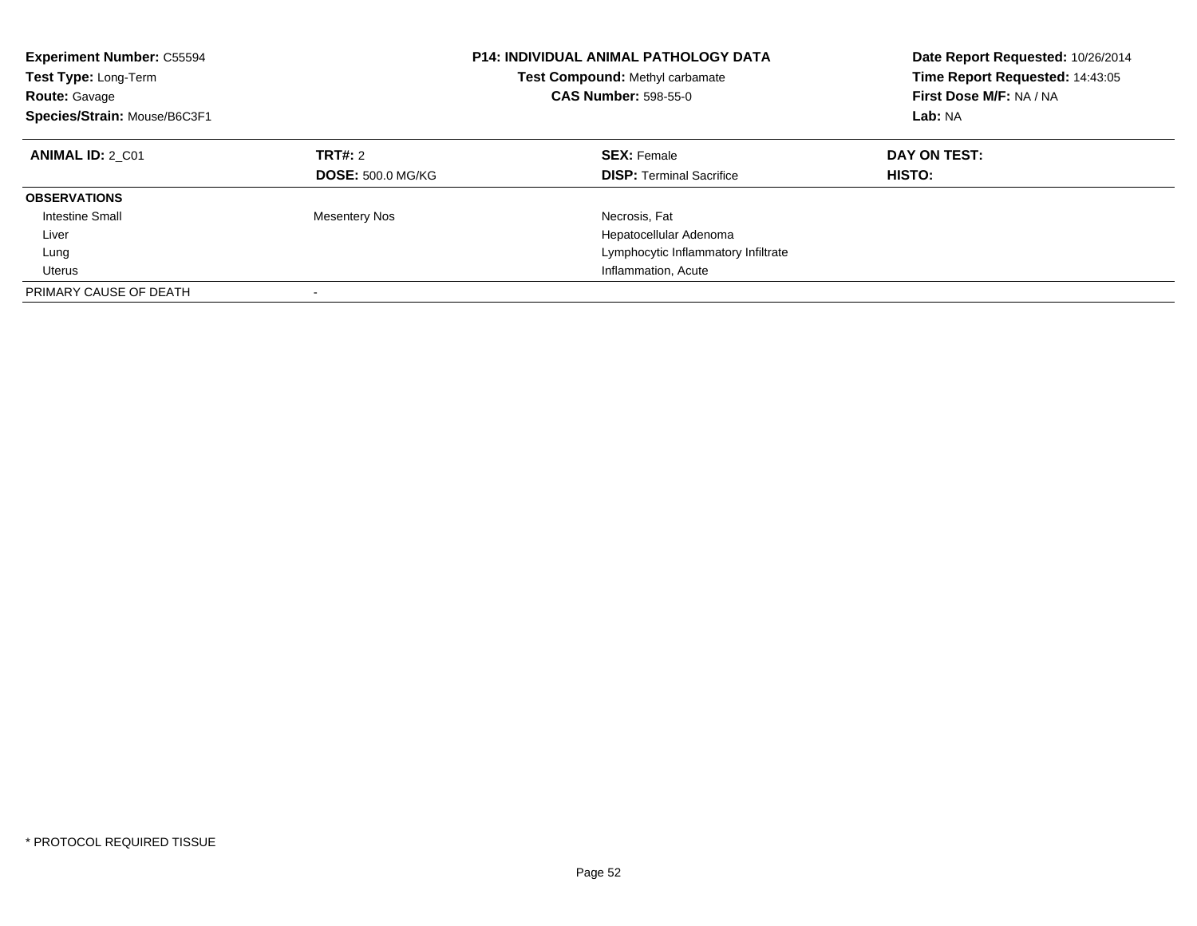**Experiment Number:** C55594
**Test Type:** Long-Term
**Route:** Gavage
**Species/Strain:** Mouse/B6C3F1

**P14: INDIVIDUAL ANIMAL PATHOLOGY DATA**
**Test Compound:** Methyl carbamate
**CAS Number:** 598-55-0

**Date Report Requested:** 10/26/2014
**Time Report Requested:** 14:43:05
**First Dose M/F:** NA / NA
**Lab:** NA

| **ANIMAL ID:** 2_C01 | **TRT#:** 2 | **SEX:** Female | **DAY ON TEST:** |
|---|---|---|---|
| | **DOSE:** 500.0 MG/KG | **DISP:** Terminal Sacrifice | **HISTO:** |
| **OBSERVATIONS** | | | |
| Intestine Small | Mesentery Nos | Necrosis, Fat | |
| Liver | | Hepatocellular Adenoma | |
| Lung | | Lymphocytic Inflammatory Infiltrate | |
| Uterus | | Inflammation, Acute | |
| PRIMARY CAUSE OF DEATH | - | | |

* PROTOCOL REQUIRED TISSUE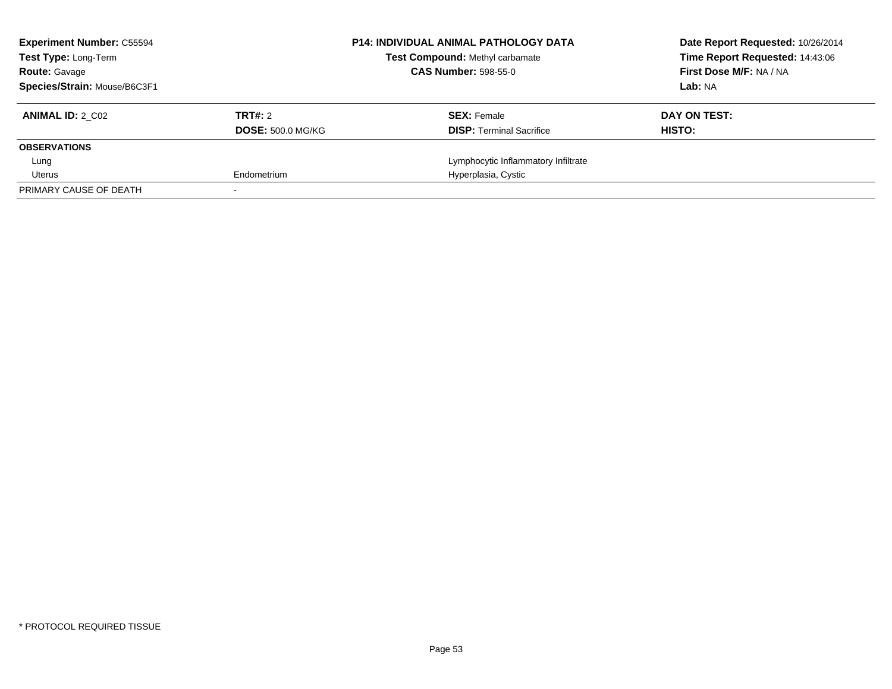| **Experiment Number:** C55594 | **P14: INDIVIDUAL ANIMAL PATHOLOGY DATA** | **Date Report Requested:** 10/26/2014 |
|---|---|---|
| **Test Type:** Long-Term | **Test Compound:** Methyl carbamate | **Time Report Requested:** 14:43:06 |
| **Route:** Gavage | **CAS Number:** 598-55-0 | **First Dose M/F:** NA / NA |
| **Species/Strain:** Mouse/B6C3F1 | | **Lab:** NA |

| **ANIMAL ID:** 2_C02 | **TRT#:** 2 | **SEX:** Female | **DAY ON TEST:** |
|---|---|---|---|
| | **DOSE:** 500.0 MG/KG | **DISP:** Terminal Sacrifice | **HISTO:** |
| **OBSERVATIONS** | | | |
| Lung | | Lymphocytic Inflammatory Infiltrate | |
| Uterus | Endometrium | Hyperplasia, Cystic | |
| PRIMARY CAUSE OF DEATH | - | | |

* PROTOCOL REQUIRED TISSUE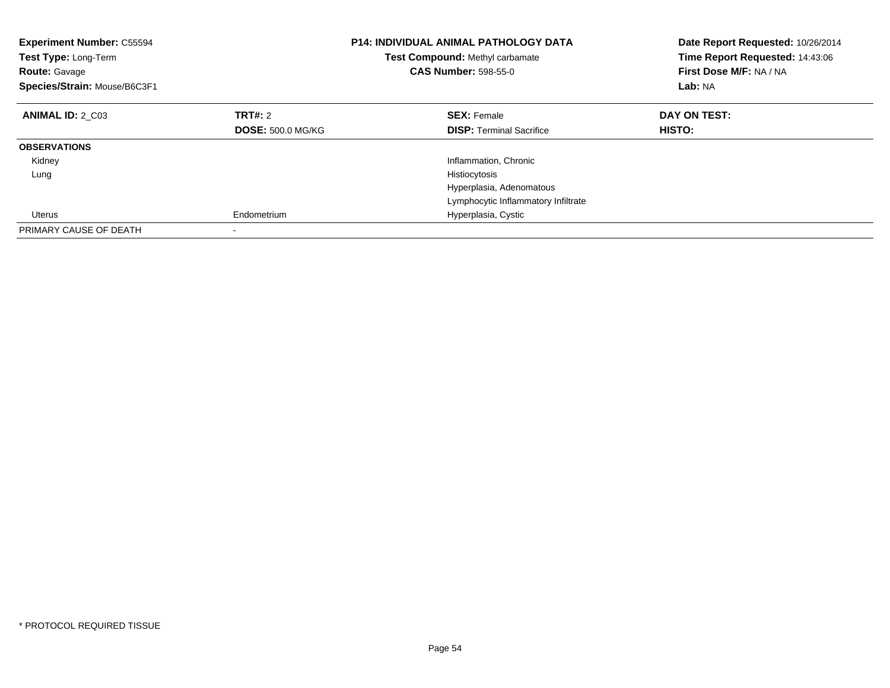**Experiment Number:** C55594
**Test Type:** Long-Term
**Route:** Gavage
**Species/Strain:** Mouse/B6C3F1

**P14: INDIVIDUAL ANIMAL PATHOLOGY DATA**
**Test Compound:** Methyl carbamate
**CAS Number:** 598-55-0

**Date Report Requested:** 10/26/2014
**Time Report Requested:** 14:43:06
**First Dose M/F:** NA / NA
**Lab:** NA

| **ANIMAL ID:** 2_C03 | **TRT#:** 2 | **SEX:** Female | **DAY ON TEST:** |
|---|---|---|---|
| | **DOSE:** 500.0 MG/KG | **DISP:** Terminal Sacrifice | **HISTO:** |
| **OBSERVATIONS** | | | |
| Kidney | | Inflammation, Chronic | |
| Lung | | Histiocytosis | |
| | | Hyperplasia, Adenomatous | |
| | | Lymphocytic Inflammatory Infiltrate | |
| Uterus | Endometrium | Hyperplasia, Cystic | |
| PRIMARY CAUSE OF DEATH | - | | |

* PROTOCOL REQUIRED TISSUE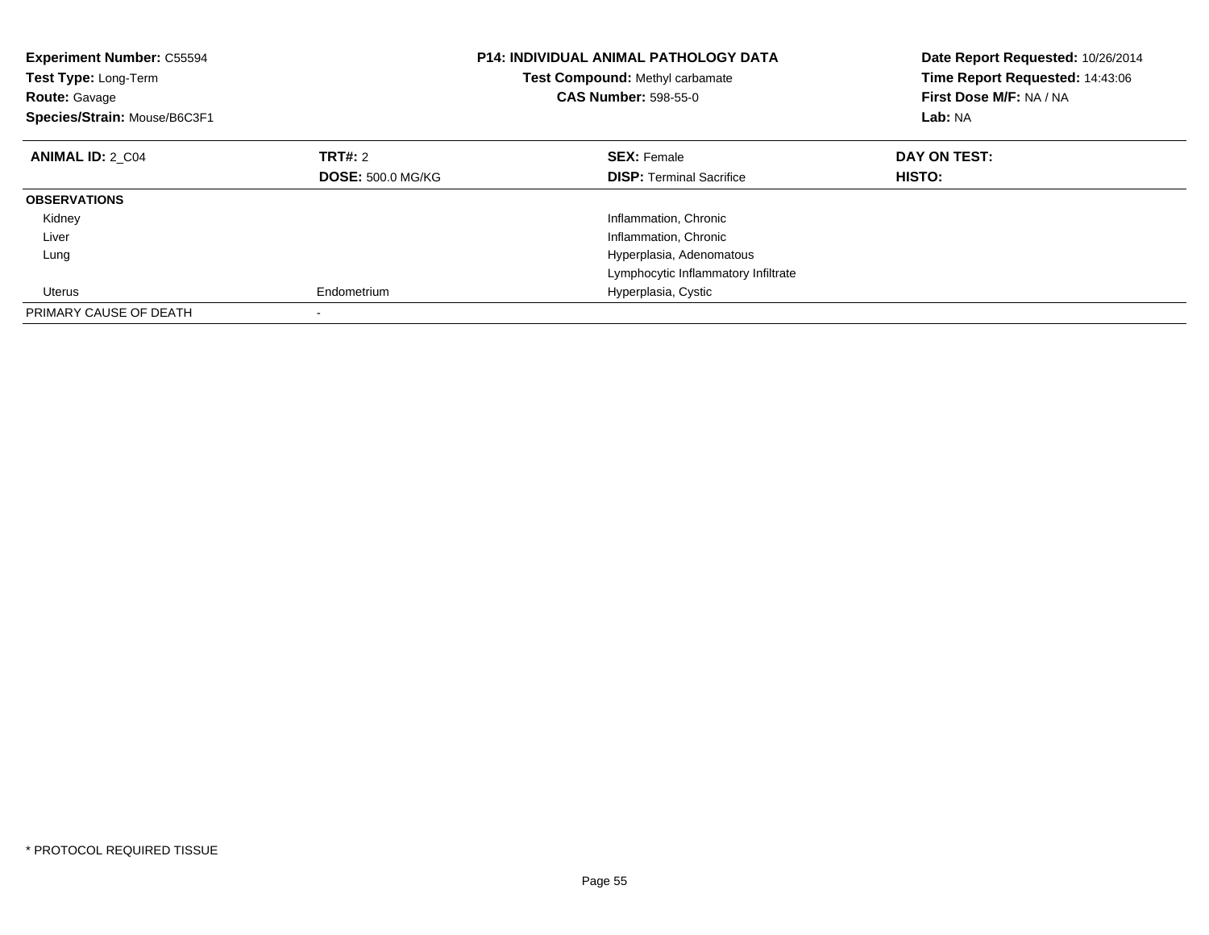**Experiment Number:** C55594
**Test Type:** Long-Term
**Route:** Gavage
**Species/Strain:** Mouse/B6C3F1

**P14: INDIVIDUAL ANIMAL PATHOLOGY DATA**
**Test Compound:** Methyl carbamate
**CAS Number:** 598-55-0

**Date Report Requested:** 10/26/2014
**Time Report Requested:** 14:43:06
**First Dose M/F:** NA / NA
**Lab:** NA

| **ANIMAL ID:** 2_C04 | **TRT#:** 2 | **SEX:** Female | **DAY ON TEST:** |
|---|---|---|---|
| | **DOSE:** 500.0 MG/KG | **DISP:** Terminal Sacrifice | **HISTO:** |
| **OBSERVATIONS** | | | |
| Kidney | | Inflammation, Chronic | |
| Liver | | Inflammation, Chronic | |
| Lung | | Hyperplasia, Adenomatous | |
| | | Lymphocytic Inflammatory Infiltrate | |
| Uterus | Endometrium | Hyperplasia, Cystic | |
| PRIMARY CAUSE OF DEATH | - | | |

* PROTOCOL REQUIRED TISSUE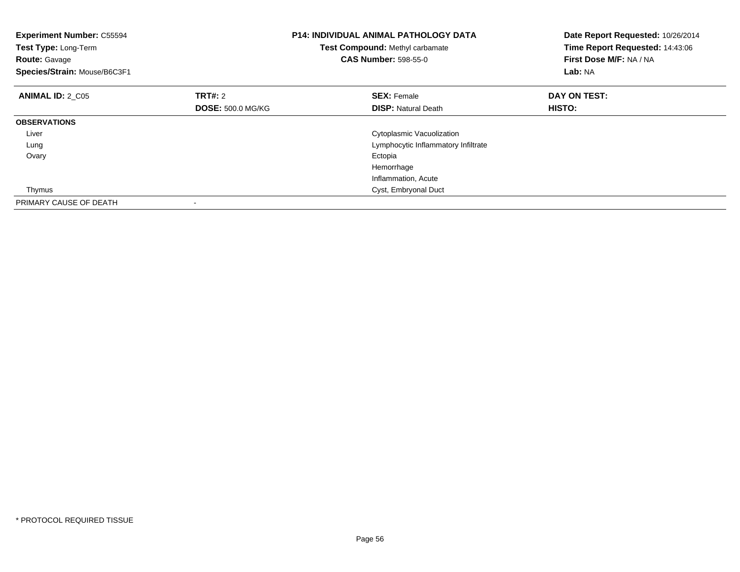**Experiment Number:** C55594
**Test Type:** Long-Term
**Route:** Gavage
**Species/Strain:** Mouse/B6C3F1

**P14: INDIVIDUAL ANIMAL PATHOLOGY DATA**
**Test Compound:** Methyl carbamate
**CAS Number:** 598-55-0

**Date Report Requested:** 10/26/2014
**Time Report Requested:** 14:43:06
**First Dose M/F:** NA / NA
**Lab:** NA

| **ANIMAL ID:** 2_C05 | **TRT#:** 2 | **SEX:** Female | **DAY ON TEST:** |
|---|---|---|---|
| | **DOSE:** 500.0 MG/KG | **DISP:** Natural Death | **HISTO:** |
| **OBSERVATIONS** | | | |
| Liver | | Cytoplasmic Vacuolization | |
| Lung | | Lymphocytic Inflammatory Infiltrate | |
| Ovary | | Ectopia | |
| | | Hemorrhage | |
| | | Inflammation, Acute | |
| Thymus | | Cyst, Embryonal Duct | |
| PRIMARY CAUSE OF DEATH | - | | |

\* PROTOCOL REQUIRED TISSUE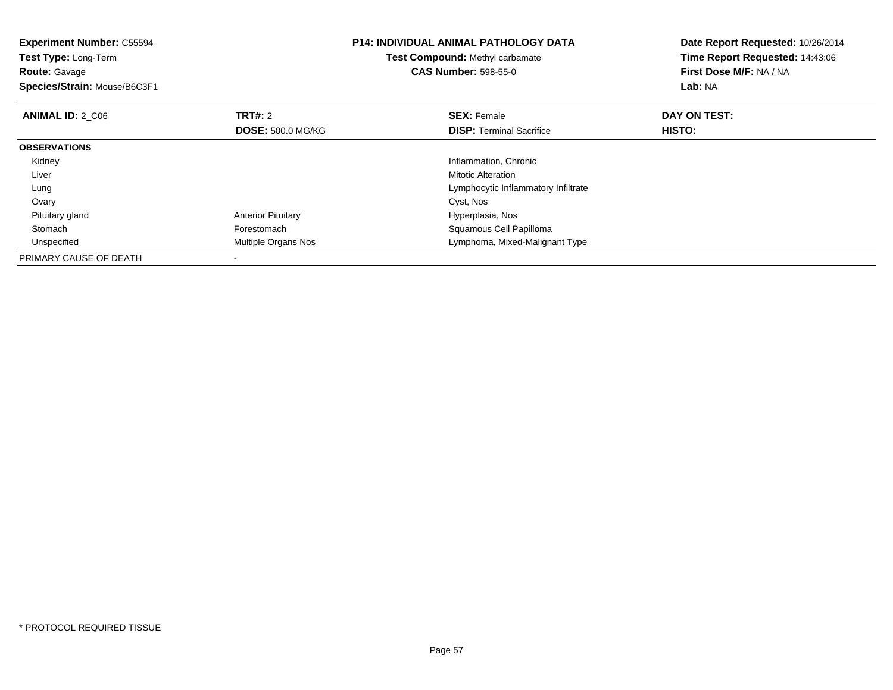**Experiment Number:** C55594
**Test Type:** Long-Term
**Route:** Gavage
**Species/Strain:** Mouse/B6C3F1

**P14: INDIVIDUAL ANIMAL PATHOLOGY DATA**
**Test Compound:** Methyl carbamate
**CAS Number:** 598-55-0

**Date Report Requested:** 10/26/2014
**Time Report Requested:** 14:43:06
**First Dose M/F:** NA / NA
**Lab:** NA

| **ANIMAL ID:** 2_C06 | **TRT#:** 2 | **SEX:** Female | **DAY ON TEST:** |
|---|---|---|---|
| | **DOSE:** 500.0 MG/KG | **DISP:** Terminal Sacrifice | **HISTO:** |
| **OBSERVATIONS** | | | |
| Kidney | | Inflammation, Chronic | |
| Liver | | Mitotic Alteration | |
| Lung | | Lymphocytic Inflammatory Infiltrate | |
| Ovary | | Cyst, Nos | |
| Pituitary gland | Anterior Pituitary | Hyperplasia, Nos | |
| Stomach | Forestomach | Squamous Cell Papilloma | |
| Unspecified | Multiple Organs Nos | Lymphoma, Mixed-Malignant Type | |
| PRIMARY CAUSE OF DEATH | - | | |

* PROTOCOL REQUIRED TISSUE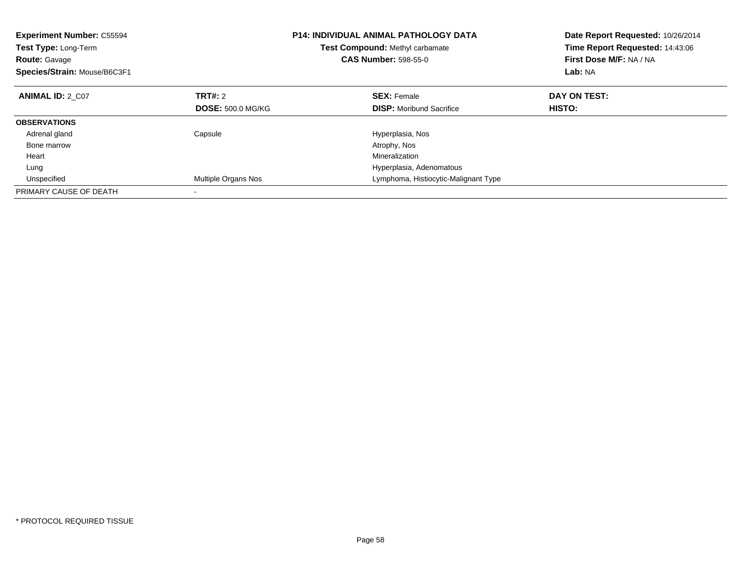**Experiment Number:** C55594
**Test Type:** Long-Term
**Route:** Gavage
**Species/Strain:** Mouse/B6C3F1

**P14: INDIVIDUAL ANIMAL PATHOLOGY DATA**
**Test Compound:** Methyl carbamate
**CAS Number:** 598-55-0

**Date Report Requested:** 10/26/2014
**Time Report Requested:** 14:43:06
**First Dose M/F:** NA / NA
**Lab:** NA

| **ANIMAL ID:** 2_C07 | **TRT#:** 2 | **SEX:** Female | **DAY ON TEST:** |
|---|---|---|---|
| | **DOSE:** 500.0 MG/KG | **DISP:** Moribund Sacrifice | **HISTO:** |
| **OBSERVATIONS** | | | |
| Adrenal gland | Capsule | Hyperplasia, Nos | |
| Bone marrow | | Atrophy, Nos | |
| Heart | | Mineralization | |
| Lung | | Hyperplasia, Adenomatous | |
| Unspecified | Multiple Organs Nos | Lymphoma, Histiocytic-Malignant Type | |
| PRIMARY CAUSE OF DEATH | - | | |

* PROTOCOL REQUIRED TISSUE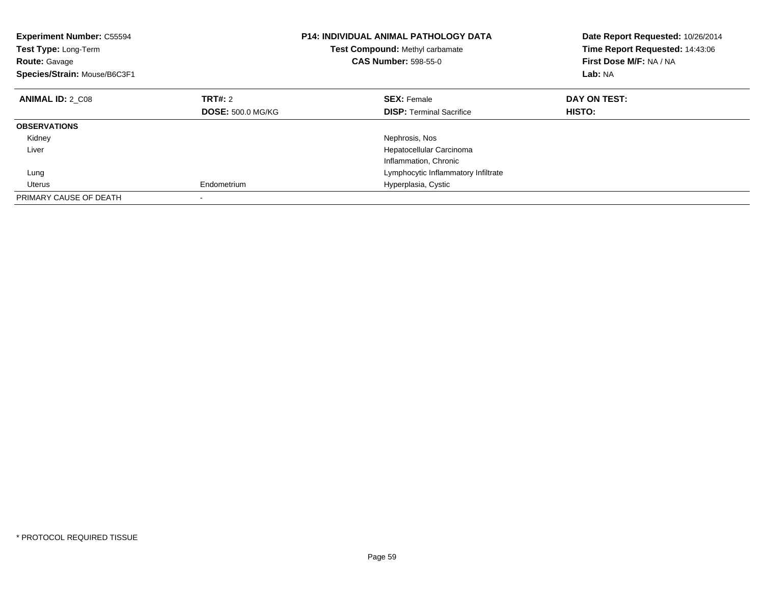**Experiment Number:** C55594
**Test Type:** Long-Term
**Route:** Gavage
**Species/Strain:** Mouse/B6C3F1

**P14: INDIVIDUAL ANIMAL PATHOLOGY DATA**
**Test Compound:** Methyl carbamate
**CAS Number:** 598-55-0

**Date Report Requested:** 10/26/2014
**Time Report Requested:** 14:43:06
**First Dose M/F:** NA / NA
**Lab:** NA

| **ANIMAL ID:** 2_C08 | **TRT#:** 2 | **SEX:** Female | **DAY ON TEST:** |
|---|---|---|---|
| | **DOSE:** 500.0 MG/KG | **DISP:** Terminal Sacrifice | **HISTO:** |
| **OBSERVATIONS** | | | |
| Kidney | | Nephrosis, Nos | |
| Liver | | Hepatocellular Carcinoma | |
| | | Inflammation, Chronic | |
| Lung | | Lymphocytic Inflammatory Infiltrate | |
| Uterus | Endometrium | Hyperplasia, Cystic | |
| PRIMARY CAUSE OF DEATH | - | | |

* PROTOCOL REQUIRED TISSUE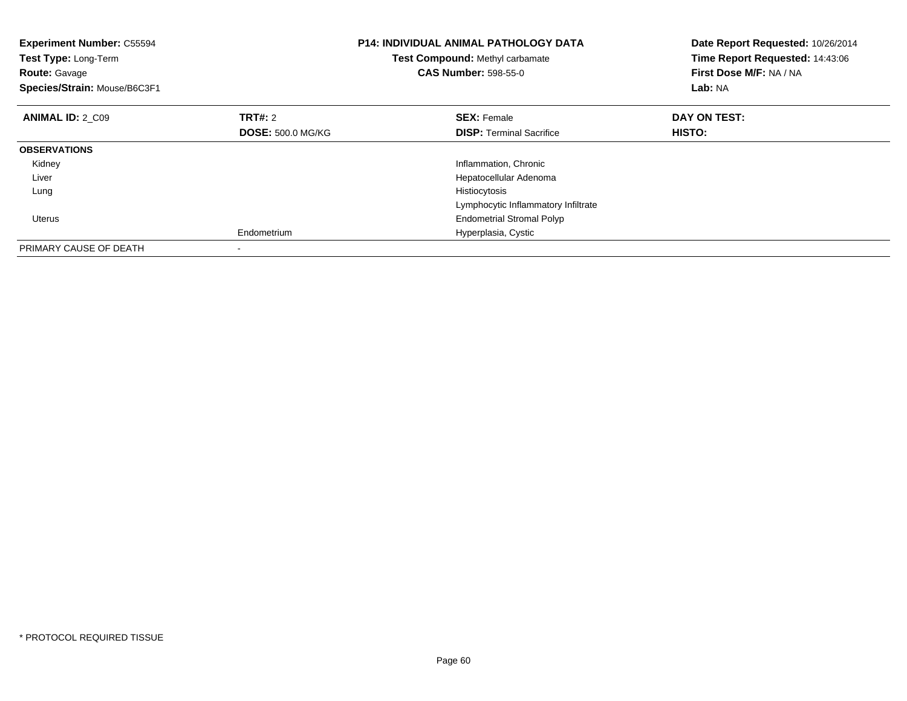**Experiment Number:** C55594
**Test Type:** Long-Term
**Route:** Gavage
**Species/Strain:** Mouse/B6C3F1

**P14: INDIVIDUAL ANIMAL PATHOLOGY DATA**
**Test Compound:** Methyl carbamate
**CAS Number:** 598-55-0

**Date Report Requested:** 10/26/2014
**Time Report Requested:** 14:43:06
**First Dose M/F:** NA / NA
**Lab:** NA

| **ANIMAL ID:** 2_C09 | **TRT#:** 2 | **SEX:** Female | **DAY ON TEST:** |
|---|---|---|---|
| | **DOSE:** 500.0 MG/KG | **DISP:** Terminal Sacrifice | **HISTO:** |
| **OBSERVATIONS** | | | |
| Kidney | | Inflammation, Chronic | |
| Liver | | Hepatocellular Adenoma | |
| Lung | | Histiocytosis | |
| | | Lymphocytic Inflammatory Infiltrate | |
| Uterus | | Endometrial Stromal Polyp | |
| | Endometrium | Hyperplasia, Cystic | |
| PRIMARY CAUSE OF DEATH | - | | |

* PROTOCOL REQUIRED TISSUE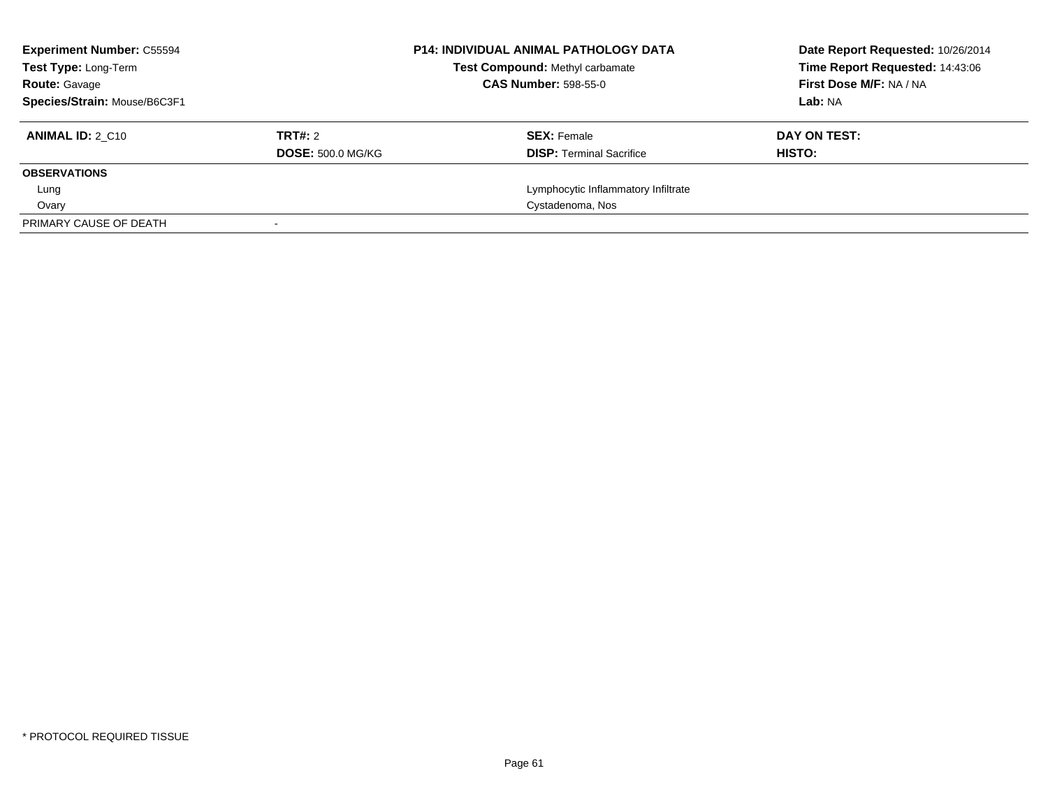**Experiment Number:** C55594
**Test Type:** Long-Term
**Route:** Gavage
**Species/Strain:** Mouse/B6C3F1

**P14: INDIVIDUAL ANIMAL PATHOLOGY DATA**
**Test Compound:** Methyl carbamate
**CAS Number:** 598-55-0

**Date Report Requested:** 10/26/2014
**Time Report Requested:** 14:43:06
**First Dose M/F:** NA / NA
**Lab:** NA

| **ANIMAL ID:** 2_C10 | **TRT#:** 2 | **SEX:** Female | **DAY ON TEST:** |
|---|---|---|---|
| | **DOSE:** 500.0 MG/KG | **DISP:** Terminal Sacrifice | **HISTO:** |
| **OBSERVATIONS** | | | |
| Lung | | Lymphocytic Inflammatory Infiltrate | |
| Ovary | | Cystadenoma, Nos | |
| PRIMARY CAUSE OF DEATH | - | | |

* PROTOCOL REQUIRED TISSUE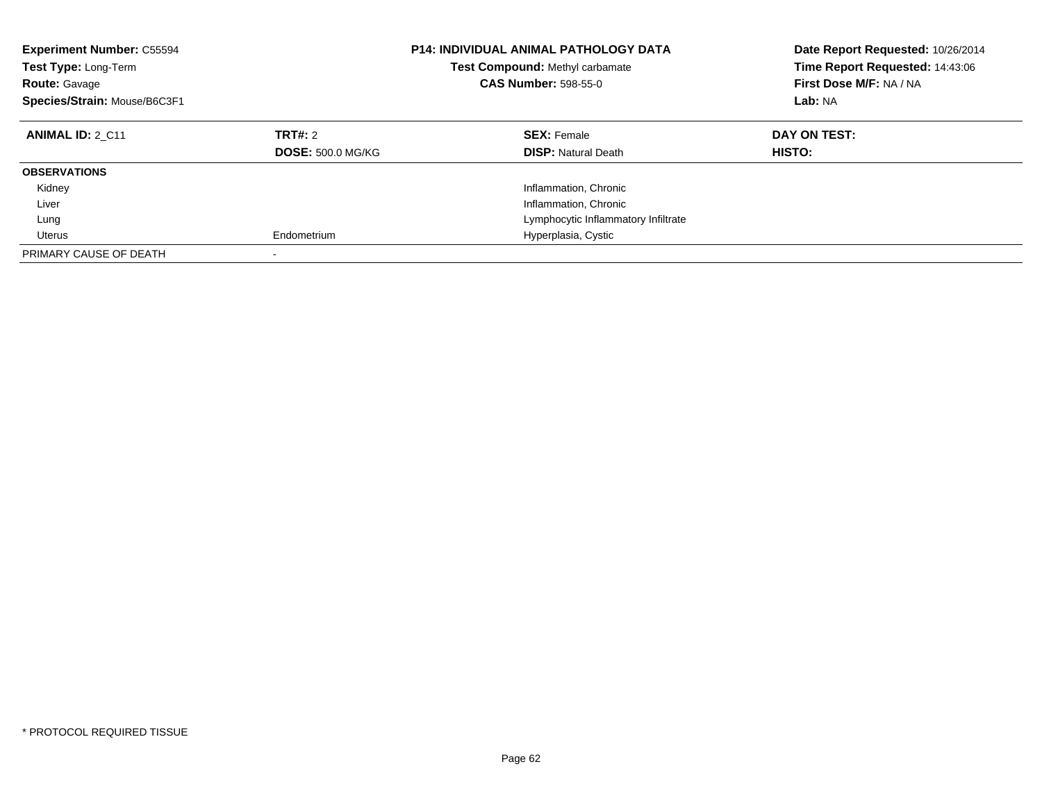**Experiment Number:** C55594
**Test Type:** Long-Term
**Route:** Gavage
**Species/Strain:** Mouse/B6C3F1

**P14: INDIVIDUAL ANIMAL PATHOLOGY DATA**
**Test Compound:** Methyl carbamate
**CAS Number:** 598-55-0

**Date Report Requested:** 10/26/2014
**Time Report Requested:** 14:43:06
**First Dose M/F:** NA / NA
**Lab:** NA

| **ANIMAL ID:** 2_C11 | **TRT#:** 2 | **SEX:** Female | **DAY ON TEST:** |
|---|---|---|---|
| | **DOSE:** 500.0 MG/KG | **DISP:** Natural Death | **HISTO:** |
| **OBSERVATIONS** | | | |
| Kidney | | Inflammation, Chronic | |
| Liver | | Inflammation, Chronic | |
| Lung | | Lymphocytic Inflammatory Infiltrate | |
| Uterus | Endometrium | Hyperplasia, Cystic | |
| PRIMARY CAUSE OF DEATH | - | | |

* PROTOCOL REQUIRED TISSUE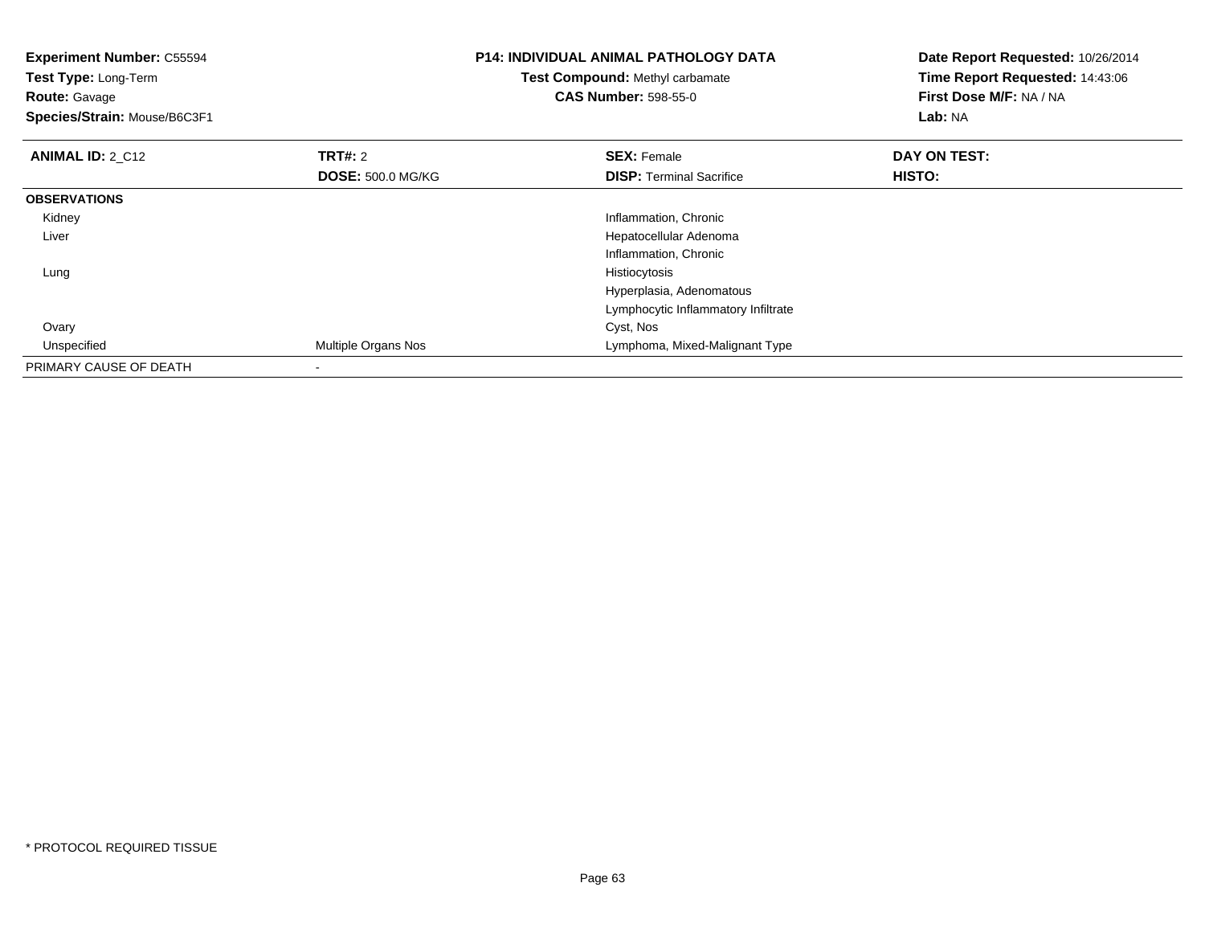**Experiment Number:** C55594
**Test Type:** Long-Term
**Route:** Gavage
**Species/Strain:** Mouse/B6C3F1

**P14: INDIVIDUAL ANIMAL PATHOLOGY DATA**
**Test Compound:** Methyl carbamate
**CAS Number:** 598-55-0

**Date Report Requested:** 10/26/2014
**Time Report Requested:** 14:43:06
**First Dose M/F:** NA / NA
**Lab:** NA

| ANIMAL ID: 2_C12 | TRT#: 2 | SEX: Female | DAY ON TEST: |
|---|---|---|---|
| | DOSE: 500.0 MG/KG | DISP: Terminal Sacrifice | HISTO: |
| **OBSERVATIONS** | | | |
| Kidney | | Inflammation, Chronic | |
| Liver | | Hepatocellular Adenoma | |
| | | Inflammation, Chronic | |
| Lung | | Histiocytosis | |
| | | Hyperplasia, Adenomatous | |
| | | Lymphocytic Inflammatory Infiltrate | |
| Ovary | | Cyst, Nos | |
| Unspecified | Multiple Organs Nos | Lymphoma, Mixed-Malignant Type | |
| PRIMARY CAUSE OF DEATH | - | | |

* PROTOCOL REQUIRED TISSUE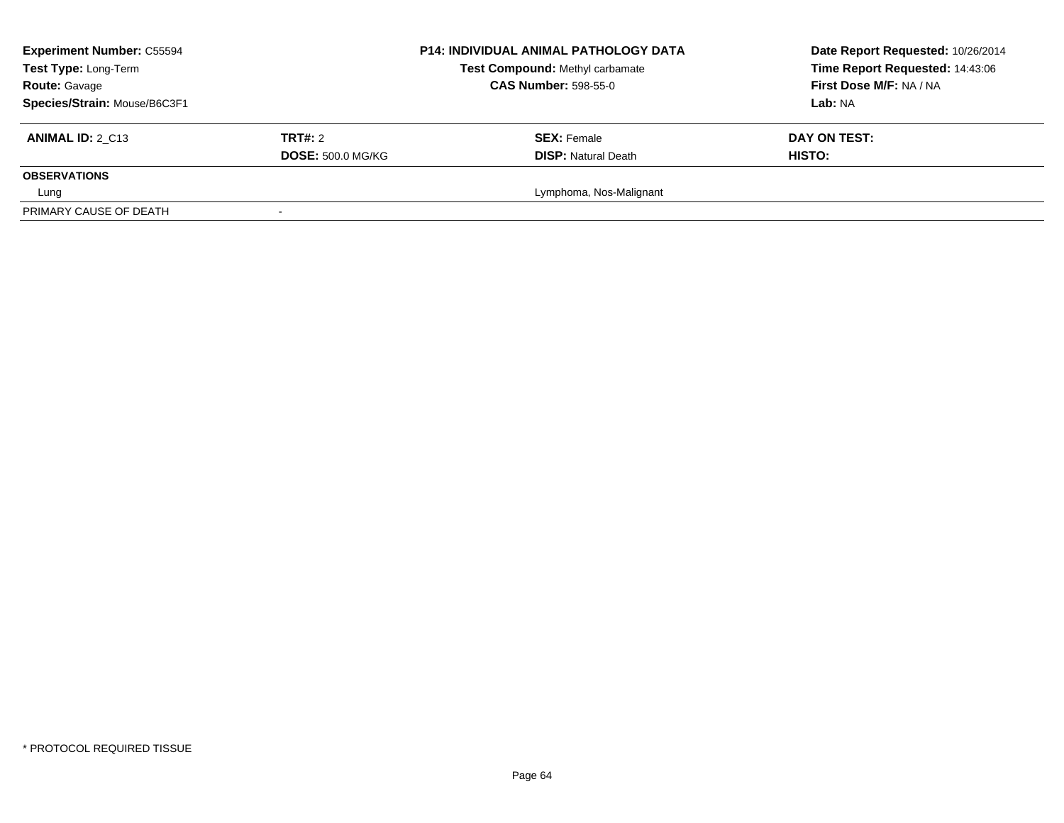| **Experiment Number:** C55594 | **P14: INDIVIDUAL ANIMAL PATHOLOGY DATA** | **Date Report Requested:** 10/26/2014 |
|---|---|---|
| **Test Type:** Long-Term | **Test Compound:** Methyl carbamate | **Time Report Requested:** 14:43:06 |
| **Route:** Gavage | **CAS Number:** 598-55-0 | **First Dose M/F:** NA / NA |
| **Species/Strain:** Mouse/B6C3F1 | | **Lab:** NA |

| **ANIMAL ID:** 2_C13 | **TRT#:** 2 | **SEX:** Female | **DAY ON TEST:** |
|---|---|---|---|
| | **DOSE:** 500.0 MG/KG | **DISP:** Natural Death | **HISTO:** |
| **OBSERVATIONS** | | | |
| Lung | | Lymphoma, Nos-Malignant | |
| PRIMARY CAUSE OF DEATH | - | | |

* PROTOCOL REQUIRED TISSUE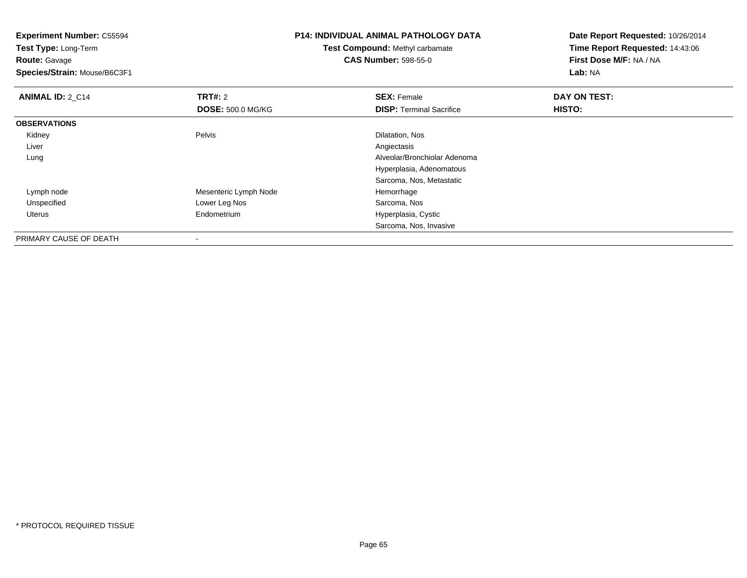**Experiment Number:** C55594
**Test Type:** Long-Term
**Route:** Gavage
**Species/Strain:** Mouse/B6C3F1

**P14: INDIVIDUAL ANIMAL PATHOLOGY DATA**
**Test Compound:** Methyl carbamate
**CAS Number:** 598-55-0

**Date Report Requested:** 10/26/2014
**Time Report Requested:** 14:43:06
**First Dose M/F:** NA / NA
**Lab:** NA

| **ANIMAL ID:** 2_C14 | **TRT#:** 2 | **SEX:** Female | **DAY ON TEST:** |
|---|---|---|---|
| | **DOSE:** 500.0 MG/KG | **DISP:** Terminal Sacrifice | **HISTO:** |
| **OBSERVATIONS** | | | |
| Kidney | Pelvis | Dilatation, Nos | |
| Liver | | Angiectasis | |
| Lung | | Alveolar/Bronchiolar Adenoma | |
| | | Hyperplasia, Adenomatous | |
| | | Sarcoma, Nos, Metastatic | |
| Lymph node | Mesenteric Lymph Node | Hemorrhage | |
| Unspecified | Lower Leg Nos | Sarcoma, Nos | |
| Uterus | Endometrium | Hyperplasia, Cystic | |
| | | Sarcoma, Nos, Invasive | |
| PRIMARY CAUSE OF DEATH | - | | |

* PROTOCOL REQUIRED TISSUE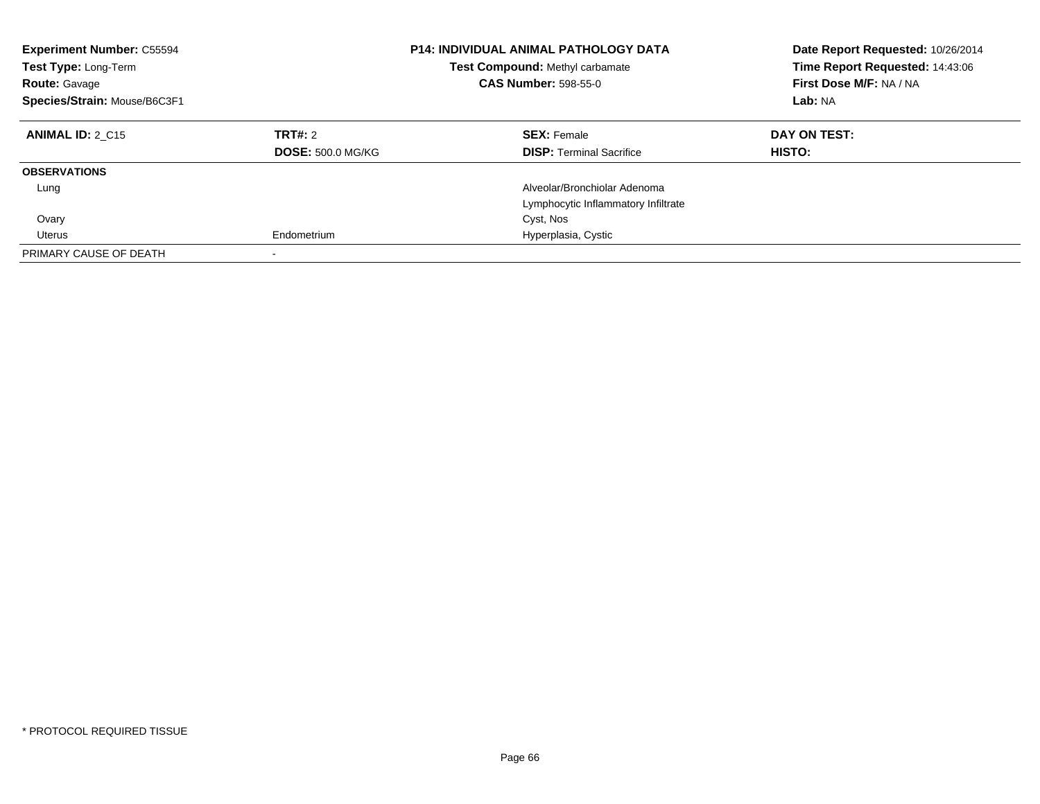| **Experiment Number:** C55594 | **P14: INDIVIDUAL ANIMAL PATHOLOGY DATA** | **Date Report Requested:** 10/26/2014 |
|---|---|---|
| **Test Type:** Long-Term | **Test Compound:** Methyl carbamate | **Time Report Requested:** 14:43:06 |
| **Route:** Gavage | **CAS Number:** 598-55-0 | **First Dose M/F:** NA / NA |
| **Species/Strain:** Mouse/B6C3F1 | | **Lab:** NA |

| **ANIMAL ID:** 2_C15 | **TRT#:** 2 | **SEX:** Female | **DAY ON TEST:** |
|---|---|---|---|
| | **DOSE:** 500.0 MG/KG | **DISP:** Terminal Sacrifice | **HISTO:** |
| **OBSERVATIONS** | | | |
| Lung | | Alveolar/Bronchiolar Adenoma | |
| | | Lymphocytic Inflammatory Infiltrate | |
| Ovary | | Cyst, Nos | |
| Uterus | Endometrium | Hyperplasia, Cystic | |
| PRIMARY CAUSE OF DEATH | - | | |

* PROTOCOL REQUIRED TISSUE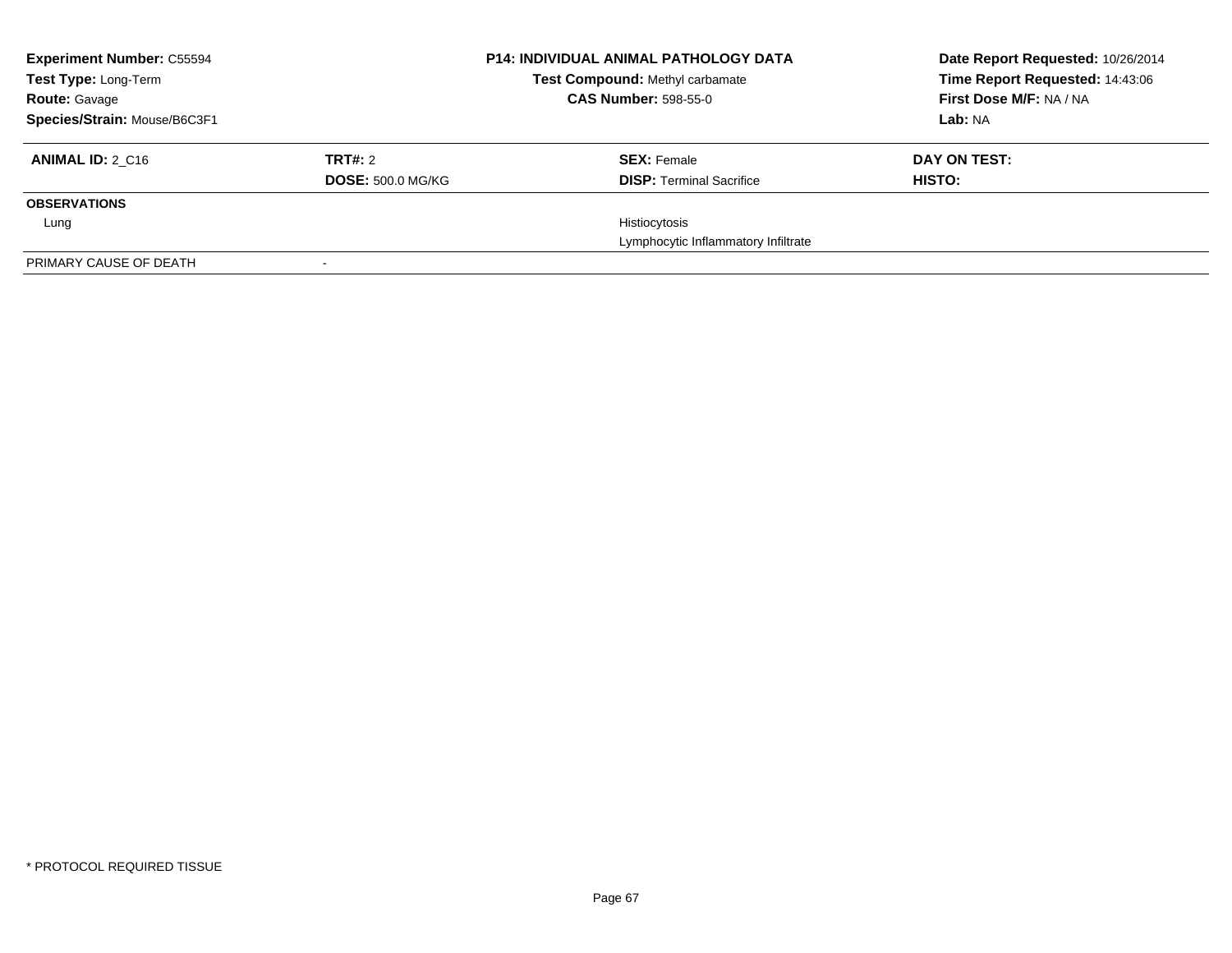**Experiment Number:** C55594
**Test Type:** Long-Term
**Route:** Gavage
**Species/Strain:** Mouse/B6C3F1

**P14: INDIVIDUAL ANIMAL PATHOLOGY DATA**
**Test Compound:** Methyl carbamate
**CAS Number:** 598-55-0

**Date Report Requested:** 10/26/2014
**Time Report Requested:** 14:43:06
**First Dose M/F:** NA / NA
**Lab:** NA

| **ANIMAL ID:** 2_C16 | **TRT#:** 2 | **SEX:** Female | **DAY ON TEST:** |
|---|---|---|---|
| | **DOSE:** 500.0 MG/KG | **DISP:** Terminal Sacrifice | **HISTO:** |
| **OBSERVATIONS** | | | |
| Lung | | Histiocytosis | |
| | | Lymphocytic Inflammatory Infiltrate | |
| PRIMARY CAUSE OF DEATH | - | | |

* PROTOCOL REQUIRED TISSUE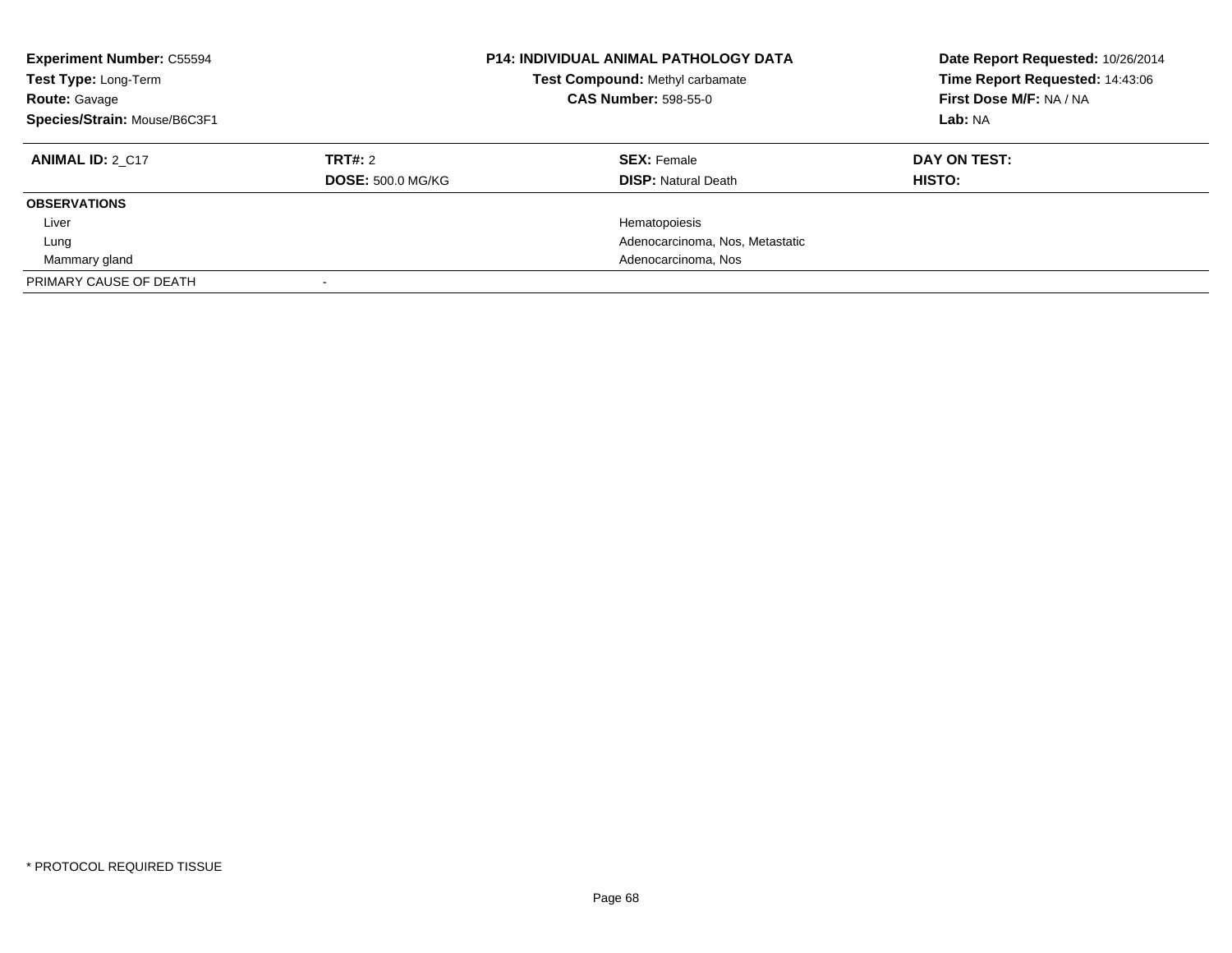**Experiment Number:** C55594
**Test Type:** Long-Term
**Route:** Gavage
**Species/Strain:** Mouse/B6C3F1

**P14: INDIVIDUAL ANIMAL PATHOLOGY DATA**
**Test Compound:** Methyl carbamate
**CAS Number:** 598-55-0

**Date Report Requested:** 10/26/2014
**Time Report Requested:** 14:43:06
**First Dose M/F:** NA / NA
**Lab:** NA

| **ANIMAL ID:** 2_C17 | **TRT#:** 2 | **SEX:** Female | **DAY ON TEST:** |
|---|---|---|---|
| | **DOSE:** 500.0 MG/KG | **DISP:** Natural Death | **HISTO:** |
| **OBSERVATIONS** | | | |
| Liver | | Hematopoiesis | |
| Lung | | Adenocarcinoma, Nos, Metastatic | |
| Mammary gland | | Adenocarcinoma, Nos | |
| PRIMARY CAUSE OF DEATH | - | | |

\* PROTOCOL REQUIRED TISSUE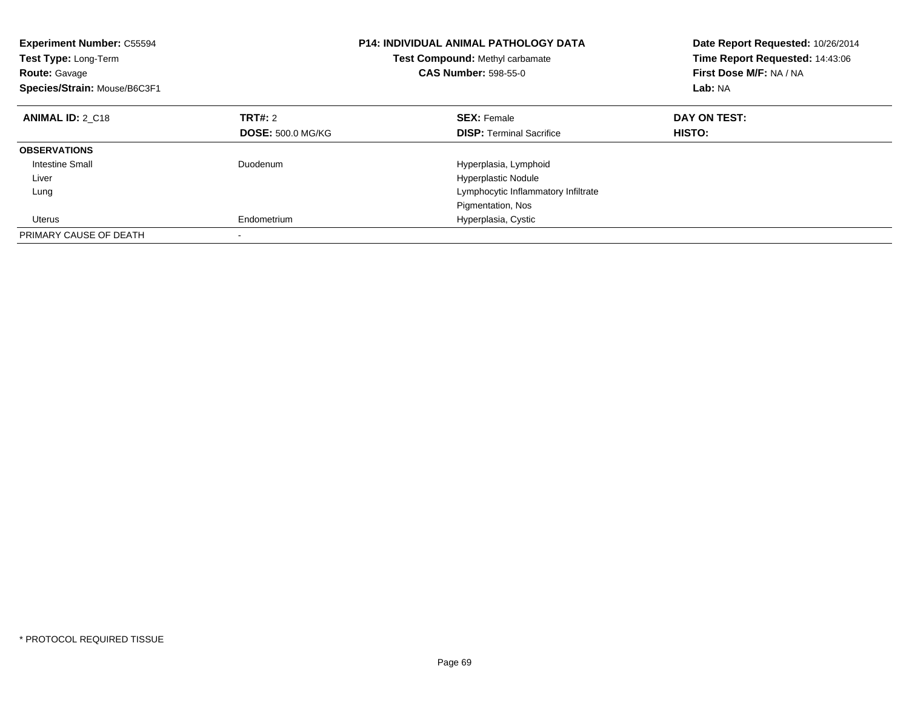| **Experiment Number:** C55594 | **P14: INDIVIDUAL ANIMAL PATHOLOGY DATA** | **Date Report Requested:** 10/26/2014 |
|---|---|---|
| **Test Type:** Long-Term | **Test Compound:** Methyl carbamate | **Time Report Requested:** 14:43:06 |
| **Route:** Gavage | **CAS Number:** 598-55-0 | **First Dose M/F:** NA / NA |
| **Species/Strain:** Mouse/B6C3F1 | | **Lab:** NA |

| **ANIMAL ID:** 2_C18 | **TRT#:** 2 | **SEX:** Female | **DAY ON TEST:** |
|---|---|---|---|
| | **DOSE:** 500.0 MG/KG | **DISP:** Terminal Sacrifice | **HISTO:** |
| **OBSERVATIONS** | | | |
| Intestine Small | Duodenum | Hyperplasia, Lymphoid | |
| Liver | | Hyperplastic Nodule | |
| Lung | | Lymphocytic Inflammatory Infiltrate | |
| | | Pigmentation, Nos | |
| Uterus | Endometrium | Hyperplasia, Cystic | |
| PRIMARY CAUSE OF DEATH | - | | |

* PROTOCOL REQUIRED TISSUE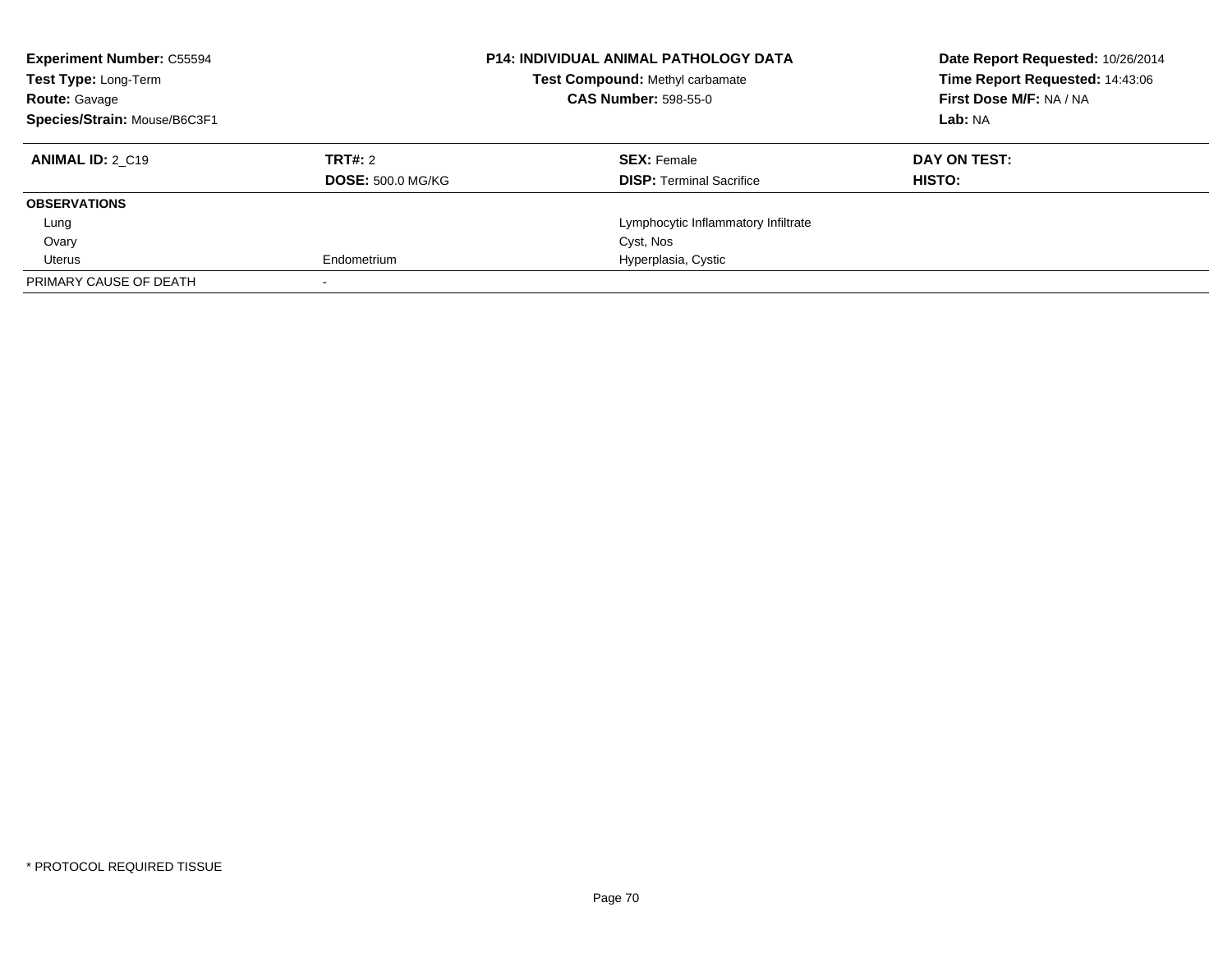**Experiment Number:** C55594
**Test Type:** Long-Term
**Route:** Gavage
**Species/Strain:** Mouse/B6C3F1

**P14: INDIVIDUAL ANIMAL PATHOLOGY DATA**
**Test Compound:** Methyl carbamate
**CAS Number:** 598-55-0

**Date Report Requested:** 10/26/2014
**Time Report Requested:** 14:43:06
**First Dose M/F:** NA / NA
**Lab:** NA

| **ANIMAL ID:** 2_C19 | **TRT#:** 2 | **SEX:** Female | **DAY ON TEST:** |
|---|---|---|---|
| | **DOSE:** 500.0 MG/KG | **DISP:** Terminal Sacrifice | **HISTO:** |
| **OBSERVATIONS** | | | |
| Lung | | Lymphocytic Inflammatory Infiltrate | |
| Ovary | | Cyst, Nos | |
| Uterus | Endometrium | Hyperplasia, Cystic | |
| PRIMARY CAUSE OF DEATH | - | | |

* PROTOCOL REQUIRED TISSUE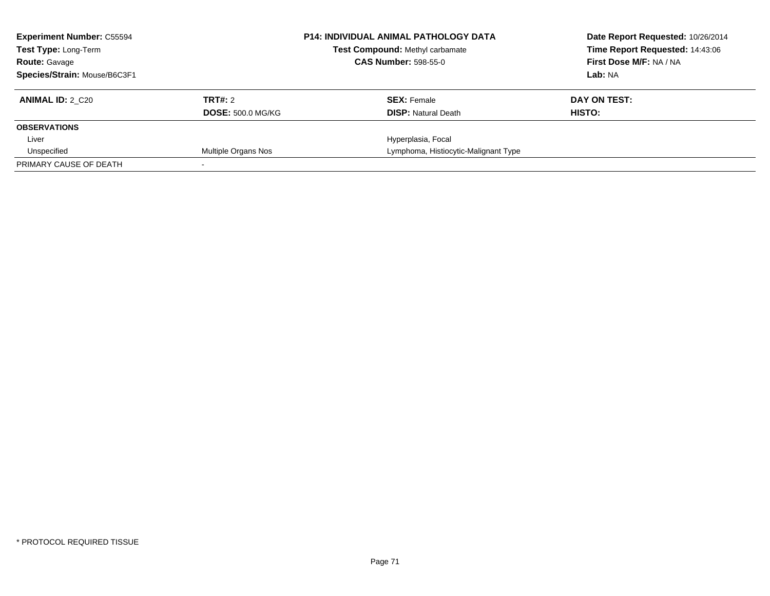**Experiment Number:** C55594
**Test Type:** Long-Term
**Route:** Gavage
**Species/Strain:** Mouse/B6C3F1

**P14: INDIVIDUAL ANIMAL PATHOLOGY DATA**
**Test Compound:** Methyl carbamate
**CAS Number:** 598-55-0

**Date Report Requested:** 10/26/2014
**Time Report Requested:** 14:43:06
**First Dose M/F:** NA / NA
**Lab:** NA

| **ANIMAL ID:** 2_C20 | **TRT#:** 2 | **SEX:** Female | **DAY ON TEST:** |
|---|---|---|---|
| | **DOSE:** 500.0 MG/KG | **DISP:** Natural Death | **HISTO:** |
| **OBSERVATIONS** | | | |
| Liver | | Hyperplasia, Focal | |
| Unspecified | Multiple Organs Nos | Lymphoma, Histiocytic-Malignant Type | |
| PRIMARY CAUSE OF DEATH | - | | |

\* PROTOCOL REQUIRED TISSUE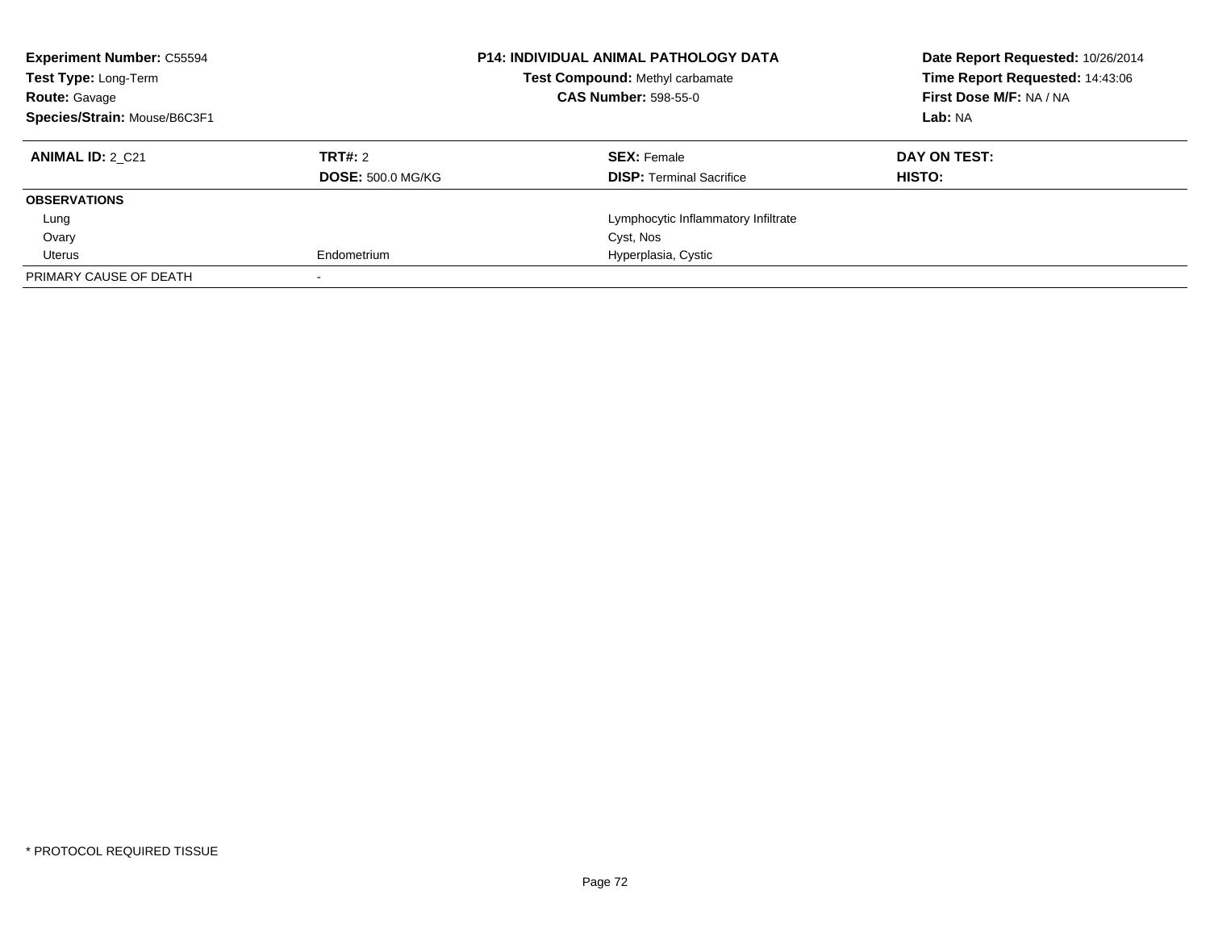**Experiment Number:** C55594
**Test Type:** Long-Term
**Route:** Gavage
**Species/Strain:** Mouse/B6C3F1

**P14: INDIVIDUAL ANIMAL PATHOLOGY DATA**
**Test Compound:** Methyl carbamate
**CAS Number:** 598-55-0

**Date Report Requested:** 10/26/2014
**Time Report Requested:** 14:43:06
**First Dose M/F:** NA / NA
**Lab:** NA

| **ANIMAL ID:** 2_C21 | **TRT#:** 2 | **SEX:** Female | **DAY ON TEST:** |
|---|---|---|---|
| | **DOSE:** 500.0 MG/KG | **DISP:** Terminal Sacrifice | **HISTO:** |
| **OBSERVATIONS** | | | |
| Lung | | Lymphocytic Inflammatory Infiltrate | |
| Ovary | | Cyst, Nos | |
| Uterus | Endometrium | Hyperplasia, Cystic | |
| PRIMARY CAUSE OF DEATH | - | | |

* PROTOCOL REQUIRED TISSUE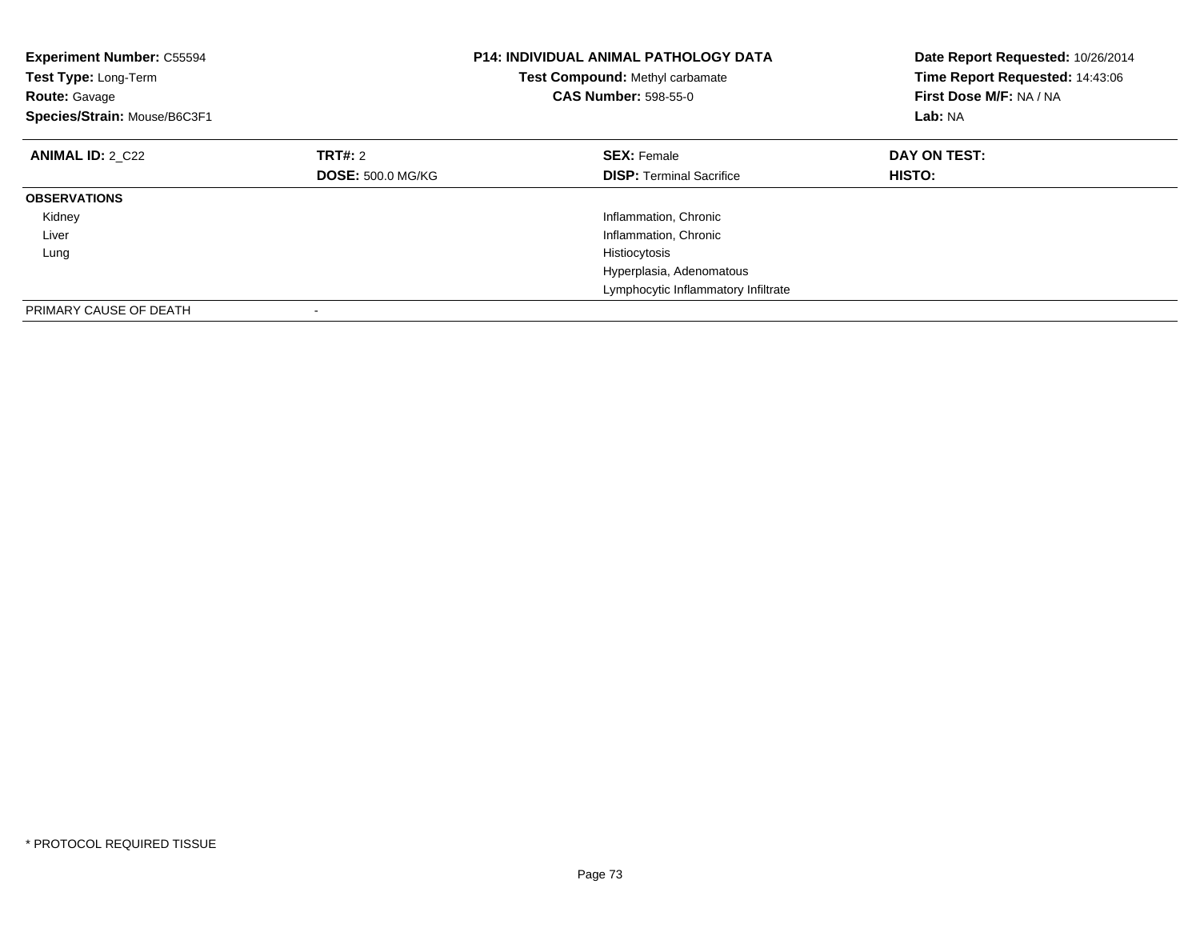**Experiment Number:** C55594
**Test Type:** Long-Term
**Route:** Gavage
**Species/Strain:** Mouse/B6C3F1

**P14: INDIVIDUAL ANIMAL PATHOLOGY DATA**
**Test Compound:** Methyl carbamate
**CAS Number:** 598-55-0

**Date Report Requested:** 10/26/2014
**Time Report Requested:** 14:43:06
**First Dose M/F:** NA / NA
**Lab:** NA

| **ANIMAL ID:** 2_C22 | **TRT#:** 2 | **SEX:** Female | **DAY ON TEST:** |
|---|---|---|---|
| | **DOSE:** 500.0 MG/KG | **DISP:** Terminal Sacrifice | **HISTO:** |
| **OBSERVATIONS** | | | |
| Kidney | | Inflammation, Chronic | |
| Liver | | Inflammation, Chronic | |
| Lung | | Histiocytosis | |
| | | Hyperplasia, Adenomatous | |
| | | Lymphocytic Inflammatory Infiltrate | |
| PRIMARY CAUSE OF DEATH | - | | |

* PROTOCOL REQUIRED TISSUE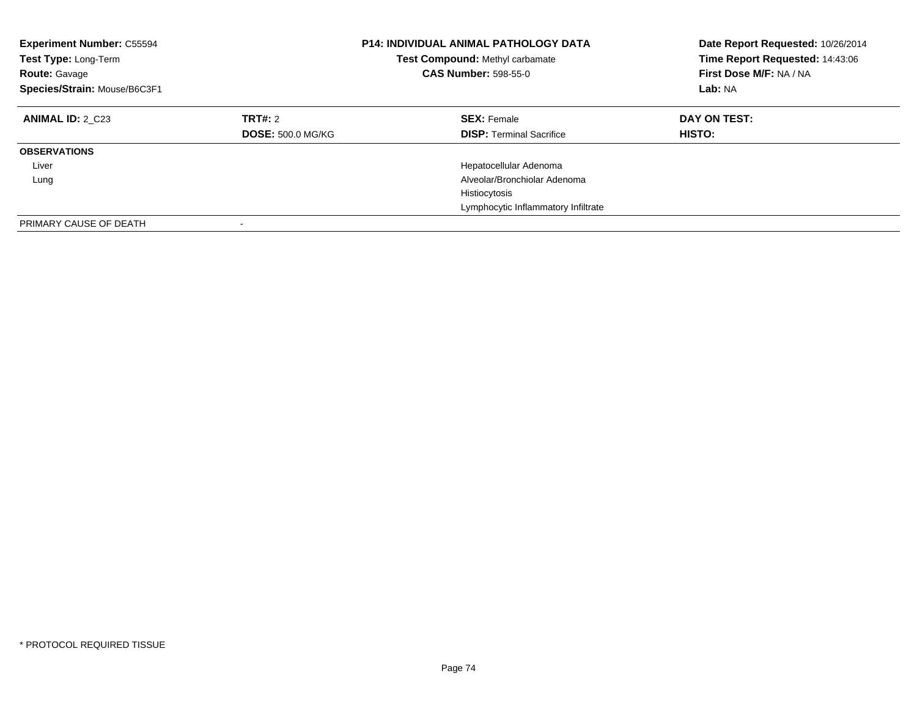**Experiment Number:** C55594
**Test Type:** Long-Term
**Route:** Gavage
**Species/Strain:** Mouse/B6C3F1

**P14: INDIVIDUAL ANIMAL PATHOLOGY DATA**
**Test Compound:** Methyl carbamate
**CAS Number:** 598-55-0

**Date Report Requested:** 10/26/2014
**Time Report Requested:** 14:43:06
**First Dose M/F:** NA / NA
**Lab:** NA

| **ANIMAL ID:** 2_C23 | **TRT#:** 2 | **SEX:** Female | **DAY ON TEST:** |
|---|---|---|---|
| | **DOSE:** 500.0 MG/KG | **DISP:** Terminal Sacrifice | **HISTO:** |
| **OBSERVATIONS** | | | |
| Liver | | Hepatocellular Adenoma | |
| Lung | | Alveolar/Bronchiolar Adenoma | |
| | | Histiocytosis | |
| | | Lymphocytic Inflammatory Infiltrate | |
| PRIMARY CAUSE OF DEATH | - | | |

\* PROTOCOL REQUIRED TISSUE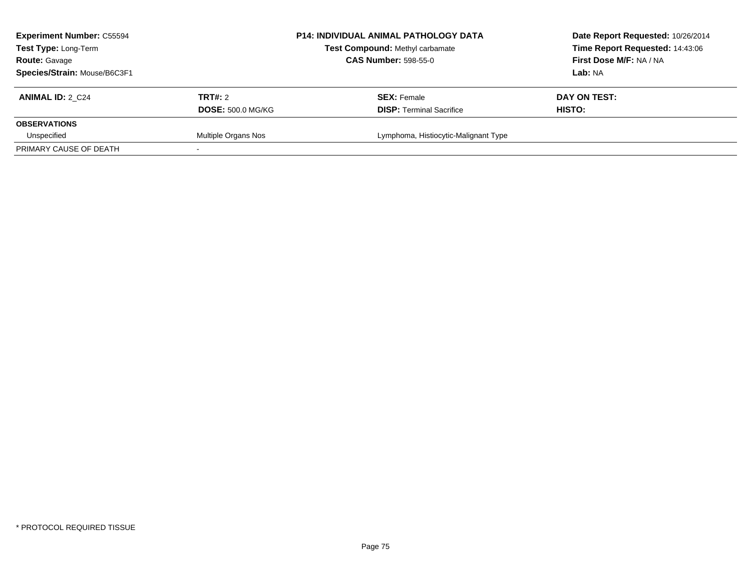| **Experiment Number:** C55594 | **P14: INDIVIDUAL ANIMAL PATHOLOGY DATA** | **Date Report Requested:** 10/26/2014 |
|---|---|---|
| **Test Type:** Long-Term | **Test Compound:** Methyl carbamate | **Time Report Requested:** 14:43:06 |
| **Route:** Gavage | **CAS Number:** 598-55-0 | **First Dose M/F:** NA / NA |
| **Species/Strain:** Mouse/B6C3F1 | | **Lab:** NA |

| **ANIMAL ID:** 2_C24 | **TRT#:** 2 | **SEX:** Female | **DAY ON TEST:** |
|---|---|---|---|
| | **DOSE:** 500.0 MG/KG | **DISP:** Terminal Sacrifice | **HISTO:** |
| **OBSERVATIONS** | | | |
| Unspecified | Multiple Organs Nos | Lymphoma, Histiocytic-Malignant Type | |
| PRIMARY CAUSE OF DEATH | - | | |

* PROTOCOL REQUIRED TISSUE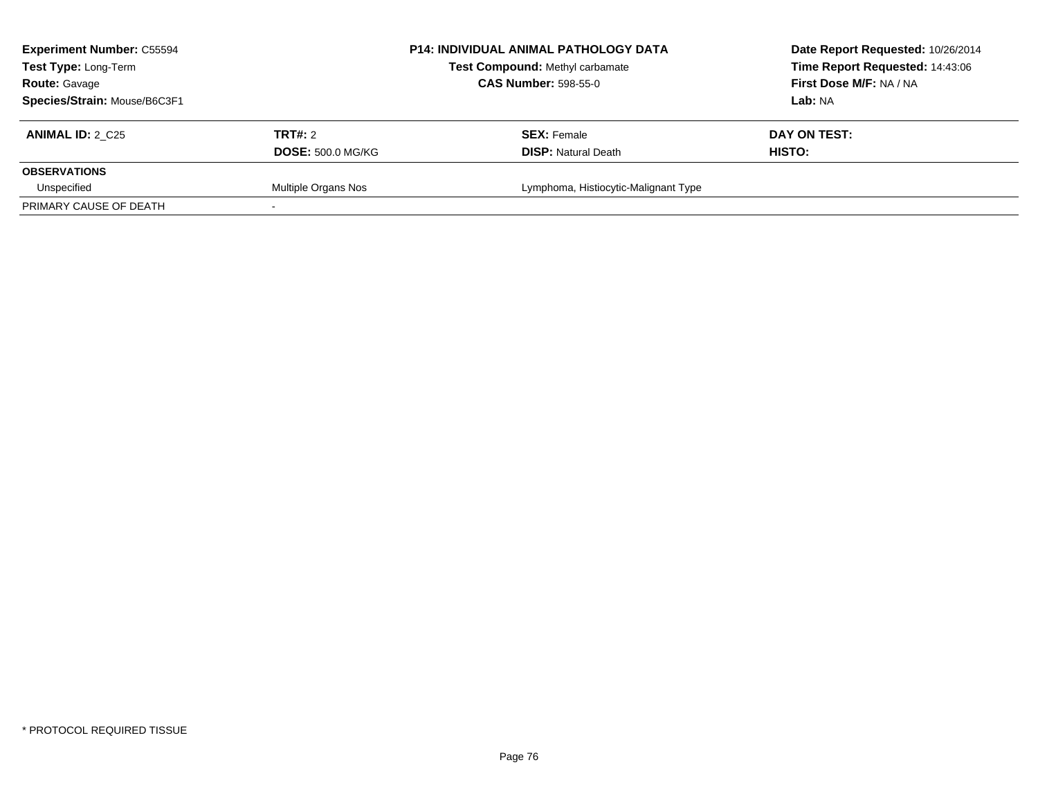**Experiment Number:** C55594
**Test Type:** Long-Term
**Route:** Gavage
**Species/Strain:** Mouse/B6C3F1

**P14: INDIVIDUAL ANIMAL PATHOLOGY DATA**
**Test Compound:** Methyl carbamate
**CAS Number:** 598-55-0

**Date Report Requested:** 10/26/2014
**Time Report Requested:** 14:43:06
**First Dose M/F:** NA / NA
**Lab:** NA

| **ANIMAL ID:** 2_C25 | **TRT#:** 2 | **SEX:** Female | **DAY ON TEST:** |
|---|---|---|---|
| | **DOSE:** 500.0 MG/KG | **DISP:** Natural Death | **HISTO:** |
| **OBSERVATIONS** | | | |
| Unspecified | Multiple Organs Nos | Lymphoma, Histiocytic-Malignant Type | |
| PRIMARY CAUSE OF DEATH | - | | |

* PROTOCOL REQUIRED TISSUE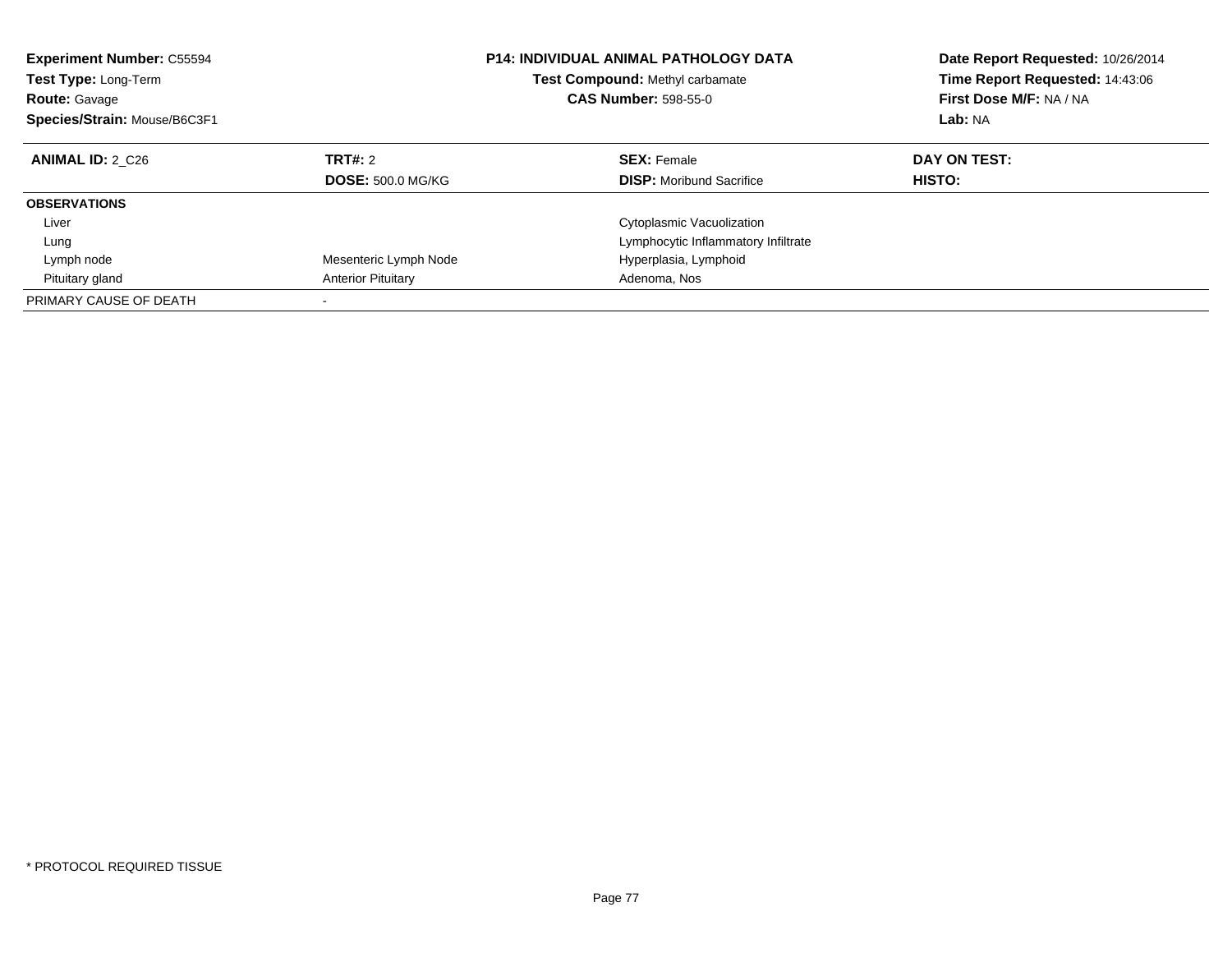**Experiment Number:** C55594
**Test Type:** Long-Term
**Route:** Gavage
**Species/Strain:** Mouse/B6C3F1

**P14: INDIVIDUAL ANIMAL PATHOLOGY DATA**
**Test Compound:** Methyl carbamate
**CAS Number:** 598-55-0

**Date Report Requested:** 10/26/2014
**Time Report Requested:** 14:43:06
**First Dose M/F:** NA / NA
**Lab:** NA

| **ANIMAL ID:** 2_C26 | **TRT#:** 2 | **SEX:** Female | **DAY ON TEST:** |
|---|---|---|---|
| | **DOSE:** 500.0 MG/KG | **DISP:** Moribund Sacrifice | **HISTO:** |
| **OBSERVATIONS** | | | |
| Liver | | Cytoplasmic Vacuolization | |
| Lung | | Lymphocytic Inflammatory Infiltrate | |
| Lymph node | Mesenteric Lymph Node | Hyperplasia, Lymphoid | |
| Pituitary gland | Anterior Pituitary | Adenoma, Nos | |
| PRIMARY CAUSE OF DEATH | - | | |

\* PROTOCOL REQUIRED TISSUE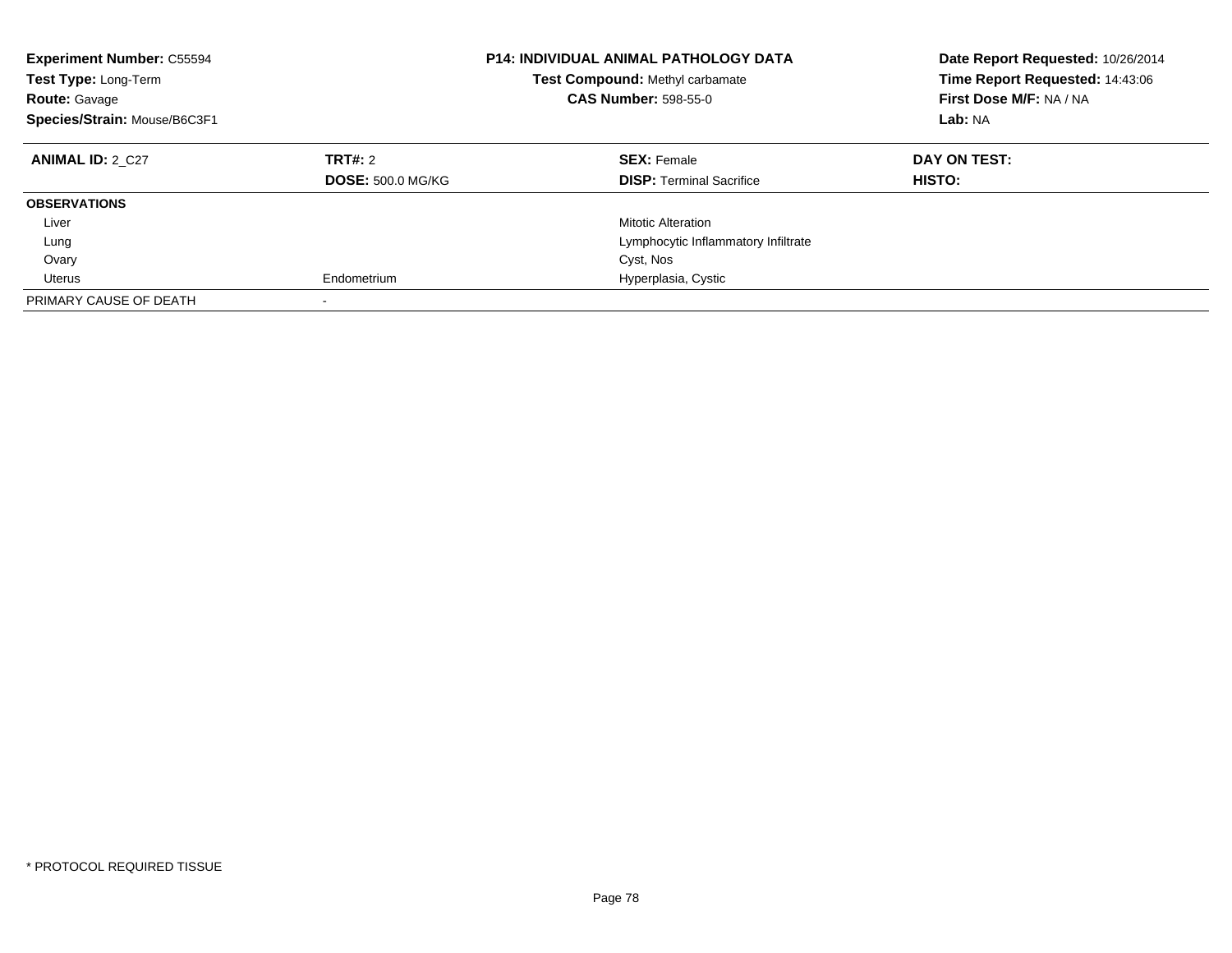**Experiment Number:** C55594
**Test Type:** Long-Term
**Route:** Gavage
**Species/Strain:** Mouse/B6C3F1

**P14: INDIVIDUAL ANIMAL PATHOLOGY DATA**
**Test Compound:** Methyl carbamate
**CAS Number:** 598-55-0

**Date Report Requested:** 10/26/2014
**Time Report Requested:** 14:43:06
**First Dose M/F:** NA / NA
**Lab:** NA

| **ANIMAL ID:** 2_C27 | **TRT#:** 2 | **SEX:** Female | **DAY ON TEST:** |
|---|---|---|---|
| | **DOSE:** 500.0 MG/KG | **DISP:** Terminal Sacrifice | **HISTO:** |
| **OBSERVATIONS** | | | |
| Liver | | Mitotic Alteration | |
| Lung | | Lymphocytic Inflammatory Infiltrate | |
| Ovary | | Cyst, Nos | |
| Uterus | Endometrium | Hyperplasia, Cystic | |
| PRIMARY CAUSE OF DEATH | - | | |

\* PROTOCOL REQUIRED TISSUE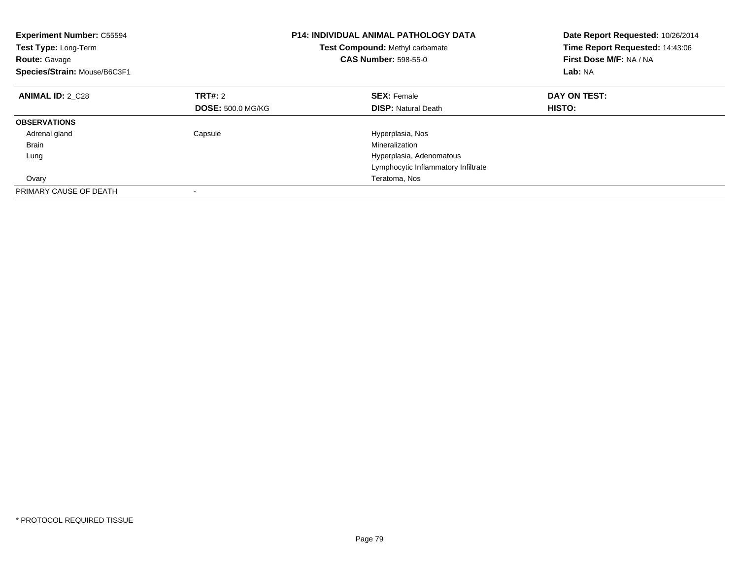**Experiment Number:** C55594
**Test Type:** Long-Term
**Route:** Gavage
**Species/Strain:** Mouse/B6C3F1

**P14: INDIVIDUAL ANIMAL PATHOLOGY DATA**
**Test Compound:** Methyl carbamate
**CAS Number:** 598-55-0

**Date Report Requested:** 10/26/2014
**Time Report Requested:** 14:43:06
**First Dose M/F:** NA / NA
**Lab:** NA

| **ANIMAL ID:** 2_C28 | **TRT#:** 2 | **SEX:** Female | **DAY ON TEST:** |
|---|---|---|---|
| | **DOSE:** 500.0 MG/KG | **DISP:** Natural Death | **HISTO:** |
| **OBSERVATIONS** | | | |
| Adrenal gland | Capsule | Hyperplasia, Nos | |
| Brain | | Mineralization | |
| Lung | | Hyperplasia, Adenomatous | |
| | | Lymphocytic Inflammatory Infiltrate | |
| Ovary | | Teratoma, Nos | |
| PRIMARY CAUSE OF DEATH | - | | |

* PROTOCOL REQUIRED TISSUE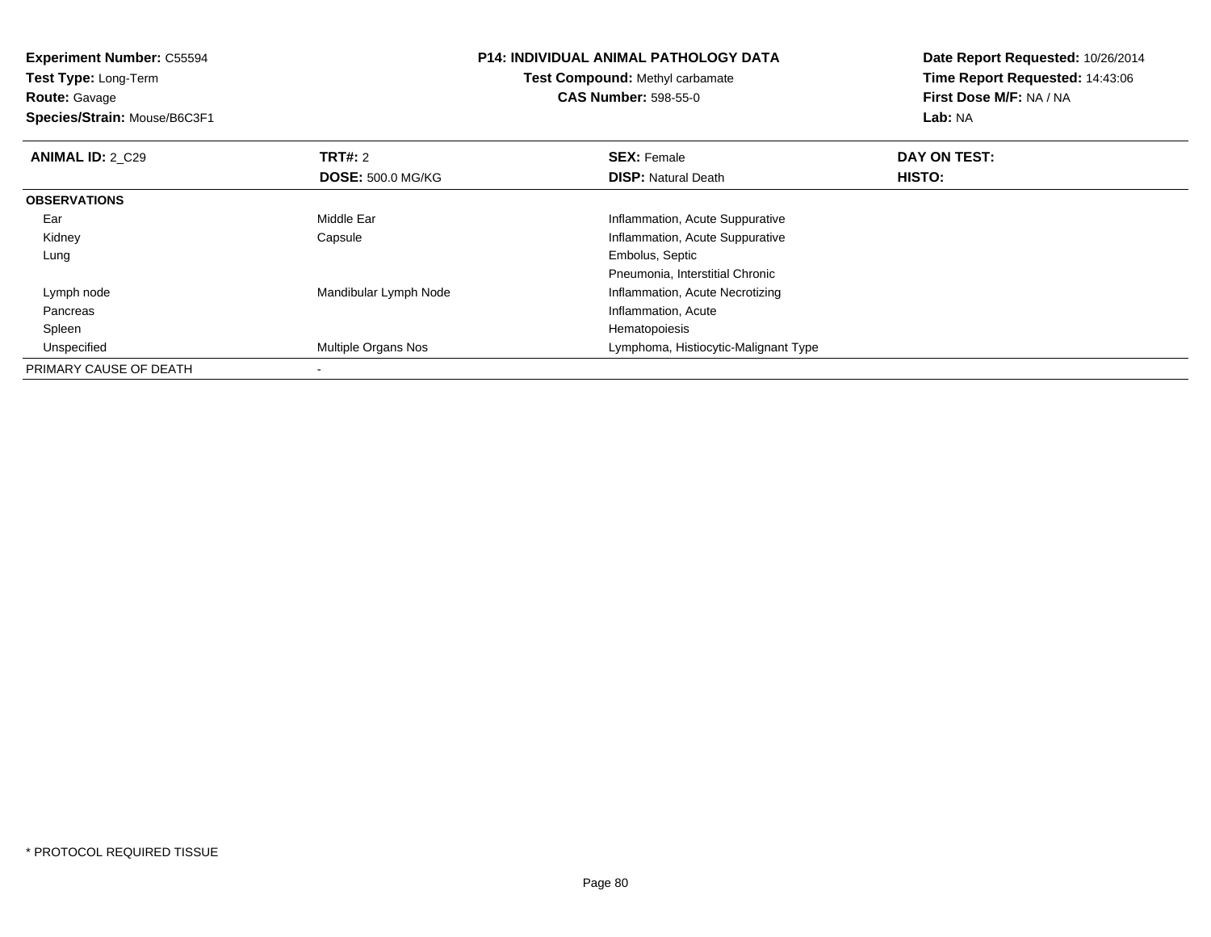**Experiment Number:** C55594
**Test Type:** Long-Term
**Route:** Gavage
**Species/Strain:** Mouse/B6C3F1

**P14: INDIVIDUAL ANIMAL PATHOLOGY DATA**
**Test Compound:** Methyl carbamate
**CAS Number:** 598-55-0

**Date Report Requested:** 10/26/2014
**Time Report Requested:** 14:43:06
**First Dose M/F:** NA / NA
**Lab:** NA

| **ANIMAL ID:** 2_C29 | **TRT#:** 2 | **SEX:** Female | **DAY ON TEST:** |
|---|---|---|---|
| | **DOSE:** 500.0 MG/KG | **DISP:** Natural Death | **HISTO:** |
| **OBSERVATIONS** | | | |
| Ear | Middle Ear | Inflammation, Acute Suppurative | |
| Kidney | Capsule | Inflammation, Acute Suppurative | |
| Lung | | Embolus, Septic | |
| | | Pneumonia, Interstitial Chronic | |
| Lymph node | Mandibular Lymph Node | Inflammation, Acute Necrotizing | |
| Pancreas | | Inflammation, Acute | |
| Spleen | | Hematopoiesis | |
| Unspecified | Multiple Organs Nos | Lymphoma, Histiocytic-Malignant Type | |
| PRIMARY CAUSE OF DEATH | - | | |

* PROTOCOL REQUIRED TISSUE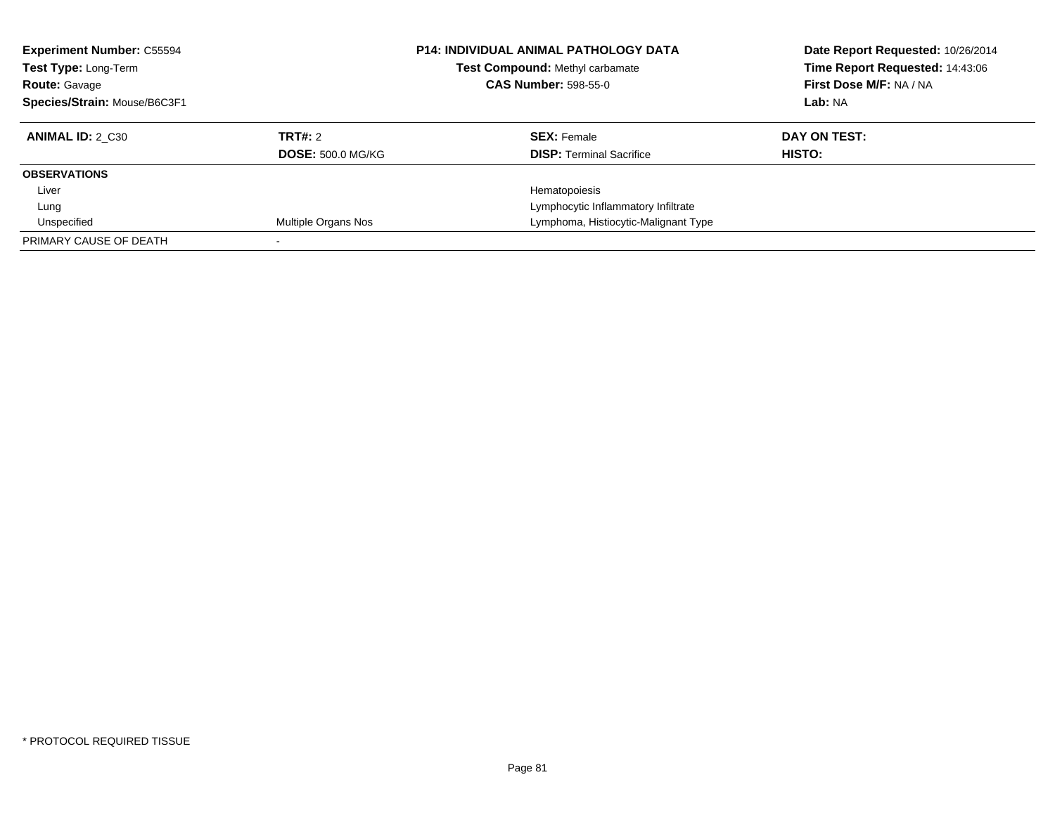**Experiment Number:** C55594
**Test Type:** Long-Term
**Route:** Gavage
**Species/Strain:** Mouse/B6C3F1

**P14: INDIVIDUAL ANIMAL PATHOLOGY DATA**
**Test Compound:** Methyl carbamate
**CAS Number:** 598-55-0

**Date Report Requested:** 10/26/2014
**Time Report Requested:** 14:43:06
**First Dose M/F:** NA / NA
**Lab:** NA

| **ANIMAL ID:** 2_C30 | **TRT#:** 2 | **SEX:** Female | **DAY ON TEST:** |
|---|---|---|---|
| | **DOSE:** 500.0 MG/KG | **DISP:** Terminal Sacrifice | **HISTO:** |
| **OBSERVATIONS** | | | |
| Liver | | Hematopoiesis | |
| Lung | | Lymphocytic Inflammatory Infiltrate | |
| Unspecified | Multiple Organs Nos | Lymphoma, Histiocytic-Malignant Type | |
| PRIMARY CAUSE OF DEATH | - | | |

* PROTOCOL REQUIRED TISSUE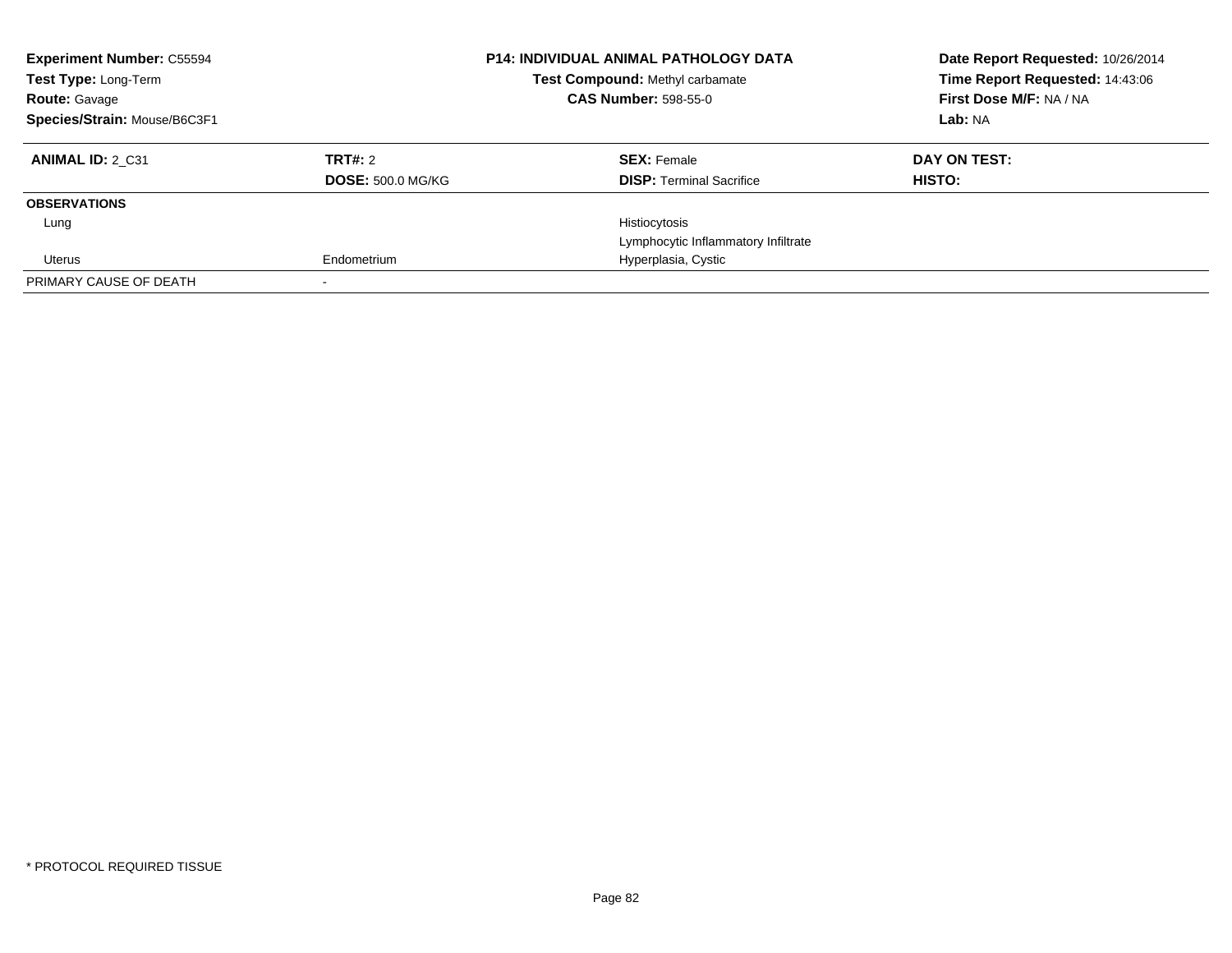**Experiment Number:** C55594
**Test Type:** Long-Term
**Route:** Gavage
**Species/Strain:** Mouse/B6C3F1

**P14: INDIVIDUAL ANIMAL PATHOLOGY DATA**
**Test Compound:** Methyl carbamate
**CAS Number:** 598-55-0

**Date Report Requested:** 10/26/2014
**Time Report Requested:** 14:43:06
**First Dose M/F:** NA / NA
**Lab:** NA

| **ANIMAL ID:** 2_C31 | **TRT#:** 2 | **SEX:** Female | **DAY ON TEST:** |
|---|---|---|---|
| | **DOSE:** 500.0 MG/KG | **DISP:** Terminal Sacrifice | **HISTO:** |
| **OBSERVATIONS** | | | |
| Lung | | Histiocytosis | |
| | | Lymphocytic Inflammatory Infiltrate | |
| Uterus | Endometrium | Hyperplasia, Cystic | |
| PRIMARY CAUSE OF DEATH | - | | |

\* PROTOCOL REQUIRED TISSUE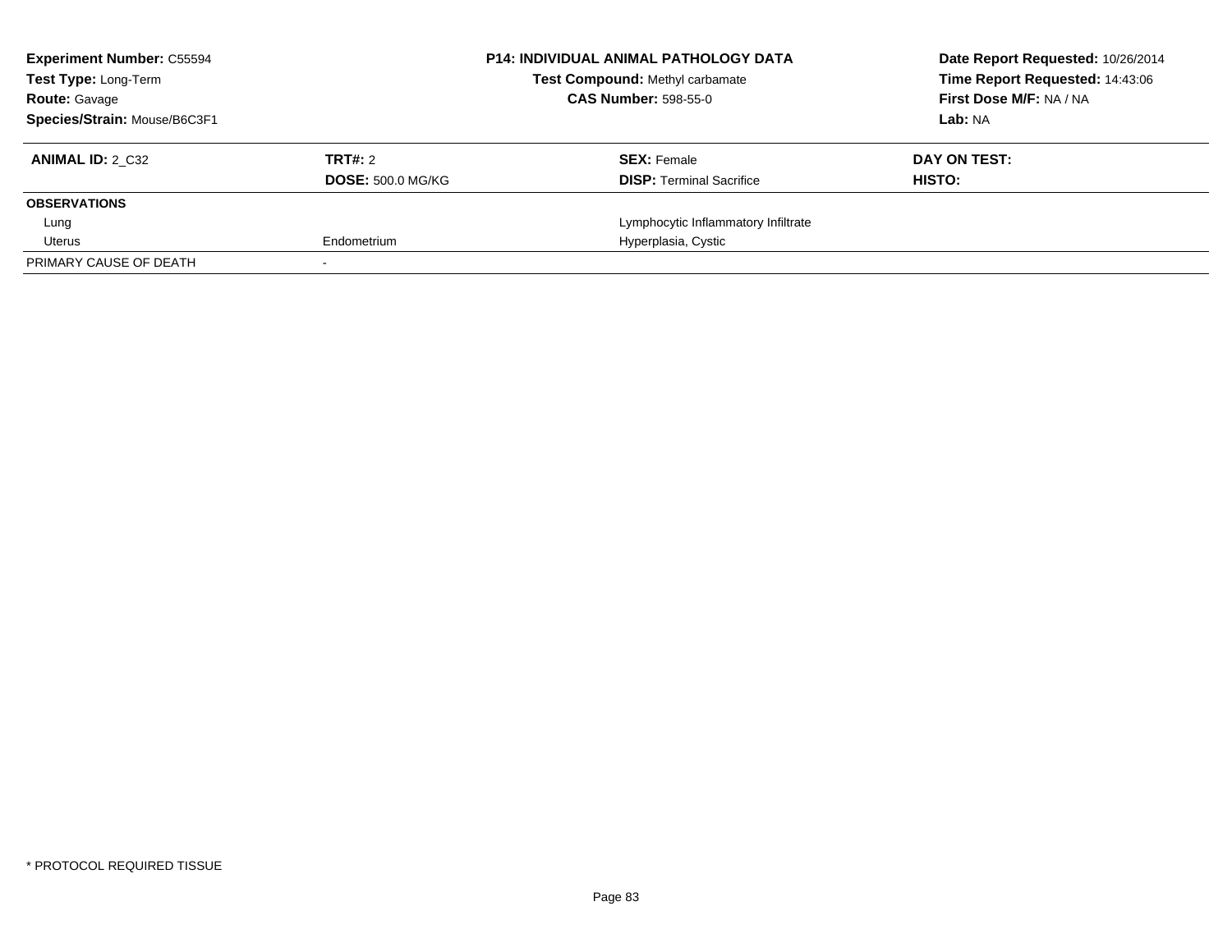| **Experiment Number:** C55594 | **P14: INDIVIDUAL ANIMAL PATHOLOGY DATA** | **Date Report Requested:** 10/26/2014 |
|---|---|---|
| **Test Type:** Long-Term | **Test Compound:** Methyl carbamate | **Time Report Requested:** 14:43:06 |
| **Route:** Gavage | **CAS Number:** 598-55-0 | **First Dose M/F:** NA / NA |
| **Species/Strain:** Mouse/B6C3F1 | | **Lab:** NA |

| **ANIMAL ID:** 2_C32 | **TRT#:** 2 | **SEX:** Female | **DAY ON TEST:** |
|---|---|---|---|
| | **DOSE:** 500.0 MG/KG | **DISP:** Terminal Sacrifice | **HISTO:** |
| **OBSERVATIONS** | | | |
| Lung | | Lymphocytic Inflammatory Infiltrate | |
| Uterus | Endometrium | Hyperplasia, Cystic | |
| PRIMARY CAUSE OF DEATH | - | | |

* PROTOCOL REQUIRED TISSUE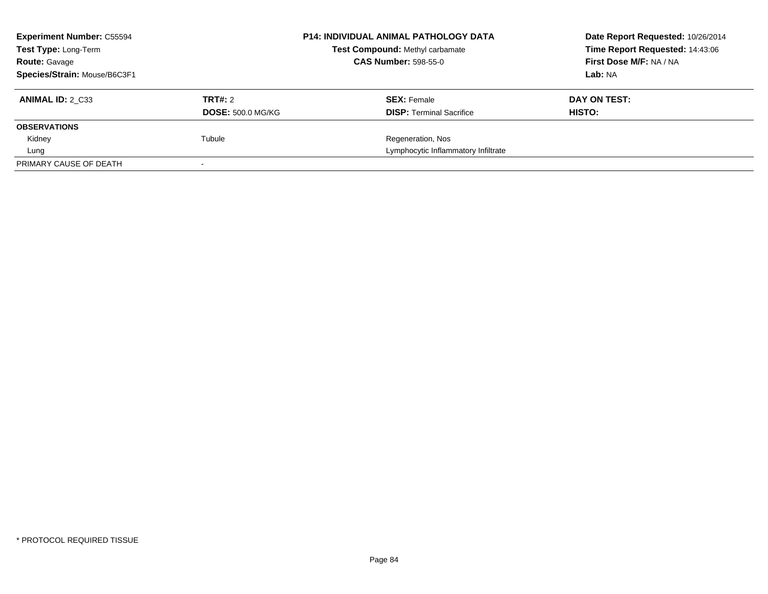**Experiment Number:** C55594
**Test Type:** Long-Term
**Route:** Gavage
**Species/Strain:** Mouse/B6C3F1

**P14: INDIVIDUAL ANIMAL PATHOLOGY DATA**
**Test Compound:** Methyl carbamate
**CAS Number:** 598-55-0

**Date Report Requested:** 10/26/2014
**Time Report Requested:** 14:43:06
**First Dose M/F:** NA / NA
**Lab:** NA

| **ANIMAL ID:** 2_C33 | **TRT#:** 2 | **SEX:** Female | **DAY ON TEST:** |
|---|---|---|---|
| | **DOSE:** 500.0 MG/KG | **DISP:** Terminal Sacrifice | **HISTO:** |
| **OBSERVATIONS** | | | |
| Kidney | Tubule | Regeneration, Nos | |
| Lung | | Lymphocytic Inflammatory Infiltrate | |
| PRIMARY CAUSE OF DEATH | - | | |

* PROTOCOL REQUIRED TISSUE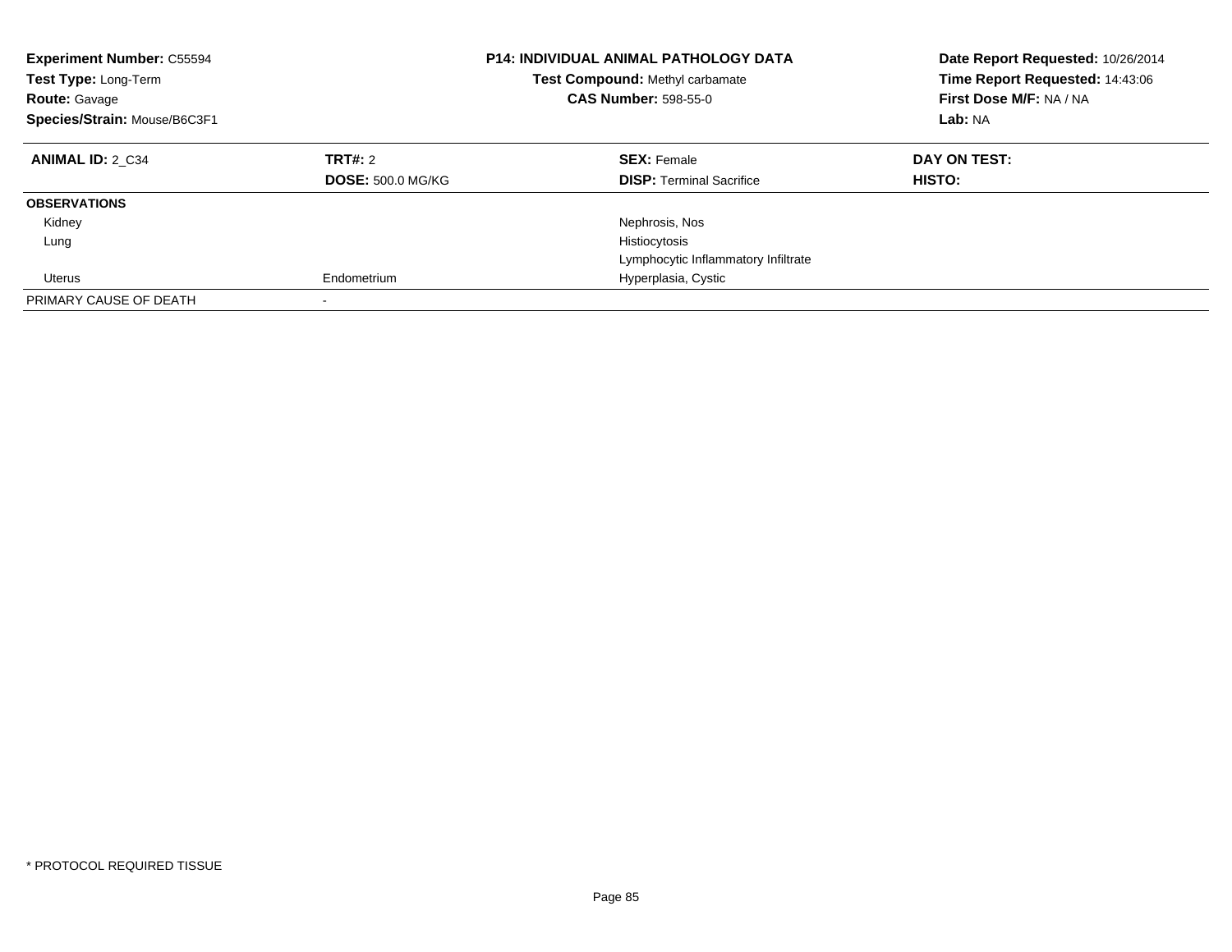| **Experiment Number:** C55594 | **P14: INDIVIDUAL ANIMAL PATHOLOGY DATA** | **Date Report Requested:** 10/26/2014 |
|---|---|---|
| **Test Type:** Long-Term | **Test Compound:** Methyl carbamate | **Time Report Requested:** 14:43:06 |
| **Route:** Gavage | **CAS Number:** 598-55-0 | **First Dose M/F:** NA / NA |
| **Species/Strain:** Mouse/B6C3F1 | | **Lab:** NA |

| **ANIMAL ID:** 2_C34 | **TRT#:** 2 | **SEX:** Female | **DAY ON TEST:** |
|---|---|---|---|
| | **DOSE:** 500.0 MG/KG | **DISP:** Terminal Sacrifice | **HISTO:** |
| **OBSERVATIONS** | | | |
| Kidney | | Nephrosis, Nos | |
| Lung | | Histiocytosis | |
| | | Lymphocytic Inflammatory Infiltrate | |
| Uterus | Endometrium | Hyperplasia, Cystic | |
| PRIMARY CAUSE OF DEATH | - | | |

* PROTOCOL REQUIRED TISSUE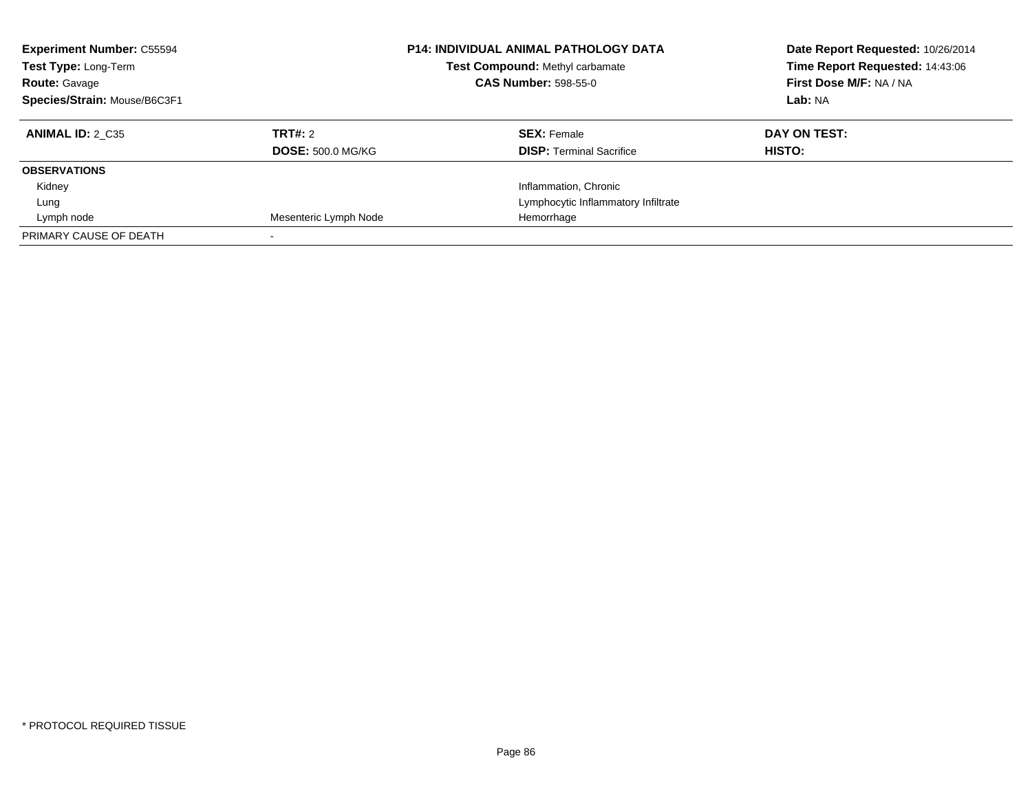**Experiment Number:** C55594
**Test Type:** Long-Term
**Route:** Gavage
**Species/Strain:** Mouse/B6C3F1

**P14: INDIVIDUAL ANIMAL PATHOLOGY DATA**
**Test Compound:** Methyl carbamate
**CAS Number:** 598-55-0

**Date Report Requested:** 10/26/2014
**Time Report Requested:** 14:43:06
**First Dose M/F:** NA / NA
**Lab:** NA

| **ANIMAL ID:** 2_C35 | **TRT#:** 2 | **SEX:** Female | **DAY ON TEST:** |
|---|---|---|---|
| | **DOSE:** 500.0 MG/KG | **DISP:** Terminal Sacrifice | **HISTO:** |
| **OBSERVATIONS** | | | |
| Kidney | | Inflammation, Chronic | |
| Lung | | Lymphocytic Inflammatory Infiltrate | |
| Lymph node | Mesenteric Lymph Node | Hemorrhage | |
| PRIMARY CAUSE OF DEATH | - | | |

* PROTOCOL REQUIRED TISSUE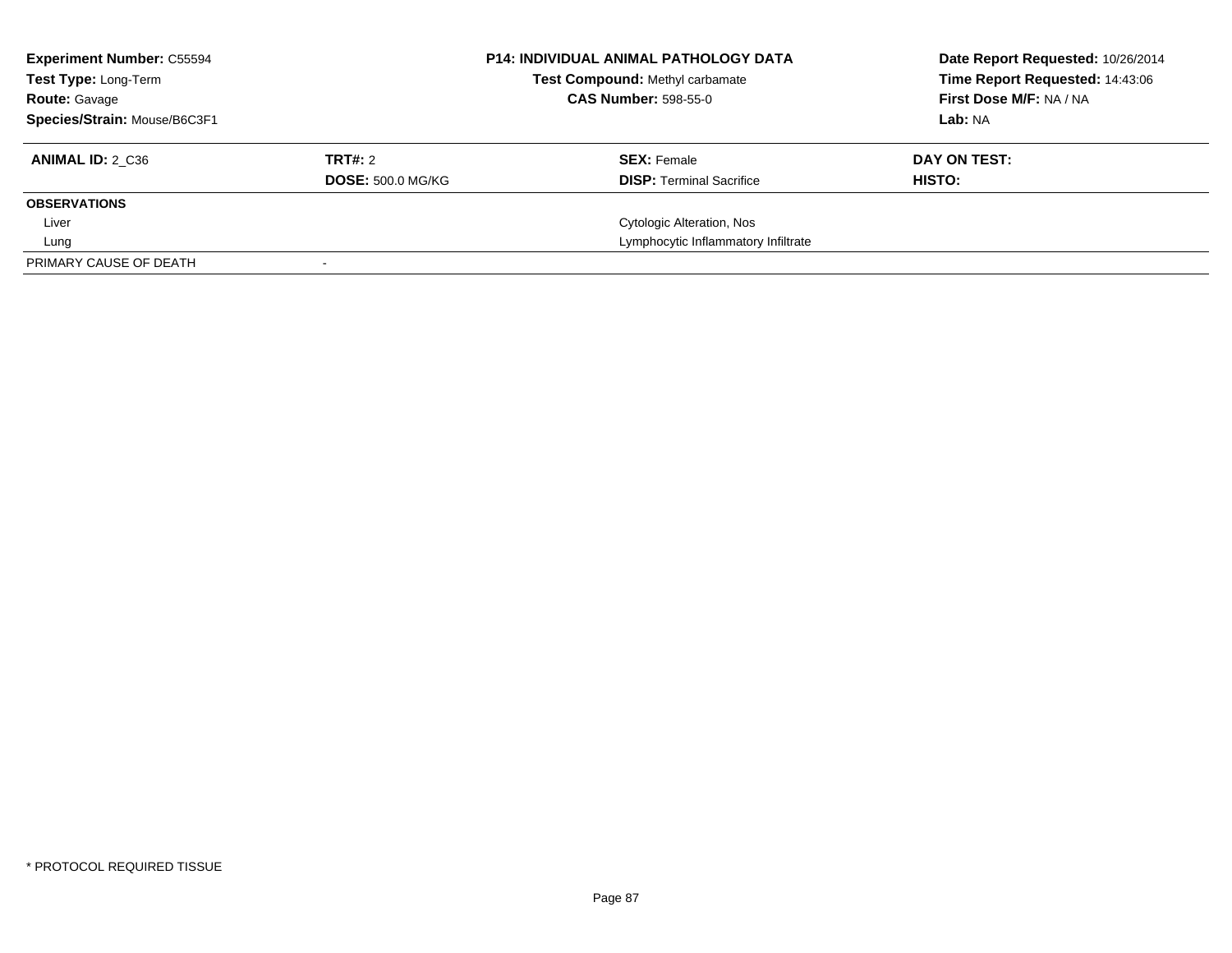| **Experiment Number:** C55594 | **P14: INDIVIDUAL ANIMAL PATHOLOGY DATA** | **Date Report Requested:** 10/26/2014 |
|---|---|---|
| **Test Type:** Long-Term | **Test Compound:** Methyl carbamate | **Time Report Requested:** 14:43:06 |
| **Route:** Gavage | **CAS Number:** 598-55-0 | **First Dose M/F:** NA / NA |
| **Species/Strain:** Mouse/B6C3F1 | | **Lab:** NA |

| **ANIMAL ID:** 2_C36 | **TRT#:** 2 | **SEX:** Female | **DAY ON TEST:** |
|---|---|---|---|
| | **DOSE:** 500.0 MG/KG | **DISP:** Terminal Sacrifice | **HISTO:** |
| **OBSERVATIONS** | | | |
| Liver | | Cytologic Alteration, Nos | |
| Lung | | Lymphocytic Inflammatory Infiltrate | |
| PRIMARY CAUSE OF DEATH | - | | |

* PROTOCOL REQUIRED TISSUE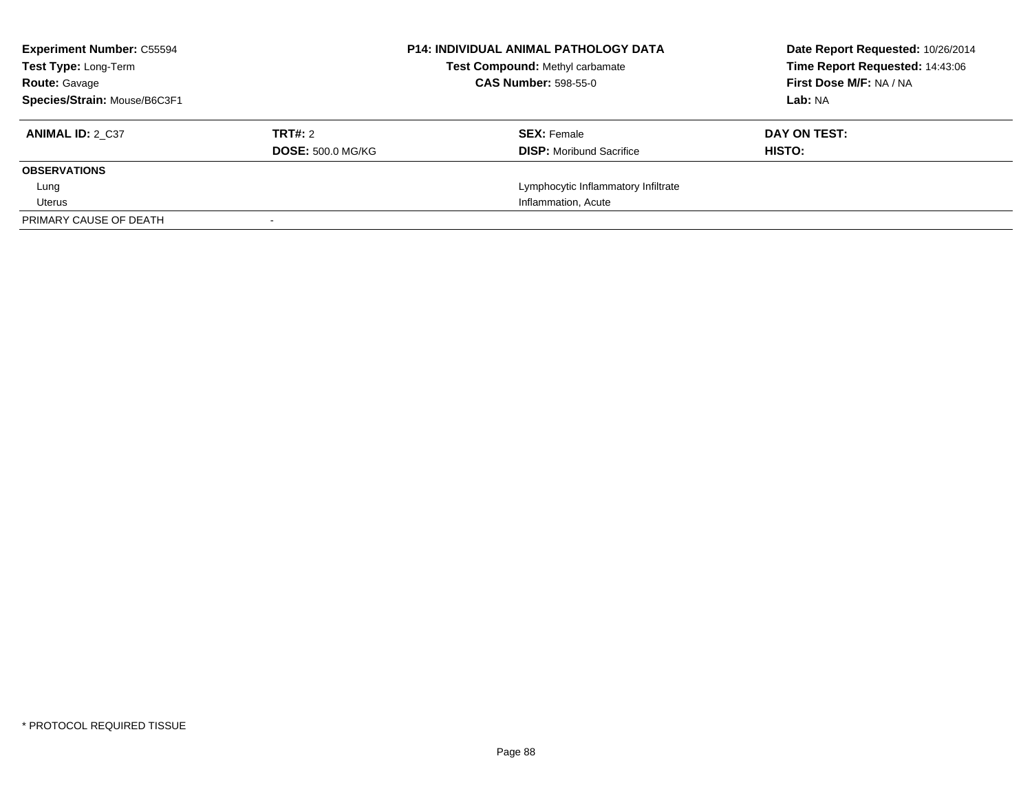| **Experiment Number:** C55594 | **P14: INDIVIDUAL ANIMAL PATHOLOGY DATA** | **Date Report Requested:** 10/26/2014 |
|---|---|---|
| **Test Type:** Long-Term | **Test Compound:** Methyl carbamate | **Time Report Requested:** 14:43:06 |
| **Route:** Gavage | **CAS Number:** 598-55-0 | **First Dose M/F:** NA / NA |
| **Species/Strain:** Mouse/B6C3F1 | | **Lab:** NA |

| **ANIMAL ID:** 2_C37 | **TRT#:** 2 | **SEX:** Female | **DAY ON TEST:** |
|---|---|---|---|
| | **DOSE:** 500.0 MG/KG | **DISP:** Moribund Sacrifice | **HISTO:** |
| **OBSERVATIONS** | | | |
| Lung | | Lymphocytic Inflammatory Infiltrate | |
| Uterus | | Inflammation, Acute | |
| PRIMARY CAUSE OF DEATH | - | | |

\* PROTOCOL REQUIRED TISSUE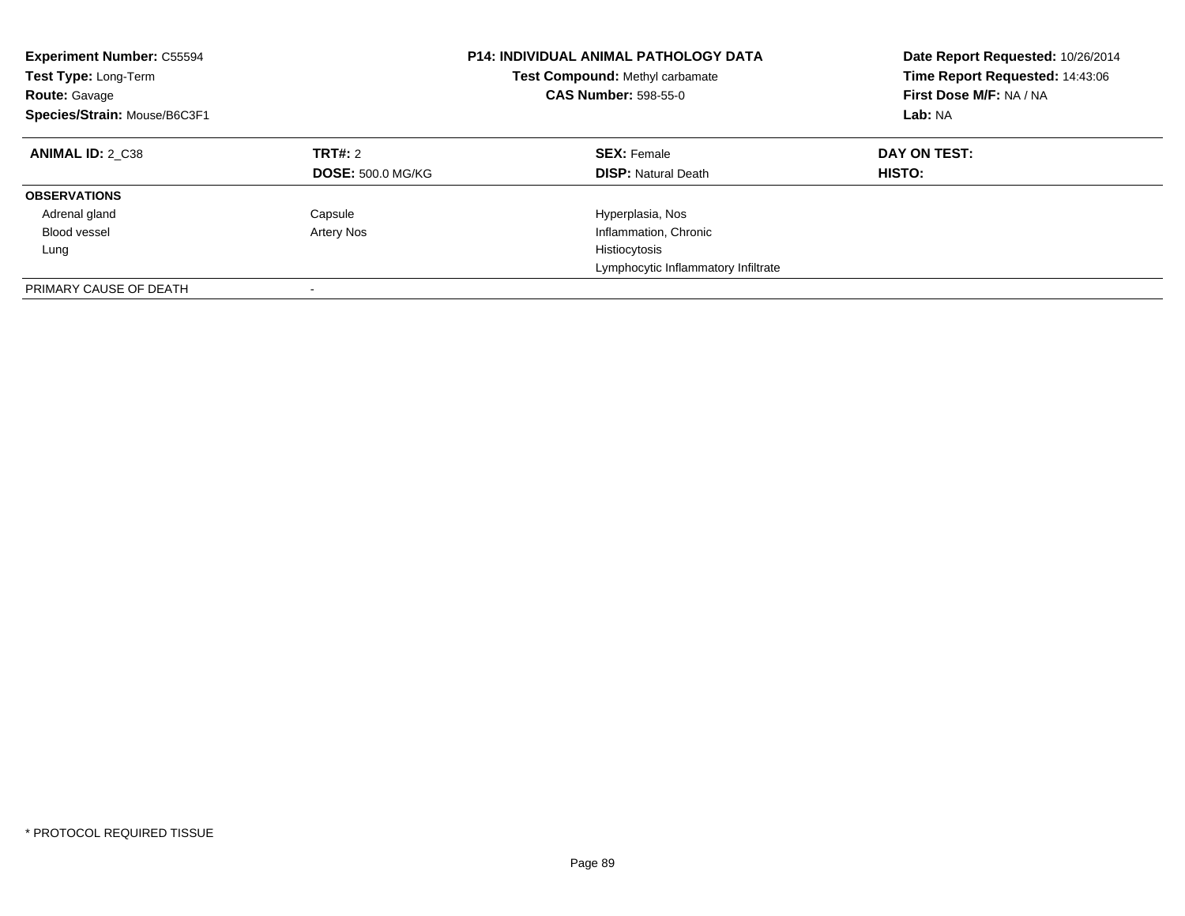**Experiment Number:** C55594
**Test Type:** Long-Term
**Route:** Gavage
**Species/Strain:** Mouse/B6C3F1

**P14: INDIVIDUAL ANIMAL PATHOLOGY DATA**
**Test Compound:** Methyl carbamate
**CAS Number:** 598-55-0

**Date Report Requested:** 10/26/2014
**Time Report Requested:** 14:43:06
**First Dose M/F:** NA / NA
**Lab:** NA

| **ANIMAL ID:** 2_C38 | **TRT#:** 2 | **SEX:** Female | **DAY ON TEST:** |
|---|---|---|---|
| | **DOSE:** 500.0 MG/KG | **DISP:** Natural Death | **HISTO:** |
| **OBSERVATIONS** | | | |
| Adrenal gland | Capsule | Hyperplasia, Nos | |
| Blood vessel | Artery Nos | Inflammation, Chronic | |
| Lung | | Histiocytosis | |
| | | Lymphocytic Inflammatory Infiltrate | |
| PRIMARY CAUSE OF DEATH | - | | |

* PROTOCOL REQUIRED TISSUE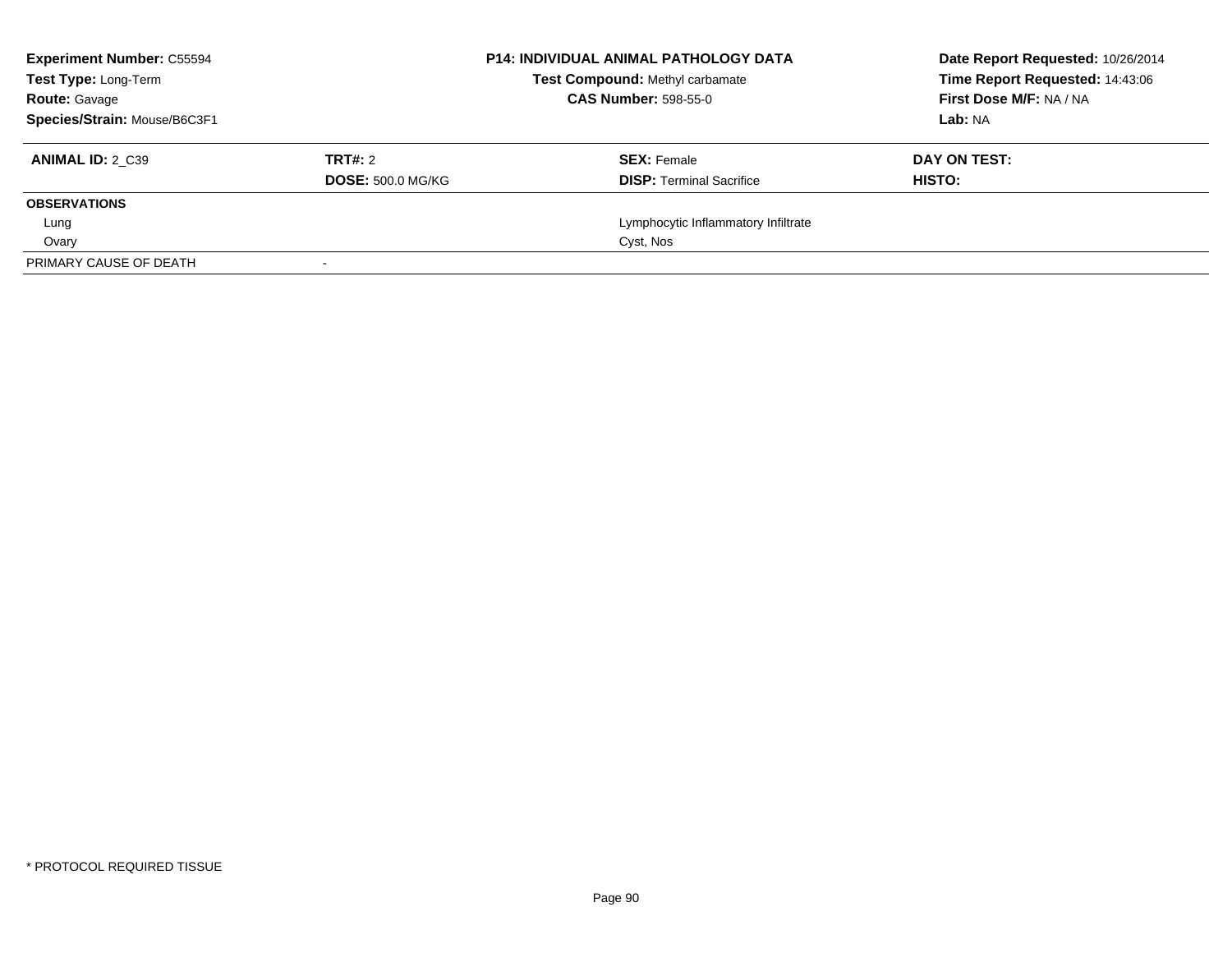| **Experiment Number:** C55594 | **P14: INDIVIDUAL ANIMAL PATHOLOGY DATA** | **Date Report Requested:** 10/26/2014 |
|---|---|---|
| **Test Type:** Long-Term | **Test Compound:** Methyl carbamate | **Time Report Requested:** 14:43:06 |
| **Route:** Gavage | **CAS Number:** 598-55-0 | **First Dose M/F:** NA / NA |
| **Species/Strain:** Mouse/B6C3F1 | | **Lab:** NA |

| **ANIMAL ID:** 2_C39 | **TRT#:** 2 | **SEX:** Female | **DAY ON TEST:** |
|---|---|---|---|
| | **DOSE:** 500.0 MG/KG | **DISP:** Terminal Sacrifice | **HISTO:** |
| **OBSERVATIONS** | | | |
| Lung | | Lymphocytic Inflammatory Infiltrate | |
| Ovary | | Cyst, Nos | |
| PRIMARY CAUSE OF DEATH | - | | |

* PROTOCOL REQUIRED TISSUE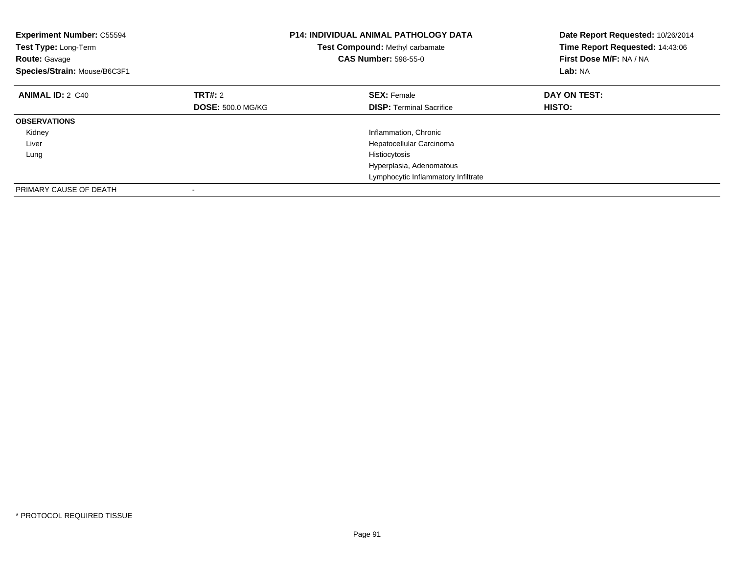**Experiment Number:** C55594
**Test Type:** Long-Term
**Route:** Gavage
**Species/Strain:** Mouse/B6C3F1

**P14: INDIVIDUAL ANIMAL PATHOLOGY DATA**
**Test Compound:** Methyl carbamate
**CAS Number:** 598-55-0

**Date Report Requested:** 10/26/2014
**Time Report Requested:** 14:43:06
**First Dose M/F:** NA / NA
**Lab:** NA

| **ANIMAL ID:** 2_C40 | **TRT#:** 2 | **SEX:** Female | **DAY ON TEST:** |
|---|---|---|---|
| | **DOSE:** 500.0 MG/KG | **DISP:** Terminal Sacrifice | **HISTO:** |
| **OBSERVATIONS** | | | |
| Kidney | | Inflammation, Chronic | |
| Liver | | Hepatocellular Carcinoma | |
| Lung | | Histiocytosis | |
| | | Hyperplasia, Adenomatous | |
| | | Lymphocytic Inflammatory Infiltrate | |
| PRIMARY CAUSE OF DEATH | - | | |

* PROTOCOL REQUIRED TISSUE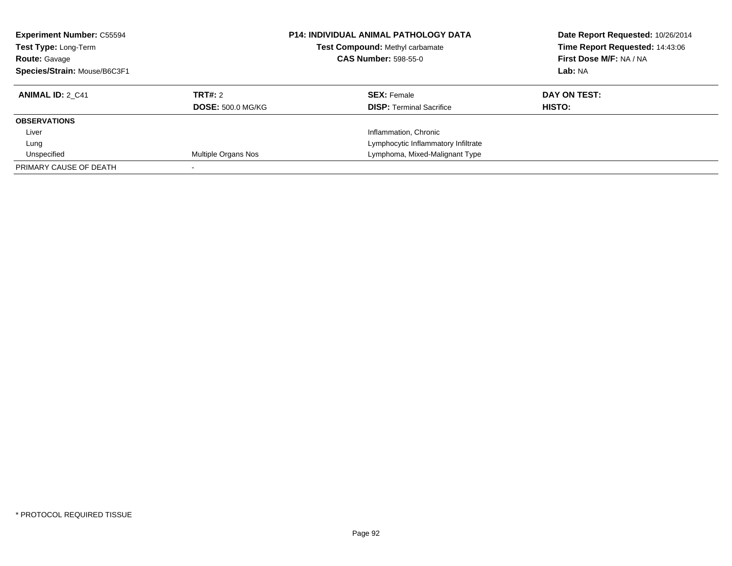**Experiment Number:** C55594
**Test Type:** Long-Term
**Route:** Gavage
**Species/Strain:** Mouse/B6C3F1

**P14: INDIVIDUAL ANIMAL PATHOLOGY DATA**
**Test Compound:** Methyl carbamate
**CAS Number:** 598-55-0

**Date Report Requested:** 10/26/2014
**Time Report Requested:** 14:43:06
**First Dose M/F:** NA / NA
**Lab:** NA

| **ANIMAL ID:** 2_C41 | **TRT#:** 2 | **SEX:** Female | **DAY ON TEST:** |
|---|---|---|---|
| | **DOSE:** 500.0 MG/KG | **DISP:** Terminal Sacrifice | **HISTO:** |
| **OBSERVATIONS** | | | |
| Liver | | Inflammation, Chronic | |
| Lung | | Lymphocytic Inflammatory Infiltrate | |
| Unspecified | Multiple Organs Nos | Lymphoma, Mixed-Malignant Type | |
| PRIMARY CAUSE OF DEATH | - | | |

\* PROTOCOL REQUIRED TISSUE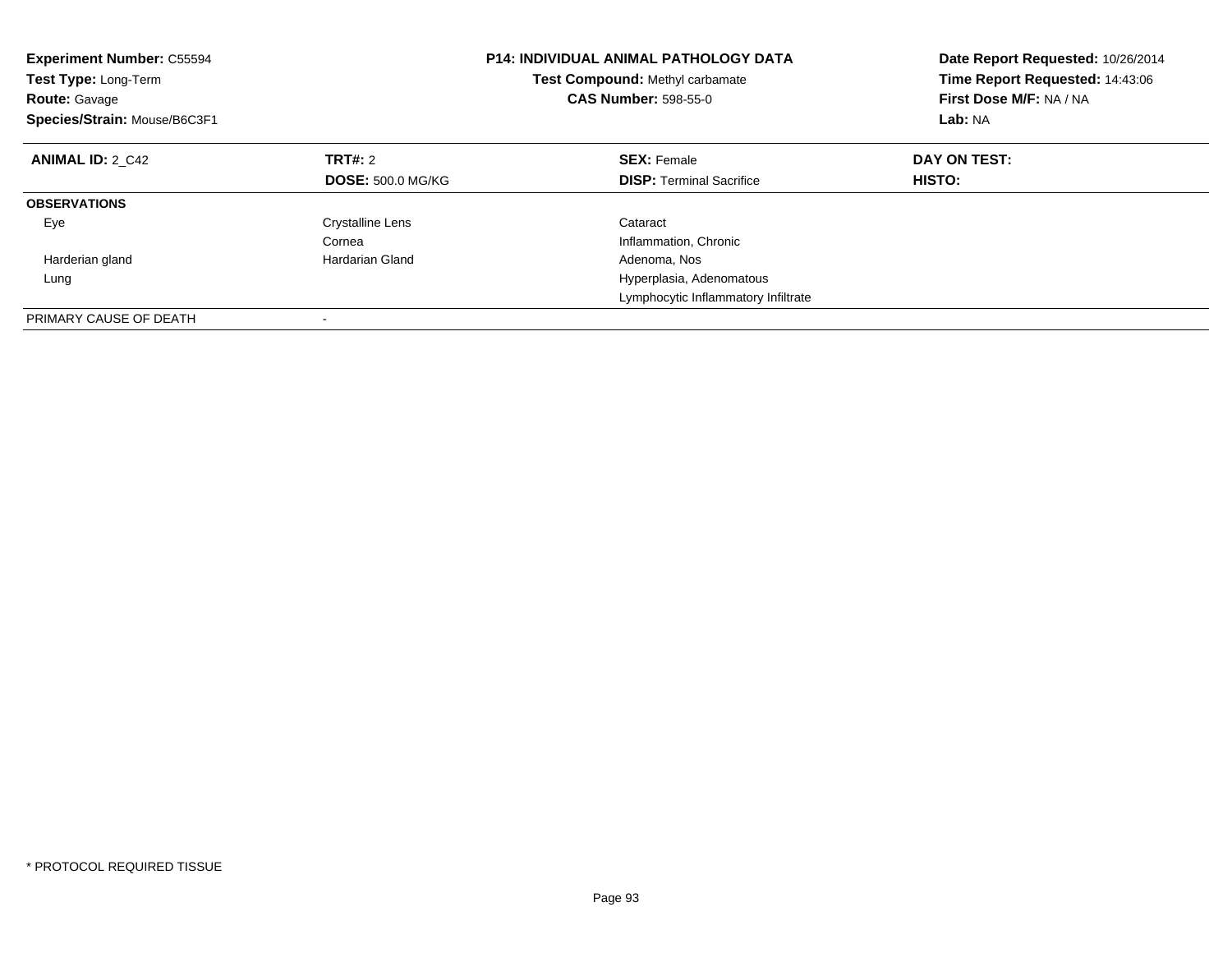**Experiment Number:** C55594
**Test Type:** Long-Term
**Route:** Gavage
**Species/Strain:** Mouse/B6C3F1

**P14: INDIVIDUAL ANIMAL PATHOLOGY DATA**
**Test Compound:** Methyl carbamate
**CAS Number:** 598-55-0

**Date Report Requested:** 10/26/2014
**Time Report Requested:** 14:43:06
**First Dose M/F:** NA / NA
**Lab:** NA

| **ANIMAL ID:** 2_C42 | **TRT#:** 2 | **SEX:** Female | **DAY ON TEST:** |
|---|---|---|---|
| | **DOSE:** 500.0 MG/KG | **DISP:** Terminal Sacrifice | **HISTO:** |
| **OBSERVATIONS** | | | |
| Eye | Crystalline Lens | Cataract | |
| | Cornea | Inflammation, Chronic | |
| Harderian gland | Hardarian Gland | Adenoma, Nos | |
| Lung | | Hyperplasia, Adenomatous | |
| | | Lymphocytic Inflammatory Infiltrate | |
| PRIMARY CAUSE OF DEATH | - | | |

* PROTOCOL REQUIRED TISSUE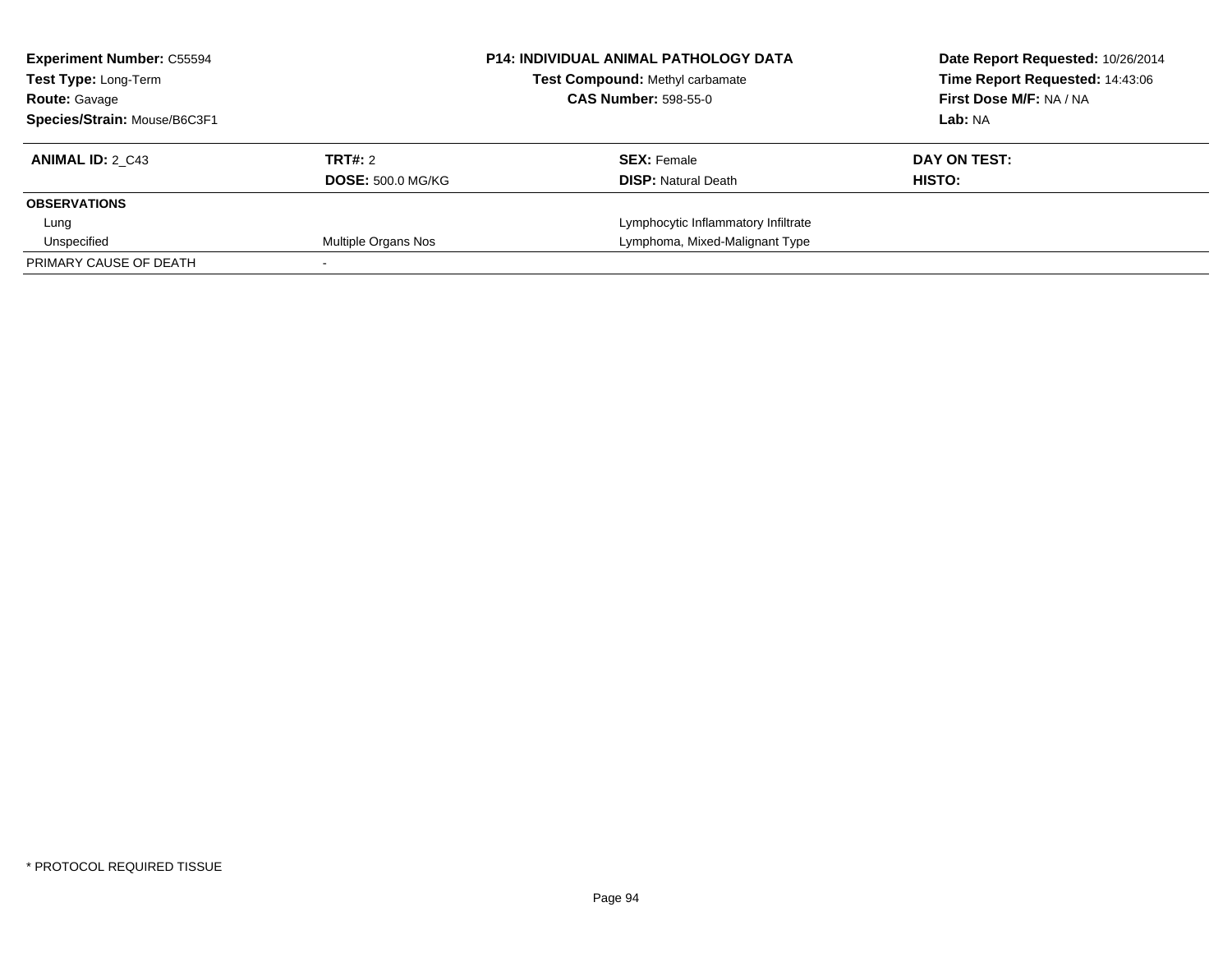**Experiment Number:** C55594
**Test Type:** Long-Term
**Route:** Gavage
**Species/Strain:** Mouse/B6C3F1

**P14: INDIVIDUAL ANIMAL PATHOLOGY DATA**
**Test Compound:** Methyl carbamate
**CAS Number:** 598-55-0

**Date Report Requested:** 10/26/2014
**Time Report Requested:** 14:43:06
**First Dose M/F:** NA / NA
**Lab:** NA

| **ANIMAL ID:** 2_C43 | **TRT#:** 2 | **SEX:** Female | **DAY ON TEST:** |
|---|---|---|---|
| | **DOSE:** 500.0 MG/KG | **DISP:** Natural Death | **HISTO:** |
| **OBSERVATIONS** | | | |
| Lung | | Lymphocytic Inflammatory Infiltrate | |
| Unspecified | Multiple Organs Nos | Lymphoma, Mixed-Malignant Type | |
| PRIMARY CAUSE OF DEATH | - | | |

* PROTOCOL REQUIRED TISSUE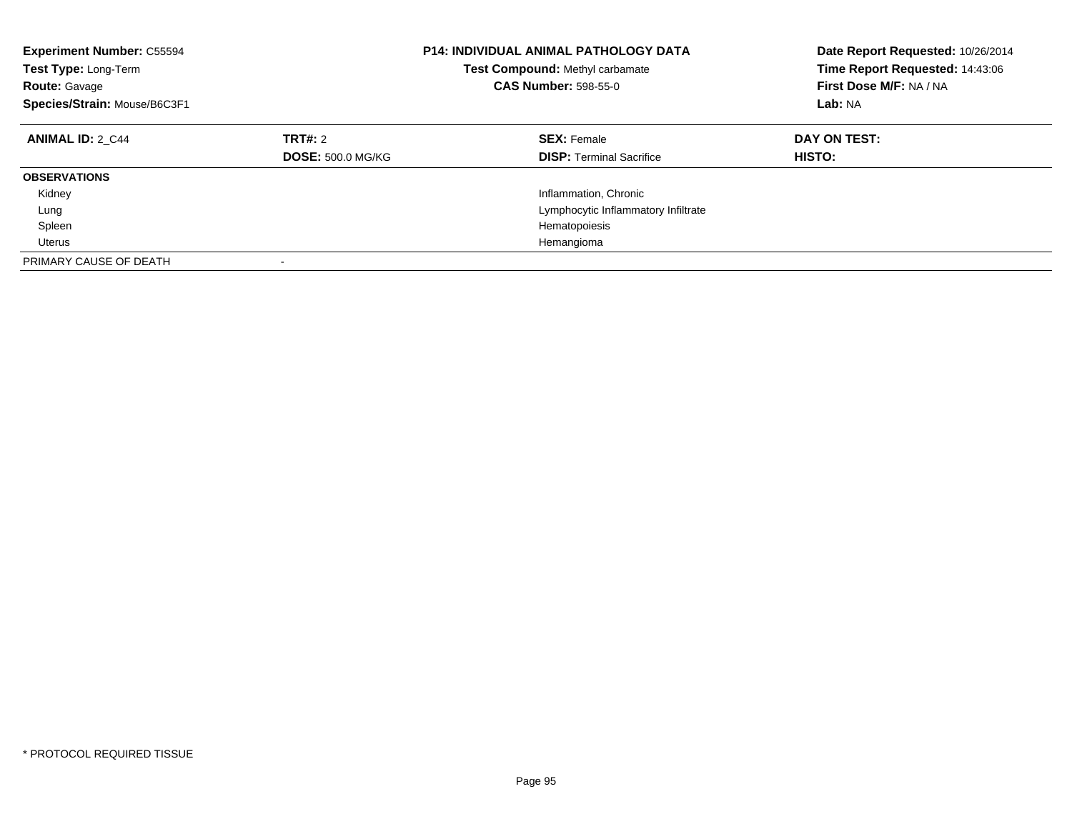**Experiment Number:** C55594
**Test Type:** Long-Term
**Route:** Gavage
**Species/Strain:** Mouse/B6C3F1

**P14: INDIVIDUAL ANIMAL PATHOLOGY DATA**
**Test Compound:** Methyl carbamate
**CAS Number:** 598-55-0

**Date Report Requested:** 10/26/2014
**Time Report Requested:** 14:43:06
**First Dose M/F:** NA / NA
**Lab:** NA

| **ANIMAL ID:** 2_C44 | **TRT#:** 2 | **SEX:** Female | **DAY ON TEST:** |
|---|---|---|---|
| | **DOSE:** 500.0 MG/KG | **DISP:** Terminal Sacrifice | **HISTO:** |
| **OBSERVATIONS** | | | |
| Kidney | | Inflammation, Chronic | |
| Lung | | Lymphocytic Inflammatory Infiltrate | |
| Spleen | | Hematopoiesis | |
| Uterus | | Hemangioma | |
| PRIMARY CAUSE OF DEATH | - | | |

\* PROTOCOL REQUIRED TISSUE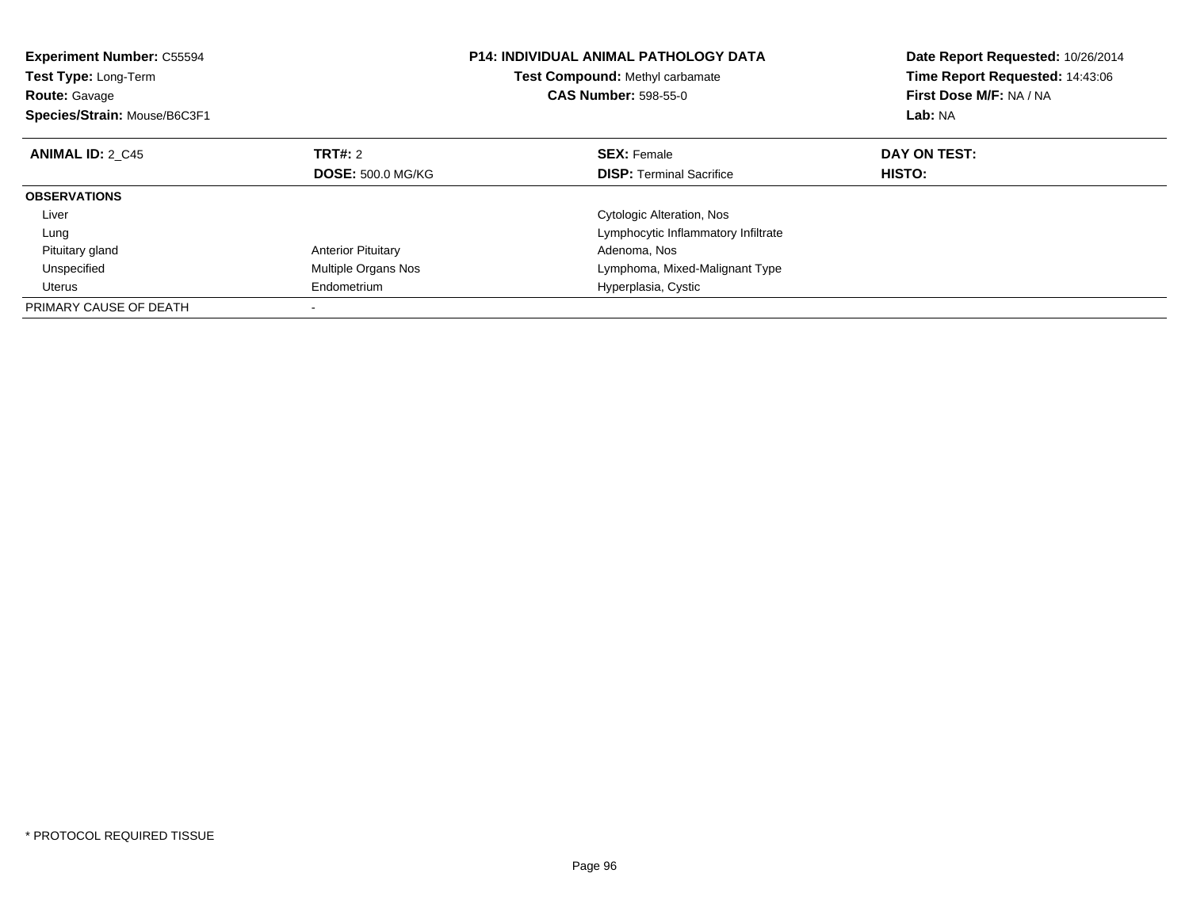**Experiment Number:** C55594
**Test Type:** Long-Term
**Route:** Gavage
**Species/Strain:** Mouse/B6C3F1

**P14: INDIVIDUAL ANIMAL PATHOLOGY DATA**
**Test Compound:** Methyl carbamate
**CAS Number:** 598-55-0

**Date Report Requested:** 10/26/2014
**Time Report Requested:** 14:43:06
**First Dose M/F:** NA / NA
**Lab:** NA

| **ANIMAL ID:** 2_C45 | **TRT#:** 2 | **SEX:** Female | **DAY ON TEST:** |
|---|---|---|---|
| | **DOSE:** 500.0 MG/KG | **DISP:** Terminal Sacrifice | **HISTO:** |
| **OBSERVATIONS** | | | |
| Liver | | Cytologic Alteration, Nos | |
| Lung | | Lymphocytic Inflammatory Infiltrate | |
| Pituitary gland | Anterior Pituitary | Adenoma, Nos | |
| Unspecified | Multiple Organs Nos | Lymphoma, Mixed-Malignant Type | |
| Uterus | Endometrium | Hyperplasia, Cystic | |
| PRIMARY CAUSE OF DEATH | - | | |

* PROTOCOL REQUIRED TISSUE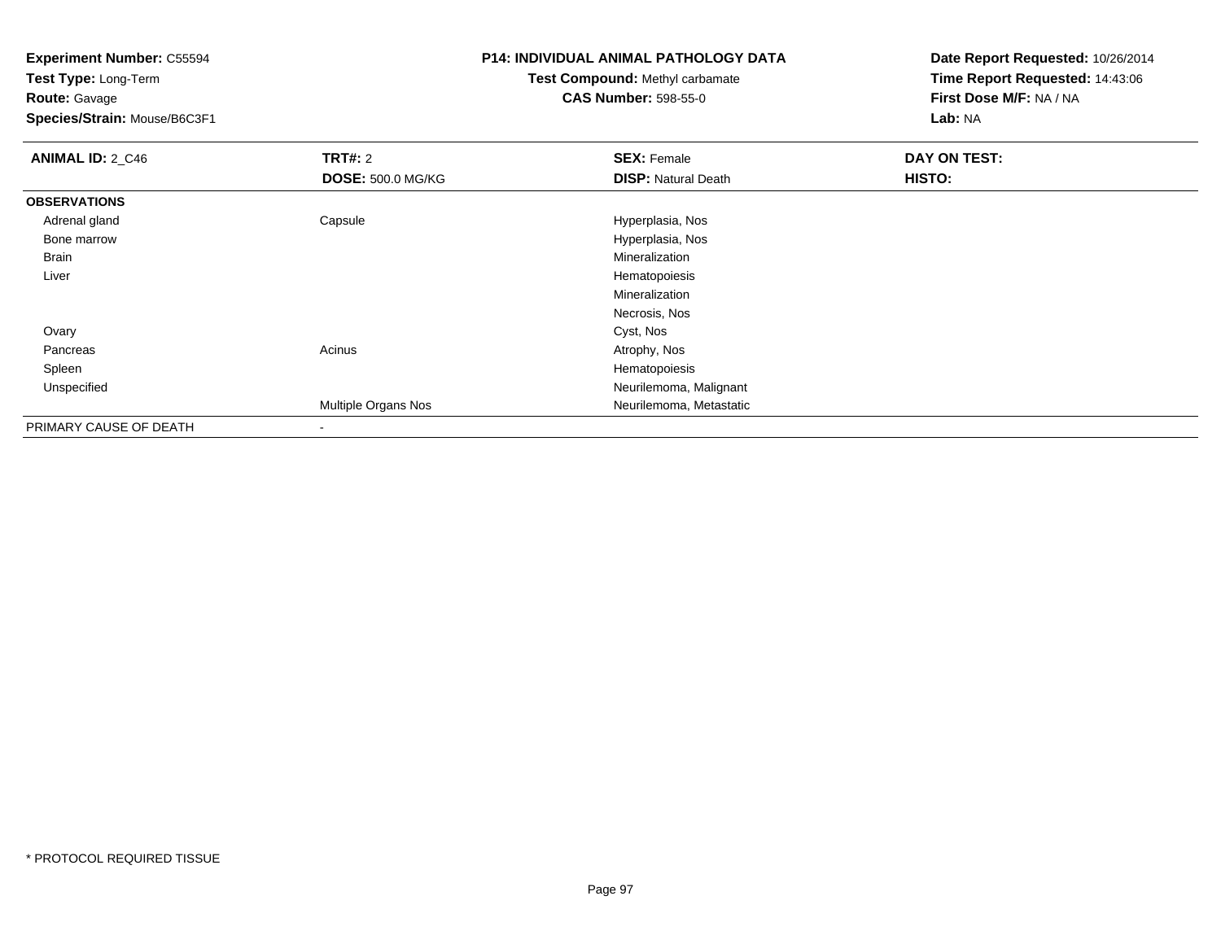**Experiment Number:** C55594
**Test Type:** Long-Term
**Route:** Gavage
**Species/Strain:** Mouse/B6C3F1

**P14: INDIVIDUAL ANIMAL PATHOLOGY DATA**
**Test Compound:** Methyl carbamate
**CAS Number:** 598-55-0

**Date Report Requested:** 10/26/2014
**Time Report Requested:** 14:43:06
**First Dose M/F:** NA / NA
**Lab:** NA

| **ANIMAL ID:** 2_C46 | **TRT#:** 2 | **SEX:** Female | **DAY ON TEST:** |
|---|---|---|---|
| | **DOSE:** 500.0 MG/KG | **DISP:** Natural Death | **HISTO:** |
| **OBSERVATIONS** | | | |
| Adrenal gland | Capsule | Hyperplasia, Nos | |
| Bone marrow | | Hyperplasia, Nos | |
| Brain | | Mineralization | |
| Liver | | Hematopoiesis | |
| | | Mineralization | |
| | | Necrosis, Nos | |
| Ovary | | Cyst, Nos | |
| Pancreas | Acinus | Atrophy, Nos | |
| Spleen | | Hematopoiesis | |
| Unspecified | | Neurilemoma, Malignant | |
| | Multiple Organs Nos | Neurilemoma, Metastatic | |
| PRIMARY CAUSE OF DEATH | - | | |

\* PROTOCOL REQUIRED TISSUE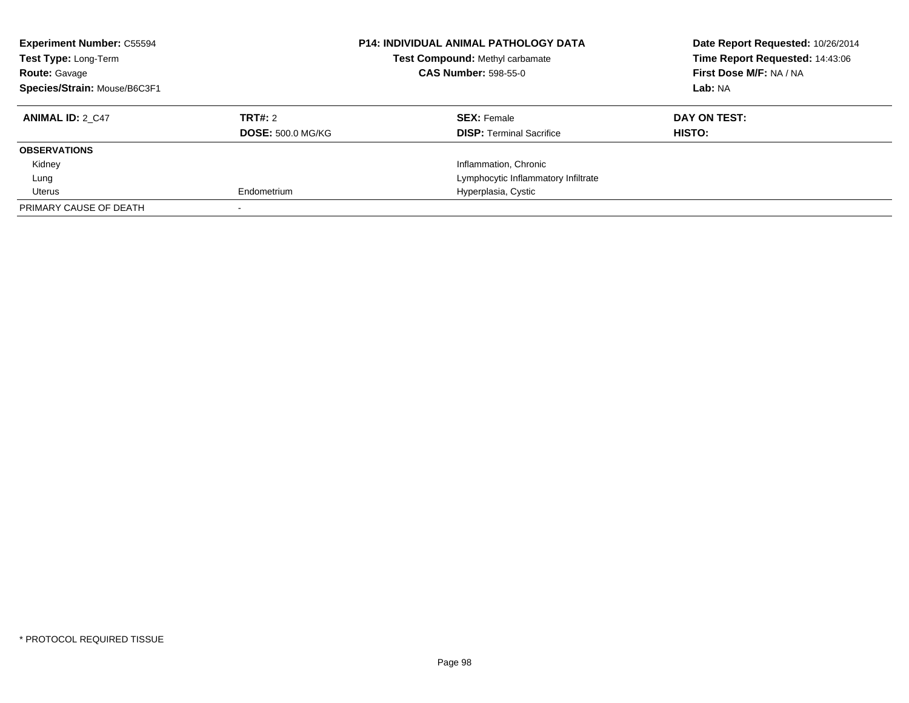**Experiment Number:** C55594
**Test Type:** Long-Term
**Route:** Gavage
**Species/Strain:** Mouse/B6C3F1

**P14: INDIVIDUAL ANIMAL PATHOLOGY DATA**
**Test Compound:** Methyl carbamate
**CAS Number:** 598-55-0

**Date Report Requested:** 10/26/2014
**Time Report Requested:** 14:43:06
**First Dose M/F:** NA / NA
**Lab:** NA

| **ANIMAL ID:** 2_C47 | **TRT#:** 2 | **SEX:** Female | **DAY ON TEST:** |
|---|---|---|---|
| | **DOSE:** 500.0 MG/KG | **DISP:** Terminal Sacrifice | **HISTO:** |
| **OBSERVATIONS** | | | |
| Kidney | | Inflammation, Chronic | |
| Lung | | Lymphocytic Inflammatory Infiltrate | |
| Uterus | Endometrium | Hyperplasia, Cystic | |
| PRIMARY CAUSE OF DEATH | - | | |

\* PROTOCOL REQUIRED TISSUE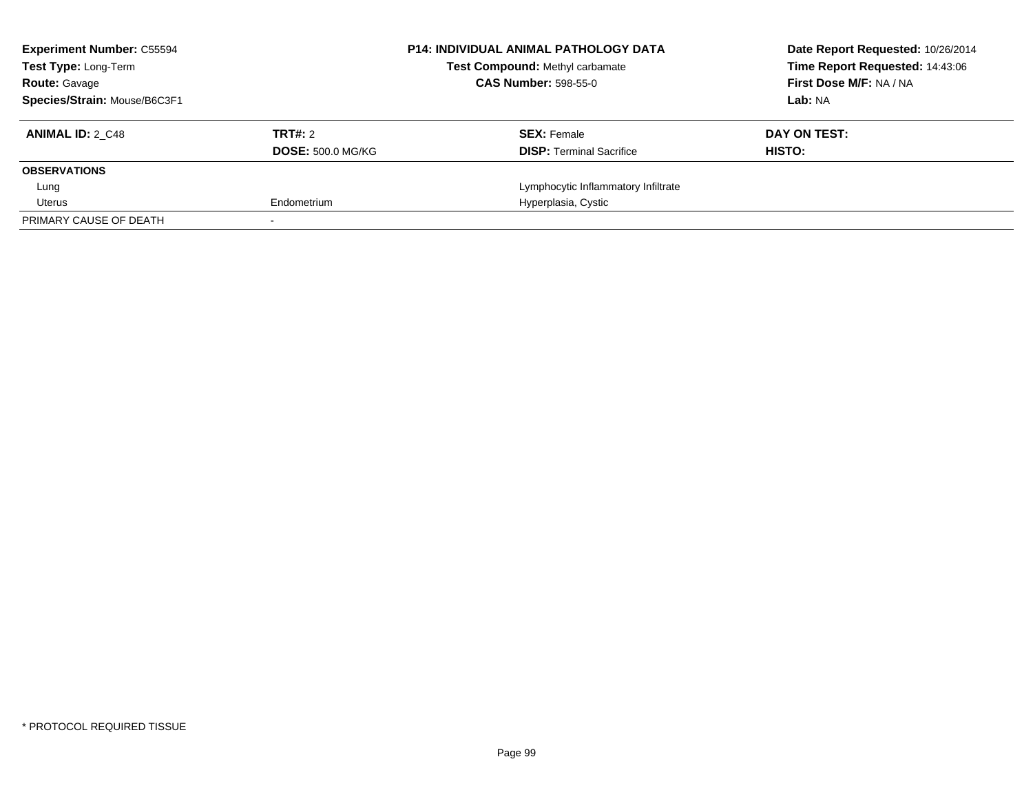**Experiment Number:** C55594
**Test Type:** Long-Term
**Route:** Gavage
**Species/Strain:** Mouse/B6C3F1

**P14: INDIVIDUAL ANIMAL PATHOLOGY DATA**
**Test Compound:** Methyl carbamate
**CAS Number:** 598-55-0

**Date Report Requested:** 10/26/2014
**Time Report Requested:** 14:43:06
**First Dose M/F:** NA / NA
**Lab:** NA

| **ANIMAL ID:** 2_C48 | **TRT#:** 2 | **SEX:** Female | **DAY ON TEST:** |
|---|---|---|---|
| | **DOSE:** 500.0 MG/KG | **DISP:** Terminal Sacrifice | **HISTO:** |
| **OBSERVATIONS** | | | |
| Lung | | Lymphocytic Inflammatory Infiltrate | |
| Uterus | Endometrium | Hyperplasia, Cystic | |
| PRIMARY CAUSE OF DEATH | - | | |

* PROTOCOL REQUIRED TISSUE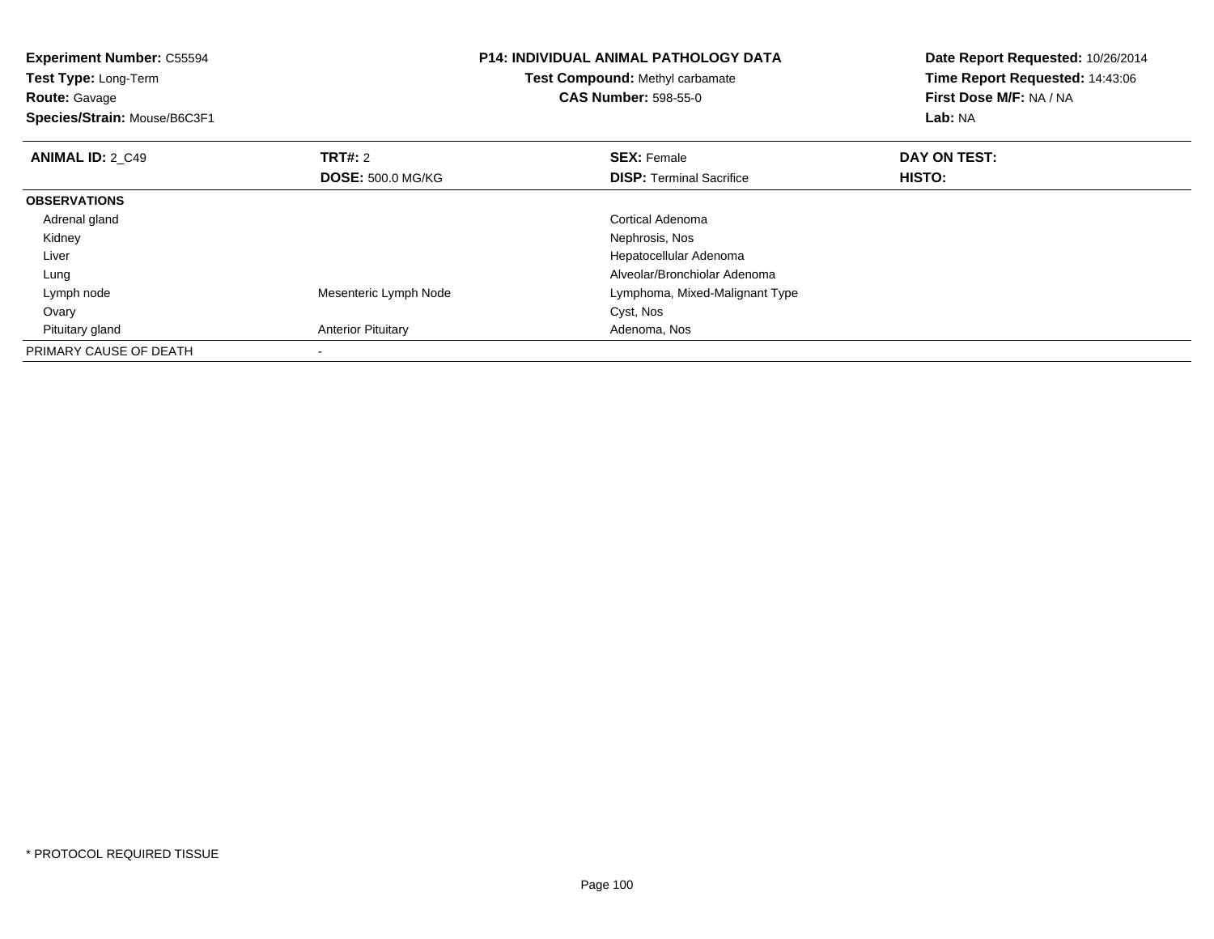**Experiment Number:** C55594
**Test Type:** Long-Term
**Route:** Gavage
**Species/Strain:** Mouse/B6C3F1

**P14: INDIVIDUAL ANIMAL PATHOLOGY DATA**
**Test Compound:** Methyl carbamate
**CAS Number:** 598-55-0

**Date Report Requested:** 10/26/2014
**Time Report Requested:** 14:43:06
**First Dose M/F:** NA / NA
**Lab:** NA

| **ANIMAL ID:** 2_C49 | **TRT#:** 2 | **SEX:** Female | **DAY ON TEST:** |
|---|---|---|---|
| | **DOSE:** 500.0 MG/KG | **DISP:** Terminal Sacrifice | **HISTO:** |
| **OBSERVATIONS** | | | |
| Adrenal gland | | Cortical Adenoma | |
| Kidney | | Nephrosis, Nos | |
| Liver | | Hepatocellular Adenoma | |
| Lung | | Alveolar/Bronchiolar Adenoma | |
| Lymph node | Mesenteric Lymph Node | Lymphoma, Mixed-Malignant Type | |
| Ovary | | Cyst, Nos | |
| Pituitary gland | Anterior Pituitary | Adenoma, Nos | |
| PRIMARY CAUSE OF DEATH | - | | |

* PROTOCOL REQUIRED TISSUE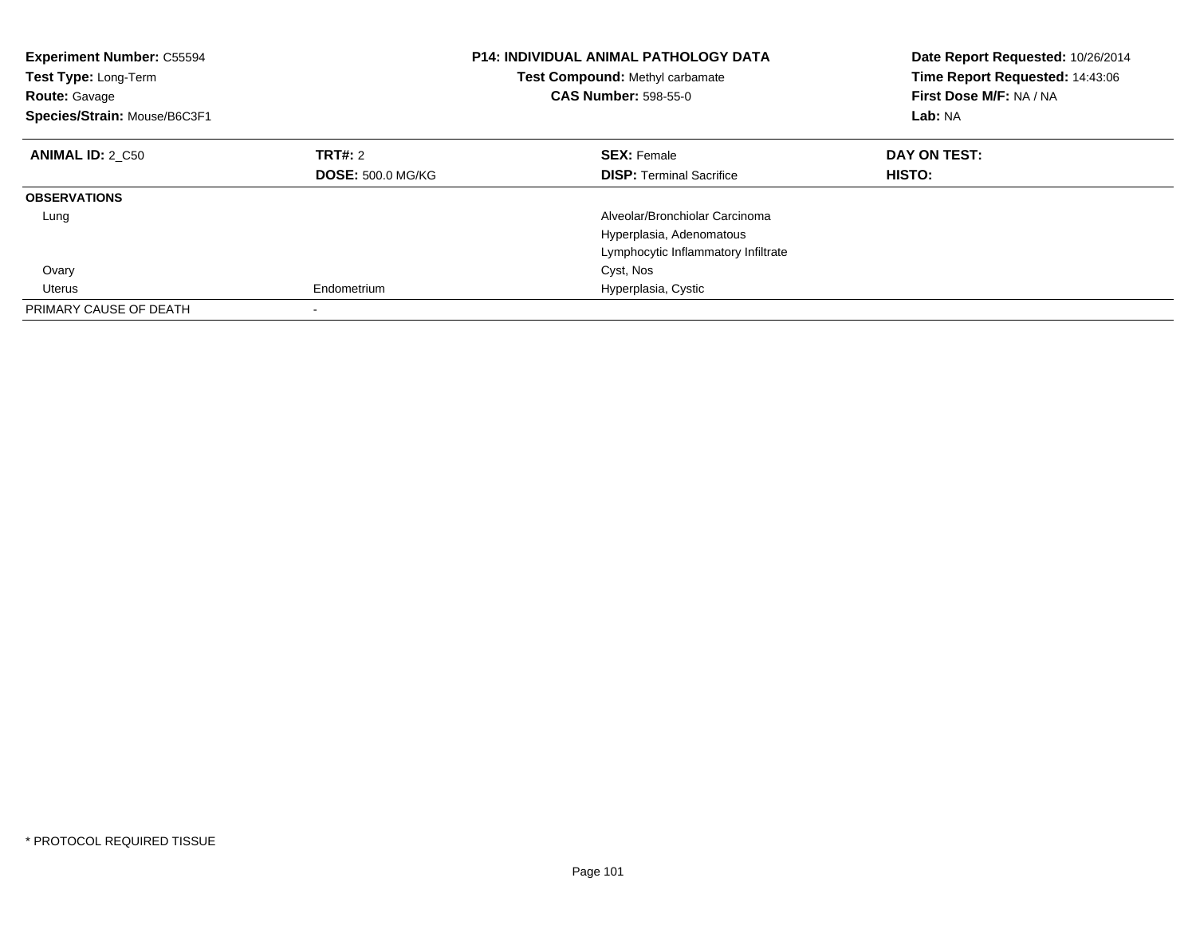**Experiment Number:** C55594
**Test Type:** Long-Term
**Route:** Gavage
**Species/Strain:** Mouse/B6C3F1

**P14: INDIVIDUAL ANIMAL PATHOLOGY DATA**
**Test Compound:** Methyl carbamate
**CAS Number:** 598-55-0

**Date Report Requested:** 10/26/2014
**Time Report Requested:** 14:43:06
**First Dose M/F:** NA / NA
**Lab:** NA

| **ANIMAL ID:** 2_C50 | **TRT#:** 2 | **SEX:** Female | **DAY ON TEST:** |
|---|---|---|---|
| | **DOSE:** 500.0 MG/KG | **DISP:** Terminal Sacrifice | **HISTO:** |
| **OBSERVATIONS** | | | |
| Lung | | Alveolar/Bronchiolar Carcinoma | |
| | | Hyperplasia, Adenomatous | |
| | | Lymphocytic Inflammatory Infiltrate | |
| Ovary | | Cyst, Nos | |
| Uterus | Endometrium | Hyperplasia, Cystic | |
| PRIMARY CAUSE OF DEATH | - | | |

* PROTOCOL REQUIRED TISSUE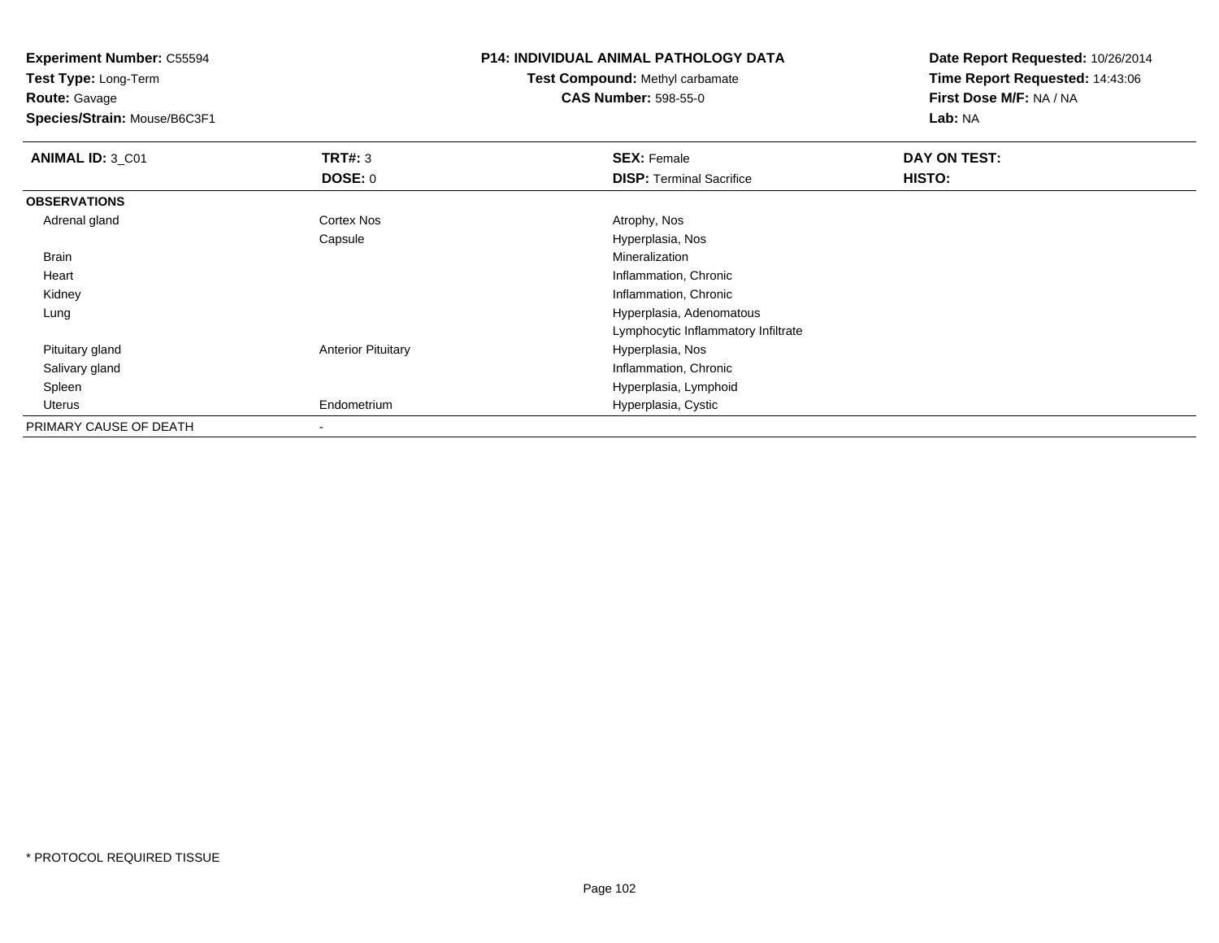**Experiment Number:** C55594
**Test Type:** Long-Term
**Route:** Gavage
**Species/Strain:** Mouse/B6C3F1

**P14: INDIVIDUAL ANIMAL PATHOLOGY DATA**
**Test Compound:** Methyl carbamate
**CAS Number:** 598-55-0

**Date Report Requested:** 10/26/2014
**Time Report Requested:** 14:43:06
**First Dose M/F:** NA / NA
**Lab:** NA

| **ANIMAL ID:** 3_C01 | **TRT#:** 3 | **SEX:** Female | **DAY ON TEST:** |
|---|---|---|---|
| | **DOSE:** 0 | **DISP:** Terminal Sacrifice | **HISTO:** |
| **OBSERVATIONS** | | | |
| Adrenal gland | Cortex Nos | Atrophy, Nos | |
| | Capsule | Hyperplasia, Nos | |
| Brain | | Mineralization | |
| Heart | | Inflammation, Chronic | |
| Kidney | | Inflammation, Chronic | |
| Lung | | Hyperplasia, Adenomatous | |
| | | Lymphocytic Inflammatory Infiltrate | |
| Pituitary gland | Anterior Pituitary | Hyperplasia, Nos | |
| Salivary gland | | Inflammation, Chronic | |
| Spleen | | Hyperplasia, Lymphoid | |
| Uterus | Endometrium | Hyperplasia, Cystic | |
| PRIMARY CAUSE OF DEATH | - | | |

* PROTOCOL REQUIRED TISSUE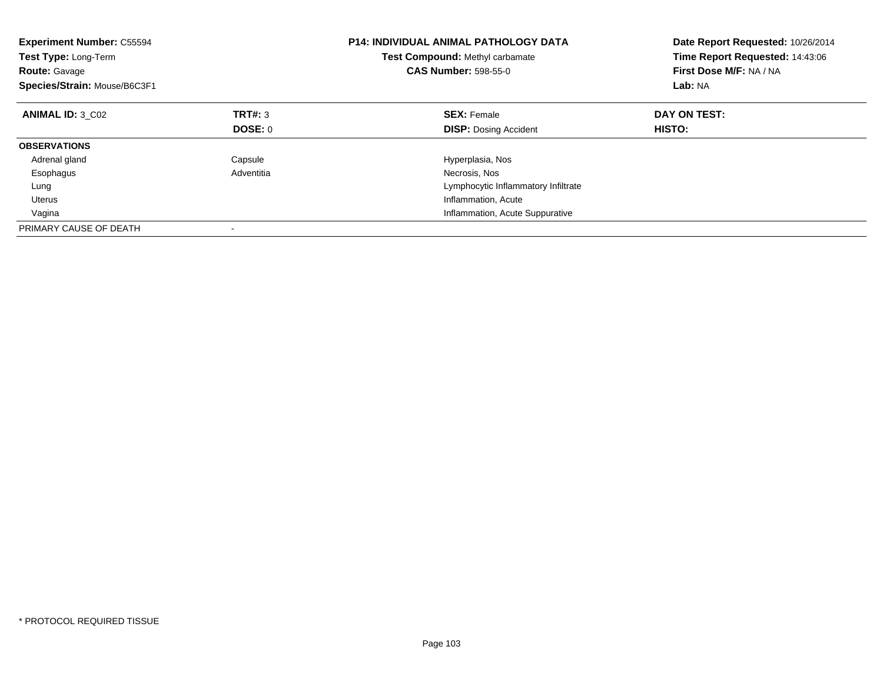**Experiment Number:** C55594
**Test Type:** Long-Term
**Route:** Gavage
**Species/Strain:** Mouse/B6C3F1

**P14: INDIVIDUAL ANIMAL PATHOLOGY DATA**
**Test Compound:** Methyl carbamate
**CAS Number:** 598-55-0

**Date Report Requested:** 10/26/2014
**Time Report Requested:** 14:43:06
**First Dose M/F:** NA / NA
**Lab:** NA

| **ANIMAL ID:** 3_C02 | **TRT#:** 3 | **SEX:** Female | **DAY ON TEST:** |
|---|---|---|---|
| | **DOSE:** 0 | **DISP:** Dosing Accident | **HISTO:** |
| **OBSERVATIONS** | | | |
| Adrenal gland | Capsule | Hyperplasia, Nos | |
| Esophagus | Adventitia | Necrosis, Nos | |
| Lung | | Lymphocytic Inflammatory Infiltrate | |
| Uterus | | Inflammation, Acute | |
| Vagina | | Inflammation, Acute Suppurative | |
| PRIMARY CAUSE OF DEATH | - | | |

* PROTOCOL REQUIRED TISSUE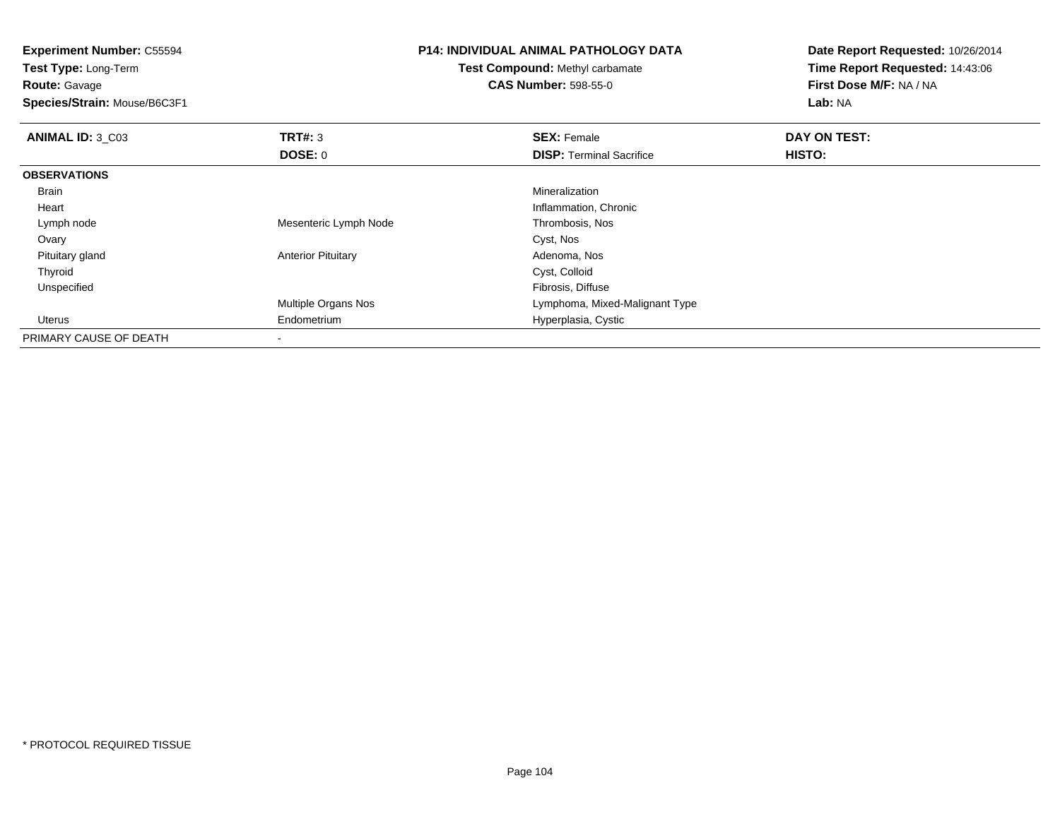**Experiment Number:** C55594
**Test Type:** Long-Term
**Route:** Gavage
**Species/Strain:** Mouse/B6C3F1

**P14: INDIVIDUAL ANIMAL PATHOLOGY DATA**
**Test Compound:** Methyl carbamate
**CAS Number:** 598-55-0

**Date Report Requested:** 10/26/2014
**Time Report Requested:** 14:43:06
**First Dose M/F:** NA / NA
**Lab:** NA

| **ANIMAL ID:** 3_C03 | **TRT#:** 3 | **SEX:** Female | **DAY ON TEST:** |
|---|---|---|---|
| | **DOSE:** 0 | **DISP:** Terminal Sacrifice | **HISTO:** |
| **OBSERVATIONS** | | | |
| Brain | | Mineralization | |
| Heart | | Inflammation, Chronic | |
| Lymph node | Mesenteric Lymph Node | Thrombosis, Nos | |
| Ovary | | Cyst, Nos | |
| Pituitary gland | Anterior Pituitary | Adenoma, Nos | |
| Thyroid | | Cyst, Colloid | |
| Unspecified | | Fibrosis, Diffuse | |
| | Multiple Organs Nos | Lymphoma, Mixed-Malignant Type | |
| Uterus | Endometrium | Hyperplasia, Cystic | |
| PRIMARY CAUSE OF DEATH | - | | |

* PROTOCOL REQUIRED TISSUE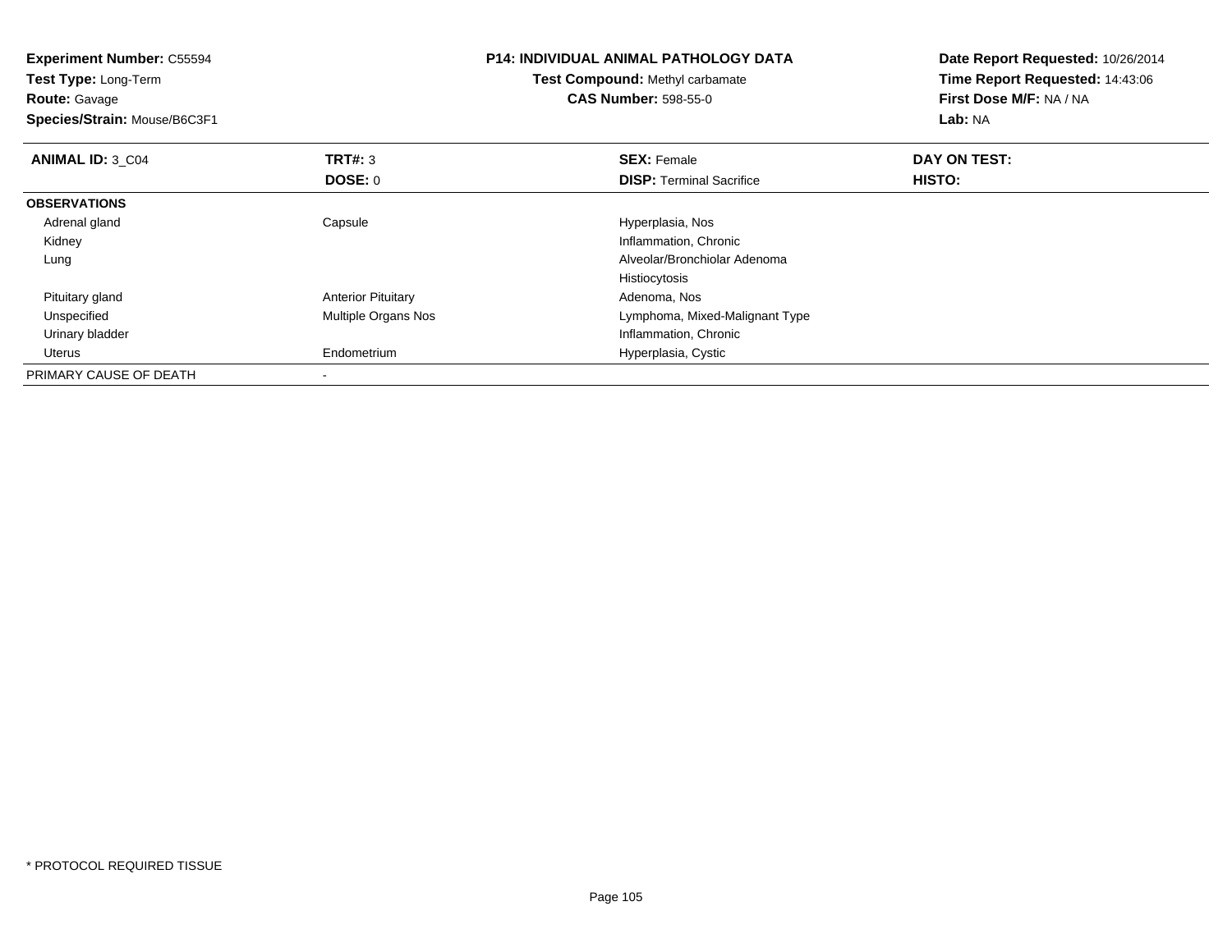**Experiment Number:** C55594
**Test Type:** Long-Term
**Route:** Gavage
**Species/Strain:** Mouse/B6C3F1

**P14: INDIVIDUAL ANIMAL PATHOLOGY DATA**
**Test Compound:** Methyl carbamate
**CAS Number:** 598-55-0

**Date Report Requested:** 10/26/2014
**Time Report Requested:** 14:43:06
**First Dose M/F:** NA / NA
**Lab:** NA

| **ANIMAL ID:** 3_C04 | **TRT#:** 3 | **SEX:** Female | **DAY ON TEST:** |
|---|---|---|---|
| | **DOSE:** 0 | **DISP:** Terminal Sacrifice | **HISTO:** |
| **OBSERVATIONS** | | | |
| Adrenal gland | Capsule | Hyperplasia, Nos | |
| Kidney | | Inflammation, Chronic | |
| Lung | | Alveolar/Bronchiolar Adenoma | |
| | | Histiocytosis | |
| Pituitary gland | Anterior Pituitary | Adenoma, Nos | |
| Unspecified | Multiple Organs Nos | Lymphoma, Mixed-Malignant Type | |
| Urinary bladder | | Inflammation, Chronic | |
| Uterus | Endometrium | Hyperplasia, Cystic | |
| PRIMARY CAUSE OF DEATH | - | | |

* PROTOCOL REQUIRED TISSUE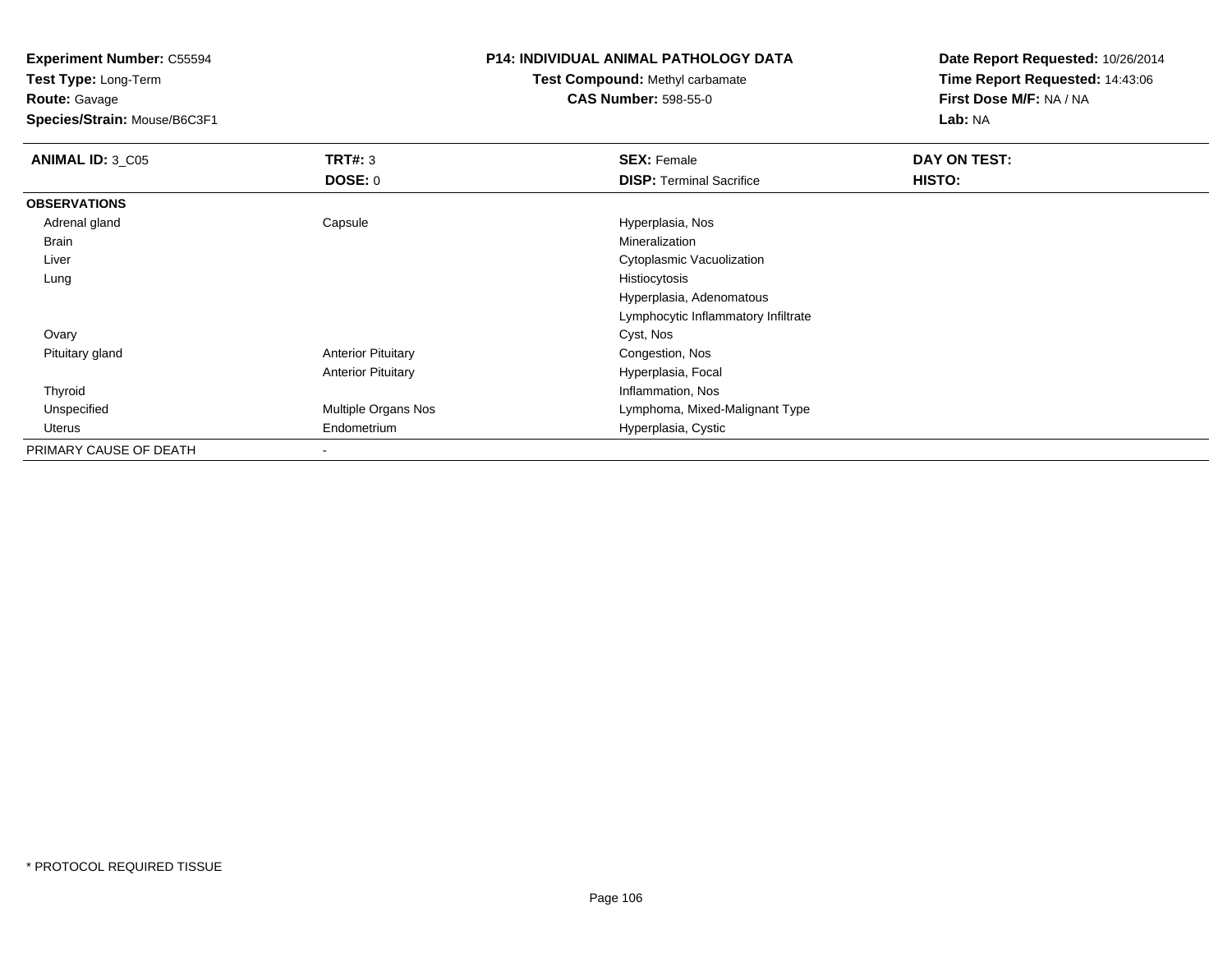**Experiment Number:** C55594
**Test Type:** Long-Term
**Route:** Gavage
**Species/Strain:** Mouse/B6C3F1

**P14: INDIVIDUAL ANIMAL PATHOLOGY DATA**
**Test Compound:** Methyl carbamate
**CAS Number:** 598-55-0

**Date Report Requested:** 10/26/2014
**Time Report Requested:** 14:43:06
**First Dose M/F:** NA / NA
**Lab:** NA

| **ANIMAL ID:** 3_C05 | **TRT#:** 3 | **SEX:** Female | **DAY ON TEST:** |
|---|---|---|---|
| | **DOSE:** 0 | **DISP:** Terminal Sacrifice | **HISTO:** |
| **OBSERVATIONS** | | | |
| Adrenal gland | Capsule | Hyperplasia, Nos | |
| Brain | | Mineralization | |
| Liver | | Cytoplasmic Vacuolization | |
| Lung | | Histiocytosis | |
| | | Hyperplasia, Adenomatous | |
| | | Lymphocytic Inflammatory Infiltrate | |
| Ovary | | Cyst, Nos | |
| Pituitary gland | Anterior Pituitary | Congestion, Nos | |
| | Anterior Pituitary | Hyperplasia, Focal | |
| Thyroid | | Inflammation, Nos | |
| Unspecified | Multiple Organs Nos | Lymphoma, Mixed-Malignant Type | |
| Uterus | Endometrium | Hyperplasia, Cystic | |
| PRIMARY CAUSE OF DEATH | - | | |

* PROTOCOL REQUIRED TISSUE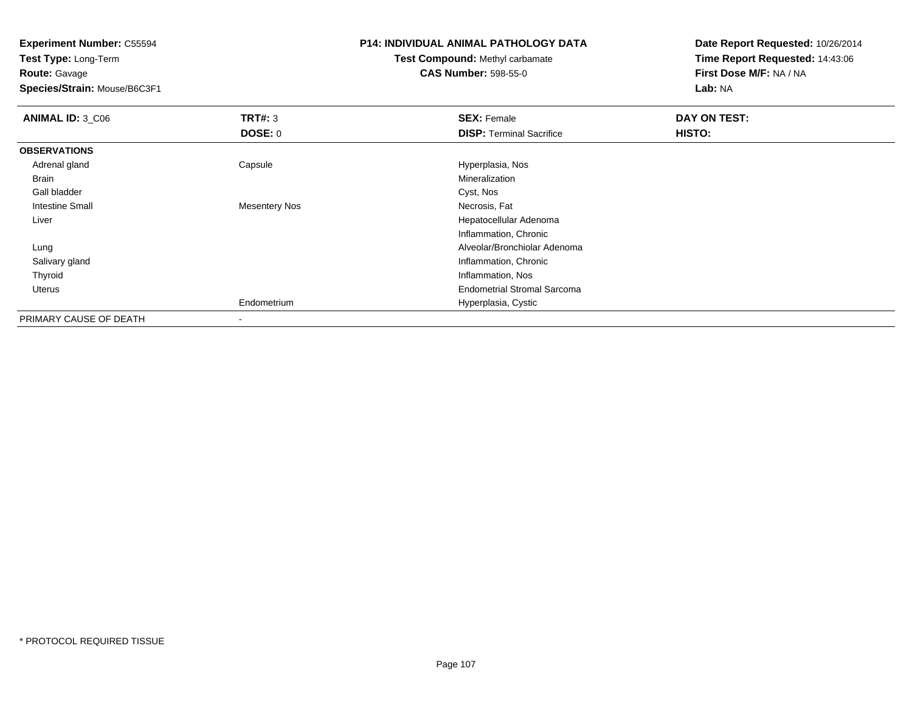**Experiment Number:** C55594
**Test Type:** Long-Term
**Route:** Gavage
**Species/Strain:** Mouse/B6C3F1

**P14: INDIVIDUAL ANIMAL PATHOLOGY DATA**
**Test Compound:** Methyl carbamate
**CAS Number:** 598-55-0

**Date Report Requested:** 10/26/2014
**Time Report Requested:** 14:43:06
**First Dose M/F:** NA / NA
**Lab:** NA

| **ANIMAL ID:** 3_C06 | **TRT#:** 3 | **SEX:** Female | **DAY ON TEST:** |
|---|---|---|---|
| | **DOSE:** 0 | **DISP:** Terminal Sacrifice | **HISTO:** |
| **OBSERVATIONS** | | | |
| Adrenal gland | Capsule | Hyperplasia, Nos | |
| Brain | | Mineralization | |
| Gall bladder | | Cyst, Nos | |
| Intestine Small | Mesentery Nos | Necrosis, Fat | |
| Liver | | Hepatocellular Adenoma | |
| | | Inflammation, Chronic | |
| Lung | | Alveolar/Bronchiolar Adenoma | |
| Salivary gland | | Inflammation, Chronic | |
| Thyroid | | Inflammation, Nos | |
| Uterus | | Endometrial Stromal Sarcoma | |
| | Endometrium | Hyperplasia, Cystic | |
| PRIMARY CAUSE OF DEATH | - | | |

* PROTOCOL REQUIRED TISSUE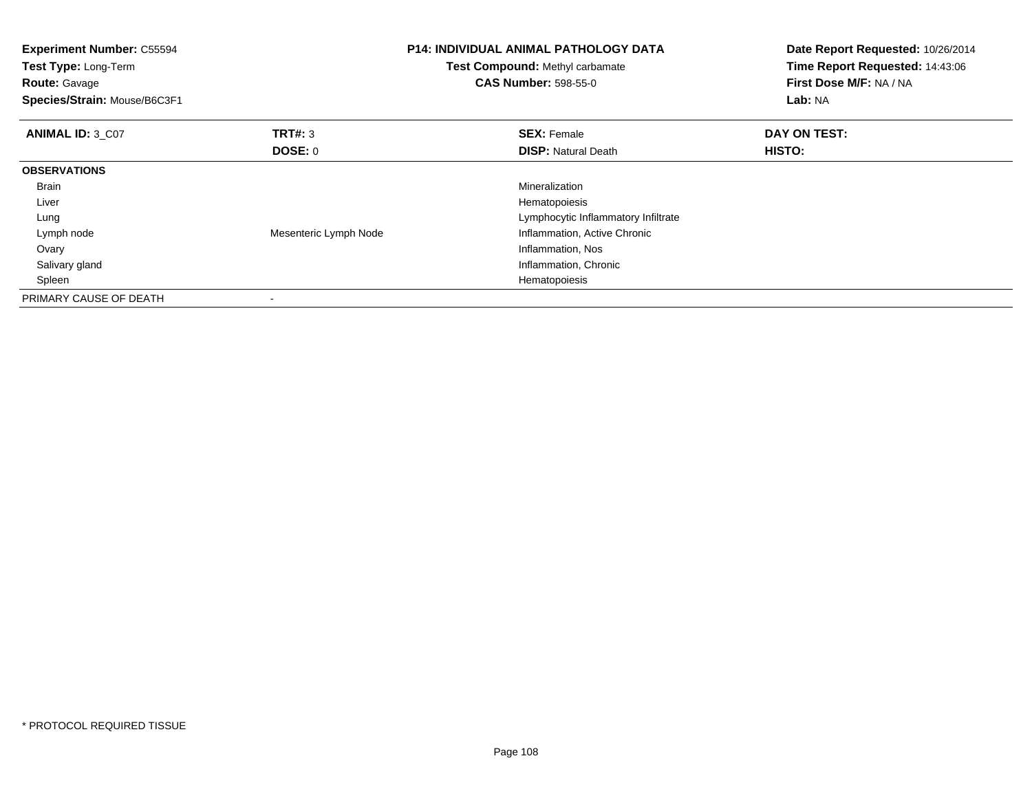**Experiment Number:** C55594
**Test Type:** Long-Term
**Route:** Gavage
**Species/Strain:** Mouse/B6C3F1

## P14: INDIVIDUAL ANIMAL PATHOLOGY DATA

**Test Compound:** Methyl carbamate
**CAS Number:** 598-55-0

**Date Report Requested:** 10/26/2014
**Time Report Requested:** 14:43:06
**First Dose M/F:** NA / NA
**Lab:** NA

| **ANIMAL ID:** 3_C07 | **TRT#:** 3 | **SEX:** Female | **DAY ON TEST:** |
|---|---|---|---|
| | **DOSE:** 0 | **DISP:** Natural Death | **HISTO:** |
| **OBSERVATIONS** | | | |
| Brain | | Mineralization | |
| Liver | | Hematopoiesis | |
| Lung | | Lymphocytic Inflammatory Infiltrate | |
| Lymph node | Mesenteric Lymph Node | Inflammation, Active Chronic | |
| Ovary | | Inflammation, Nos | |
| Salivary gland | | Inflammation, Chronic | |
| Spleen | | Hematopoiesis | |
| PRIMARY CAUSE OF DEATH | - | | |

* PROTOCOL REQUIRED TISSUE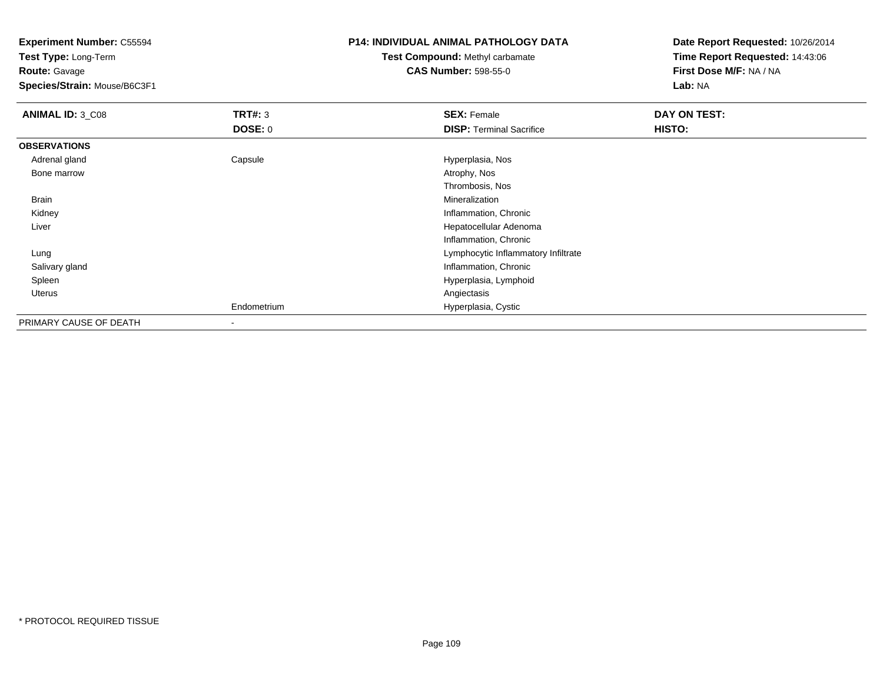**Experiment Number:** C55594
**Test Type:** Long-Term
**Route:** Gavage
**Species/Strain:** Mouse/B6C3F1

**P14: INDIVIDUAL ANIMAL PATHOLOGY DATA**
**Test Compound:** Methyl carbamate
**CAS Number:** 598-55-0

**Date Report Requested:** 10/26/2014
**Time Report Requested:** 14:43:06
**First Dose M/F:** NA / NA
**Lab:** NA

| **ANIMAL ID:** 3_C08 | **TRT#:** 3 | **SEX:** Female | **DAY ON TEST:** |
|---|---|---|---|
| | **DOSE:** 0 | **DISP:** Terminal Sacrifice | **HISTO:** |
| **OBSERVATIONS** | | | |
| Adrenal gland | Capsule | Hyperplasia, Nos | |
| Bone marrow | | Atrophy, Nos | |
| | | Thrombosis, Nos | |
| Brain | | Mineralization | |
| Kidney | | Inflammation, Chronic | |
| Liver | | Hepatocellular Adenoma | |
| | | Inflammation, Chronic | |
| Lung | | Lymphocytic Inflammatory Infiltrate | |
| Salivary gland | | Inflammation, Chronic | |
| Spleen | | Hyperplasia, Lymphoid | |
| Uterus | | Angiectasis | |
| | Endometrium | Hyperplasia, Cystic | |
| PRIMARY CAUSE OF DEATH | - | | |

* PROTOCOL REQUIRED TISSUE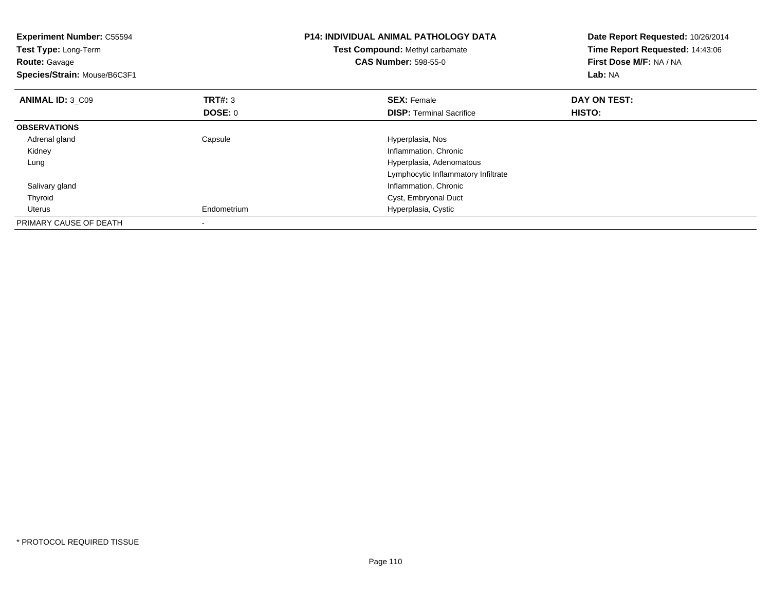**Experiment Number:** C55594
**Test Type:** Long-Term
**Route:** Gavage
**Species/Strain:** Mouse/B6C3F1

**P14: INDIVIDUAL ANIMAL PATHOLOGY DATA**
**Test Compound:** Methyl carbamate
**CAS Number:** 598-55-0

**Date Report Requested:** 10/26/2014
**Time Report Requested:** 14:43:06
**First Dose M/F:** NA / NA
**Lab:** NA

| **ANIMAL ID:** 3_C09 | **TRT#:** 3 | **SEX:** Female | **DAY ON TEST:** |
|---|---|---|---|
| | **DOSE:** 0 | **DISP:** Terminal Sacrifice | **HISTO:** |
| **OBSERVATIONS** | | | |
| Adrenal gland | Capsule | Hyperplasia, Nos | |
| Kidney | | Inflammation, Chronic | |
| Lung | | Hyperplasia, Adenomatous | |
| | | Lymphocytic Inflammatory Infiltrate | |
| Salivary gland | | Inflammation, Chronic | |
| Thyroid | | Cyst, Embryonal Duct | |
| Uterus | Endometrium | Hyperplasia, Cystic | |
| PRIMARY CAUSE OF DEATH | - | | |

\* PROTOCOL REQUIRED TISSUE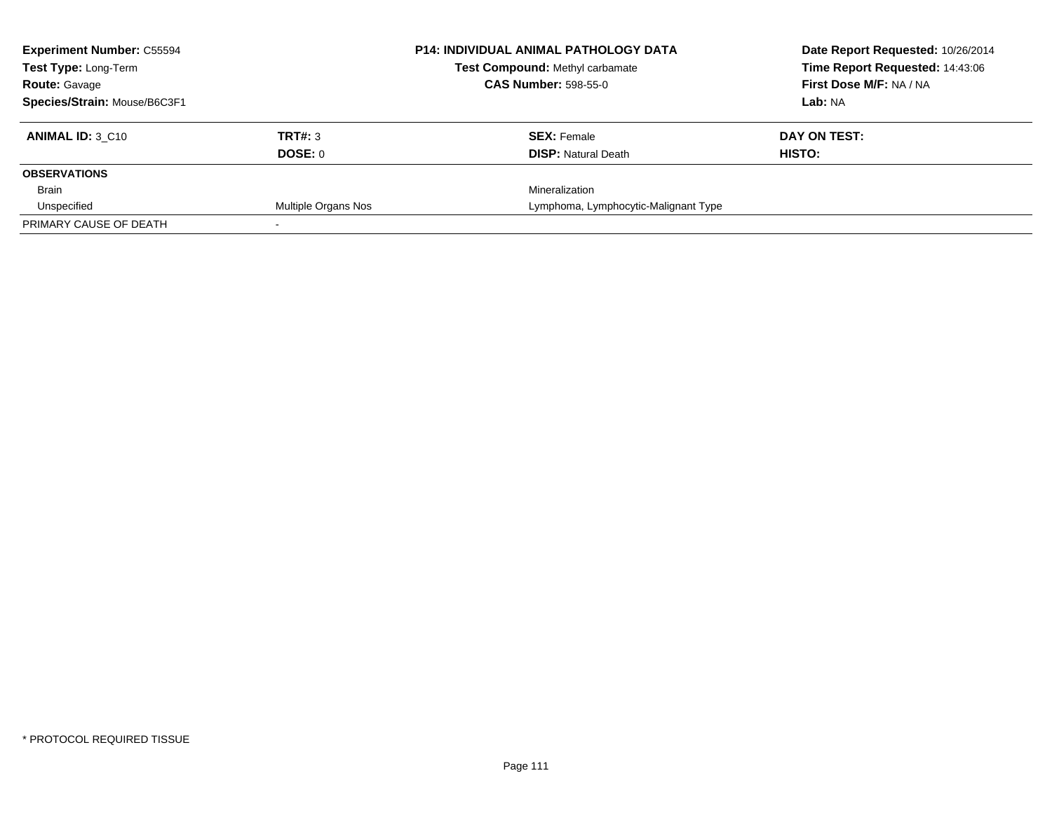**Experiment Number:** C55594
**Test Type:** Long-Term
**Route:** Gavage
**Species/Strain:** Mouse/B6C3F1

**P14: INDIVIDUAL ANIMAL PATHOLOGY DATA**
**Test Compound:** Methyl carbamate
**CAS Number:** 598-55-0

**Date Report Requested:** 10/26/2014
**Time Report Requested:** 14:43:06
**First Dose M/F:** NA / NA
**Lab:** NA

| **ANIMAL ID:** 3_C10 | **TRT#:** 3 | **SEX:** Female | **DAY ON TEST:** |
|---|---|---|---|
| | **DOSE:** 0 | **DISP:** Natural Death | **HISTO:** |
| **OBSERVATIONS** | | | |
| Brain | | Mineralization | |
| Unspecified | Multiple Organs Nos | Lymphoma, Lymphocytic-Malignant Type | |
| PRIMARY CAUSE OF DEATH | - | | |

\* PROTOCOL REQUIRED TISSUE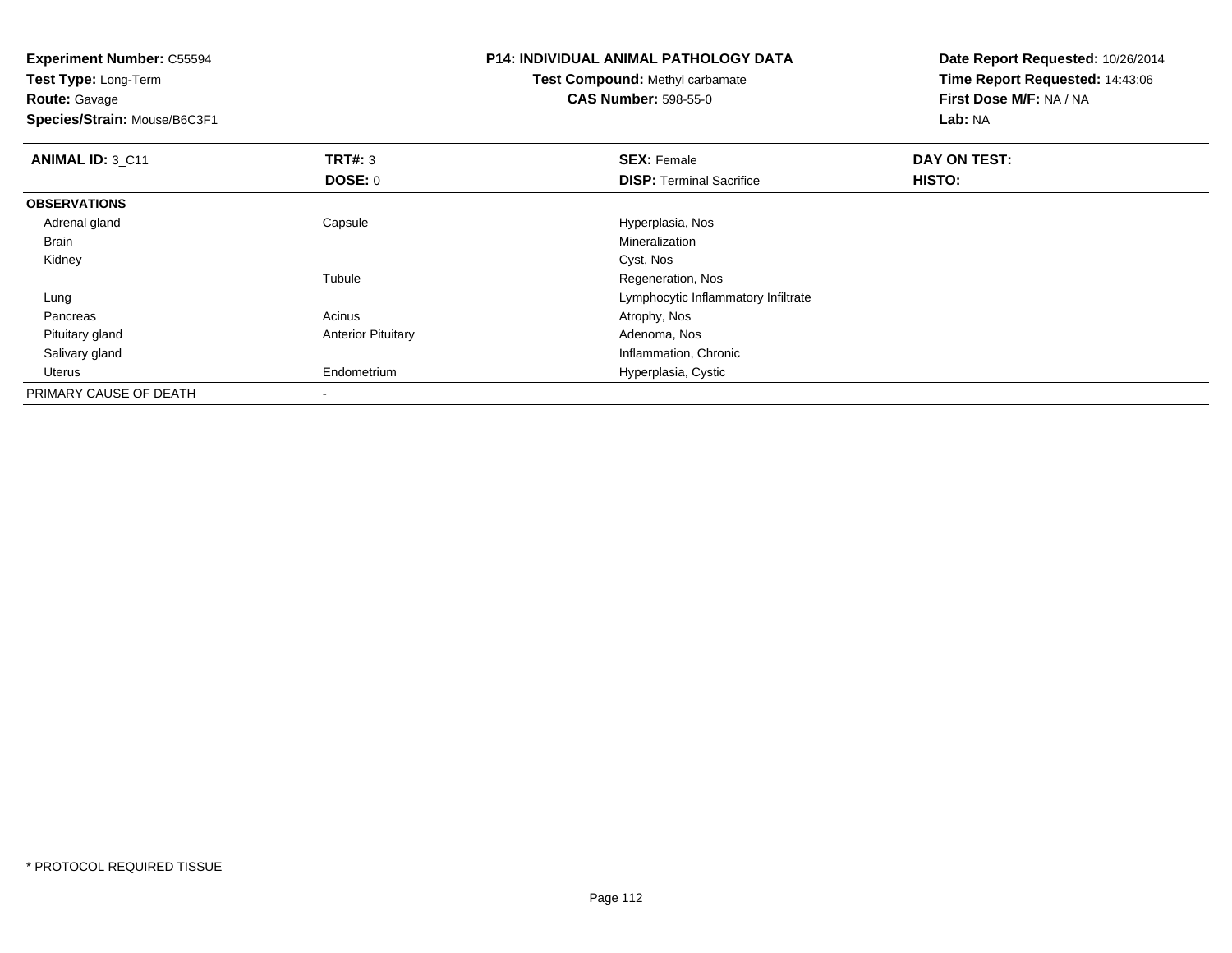**Experiment Number:** C55594
**Test Type:** Long-Term
**Route:** Gavage
**Species/Strain:** Mouse/B6C3F1

**P14: INDIVIDUAL ANIMAL PATHOLOGY DATA**
**Test Compound:** Methyl carbamate
**CAS Number:** 598-55-0

**Date Report Requested:** 10/26/2014
**Time Report Requested:** 14:43:06
**First Dose M/F:** NA / NA
**Lab:** NA

| **ANIMAL ID:** 3_C11 | **TRT#:** 3 | **SEX:** Female | **DAY ON TEST:** |
|---|---|---|---|
| | **DOSE:** 0 | **DISP:** Terminal Sacrifice | **HISTO:** |
| **OBSERVATIONS** | | | |
| Adrenal gland | Capsule | Hyperplasia, Nos | |
| Brain | | Mineralization | |
| Kidney | | Cyst, Nos | |
| | Tubule | Regeneration, Nos | |
| Lung | | Lymphocytic Inflammatory Infiltrate | |
| Pancreas | Acinus | Atrophy, Nos | |
| Pituitary gland | Anterior Pituitary | Adenoma, Nos | |
| Salivary gland | | Inflammation, Chronic | |
| Uterus | Endometrium | Hyperplasia, Cystic | |
| PRIMARY CAUSE OF DEATH | - | | |

* PROTOCOL REQUIRED TISSUE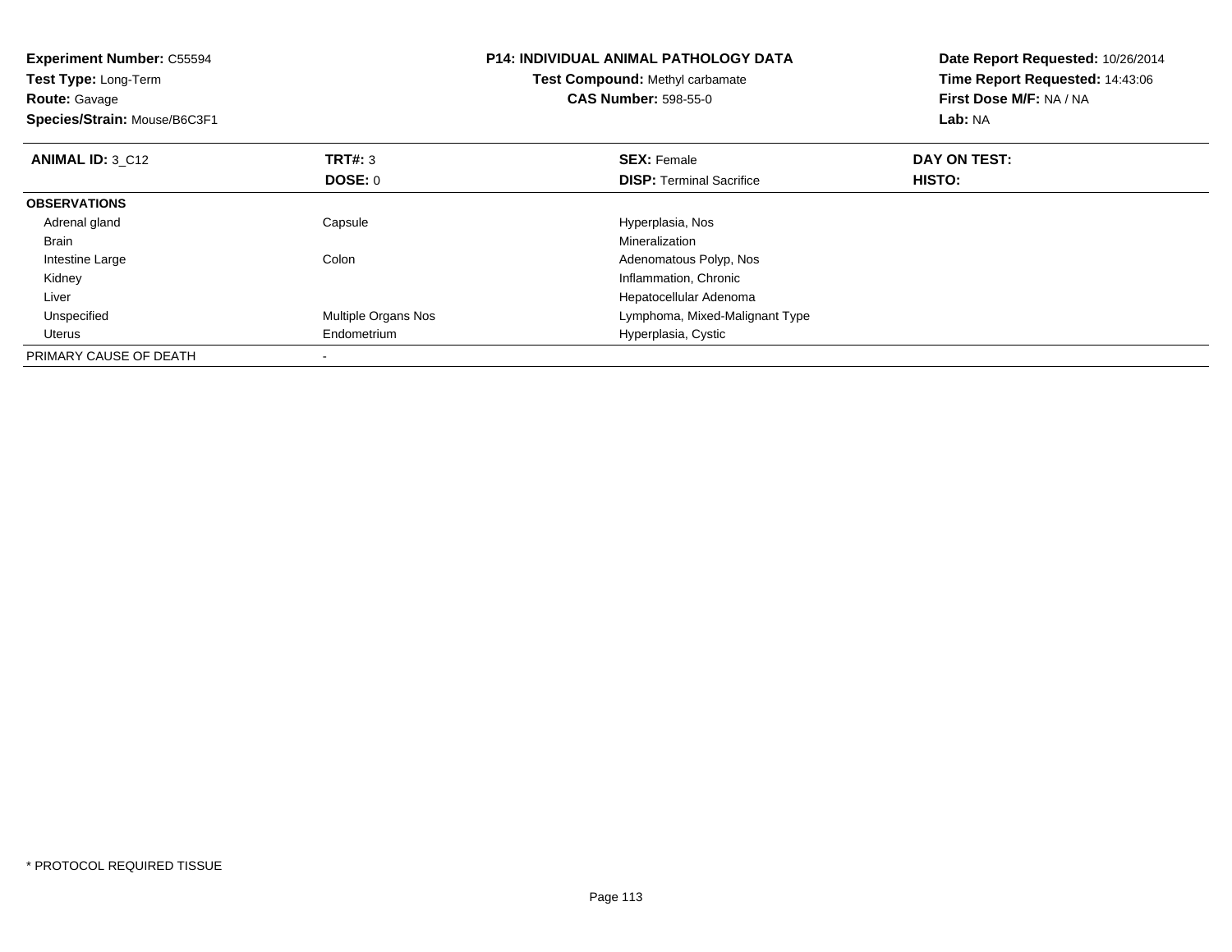**Experiment Number:** C55594
**Test Type:** Long-Term
**Route:** Gavage
**Species/Strain:** Mouse/B6C3F1

**P14: INDIVIDUAL ANIMAL PATHOLOGY DATA**
**Test Compound:** Methyl carbamate
**CAS Number:** 598-55-0

**Date Report Requested:** 10/26/2014
**Time Report Requested:** 14:43:06
**First Dose M/F:** NA / NA
**Lab:** NA

| **ANIMAL ID:** 3_C12 | **TRT#:** 3 | **SEX:** Female | **DAY ON TEST:** |
|---|---|---|---|
| | **DOSE:** 0 | **DISP:** Terminal Sacrifice | **HISTO:** |
| **OBSERVATIONS** | | | |
| Adrenal gland | Capsule | Hyperplasia, Nos | |
| Brain | | Mineralization | |
| Intestine Large | Colon | Adenomatous Polyp, Nos | |
| Kidney | | Inflammation, Chronic | |
| Liver | | Hepatocellular Adenoma | |
| Unspecified | Multiple Organs Nos | Lymphoma, Mixed-Malignant Type | |
| Uterus | Endometrium | Hyperplasia, Cystic | |
| PRIMARY CAUSE OF DEATH | - | | |

* PROTOCOL REQUIRED TISSUE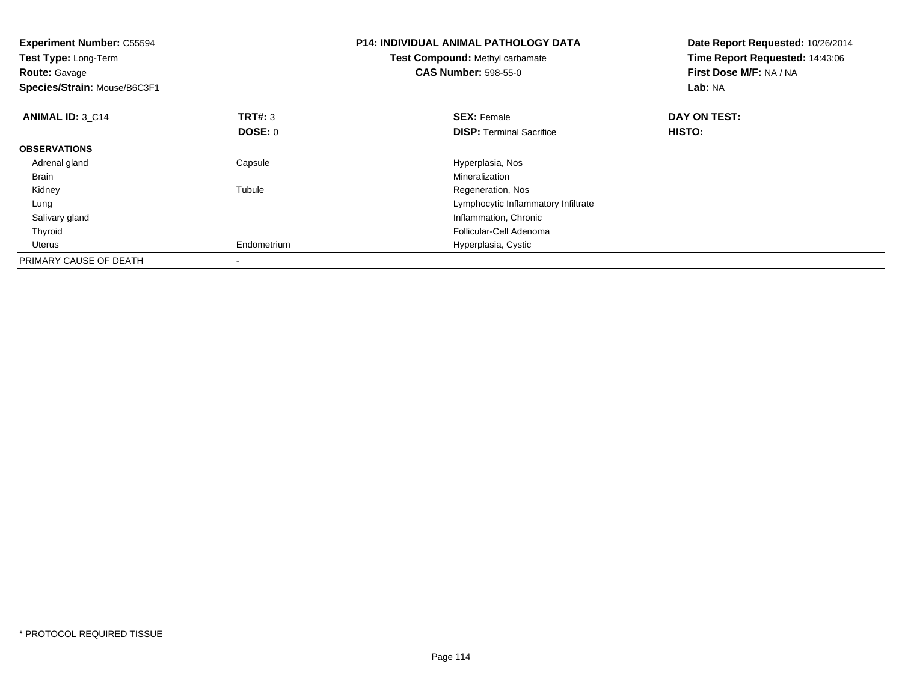**Experiment Number:** C55594
**Test Type:** Long-Term
**Route:** Gavage
**Species/Strain:** Mouse/B6C3F1

**P14: INDIVIDUAL ANIMAL PATHOLOGY DATA**
**Test Compound:** Methyl carbamate
**CAS Number:** 598-55-0

**Date Report Requested:** 10/26/2014
**Time Report Requested:** 14:43:06
**First Dose M/F:** NA / NA
**Lab:** NA

| **ANIMAL ID:** 3_C14 | **TRT#:** 3 | **SEX:** Female | **DAY ON TEST:** |
|---|---|---|---|
| | **DOSE:** 0 | **DISP:** Terminal Sacrifice | **HISTO:** |
| **OBSERVATIONS** | | | |
| Adrenal gland | Capsule | Hyperplasia, Nos | |
| Brain | | Mineralization | |
| Kidney | Tubule | Regeneration, Nos | |
| Lung | | Lymphocytic Inflammatory Infiltrate | |
| Salivary gland | | Inflammation, Chronic | |
| Thyroid | | Follicular-Cell Adenoma | |
| Uterus | Endometrium | Hyperplasia, Cystic | |
| PRIMARY CAUSE OF DEATH | - | | |

\* PROTOCOL REQUIRED TISSUE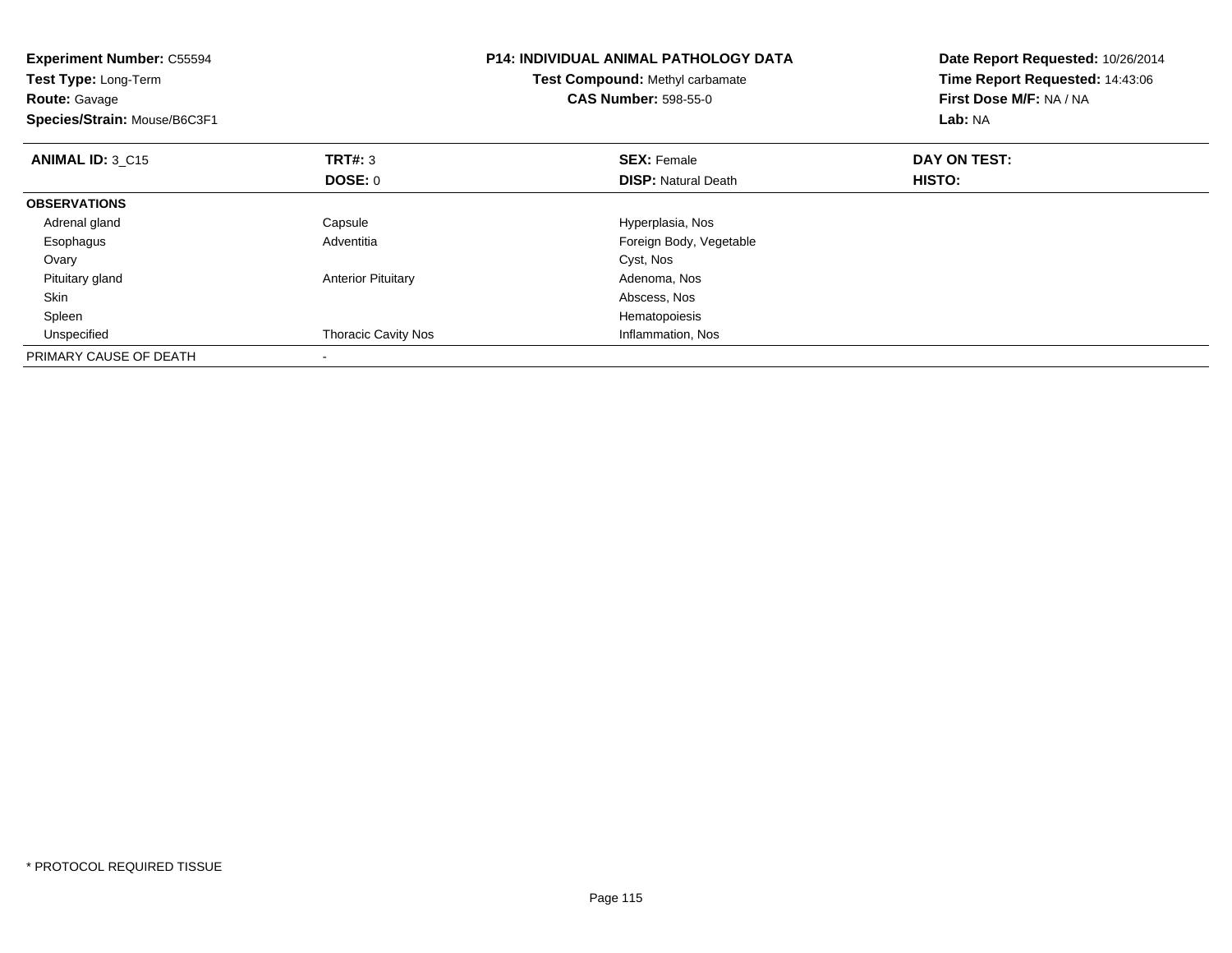**Experiment Number:** C55594
**Test Type:** Long-Term
**Route:** Gavage
**Species/Strain:** Mouse/B6C3F1

**P14: INDIVIDUAL ANIMAL PATHOLOGY DATA**
**Test Compound:** Methyl carbamate
**CAS Number:** 598-55-0

**Date Report Requested:** 10/26/2014
**Time Report Requested:** 14:43:06
**First Dose M/F:** NA / NA
**Lab:** NA

| **ANIMAL ID:** 3_C15 | **TRT#:** 3 | **SEX:** Female | **DAY ON TEST:** |
|---|---|---|---|
| | **DOSE:** 0 | **DISP:** Natural Death | **HISTO:** |
| **OBSERVATIONS** | | | |
| Adrenal gland | Capsule | Hyperplasia, Nos | |
| Esophagus | Adventitia | Foreign Body, Vegetable | |
| Ovary | | Cyst, Nos | |
| Pituitary gland | Anterior Pituitary | Adenoma, Nos | |
| Skin | | Abscess, Nos | |
| Spleen | | Hematopoiesis | |
| Unspecified | Thoracic Cavity Nos | Inflammation, Nos | |
| PRIMARY CAUSE OF DEATH | - | | |

* PROTOCOL REQUIRED TISSUE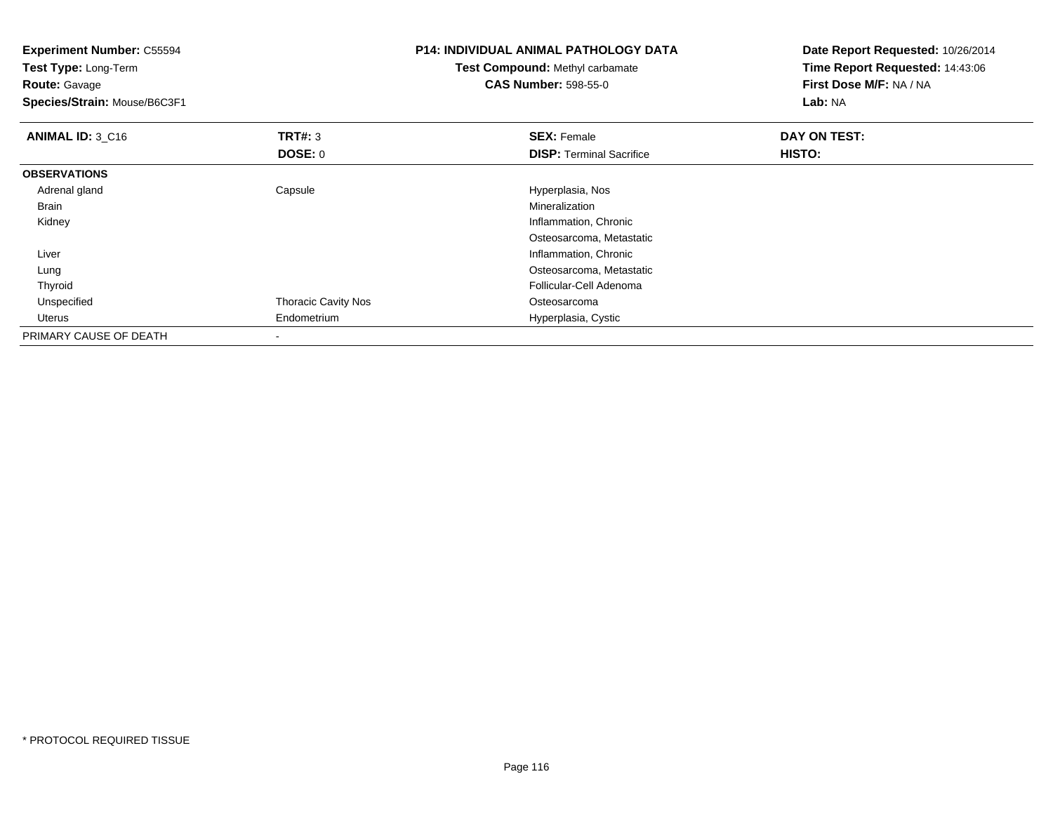**Experiment Number:** C55594
**Test Type:** Long-Term
**Route:** Gavage
**Species/Strain:** Mouse/B6C3F1

**P14: INDIVIDUAL ANIMAL PATHOLOGY DATA**
**Test Compound:** Methyl carbamate
**CAS Number:** 598-55-0

**Date Report Requested:** 10/26/2014
**Time Report Requested:** 14:43:06
**First Dose M/F:** NA / NA
**Lab:** NA

| **ANIMAL ID:** 3_C16 | **TRT#:** 3 | **SEX:** Female | **DAY ON TEST:** |
|---|---|---|---|
| | **DOSE:** 0 | **DISP:** Terminal Sacrifice | **HISTO:** |
| **OBSERVATIONS** | | | |
| Adrenal gland | Capsule | Hyperplasia, Nos | |
| Brain | | Mineralization | |
| Kidney | | Inflammation, Chronic | |
| | | Osteosarcoma, Metastatic | |
| Liver | | Inflammation, Chronic | |
| Lung | | Osteosarcoma, Metastatic | |
| Thyroid | | Follicular-Cell Adenoma | |
| Unspecified | Thoracic Cavity Nos | Osteosarcoma | |
| Uterus | Endometrium | Hyperplasia, Cystic | |
| PRIMARY CAUSE OF DEATH | - | | |

* PROTOCOL REQUIRED TISSUE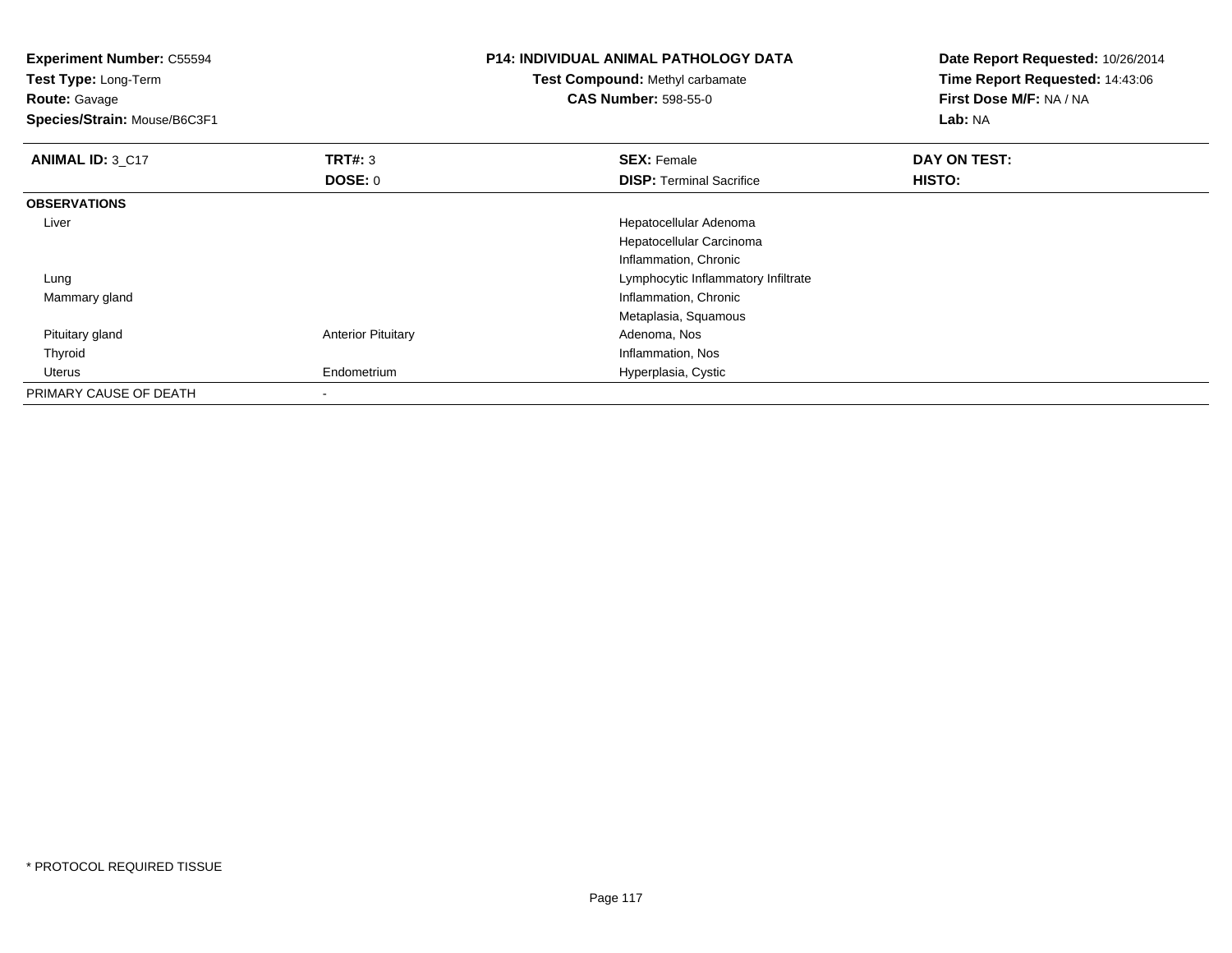**Experiment Number:** C55594
**Test Type:** Long-Term
**Route:** Gavage
**Species/Strain:** Mouse/B6C3F1

**P14: INDIVIDUAL ANIMAL PATHOLOGY DATA**
**Test Compound:** Methyl carbamate
**CAS Number:** 598-55-0

**Date Report Requested:** 10/26/2014
**Time Report Requested:** 14:43:06
**First Dose M/F:** NA / NA
**Lab:** NA

| **ANIMAL ID:** 3_C17 | **TRT#:** 3 | **SEX:** Female | **DAY ON TEST:** |
|---|---|---|---|
| | **DOSE:** 0 | **DISP:** Terminal Sacrifice | **HISTO:** |
| **OBSERVATIONS** | | | |
| Liver | | Hepatocellular Adenoma | |
| | | Hepatocellular Carcinoma | |
| | | Inflammation, Chronic | |
| Lung | | Lymphocytic Inflammatory Infiltrate | |
| Mammary gland | | Inflammation, Chronic | |
| | | Metaplasia, Squamous | |
| Pituitary gland | Anterior Pituitary | Adenoma, Nos | |
| Thyroid | | Inflammation, Nos | |
| Uterus | Endometrium | Hyperplasia, Cystic | |
| PRIMARY CAUSE OF DEATH | - | | |

* PROTOCOL REQUIRED TISSUE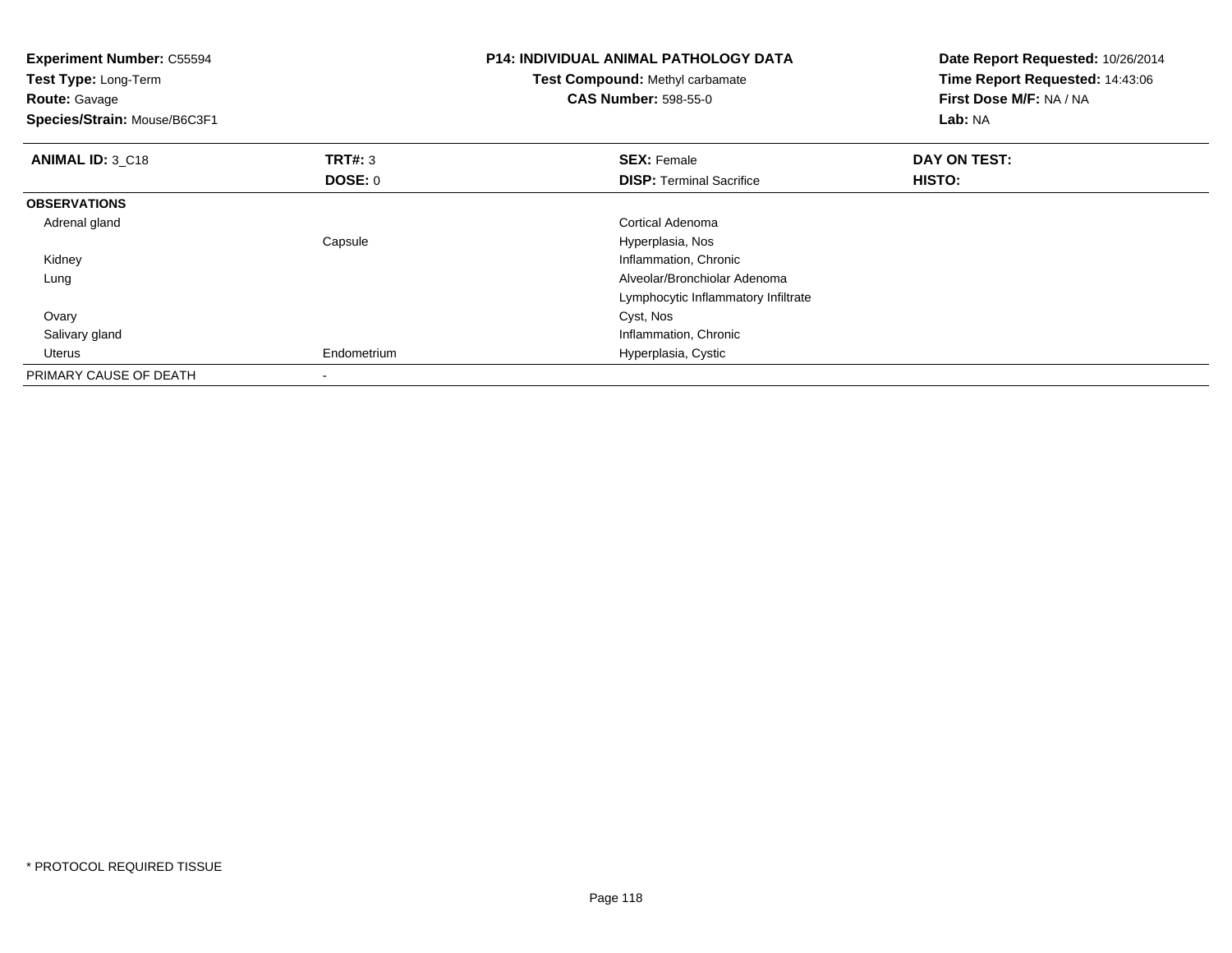**Experiment Number:** C55594
**Test Type:** Long-Term
**Route:** Gavage
**Species/Strain:** Mouse/B6C3F1

**P14: INDIVIDUAL ANIMAL PATHOLOGY DATA**
**Test Compound:** Methyl carbamate
**CAS Number:** 598-55-0

**Date Report Requested:** 10/26/2014
**Time Report Requested:** 14:43:06
**First Dose M/F:** NA / NA
**Lab:** NA

| **ANIMAL ID:** 3_C18 | **TRT#:** 3 | **SEX:** Female | **DAY ON TEST:** |
|---|---|---|---|
| | **DOSE:** 0 | **DISP:** Terminal Sacrifice | **HISTO:** |
| **OBSERVATIONS** | | | |
| Adrenal gland | | Cortical Adenoma | |
| | Capsule | Hyperplasia, Nos | |
| Kidney | | Inflammation, Chronic | |
| Lung | | Alveolar/Bronchiolar Adenoma | |
| | | Lymphocytic Inflammatory Infiltrate | |
| Ovary | | Cyst, Nos | |
| Salivary gland | | Inflammation, Chronic | |
| Uterus | Endometrium | Hyperplasia, Cystic | |
| PRIMARY CAUSE OF DEATH | - | | |

* PROTOCOL REQUIRED TISSUE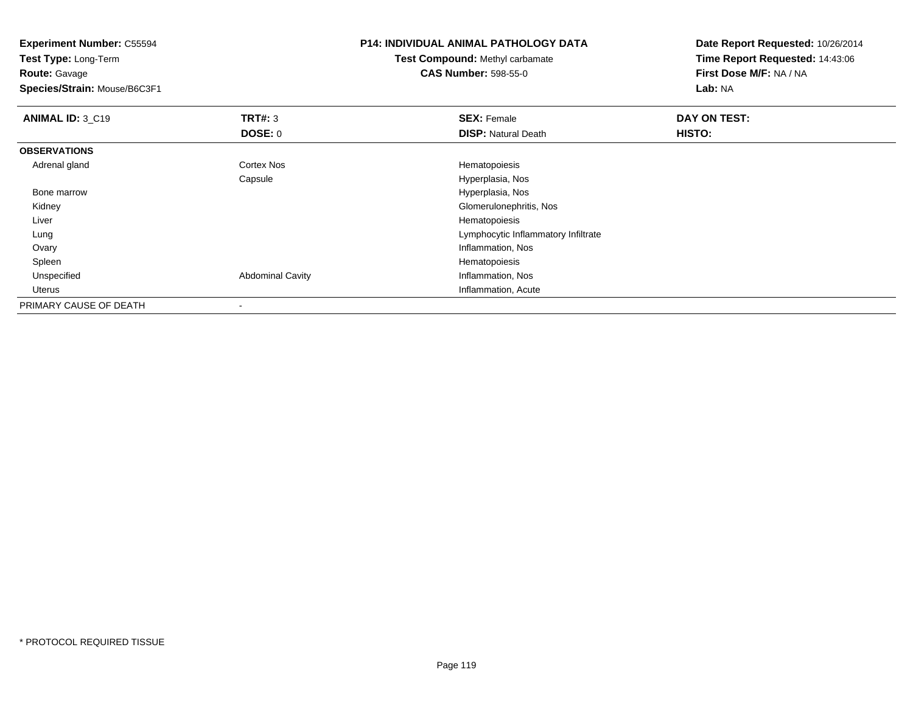**Experiment Number:** C55594
**Test Type:** Long-Term
**Route:** Gavage
**Species/Strain:** Mouse/B6C3F1

**P14: INDIVIDUAL ANIMAL PATHOLOGY DATA**
**Test Compound:** Methyl carbamate
**CAS Number:** 598-55-0

**Date Report Requested:** 10/26/2014
**Time Report Requested:** 14:43:06
**First Dose M/F:** NA / NA
**Lab:** NA

| **ANIMAL ID:** 3_C19 | **TRT#:** 3 | **SEX:** Female | **DAY ON TEST:** |
|---|---|---|---|
| | **DOSE:** 0 | **DISP:** Natural Death | **HISTO:** |
| **OBSERVATIONS** | | | |
| Adrenal gland | Cortex Nos | Hematopoiesis | |
| | Capsule | Hyperplasia, Nos | |
| Bone marrow | | Hyperplasia, Nos | |
| Kidney | | Glomerulonephritis, Nos | |
| Liver | | Hematopoiesis | |
| Lung | | Lymphocytic Inflammatory Infiltrate | |
| Ovary | | Inflammation, Nos | |
| Spleen | | Hematopoiesis | |
| Unspecified | Abdominal Cavity | Inflammation, Nos | |
| Uterus | | Inflammation, Acute | |
| PRIMARY CAUSE OF DEATH | - | | |

* PROTOCOL REQUIRED TISSUE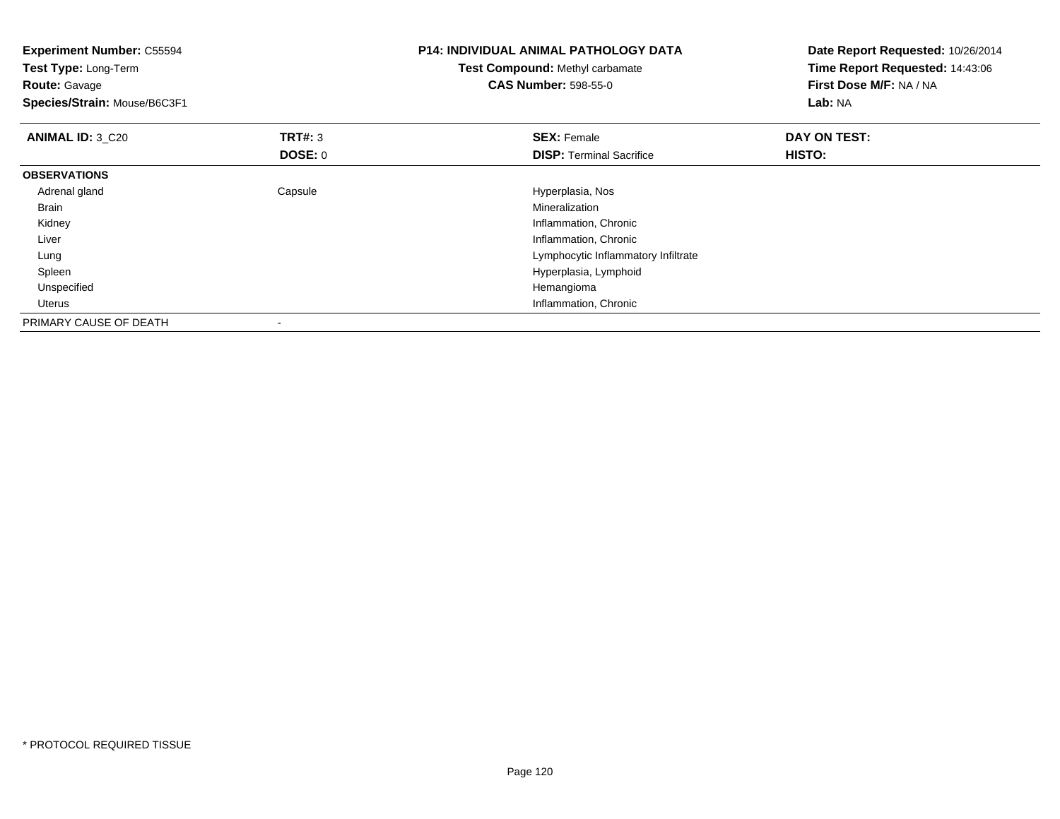**Experiment Number:** C55594
**Test Type:** Long-Term
**Route:** Gavage
**Species/Strain:** Mouse/B6C3F1

**P14: INDIVIDUAL ANIMAL PATHOLOGY DATA**
**Test Compound:** Methyl carbamate
**CAS Number:** 598-55-0

**Date Report Requested:** 10/26/2014
**Time Report Requested:** 14:43:06
**First Dose M/F:** NA / NA
**Lab:** NA

| **ANIMAL ID:** 3_C20 | **TRT#:** 3 | **SEX:** Female | **DAY ON TEST:** |
|---|---|---|---|
| | **DOSE:** 0 | **DISP:** Terminal Sacrifice | **HISTO:** |
| **OBSERVATIONS** | | | |
| Adrenal gland | Capsule | Hyperplasia, Nos | |
| Brain | | Mineralization | |
| Kidney | | Inflammation, Chronic | |
| Liver | | Inflammation, Chronic | |
| Lung | | Lymphocytic Inflammatory Infiltrate | |
| Spleen | | Hyperplasia, Lymphoid | |
| Unspecified | | Hemangioma | |
| Uterus | | Inflammation, Chronic | |
| PRIMARY CAUSE OF DEATH | - | | |

\* PROTOCOL REQUIRED TISSUE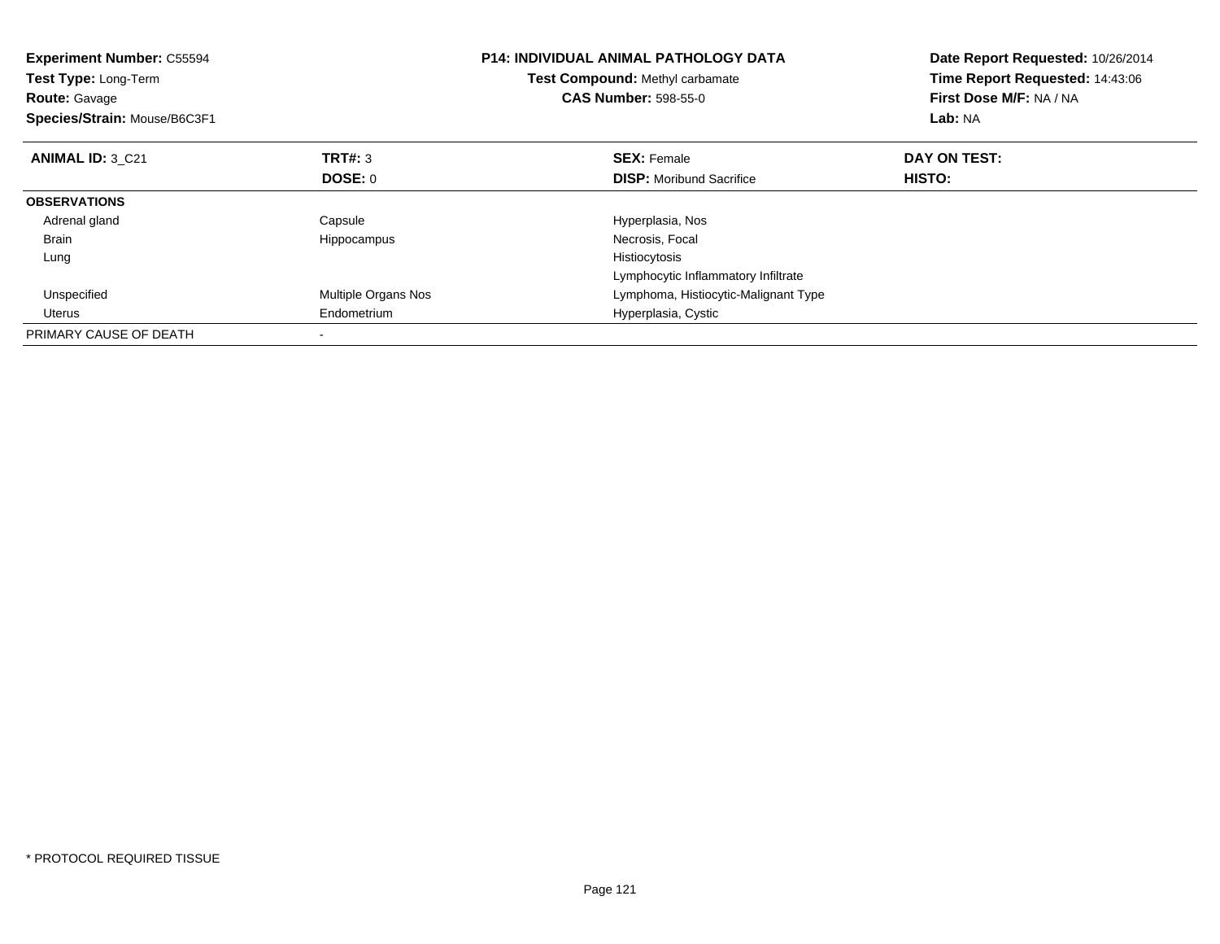**Experiment Number:** C55594
**Test Type:** Long-Term
**Route:** Gavage
**Species/Strain:** Mouse/B6C3F1

**P14: INDIVIDUAL ANIMAL PATHOLOGY DATA**
**Test Compound:** Methyl carbamate
**CAS Number:** 598-55-0

**Date Report Requested:** 10/26/2014
**Time Report Requested:** 14:43:06
**First Dose M/F:** NA / NA
**Lab:** NA

| **ANIMAL ID:** 3_C21 | **TRT#:** 3 | **SEX:** Female | **DAY ON TEST:** |
|---|---|---|---|
| | **DOSE:** 0 | **DISP:** Moribund Sacrifice | **HISTO:** |
| **OBSERVATIONS** | | | |
| Adrenal gland | Capsule | Hyperplasia, Nos | |
| Brain | Hippocampus | Necrosis, Focal | |
| Lung | | Histiocytosis | |
| | | Lymphocytic Inflammatory Infiltrate | |
| Unspecified | Multiple Organs Nos | Lymphoma, Histiocytic-Malignant Type | |
| Uterus | Endometrium | Hyperplasia, Cystic | |
| PRIMARY CAUSE OF DEATH | - | | |

* PROTOCOL REQUIRED TISSUE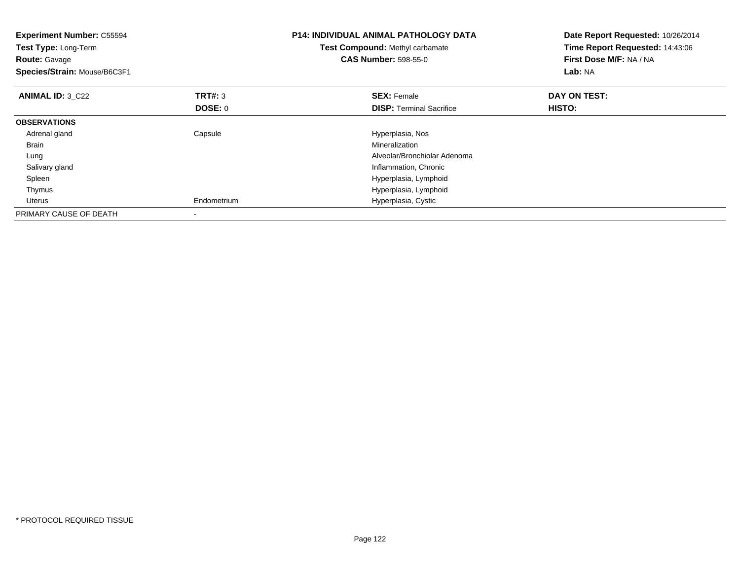**Experiment Number:** C55594
**Test Type:** Long-Term
**Route:** Gavage
**Species/Strain:** Mouse/B6C3F1

**P14: INDIVIDUAL ANIMAL PATHOLOGY DATA**
**Test Compound:** Methyl carbamate
**CAS Number:** 598-55-0

**Date Report Requested:** 10/26/2014
**Time Report Requested:** 14:43:06
**First Dose M/F:** NA / NA
**Lab:** NA

| **ANIMAL ID:** 3_C22 | **TRT#:** 3 | **SEX:** Female | **DAY ON TEST:** |
|---|---|---|---|
| | **DOSE:** 0 | **DISP:** Terminal Sacrifice | **HISTO:** |
| **OBSERVATIONS** | | | |
| Adrenal gland | Capsule | Hyperplasia, Nos | |
| Brain | | Mineralization | |
| Lung | | Alveolar/Bronchiolar Adenoma | |
| Salivary gland | | Inflammation, Chronic | |
| Spleen | | Hyperplasia, Lymphoid | |
| Thymus | | Hyperplasia, Lymphoid | |
| Uterus | Endometrium | Hyperplasia, Cystic | |
| PRIMARY CAUSE OF DEATH | - | | |

* PROTOCOL REQUIRED TISSUE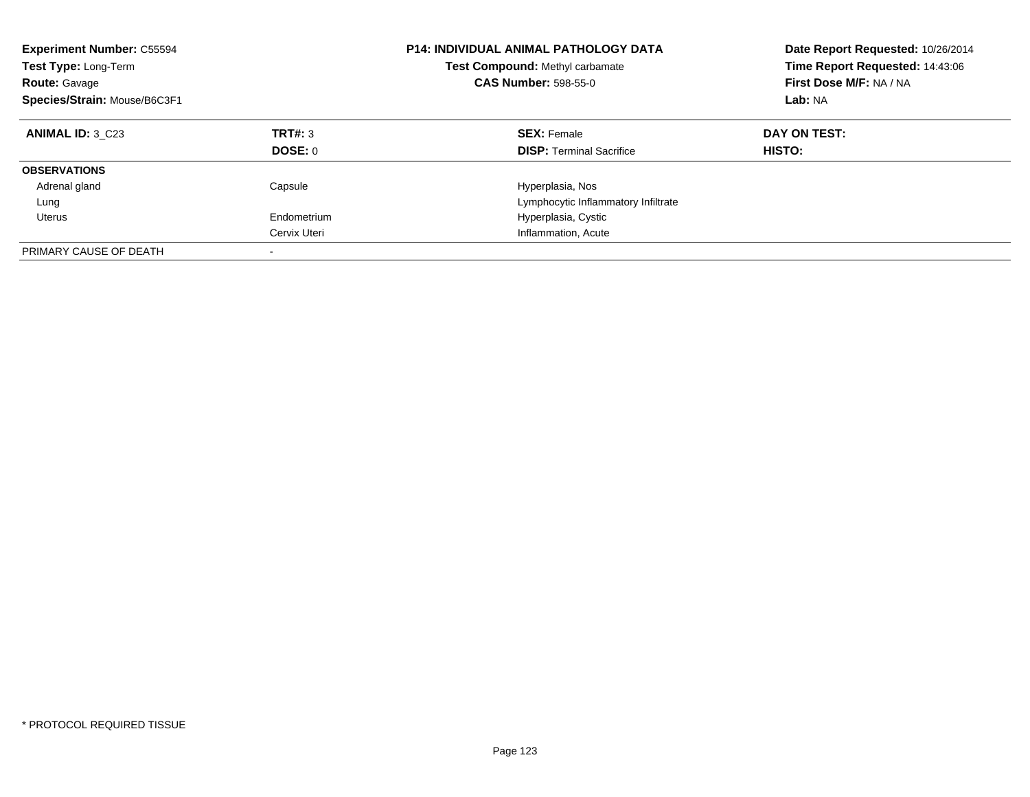**Experiment Number:** C55594
**Test Type:** Long-Term
**Route:** Gavage
**Species/Strain:** Mouse/B6C3F1

**P14: INDIVIDUAL ANIMAL PATHOLOGY DATA**
**Test Compound:** Methyl carbamate
**CAS Number:** 598-55-0

**Date Report Requested:** 10/26/2014
**Time Report Requested:** 14:43:06
**First Dose M/F:** NA / NA
**Lab:** NA

| **ANIMAL ID:** 3_C23 | **TRT#:** 3 | **SEX:** Female | **DAY ON TEST:** |
|---|---|---|---|
| | **DOSE:** 0 | **DISP:** Terminal Sacrifice | **HISTO:** |
| **OBSERVATIONS** | | | |
| Adrenal gland | Capsule | Hyperplasia, Nos | |
| Lung | | Lymphocytic Inflammatory Infiltrate | |
| Uterus | Endometrium | Hyperplasia, Cystic | |
| | Cervix Uteri | Inflammation, Acute | |
| PRIMARY CAUSE OF DEATH | - | | |

\* PROTOCOL REQUIRED TISSUE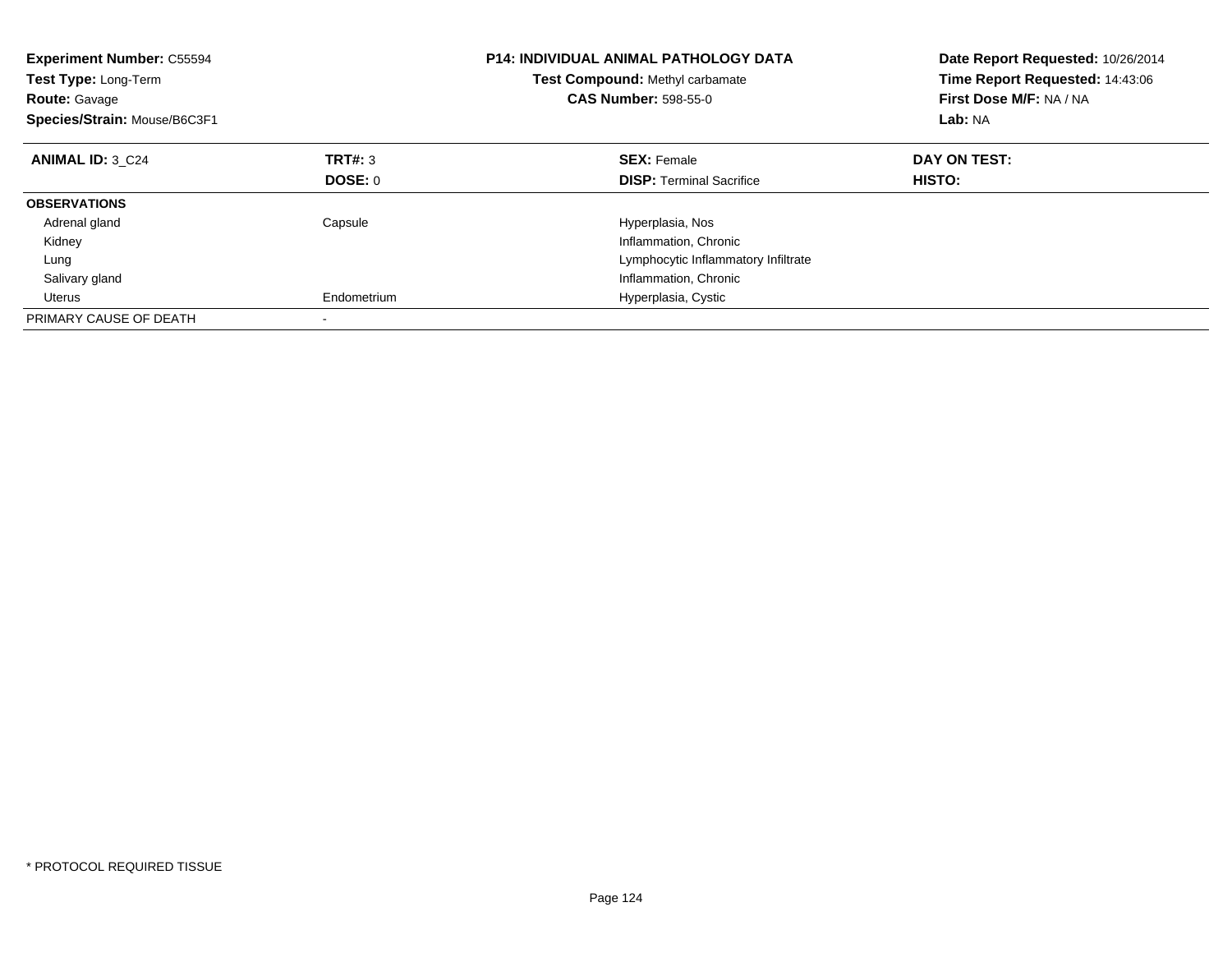**Experiment Number:** C55594
**Test Type:** Long-Term
**Route:** Gavage
**Species/Strain:** Mouse/B6C3F1

**P14: INDIVIDUAL ANIMAL PATHOLOGY DATA**
**Test Compound:** Methyl carbamate
**CAS Number:** 598-55-0

**Date Report Requested:** 10/26/2014
**Time Report Requested:** 14:43:06
**First Dose M/F:** NA / NA
**Lab:** NA

| **ANIMAL ID:** 3_C24 | **TRT#:** 3 | **SEX:** Female | **DAY ON TEST:** |
|---|---|---|---|
| | **DOSE:** 0 | **DISP:** Terminal Sacrifice | **HISTO:** |
| **OBSERVATIONS** | | | |
| Adrenal gland | Capsule | Hyperplasia, Nos | |
| Kidney | | Inflammation, Chronic | |
| Lung | | Lymphocytic Inflammatory Infiltrate | |
| Salivary gland | | Inflammation, Chronic | |
| Uterus | Endometrium | Hyperplasia, Cystic | |
| PRIMARY CAUSE OF DEATH | - | | |

* PROTOCOL REQUIRED TISSUE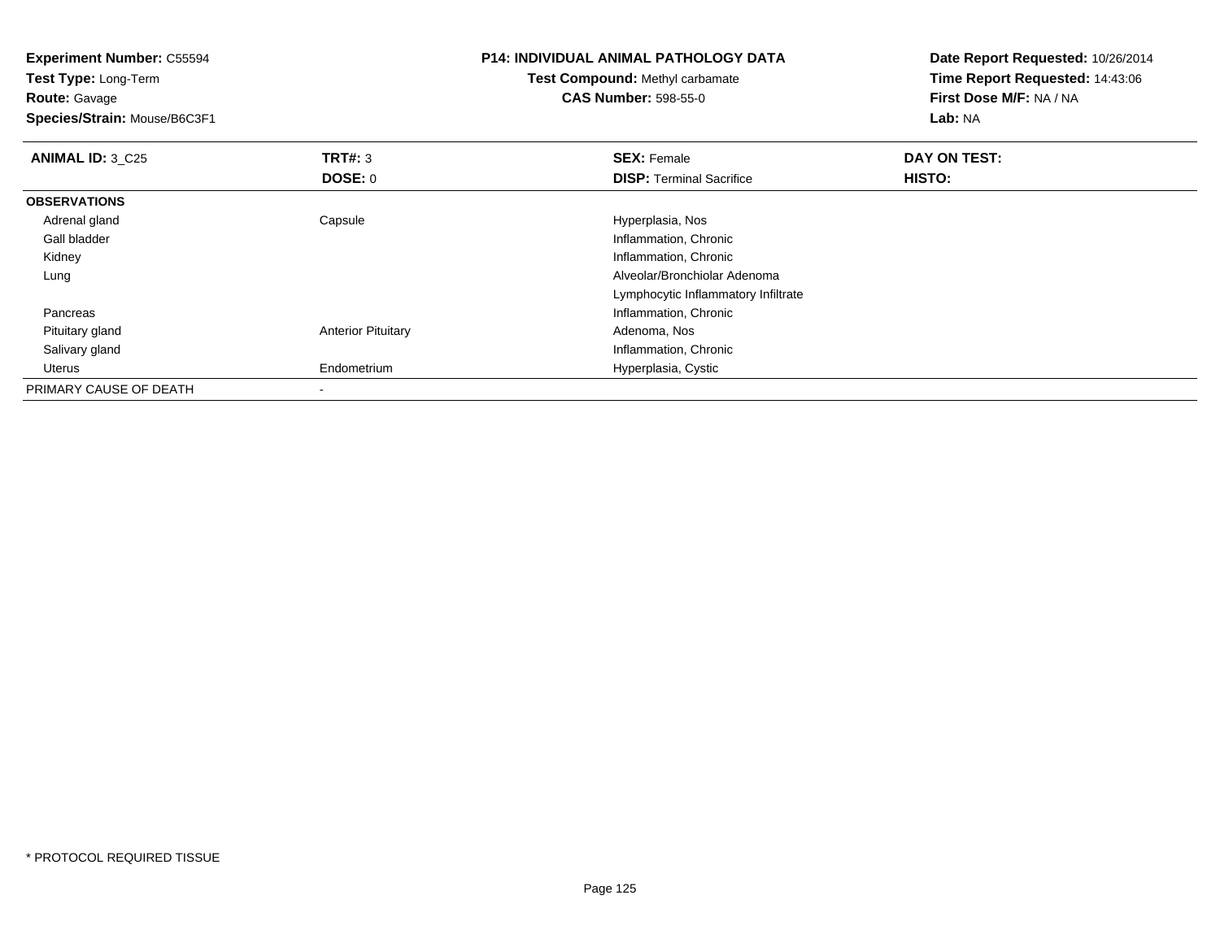**Experiment Number:** C55594
**Test Type:** Long-Term
**Route:** Gavage
**Species/Strain:** Mouse/B6C3F1

**P14: INDIVIDUAL ANIMAL PATHOLOGY DATA**
**Test Compound:** Methyl carbamate
**CAS Number:** 598-55-0

**Date Report Requested:** 10/26/2014
**Time Report Requested:** 14:43:06
**First Dose M/F:** NA / NA
**Lab:** NA

| **ANIMAL ID:** 3_C25 | **TRT#:** 3 | **SEX:** Female | **DAY ON TEST:** |
|---|---|---|---|
| | **DOSE:** 0 | **DISP:** Terminal Sacrifice | **HISTO:** |
| **OBSERVATIONS** | | | |
| Adrenal gland | Capsule | Hyperplasia, Nos | |
| Gall bladder | | Inflammation, Chronic | |
| Kidney | | Inflammation, Chronic | |
| Lung | | Alveolar/Bronchiolar Adenoma | |
| | | Lymphocytic Inflammatory Infiltrate | |
| Pancreas | | Inflammation, Chronic | |
| Pituitary gland | Anterior Pituitary | Adenoma, Nos | |
| Salivary gland | | Inflammation, Chronic | |
| Uterus | Endometrium | Hyperplasia, Cystic | |
| PRIMARY CAUSE OF DEATH | - | | |

* PROTOCOL REQUIRED TISSUE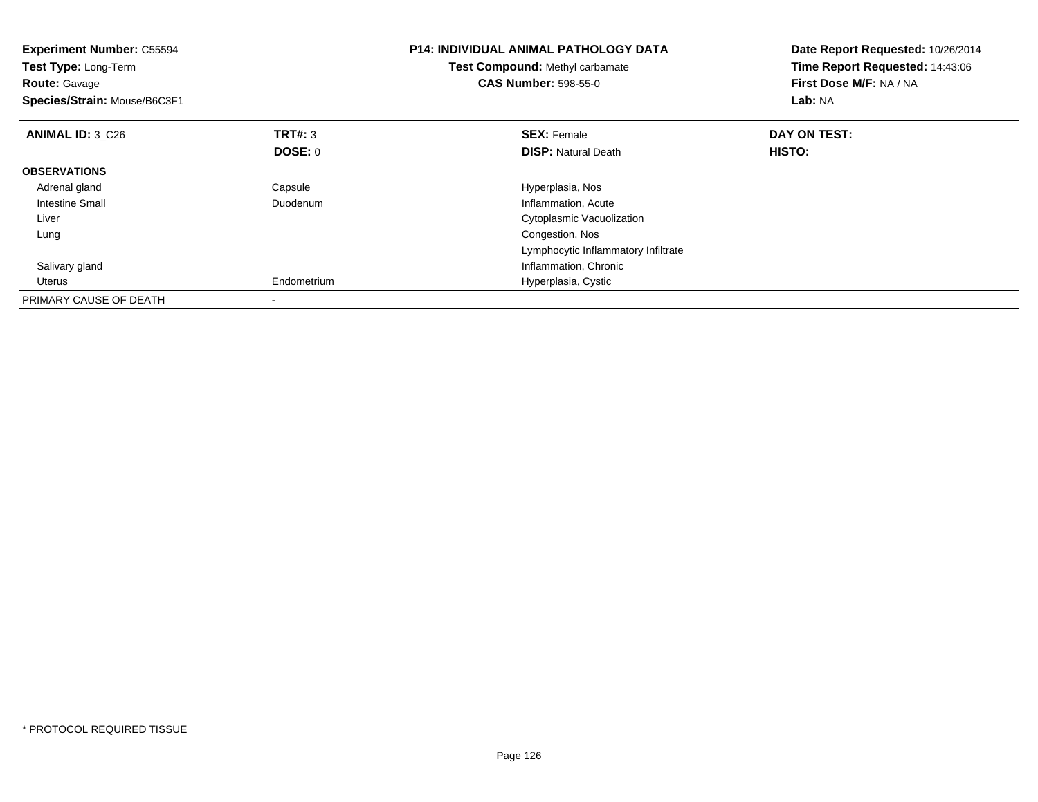**Experiment Number:** C55594
**Test Type:** Long-Term
**Route:** Gavage
**Species/Strain:** Mouse/B6C3F1

**P14: INDIVIDUAL ANIMAL PATHOLOGY DATA**
**Test Compound:** Methyl carbamate
**CAS Number:** 598-55-0

**Date Report Requested:** 10/26/2014
**Time Report Requested:** 14:43:06
**First Dose M/F:** NA / NA
**Lab:** NA

| **ANIMAL ID:** 3_C26 | **TRT#:** 3 | **SEX:** Female | **DAY ON TEST:** |
|---|---|---|---|
| | **DOSE:** 0 | **DISP:** Natural Death | **HISTO:** |
| **OBSERVATIONS** | | | |
| Adrenal gland | Capsule | Hyperplasia, Nos | |
| Intestine Small | Duodenum | Inflammation, Acute | |
| Liver | | Cytoplasmic Vacuolization | |
| Lung | | Congestion, Nos | |
| | | Lymphocytic Inflammatory Infiltrate | |
| Salivary gland | | Inflammation, Chronic | |
| Uterus | Endometrium | Hyperplasia, Cystic | |
| PRIMARY CAUSE OF DEATH | - | | |

* PROTOCOL REQUIRED TISSUE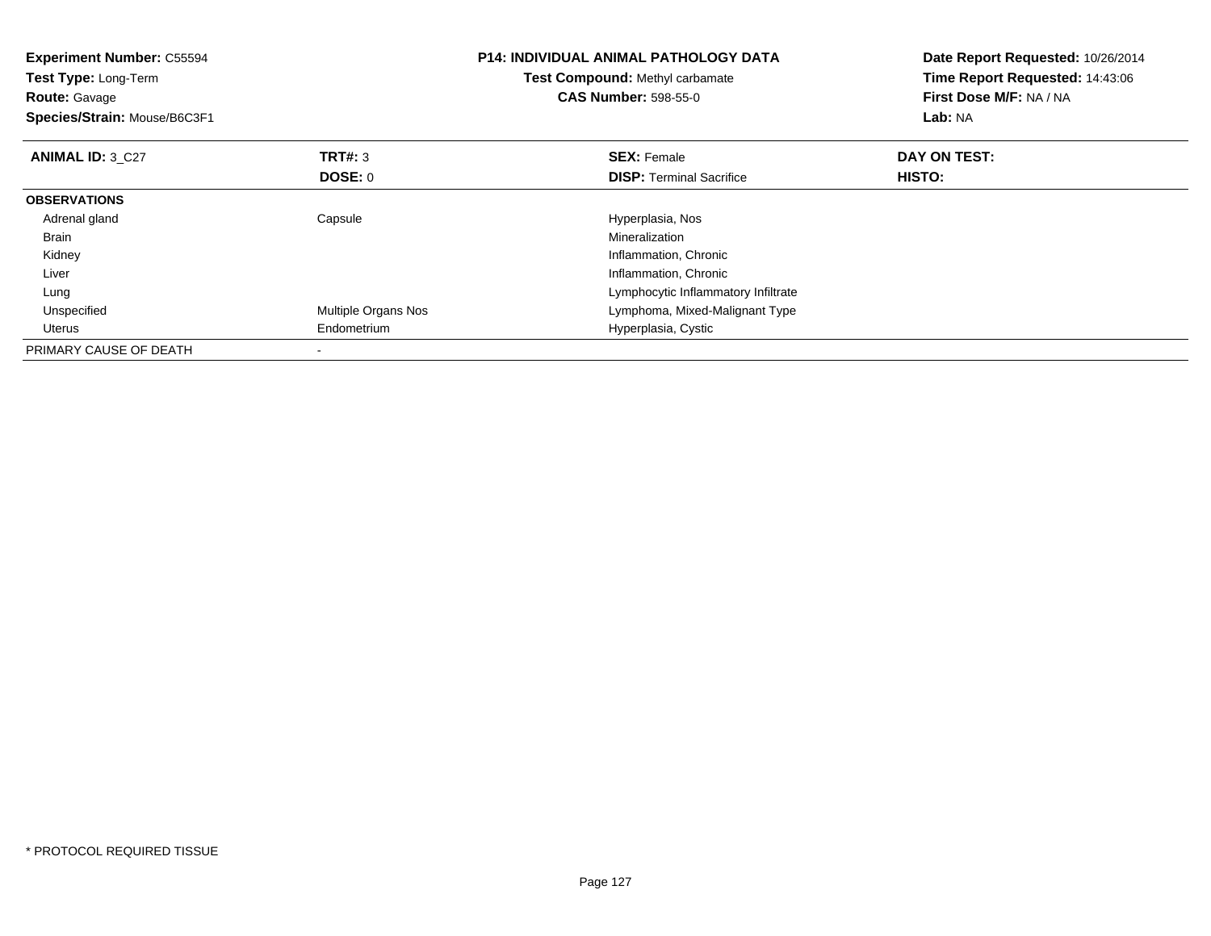**Experiment Number:** C55594
**Test Type:** Long-Term
**Route:** Gavage
**Species/Strain:** Mouse/B6C3F1

**P14: INDIVIDUAL ANIMAL PATHOLOGY DATA**
**Test Compound:** Methyl carbamate
**CAS Number:** 598-55-0

**Date Report Requested:** 10/26/2014
**Time Report Requested:** 14:43:06
**First Dose M/F:** NA / NA
**Lab:** NA

| ANIMAL ID: 3_C27 | TRT#: 3 | SEX: Female | DAY ON TEST: |
|---|---|---|---|
| | DOSE: 0 | DISP: Terminal Sacrifice | HISTO: |
| **OBSERVATIONS** | | | |
| Adrenal gland | Capsule | Hyperplasia, Nos | |
| Brain | | Mineralization | |
| Kidney | | Inflammation, Chronic | |
| Liver | | Inflammation, Chronic | |
| Lung | | Lymphocytic Inflammatory Infiltrate | |
| Unspecified | Multiple Organs Nos | Lymphoma, Mixed-Malignant Type | |
| Uterus | Endometrium | Hyperplasia, Cystic | |
| PRIMARY CAUSE OF DEATH | - | | |

* PROTOCOL REQUIRED TISSUE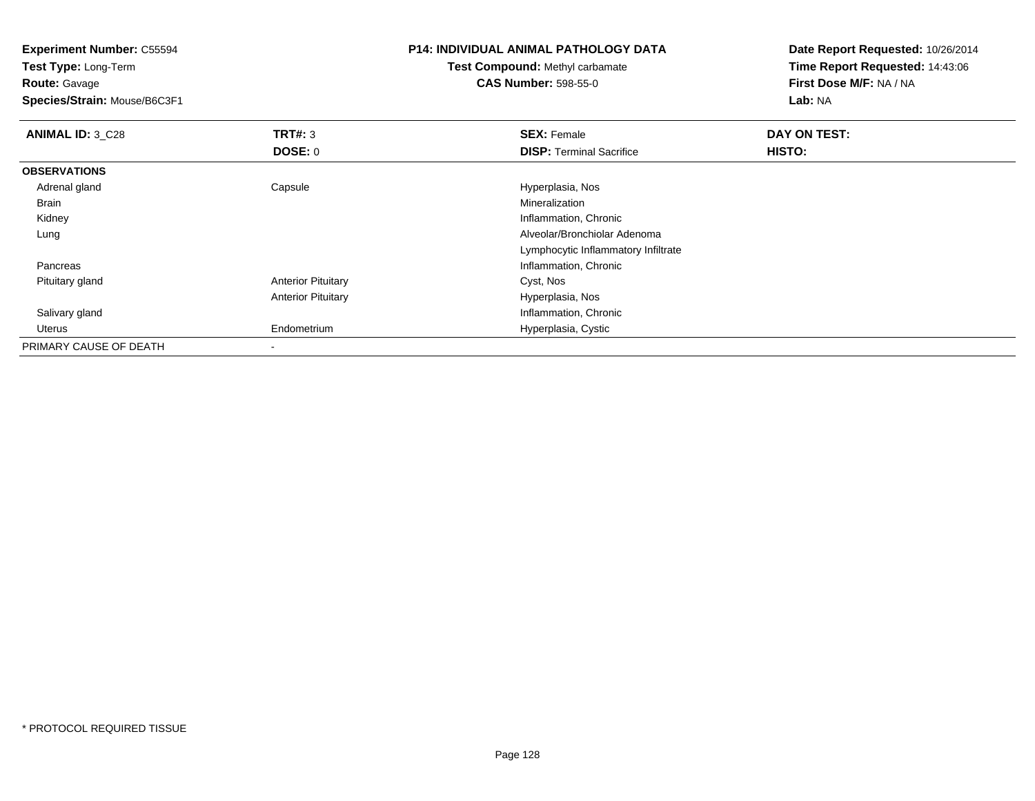**Experiment Number:** C55594
**Test Type:** Long-Term
**Route:** Gavage
**Species/Strain:** Mouse/B6C3F1

**P14: INDIVIDUAL ANIMAL PATHOLOGY DATA**
**Test Compound:** Methyl carbamate
**CAS Number:** 598-55-0

**Date Report Requested:** 10/26/2014
**Time Report Requested:** 14:43:06
**First Dose M/F:** NA / NA
**Lab:** NA

| ANIMAL ID: 3_C28 | TRT#: 3 | SEX: Female | DAY ON TEST: |
|---|---|---|---|
| | DOSE: 0 | DISP: Terminal Sacrifice | HISTO: |
| **OBSERVATIONS** | | | |
| Adrenal gland | Capsule | Hyperplasia, Nos | |
| Brain | | Mineralization | |
| Kidney | | Inflammation, Chronic | |
| Lung | | Alveolar/Bronchiolar Adenoma | |
| | | Lymphocytic Inflammatory Infiltrate | |
| Pancreas | | Inflammation, Chronic | |
| Pituitary gland | Anterior Pituitary | Cyst, Nos | |
| | Anterior Pituitary | Hyperplasia, Nos | |
| Salivary gland | | Inflammation, Chronic | |
| Uterus | Endometrium | Hyperplasia, Cystic | |
| PRIMARY CAUSE OF DEATH | - | | |

* PROTOCOL REQUIRED TISSUE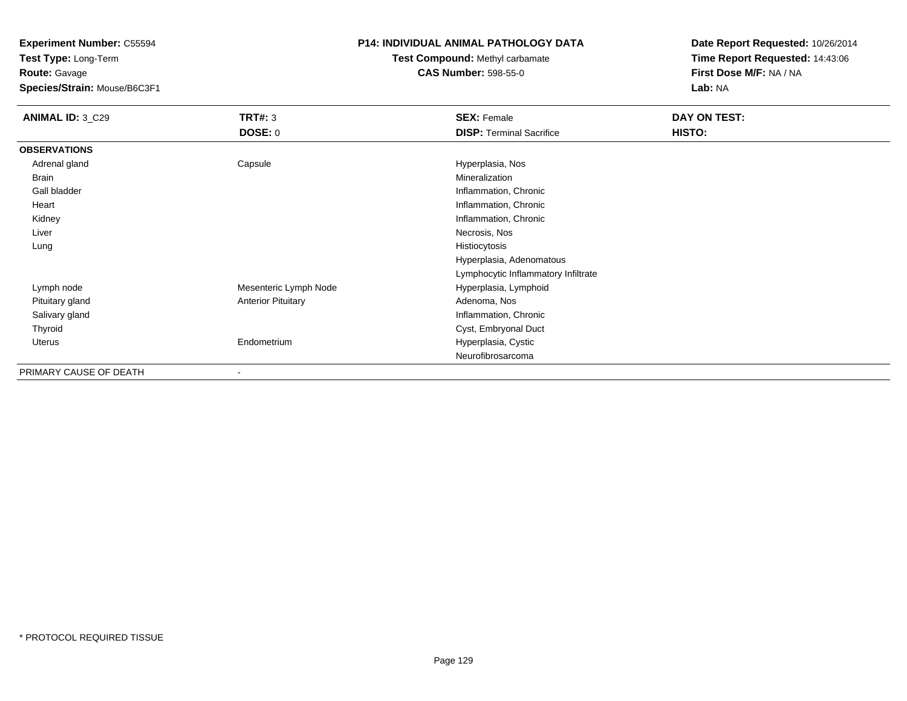**Experiment Number:** C55594
**Test Type:** Long-Term
**Route:** Gavage
**Species/Strain:** Mouse/B6C3F1

**P14: INDIVIDUAL ANIMAL PATHOLOGY DATA**
**Test Compound:** Methyl carbamate
**CAS Number:** 598-55-0

**Date Report Requested:** 10/26/2014
**Time Report Requested:** 14:43:06
**First Dose M/F:** NA / NA
**Lab:** NA

| **ANIMAL ID:** 3_C29 | **TRT#:** 3 | **SEX:** Female | **DAY ON TEST:** |
|---|---|---|---|
| | **DOSE:** 0 | **DISP:** Terminal Sacrifice | **HISTO:** |
| **OBSERVATIONS** | | | |
| Adrenal gland | Capsule | Hyperplasia, Nos | |
| Brain | | Mineralization | |
| Gall bladder | | Inflammation, Chronic | |
| Heart | | Inflammation, Chronic | |
| Kidney | | Inflammation, Chronic | |
| Liver | | Necrosis, Nos | |
| Lung | | Histiocytosis | |
| | | Hyperplasia, Adenomatous | |
| | | Lymphocytic Inflammatory Infiltrate | |
| Lymph node | Mesenteric Lymph Node | Hyperplasia, Lymphoid | |
| Pituitary gland | Anterior Pituitary | Adenoma, Nos | |
| Salivary gland | | Inflammation, Chronic | |
| Thyroid | | Cyst, Embryonal Duct | |
| Uterus | Endometrium | Hyperplasia, Cystic | |
| | | Neurofibrosarcoma | |
| PRIMARY CAUSE OF DEATH | - | | |

\* PROTOCOL REQUIRED TISSUE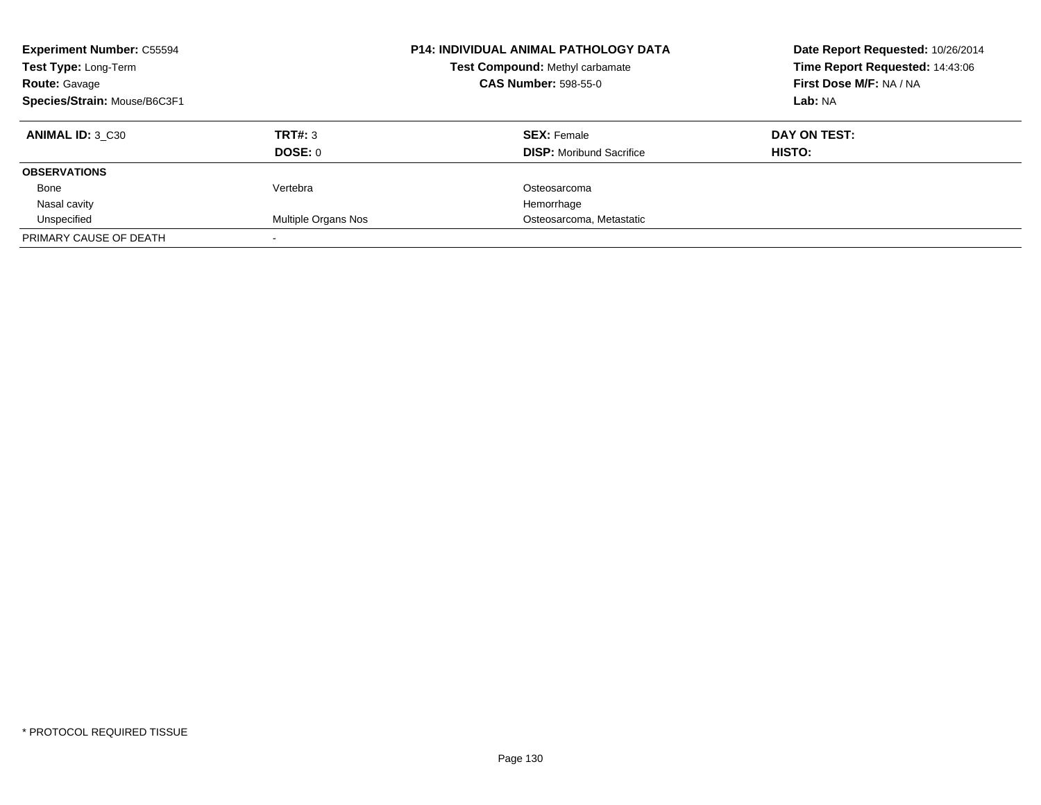**Experiment Number:** C55594
**Test Type:** Long-Term
**Route:** Gavage
**Species/Strain:** Mouse/B6C3F1

**P14: INDIVIDUAL ANIMAL PATHOLOGY DATA**
**Test Compound:** Methyl carbamate
**CAS Number:** 598-55-0

**Date Report Requested:** 10/26/2014
**Time Report Requested:** 14:43:06
**First Dose M/F:** NA / NA
**Lab:** NA

| **ANIMAL ID:** 3_C30 | **TRT#:** 3 | **SEX:** Female | **DAY ON TEST:** |
|---|---|---|---|
| | **DOSE:** 0 | **DISP:** Moribund Sacrifice | **HISTO:** |
| **OBSERVATIONS** | | | |
| Bone | Vertebra | Osteosarcoma | |
| Nasal cavity | | Hemorrhage | |
| Unspecified | Multiple Organs Nos | Osteosarcoma, Metastatic | |
| PRIMARY CAUSE OF DEATH | - | | |

* PROTOCOL REQUIRED TISSUE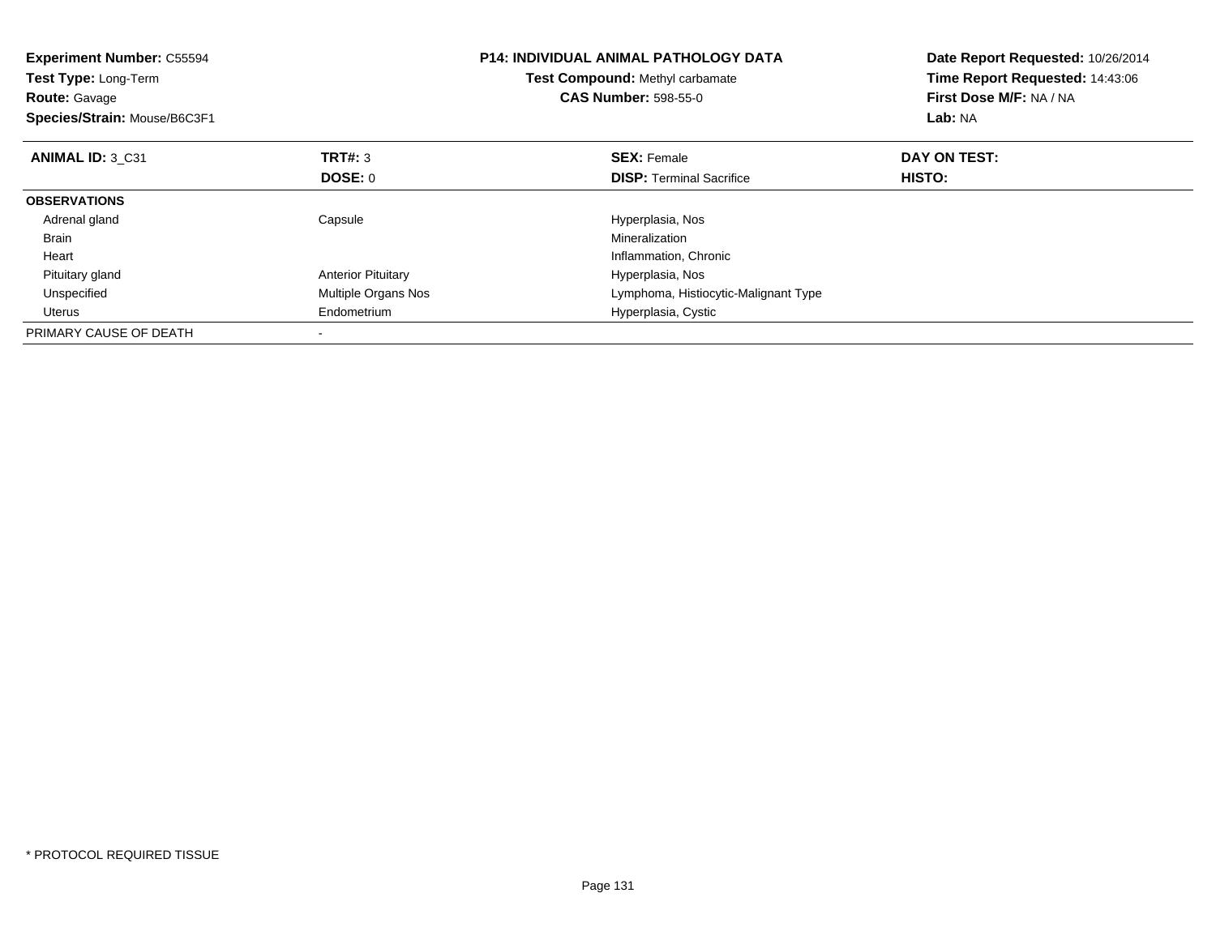**Experiment Number:** C55594
**Test Type:** Long-Term
**Route:** Gavage
**Species/Strain:** Mouse/B6C3F1

**P14: INDIVIDUAL ANIMAL PATHOLOGY DATA**
**Test Compound:** Methyl carbamate
**CAS Number:** 598-55-0

**Date Report Requested:** 10/26/2014
**Time Report Requested:** 14:43:06
**First Dose M/F:** NA / NA
**Lab:** NA

| **ANIMAL ID:** 3_C31 | **TRT#:** 3 | **SEX:** Female | **DAY ON TEST:** |
|---|---|---|---|
| | **DOSE:** 0 | **DISP:** Terminal Sacrifice | **HISTO:** |
| **OBSERVATIONS** | | | |
| Adrenal gland | Capsule | Hyperplasia, Nos | |
| Brain | | Mineralization | |
| Heart | | Inflammation, Chronic | |
| Pituitary gland | Anterior Pituitary | Hyperplasia, Nos | |
| Unspecified | Multiple Organs Nos | Lymphoma, Histiocytic-Malignant Type | |
| Uterus | Endometrium | Hyperplasia, Cystic | |
| PRIMARY CAUSE OF DEATH | - | | |

* PROTOCOL REQUIRED TISSUE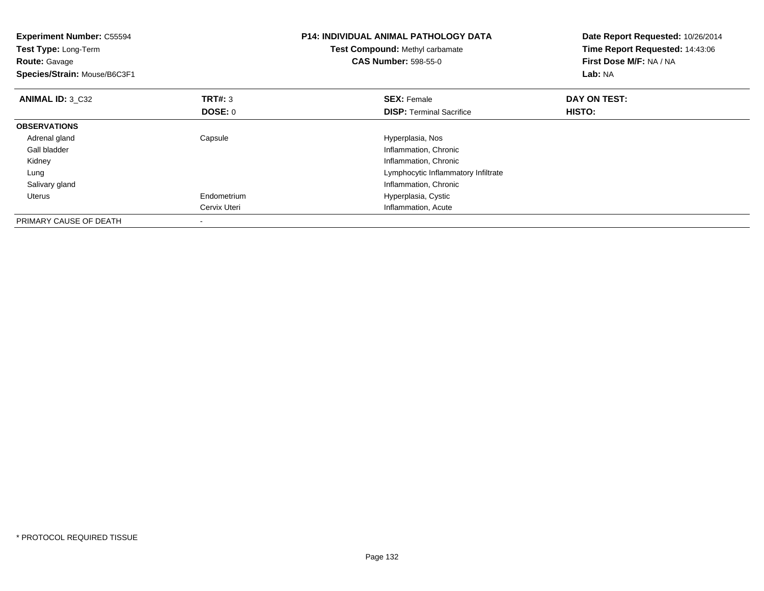**Experiment Number:** C55594
**Test Type:** Long-Term
**Route:** Gavage
**Species/Strain:** Mouse/B6C3F1

**P14: INDIVIDUAL ANIMAL PATHOLOGY DATA**
**Test Compound:** Methyl carbamate
**CAS Number:** 598-55-0

**Date Report Requested:** 10/26/2014
**Time Report Requested:** 14:43:06
**First Dose M/F:** NA / NA
**Lab:** NA

| **ANIMAL ID:** 3_C32 | **TRT#:** 3 | **SEX:** Female | **DAY ON TEST:** |
|---|---|---|---|
| | **DOSE:** 0 | **DISP:** Terminal Sacrifice | **HISTO:** |
| **OBSERVATIONS** | | | |
| Adrenal gland | Capsule | Hyperplasia, Nos | |
| Gall bladder | | Inflammation, Chronic | |
| Kidney | | Inflammation, Chronic | |
| Lung | | Lymphocytic Inflammatory Infiltrate | |
| Salivary gland | | Inflammation, Chronic | |
| Uterus | Endometrium | Hyperplasia, Cystic | |
| | Cervix Uteri | Inflammation, Acute | |
| PRIMARY CAUSE OF DEATH | - | | |

* PROTOCOL REQUIRED TISSUE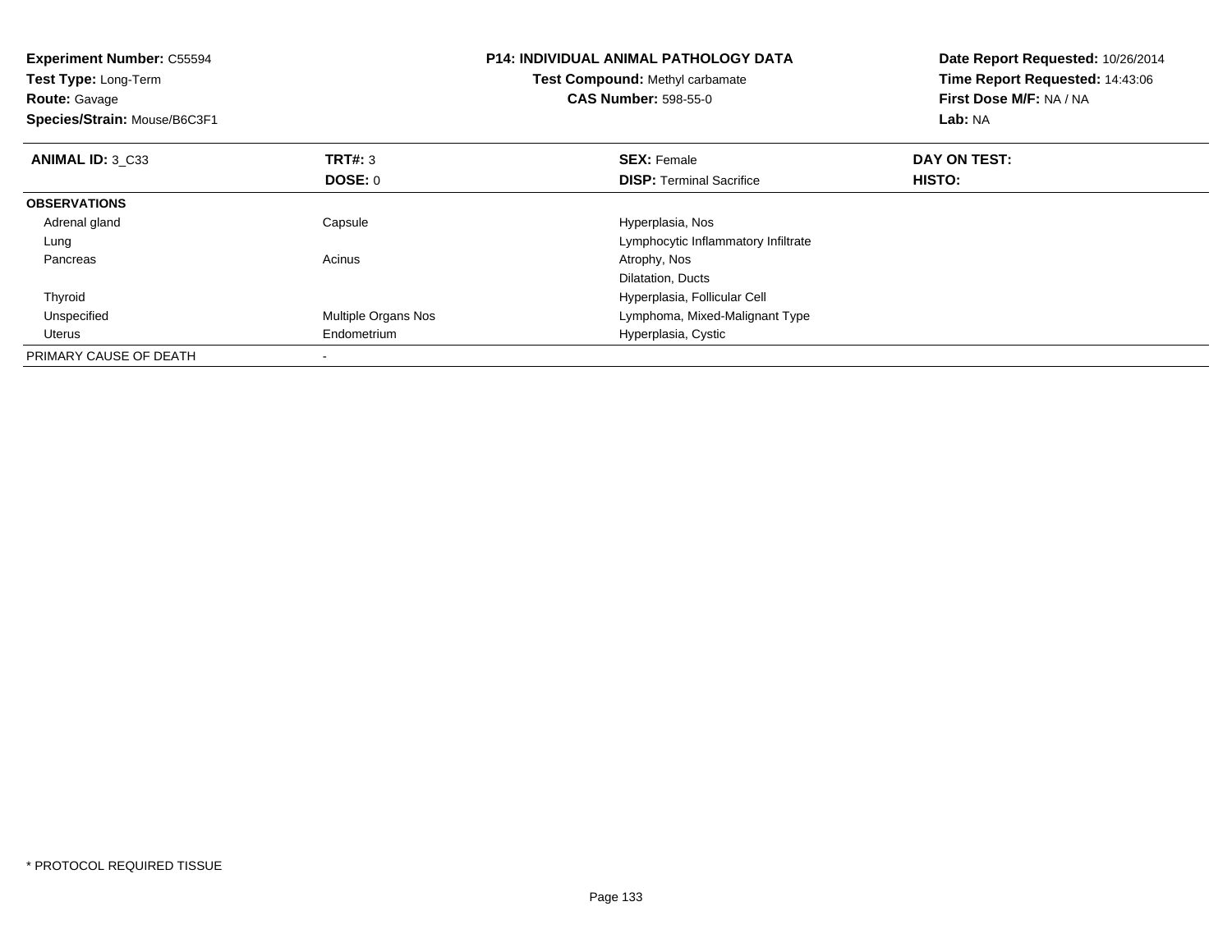**Experiment Number:** C55594
**Test Type:** Long-Term
**Route:** Gavage
**Species/Strain:** Mouse/B6C3F1

**P14: INDIVIDUAL ANIMAL PATHOLOGY DATA**
**Test Compound:** Methyl carbamate
**CAS Number:** 598-55-0

**Date Report Requested:** 10/26/2014
**Time Report Requested:** 14:43:06
**First Dose M/F:** NA / NA
**Lab:** NA

| **ANIMAL ID:** 3_C33 | **TRT#:** 3 | **SEX:** Female | **DAY ON TEST:** |
|---|---|---|---|
| | **DOSE:** 0 | **DISP:** Terminal Sacrifice | **HISTO:** |
| **OBSERVATIONS** | | | |
| Adrenal gland | Capsule | Hyperplasia, Nos | |
| Lung | | Lymphocytic Inflammatory Infiltrate | |
| Pancreas | Acinus | Atrophy, Nos | |
| | | Dilatation, Ducts | |
| Thyroid | | Hyperplasia, Follicular Cell | |
| Unspecified | Multiple Organs Nos | Lymphoma, Mixed-Malignant Type | |
| Uterus | Endometrium | Hyperplasia, Cystic | |
| PRIMARY CAUSE OF DEATH | - | | |

* PROTOCOL REQUIRED TISSUE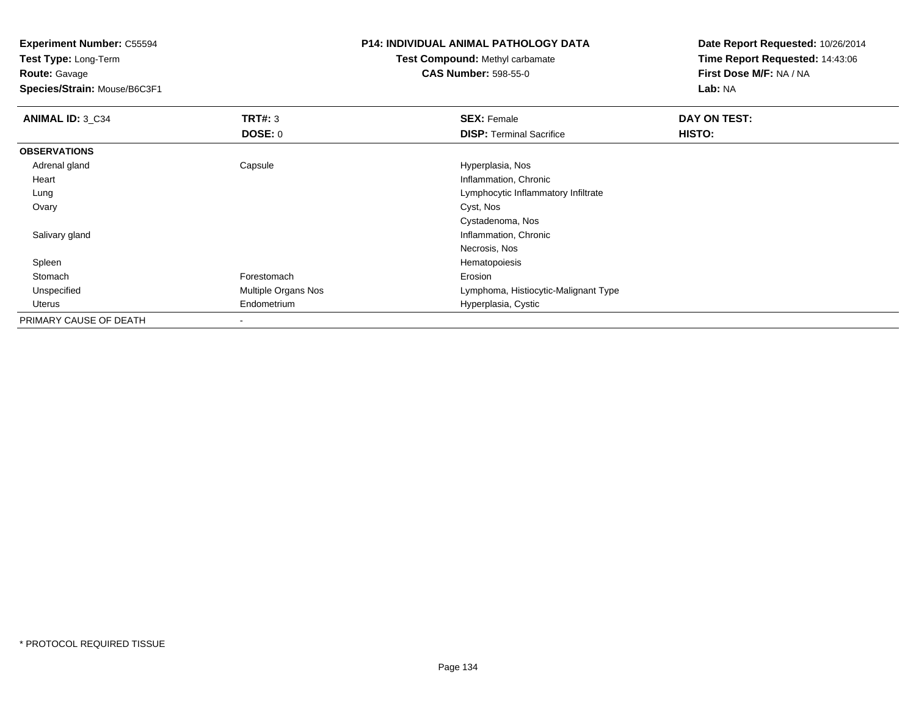**Experiment Number:** C55594
**Test Type:** Long-Term
**Route:** Gavage
**Species/Strain:** Mouse/B6C3F1

**P14: INDIVIDUAL ANIMAL PATHOLOGY DATA**
**Test Compound:** Methyl carbamate
**CAS Number:** 598-55-0

**Date Report Requested:** 10/26/2014
**Time Report Requested:** 14:43:06
**First Dose M/F:** NA / NA
**Lab:** NA

| **ANIMAL ID:** 3_C34 | **TRT#:** 3 | **SEX:** Female | **DAY ON TEST:** |
|---|---|---|---|
| | **DOSE:** 0 | **DISP:** Terminal Sacrifice | **HISTO:** |
| **OBSERVATIONS** | | | |
| Adrenal gland | Capsule | Hyperplasia, Nos | |
| Heart | | Inflammation, Chronic | |
| Lung | | Lymphocytic Inflammatory Infiltrate | |
| Ovary | | Cyst, Nos | |
| | | Cystadenoma, Nos | |
| Salivary gland | | Inflammation, Chronic | |
| | | Necrosis, Nos | |
| Spleen | | Hematopoiesis | |
| Stomach | Forestomach | Erosion | |
| Unspecified | Multiple Organs Nos | Lymphoma, Histiocytic-Malignant Type | |
| Uterus | Endometrium | Hyperplasia, Cystic | |
| PRIMARY CAUSE OF DEATH | - | | |

* PROTOCOL REQUIRED TISSUE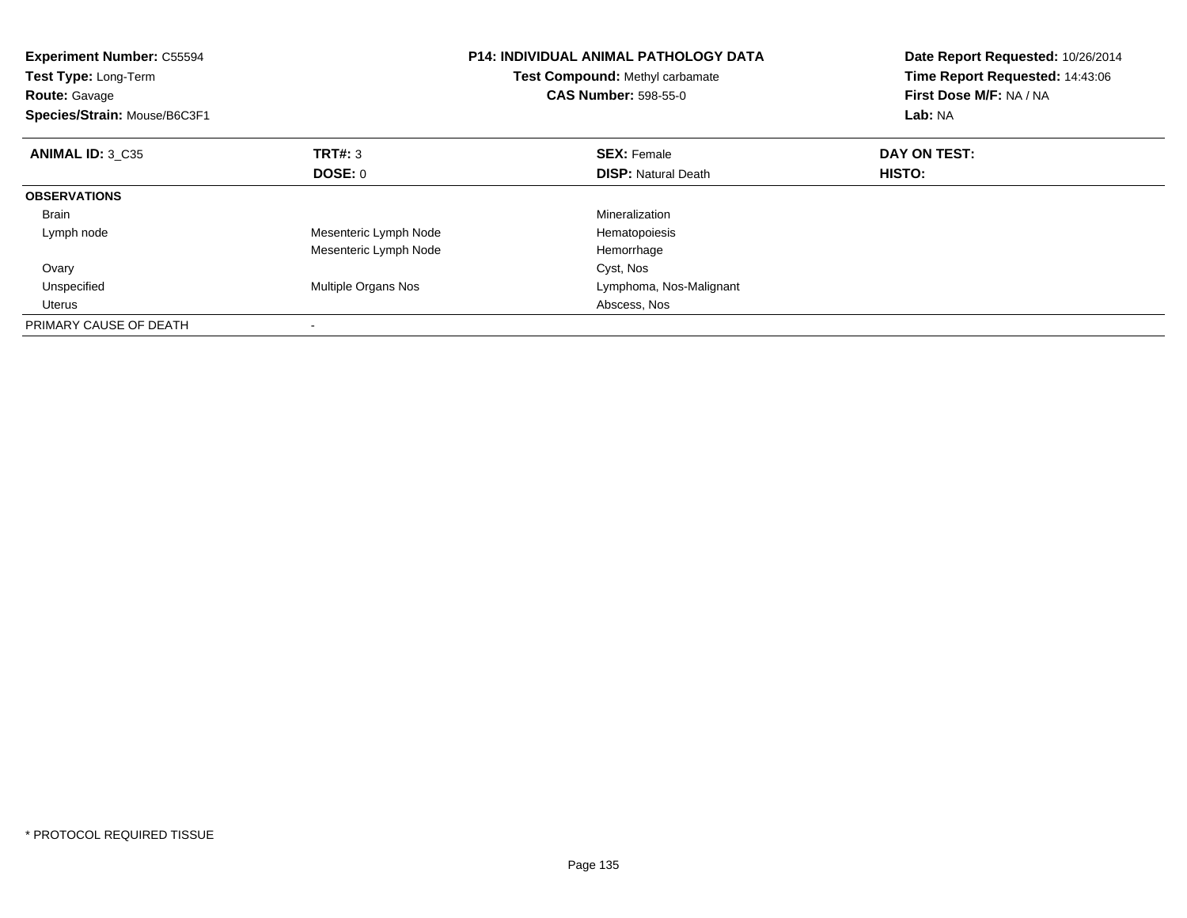**Experiment Number:** C55594
**Test Type:** Long-Term
**Route:** Gavage
**Species/Strain:** Mouse/B6C3F1

**P14: INDIVIDUAL ANIMAL PATHOLOGY DATA**
**Test Compound:** Methyl carbamate
**CAS Number:** 598-55-0

**Date Report Requested:** 10/26/2014
**Time Report Requested:** 14:43:06
**First Dose M/F:** NA / NA
**Lab:** NA

| **ANIMAL ID:** 3_C35 | **TRT#:** 3 | **SEX:** Female | **DAY ON TEST:** |
|---|---|---|---|
| | **DOSE:** 0 | **DISP:** Natural Death | **HISTO:** |
| **OBSERVATIONS** | | | |
| Brain | | Mineralization | |
| Lymph node | Mesenteric Lymph Node | Hematopoiesis | |
| | Mesenteric Lymph Node | Hemorrhage | |
| Ovary | | Cyst, Nos | |
| Unspecified | Multiple Organs Nos | Lymphoma, Nos-Malignant | |
| Uterus | | Abscess, Nos | |
| PRIMARY CAUSE OF DEATH | - | | |

* PROTOCOL REQUIRED TISSUE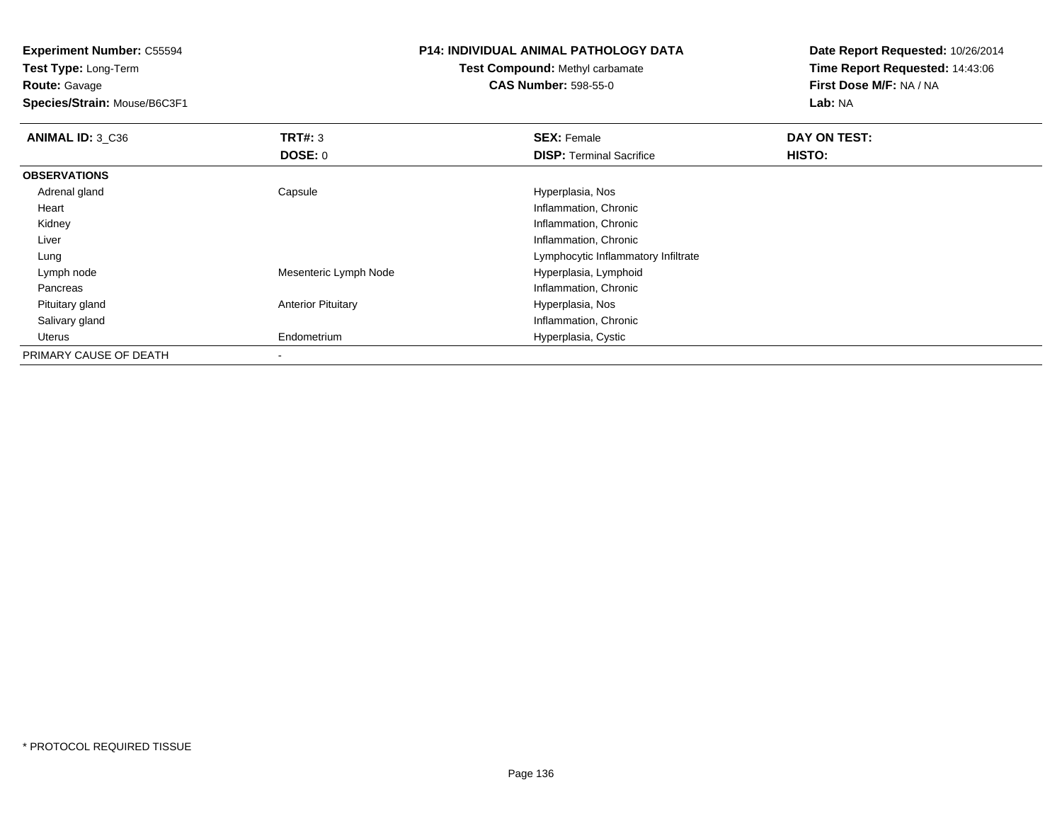**Experiment Number:** C55594
**Test Type:** Long-Term
**Route:** Gavage
**Species/Strain:** Mouse/B6C3F1

**P14: INDIVIDUAL ANIMAL PATHOLOGY DATA**
**Test Compound:** Methyl carbamate
**CAS Number:** 598-55-0

**Date Report Requested:** 10/26/2014
**Time Report Requested:** 14:43:06
**First Dose M/F:** NA / NA
**Lab:** NA

| **ANIMAL ID:** 3_C36 | **TRT#:** 3 | **SEX:** Female | **DAY ON TEST:** |
|---|---|---|---|
| | **DOSE:** 0 | **DISP:** Terminal Sacrifice | **HISTO:** |
| **OBSERVATIONS** | | | |
| Adrenal gland | Capsule | Hyperplasia, Nos | |
| Heart | | Inflammation, Chronic | |
| Kidney | | Inflammation, Chronic | |
| Liver | | Inflammation, Chronic | |
| Lung | | Lymphocytic Inflammatory Infiltrate | |
| Lymph node | Mesenteric Lymph Node | Hyperplasia, Lymphoid | |
| Pancreas | | Inflammation, Chronic | |
| Pituitary gland | Anterior Pituitary | Hyperplasia, Nos | |
| Salivary gland | | Inflammation, Chronic | |
| Uterus | Endometrium | Hyperplasia, Cystic | |
| PRIMARY CAUSE OF DEATH | - | | |

* PROTOCOL REQUIRED TISSUE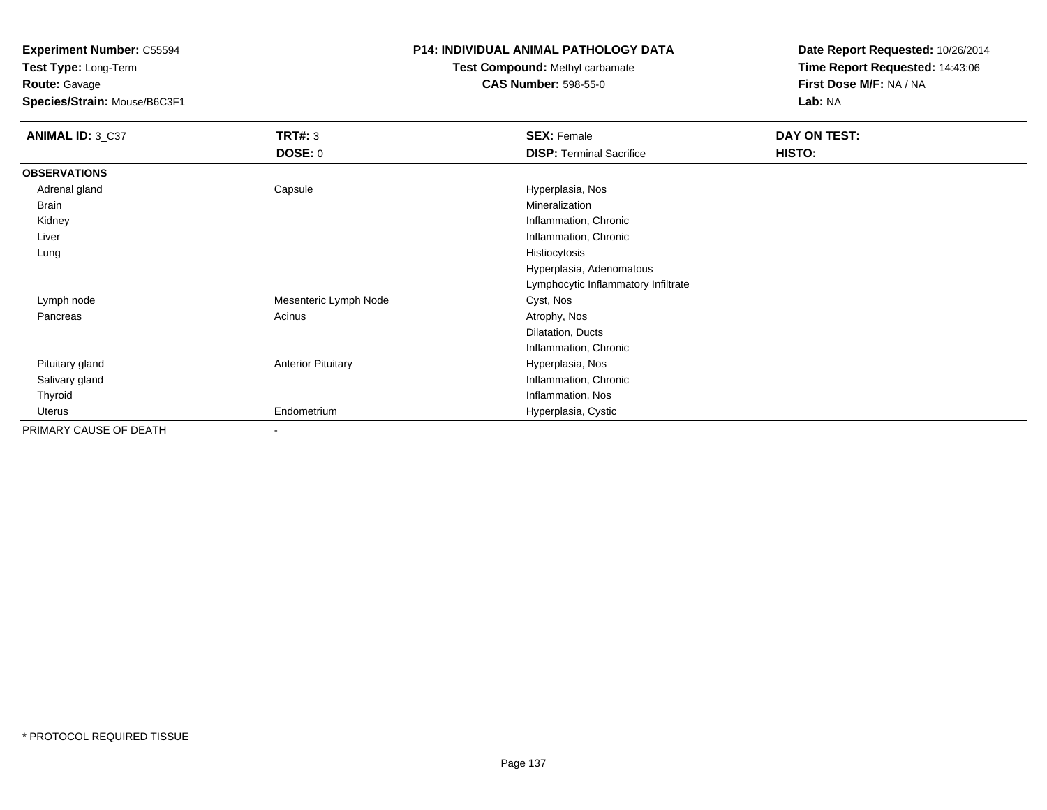**Experiment Number:** C55594
**Test Type:** Long-Term
**Route:** Gavage
**Species/Strain:** Mouse/B6C3F1

**P14: INDIVIDUAL ANIMAL PATHOLOGY DATA**
**Test Compound:** Methyl carbamate
**CAS Number:** 598-55-0

**Date Report Requested:** 10/26/2014
**Time Report Requested:** 14:43:06
**First Dose M/F:** NA / NA
**Lab:** NA

| **ANIMAL ID:** 3_C37 | **TRT#:** 3 | **SEX:** Female | **DAY ON TEST:** |
|---|---|---|---|
| | **DOSE:** 0 | **DISP:** Terminal Sacrifice | **HISTO:** |
| **OBSERVATIONS** | | | |
| Adrenal gland | Capsule | Hyperplasia, Nos | |
| Brain | | Mineralization | |
| Kidney | | Inflammation, Chronic | |
| Liver | | Inflammation, Chronic | |
| Lung | | Histiocytosis | |
| | | Hyperplasia, Adenomatous | |
| | | Lymphocytic Inflammatory Infiltrate | |
| Lymph node | Mesenteric Lymph Node | Cyst, Nos | |
| Pancreas | Acinus | Atrophy, Nos | |
| | | Dilatation, Ducts | |
| | | Inflammation, Chronic | |
| Pituitary gland | Anterior Pituitary | Hyperplasia, Nos | |
| Salivary gland | | Inflammation, Chronic | |
| Thyroid | | Inflammation, Nos | |
| Uterus | Endometrium | Hyperplasia, Cystic | |
| PRIMARY CAUSE OF DEATH | - | | |

* PROTOCOL REQUIRED TISSUE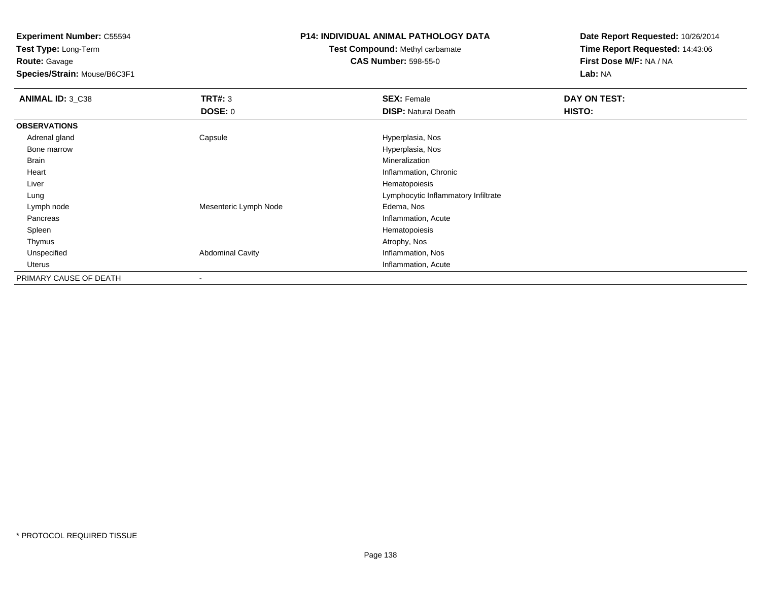**Experiment Number:** C55594
**Test Type:** Long-Term
**Route:** Gavage
**Species/Strain:** Mouse/B6C3F1

**P14: INDIVIDUAL ANIMAL PATHOLOGY DATA**
**Test Compound:** Methyl carbamate
**CAS Number:** 598-55-0

**Date Report Requested:** 10/26/2014
**Time Report Requested:** 14:43:06
**First Dose M/F:** NA / NA
**Lab:** NA

| **ANIMAL ID:** 3_C38 | **TRT#:** 3 | **SEX:** Female | **DAY ON TEST:** |
|---|---|---|---|
| | **DOSE:** 0 | **DISP:** Natural Death | **HISTO:** |
| **OBSERVATIONS** | | | |
| Adrenal gland | Capsule | Hyperplasia, Nos | |
| Bone marrow | | Hyperplasia, Nos | |
| Brain | | Mineralization | |
| Heart | | Inflammation, Chronic | |
| Liver | | Hematopoiesis | |
| Lung | | Lymphocytic Inflammatory Infiltrate | |
| Lymph node | Mesenteric Lymph Node | Edema, Nos | |
| Pancreas | | Inflammation, Acute | |
| Spleen | | Hematopoiesis | |
| Thymus | | Atrophy, Nos | |
| Unspecified | Abdominal Cavity | Inflammation, Nos | |
| Uterus | | Inflammation, Acute | |
| PRIMARY CAUSE OF DEATH | - | | |

* PROTOCOL REQUIRED TISSUE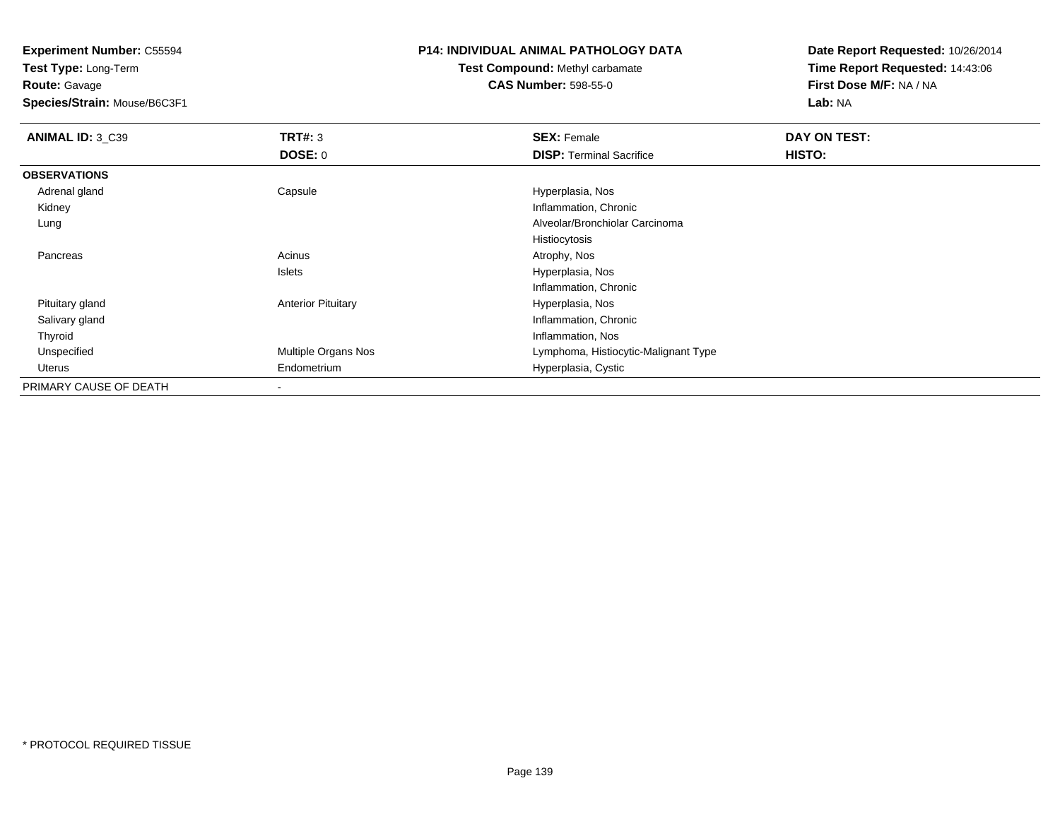**Experiment Number:** C55594
**Test Type:** Long-Term
**Route:** Gavage
**Species/Strain:** Mouse/B6C3F1

**P14: INDIVIDUAL ANIMAL PATHOLOGY DATA**
**Test Compound:** Methyl carbamate
**CAS Number:** 598-55-0

**Date Report Requested:** 10/26/2014
**Time Report Requested:** 14:43:06
**First Dose M/F:** NA / NA
**Lab:** NA

| **ANIMAL ID:** 3_C39 | **TRT#:** 3 | **SEX:** Female | **DAY ON TEST:** |
|---|---|---|---|
| | **DOSE:** 0 | **DISP:** Terminal Sacrifice | **HISTO:** |
| **OBSERVATIONS** | | | |
| Adrenal gland | Capsule | Hyperplasia, Nos | |
| Kidney | | Inflammation, Chronic | |
| Lung | | Alveolar/Bronchiolar Carcinoma | |
| | | Histiocytosis | |
| Pancreas | Acinus | Atrophy, Nos | |
| | Islets | Hyperplasia, Nos | |
| | | Inflammation, Chronic | |
| Pituitary gland | Anterior Pituitary | Hyperplasia, Nos | |
| Salivary gland | | Inflammation, Chronic | |
| Thyroid | | Inflammation, Nos | |
| Unspecified | Multiple Organs Nos | Lymphoma, Histiocytic-Malignant Type | |
| Uterus | Endometrium | Hyperplasia, Cystic | |
| PRIMARY CAUSE OF DEATH | - | | |

* PROTOCOL REQUIRED TISSUE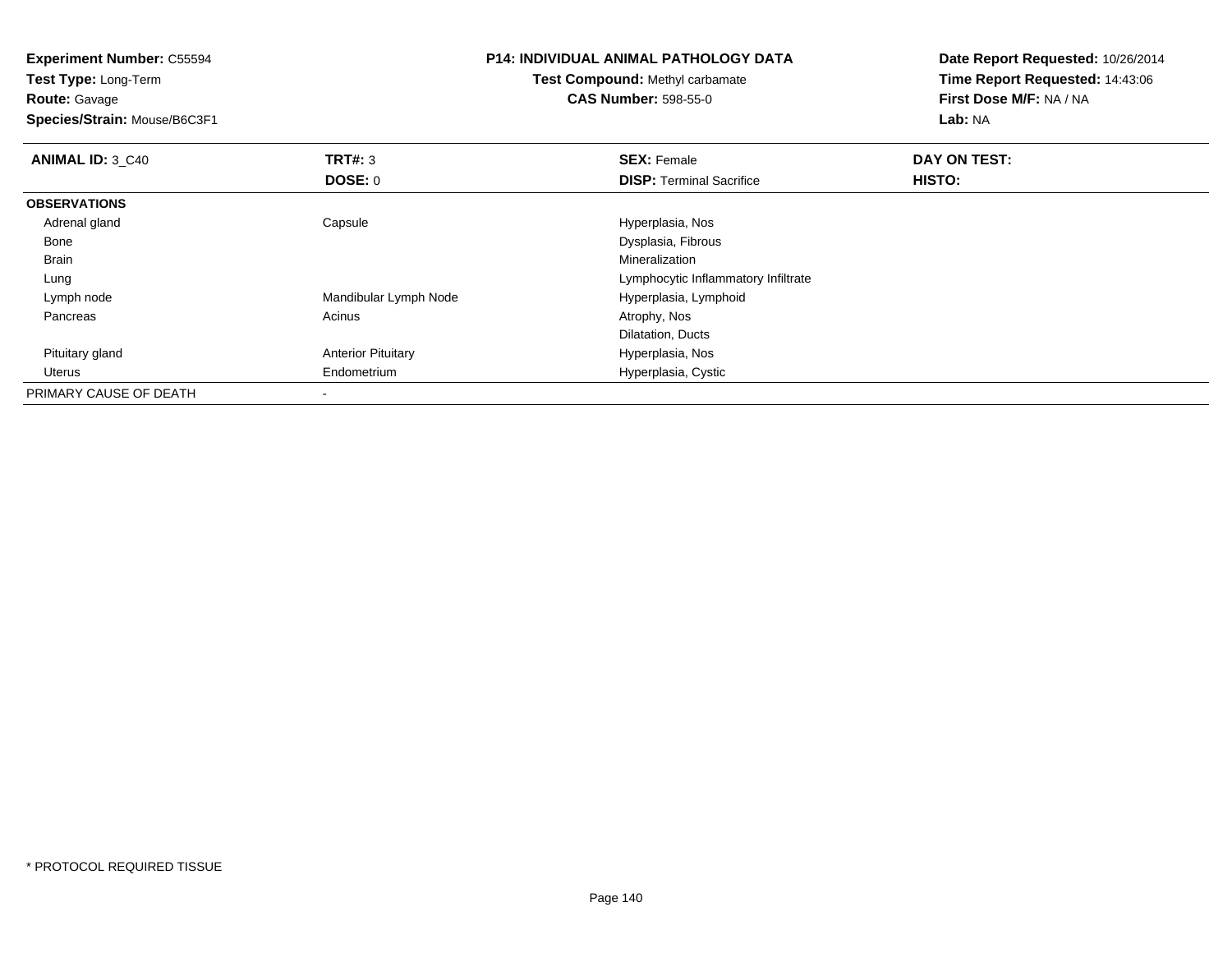**Experiment Number:** C55594
**Test Type:** Long-Term
**Route:** Gavage
**Species/Strain:** Mouse/B6C3F1

**P14: INDIVIDUAL ANIMAL PATHOLOGY DATA**
**Test Compound:** Methyl carbamate
**CAS Number:** 598-55-0

**Date Report Requested:** 10/26/2014
**Time Report Requested:** 14:43:06
**First Dose M/F:** NA / NA
**Lab:** NA

| **ANIMAL ID:** 3_C40 | **TRT#:** 3 | **SEX:** Female | **DAY ON TEST:** |
|---|---|---|---|
| | **DOSE:** 0 | **DISP:** Terminal Sacrifice | **HISTO:** |
| **OBSERVATIONS** | | | |
| Adrenal gland | Capsule | Hyperplasia, Nos | |
| Bone | | Dysplasia, Fibrous | |
| Brain | | Mineralization | |
| Lung | | Lymphocytic Inflammatory Infiltrate | |
| Lymph node | Mandibular Lymph Node | Hyperplasia, Lymphoid | |
| Pancreas | Acinus | Atrophy, Nos | |
| | | Dilatation, Ducts | |
| Pituitary gland | Anterior Pituitary | Hyperplasia, Nos | |
| Uterus | Endometrium | Hyperplasia, Cystic | |
| PRIMARY CAUSE OF DEATH | - | | |

* PROTOCOL REQUIRED TISSUE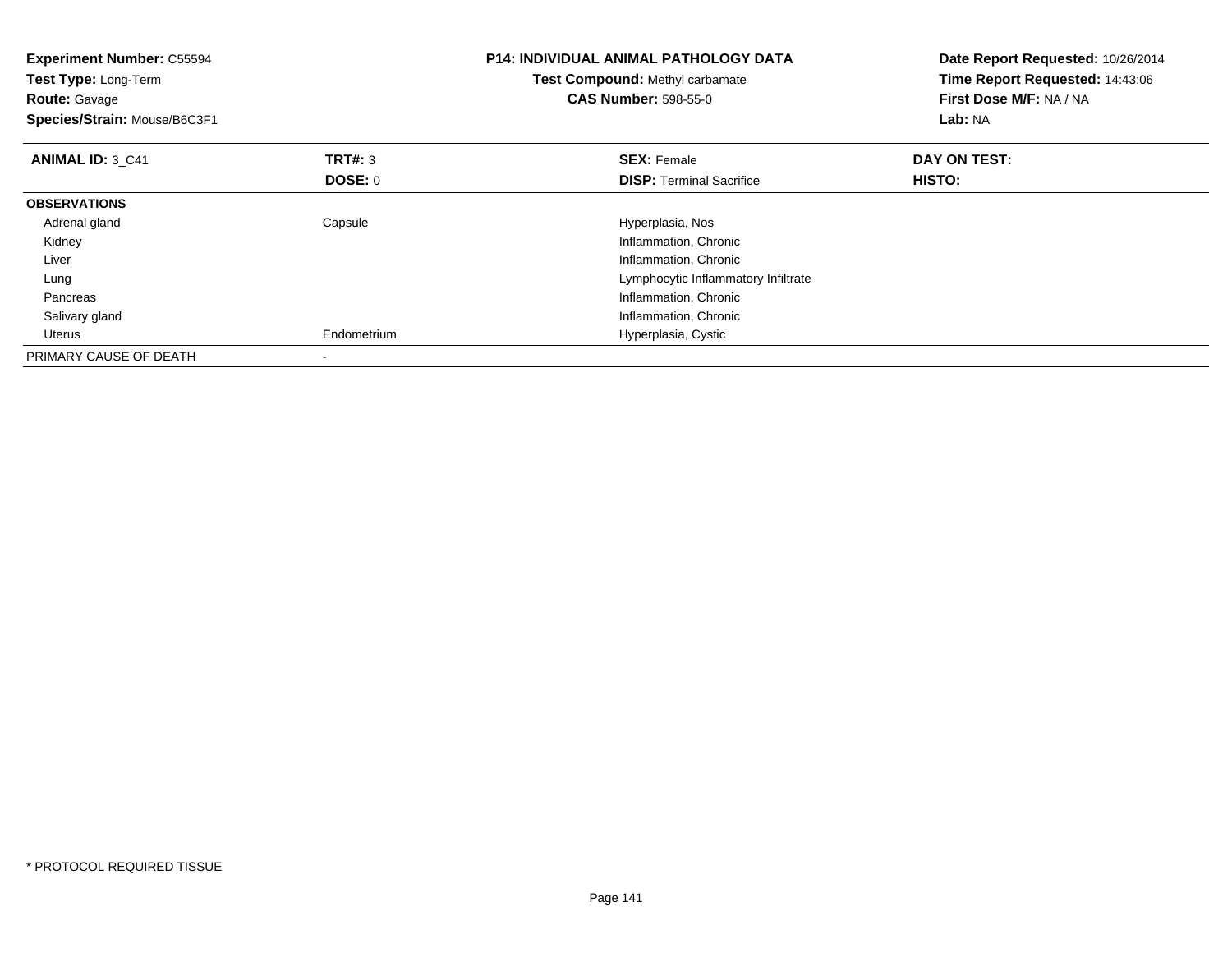**Experiment Number:** C55594
**Test Type:** Long-Term
**Route:** Gavage
**Species/Strain:** Mouse/B6C3F1

**P14: INDIVIDUAL ANIMAL PATHOLOGY DATA**
**Test Compound:** Methyl carbamate
**CAS Number:** 598-55-0

**Date Report Requested:** 10/26/2014
**Time Report Requested:** 14:43:06
**First Dose M/F:** NA / NA
**Lab:** NA

| **ANIMAL ID:** 3_C41 | **TRT#:** 3 | **SEX:** Female | **DAY ON TEST:** |
|---|---|---|---|
| | **DOSE:** 0 | **DISP:** Terminal Sacrifice | **HISTO:** |
| **OBSERVATIONS** | | | |
| Adrenal gland | Capsule | Hyperplasia, Nos | |
| Kidney | | Inflammation, Chronic | |
| Liver | | Inflammation, Chronic | |
| Lung | | Lymphocytic Inflammatory Infiltrate | |
| Pancreas | | Inflammation, Chronic | |
| Salivary gland | | Inflammation, Chronic | |
| Uterus | Endometrium | Hyperplasia, Cystic | |
| PRIMARY CAUSE OF DEATH | - | | |

* PROTOCOL REQUIRED TISSUE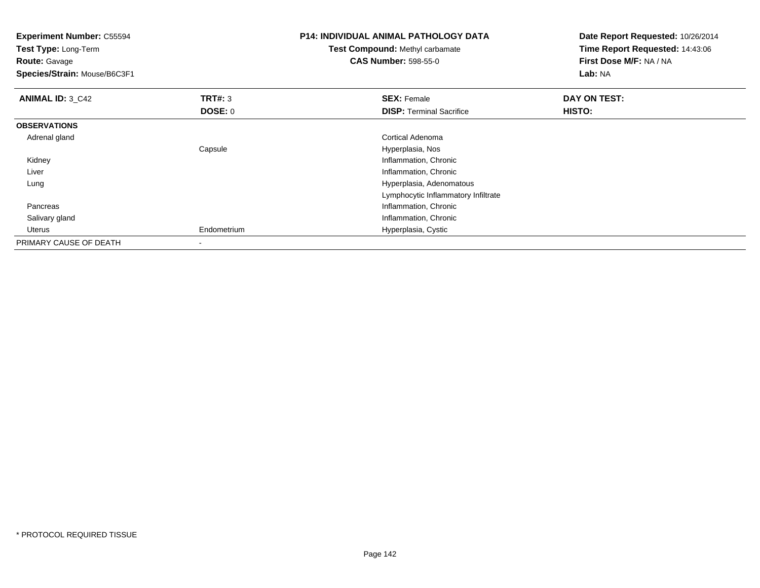**Experiment Number:** C55594
**Test Type:** Long-Term
**Route:** Gavage
**Species/Strain:** Mouse/B6C3F1

**P14: INDIVIDUAL ANIMAL PATHOLOGY DATA**
**Test Compound:** Methyl carbamate
**CAS Number:** 598-55-0

**Date Report Requested:** 10/26/2014
**Time Report Requested:** 14:43:06
**First Dose M/F:** NA / NA
**Lab:** NA

| **ANIMAL ID:** 3_C42 | **TRT#:** 3 | **SEX:** Female | **DAY ON TEST:** |
|---|---|---|---|
| | **DOSE:** 0 | **DISP:** Terminal Sacrifice | **HISTO:** |
| **OBSERVATIONS** | | | |
| Adrenal gland | | Cortical Adenoma | |
| | Capsule | Hyperplasia, Nos | |
| Kidney | | Inflammation, Chronic | |
| Liver | | Inflammation, Chronic | |
| Lung | | Hyperplasia, Adenomatous | |
| | | Lymphocytic Inflammatory Infiltrate | |
| Pancreas | | Inflammation, Chronic | |
| Salivary gland | | Inflammation, Chronic | |
| Uterus | Endometrium | Hyperplasia, Cystic | |
| PRIMARY CAUSE OF DEATH | - | | |

* PROTOCOL REQUIRED TISSUE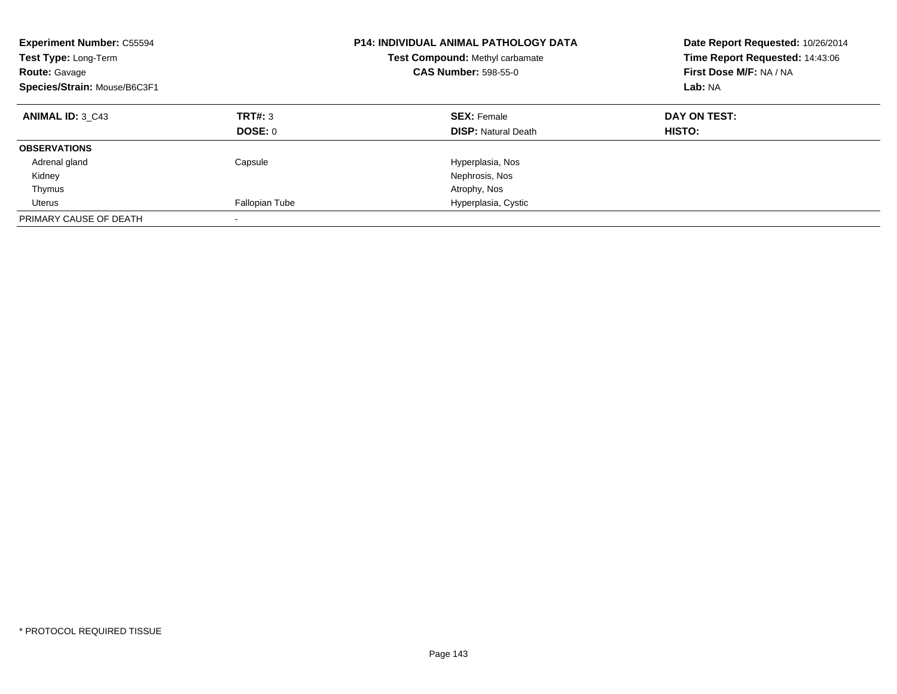**Experiment Number:** C55594
**Test Type:** Long-Term
**Route:** Gavage
**Species/Strain:** Mouse/B6C3F1

**P14: INDIVIDUAL ANIMAL PATHOLOGY DATA**
**Test Compound:** Methyl carbamate
**CAS Number:** 598-55-0

**Date Report Requested:** 10/26/2014
**Time Report Requested:** 14:43:06
**First Dose M/F:** NA / NA
**Lab:** NA

| **ANIMAL ID:** 3_C43 | **TRT#:** 3 | **SEX:** Female | **DAY ON TEST:** |
|---|---|---|---|
| | **DOSE:** 0 | **DISP:** Natural Death | **HISTO:** |
| **OBSERVATIONS** | | | |
| Adrenal gland | Capsule | Hyperplasia, Nos | |
| Kidney | | Nephrosis, Nos | |
| Thymus | | Atrophy, Nos | |
| Uterus | Fallopian Tube | Hyperplasia, Cystic | |
| PRIMARY CAUSE OF DEATH | - | | |

* PROTOCOL REQUIRED TISSUE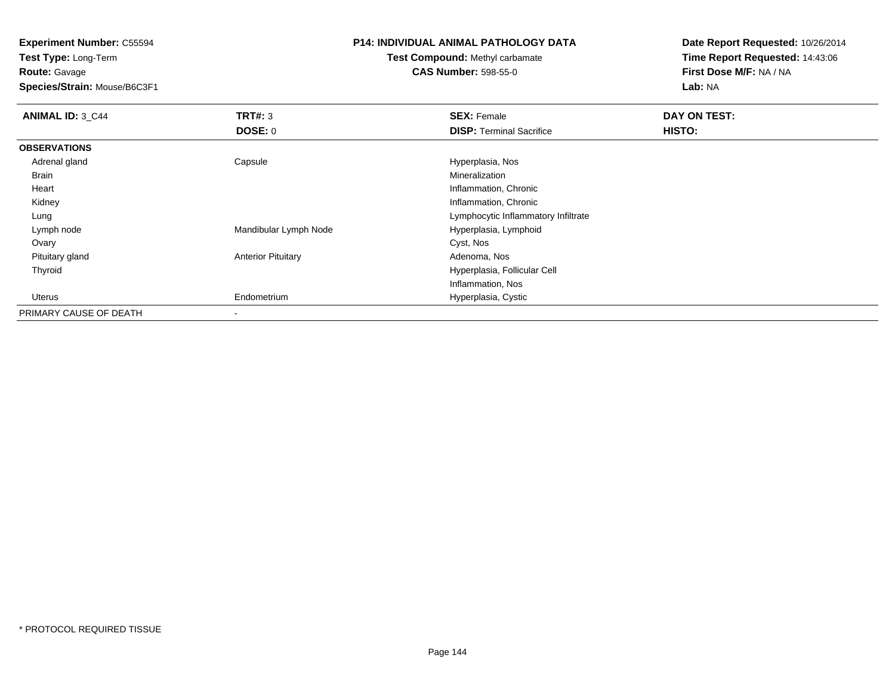**Experiment Number:** C55594
**Test Type:** Long-Term
**Route:** Gavage
**Species/Strain:** Mouse/B6C3F1

**P14: INDIVIDUAL ANIMAL PATHOLOGY DATA**
**Test Compound:** Methyl carbamate
**CAS Number:** 598-55-0

**Date Report Requested:** 10/26/2014
**Time Report Requested:** 14:43:06
**First Dose M/F:** NA / NA
**Lab:** NA

| **ANIMAL ID:** 3_C44 | **TRT#:** 3 | **SEX:** Female | **DAY ON TEST:** |
|---|---|---|---|
| | **DOSE:** 0 | **DISP:** Terminal Sacrifice | **HISTO:** |
| **OBSERVATIONS** | | | |
| Adrenal gland | Capsule | Hyperplasia, Nos | |
| Brain | | Mineralization | |
| Heart | | Inflammation, Chronic | |
| Kidney | | Inflammation, Chronic | |
| Lung | | Lymphocytic Inflammatory Infiltrate | |
| Lymph node | Mandibular Lymph Node | Hyperplasia, Lymphoid | |
| Ovary | | Cyst, Nos | |
| Pituitary gland | Anterior Pituitary | Adenoma, Nos | |
| Thyroid | | Hyperplasia, Follicular Cell | |
| | | Inflammation, Nos | |
| Uterus | Endometrium | Hyperplasia, Cystic | |
| PRIMARY CAUSE OF DEATH | - | | |

* PROTOCOL REQUIRED TISSUE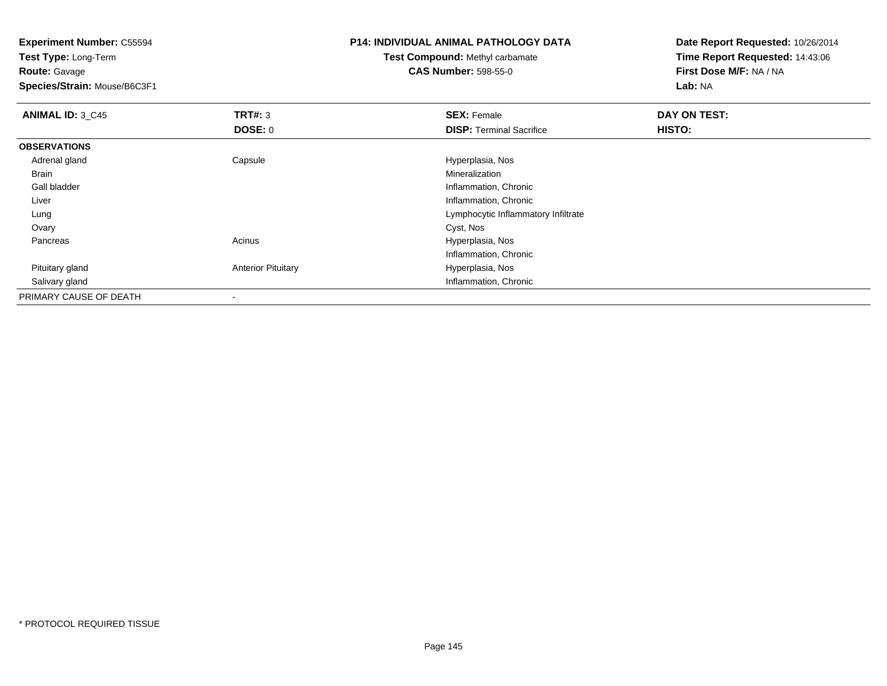**Experiment Number:** C55594
**Test Type:** Long-Term
**Route:** Gavage
**Species/Strain:** Mouse/B6C3F1

**P14: INDIVIDUAL ANIMAL PATHOLOGY DATA**
**Test Compound:** Methyl carbamate
**CAS Number:** 598-55-0

**Date Report Requested:** 10/26/2014
**Time Report Requested:** 14:43:06
**First Dose M/F:** NA / NA
**Lab:** NA

| **ANIMAL ID:** 3_C45 | **TRT#:** 3 | **SEX:** Female | **DAY ON TEST:** |
|---|---|---|---|
| | **DOSE:** 0 | **DISP:** Terminal Sacrifice | **HISTO:** |
| **OBSERVATIONS** | | | |
| Adrenal gland | Capsule | Hyperplasia, Nos | |
| Brain | | Mineralization | |
| Gall bladder | | Inflammation, Chronic | |
| Liver | | Inflammation, Chronic | |
| Lung | | Lymphocytic Inflammatory Infiltrate | |
| Ovary | | Cyst, Nos | |
| Pancreas | Acinus | Hyperplasia, Nos | |
| | | Inflammation, Chronic | |
| Pituitary gland | Anterior Pituitary | Hyperplasia, Nos | |
| Salivary gland | | Inflammation, Chronic | |
| PRIMARY CAUSE OF DEATH | - | | |

\* PROTOCOL REQUIRED TISSUE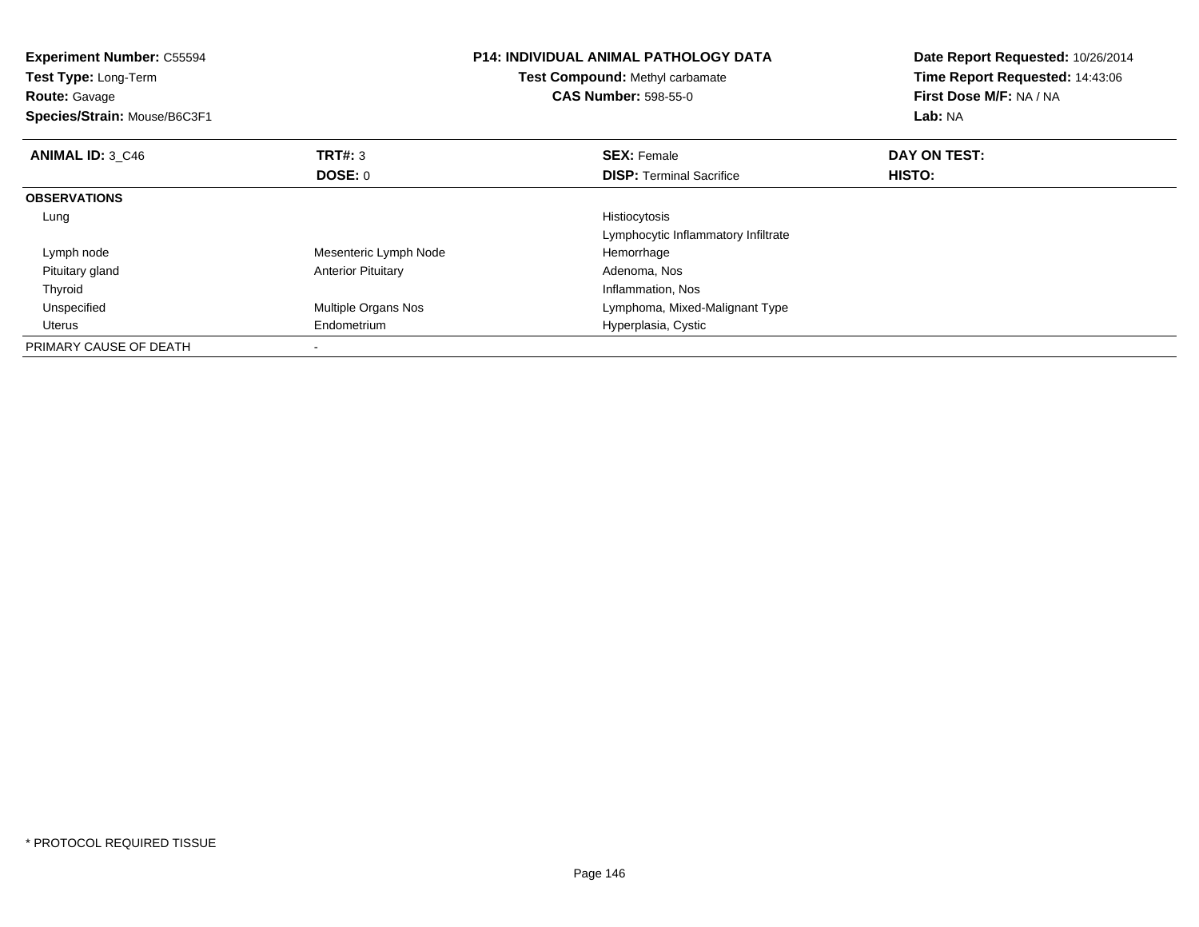**Experiment Number:** C55594
**Test Type:** Long-Term
**Route:** Gavage
**Species/Strain:** Mouse/B6C3F1

**P14: INDIVIDUAL ANIMAL PATHOLOGY DATA**
**Test Compound:** Methyl carbamate
**CAS Number:** 598-55-0

**Date Report Requested:** 10/26/2014
**Time Report Requested:** 14:43:06
**First Dose M/F:** NA / NA
**Lab:** NA

| **ANIMAL ID:** 3_C46 | **TRT#:** 3 | **SEX:** Female | **DAY ON TEST:** |
|---|---|---|---|
| | **DOSE:** 0 | **DISP:** Terminal Sacrifice | **HISTO:** |
| **OBSERVATIONS** | | | |
| Lung | | Histiocytosis | |
| | | Lymphocytic Inflammatory Infiltrate | |
| Lymph node | Mesenteric Lymph Node | Hemorrhage | |
| Pituitary gland | Anterior Pituitary | Adenoma, Nos | |
| Thyroid | | Inflammation, Nos | |
| Unspecified | Multiple Organs Nos | Lymphoma, Mixed-Malignant Type | |
| Uterus | Endometrium | Hyperplasia, Cystic | |
| PRIMARY CAUSE OF DEATH | - | | |

* PROTOCOL REQUIRED TISSUE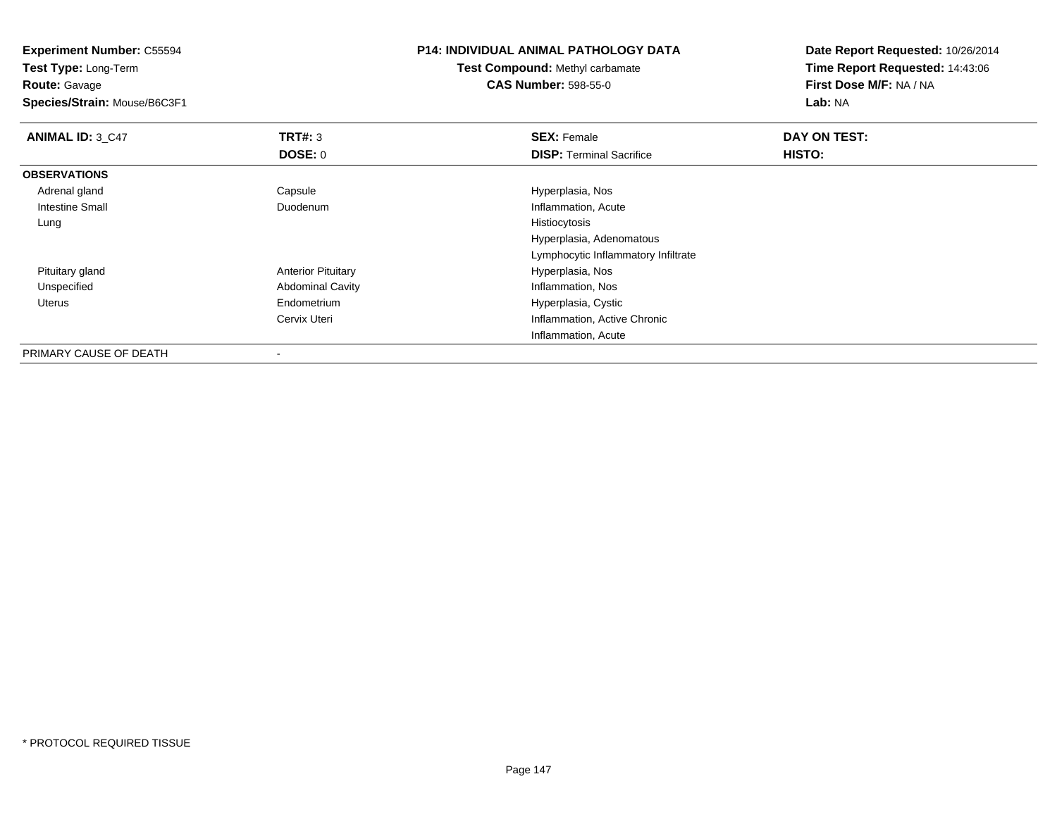**Experiment Number:** C55594
**Test Type:** Long-Term
**Route:** Gavage
**Species/Strain:** Mouse/B6C3F1

**P14: INDIVIDUAL ANIMAL PATHOLOGY DATA**
**Test Compound:** Methyl carbamate
**CAS Number:** 598-55-0

**Date Report Requested:** 10/26/2014
**Time Report Requested:** 14:43:06
**First Dose M/F:** NA / NA
**Lab:** NA

| **ANIMAL ID:** 3_C47 | **TRT#:** 3 | **SEX:** Female | **DAY ON TEST:** |
|---|---|---|---|
| | **DOSE:** 0 | **DISP:** Terminal Sacrifice | **HISTO:** |
| **OBSERVATIONS** | | | |
| Adrenal gland | Capsule | Hyperplasia, Nos | |
| Intestine Small | Duodenum | Inflammation, Acute | |
| Lung | | Histiocytosis | |
| | | Hyperplasia, Adenomatous | |
| | | Lymphocytic Inflammatory Infiltrate | |
| Pituitary gland | Anterior Pituitary | Hyperplasia, Nos | |
| Unspecified | Abdominal Cavity | Inflammation, Nos | |
| Uterus | Endometrium | Hyperplasia, Cystic | |
| | Cervix Uteri | Inflammation, Active Chronic | |
| | | Inflammation, Acute | |
| PRIMARY CAUSE OF DEATH | - | | |

* PROTOCOL REQUIRED TISSUE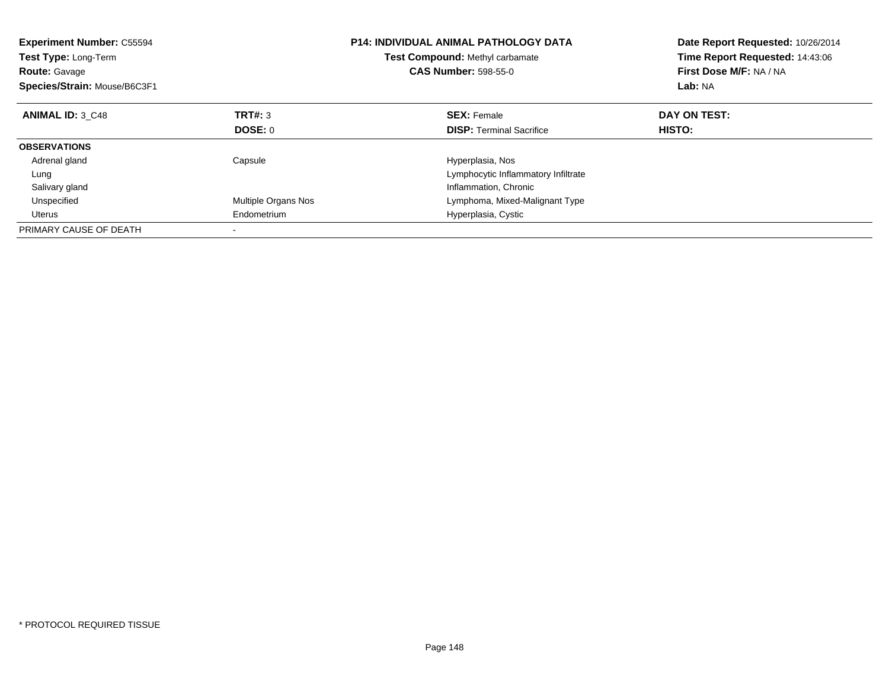**Experiment Number:** C55594
**Test Type:** Long-Term
**Route:** Gavage
**Species/Strain:** Mouse/B6C3F1

**P14: INDIVIDUAL ANIMAL PATHOLOGY DATA**
**Test Compound:** Methyl carbamate
**CAS Number:** 598-55-0

**Date Report Requested:** 10/26/2014
**Time Report Requested:** 14:43:06
**First Dose M/F:** NA / NA
**Lab:** NA

| **ANIMAL ID:** 3_C48 | **TRT#:** 3 | **SEX:** Female | **DAY ON TEST:** |
|---|---|---|---|
| | **DOSE:** 0 | **DISP:** Terminal Sacrifice | **HISTO:** |
| **OBSERVATIONS** | | | |
| Adrenal gland | Capsule | Hyperplasia, Nos | |
| Lung | | Lymphocytic Inflammatory Infiltrate | |
| Salivary gland | | Inflammation, Chronic | |
| Unspecified | Multiple Organs Nos | Lymphoma, Mixed-Malignant Type | |
| Uterus | Endometrium | Hyperplasia, Cystic | |
| PRIMARY CAUSE OF DEATH | - | | |

* PROTOCOL REQUIRED TISSUE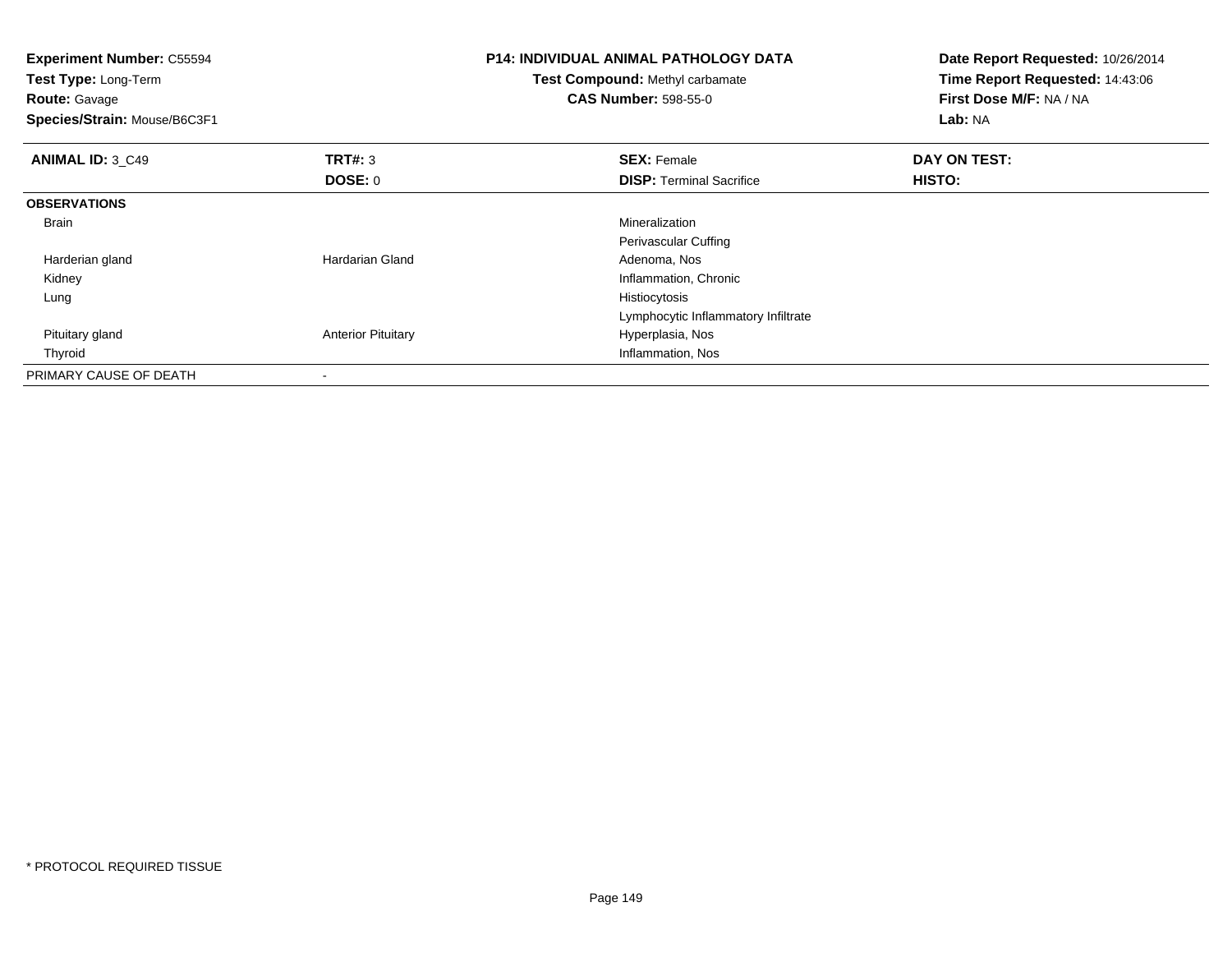**Experiment Number:** C55594
**Test Type:** Long-Term
**Route:** Gavage
**Species/Strain:** Mouse/B6C3F1

**P14: INDIVIDUAL ANIMAL PATHOLOGY DATA**
**Test Compound:** Methyl carbamate
**CAS Number:** 598-55-0

**Date Report Requested:** 10/26/2014
**Time Report Requested:** 14:43:06
**First Dose M/F:** NA / NA
**Lab:** NA

| **ANIMAL ID:** 3_C49 | **TRT#:** 3 | **SEX:** Female | **DAY ON TEST:** |
|---|---|---|---|
| | **DOSE:** 0 | **DISP:** Terminal Sacrifice | **HISTO:** |
| **OBSERVATIONS** | | | |
| Brain | | Mineralization | |
| | | Perivascular Cuffing | |
| Harderian gland | Hardarian Gland | Adenoma, Nos | |
| Kidney | | Inflammation, Chronic | |
| Lung | | Histiocytosis | |
| | | Lymphocytic Inflammatory Infiltrate | |
| Pituitary gland | Anterior Pituitary | Hyperplasia, Nos | |
| Thyroid | | Inflammation, Nos | |
| PRIMARY CAUSE OF DEATH | - | | |

* PROTOCOL REQUIRED TISSUE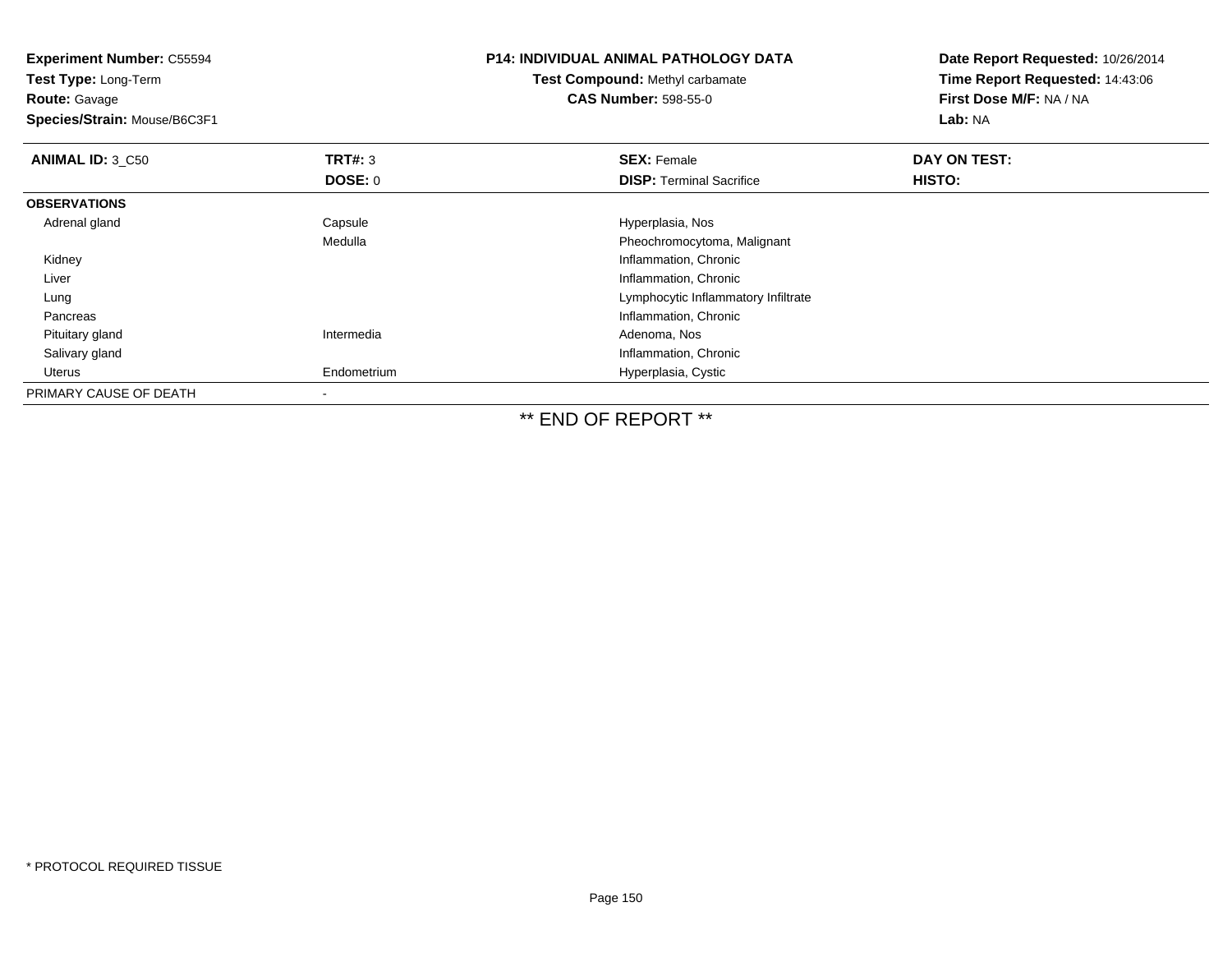**Experiment Number:** C55594
**Test Type:** Long-Term
**Route:** Gavage
**Species/Strain:** Mouse/B6C3F1

**P14: INDIVIDUAL ANIMAL PATHOLOGY DATA**
**Test Compound:** Methyl carbamate
**CAS Number:** 598-55-0

**Date Report Requested:** 10/26/2014
**Time Report Requested:** 14:43:06
**First Dose M/F:** NA / NA
**Lab:** NA

| **ANIMAL ID:** 3_C50 | **TRT#:** 3 | **SEX:** Female | **DAY ON TEST:** |
|---|---|---|---|
| | **DOSE:** 0 | **DISP:** Terminal Sacrifice | **HISTO:** |
| **OBSERVATIONS** | | | |
| Adrenal gland | Capsule | Hyperplasia, Nos | |
| | Medulla | Pheochromocytoma, Malignant | |
| Kidney | | Inflammation, Chronic | |
| Liver | | Inflammation, Chronic | |
| Lung | | Lymphocytic Inflammatory Infiltrate | |
| Pancreas | | Inflammation, Chronic | |
| Pituitary gland | Intermedia | Adenoma, Nos | |
| Salivary gland | | Inflammation, Chronic | |
| Uterus | Endometrium | Hyperplasia, Cystic | |
| PRIMARY CAUSE OF DEATH | - | | |

** END OF REPORT **

* PROTOCOL REQUIRED TISSUE